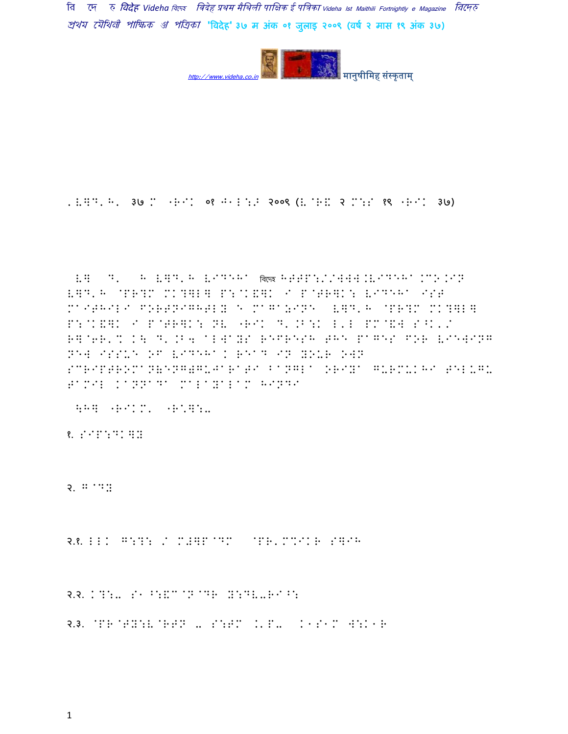मानुषीमिह संस्कृताम्

http://www.videha.co.in

'V]D'H' ३७ M "R如K ०१ J"ल:ऽ २००९ (V`R& २ M:S १९ "R如K ३७)

V] D' H V]D'H VIDEHA विदेह HTTP://WWW.VIDEHA.CO.IN V]D'H `P R?M MK?]L] P:`K&]K I P`TR]K: VIDEHA IST MAITHILI FORTNIGHTLY E MAGAZINE V]D'H `P R?M MK?]L] P:`K&]K I P`TR]K: NV "RIK D'.B:K L'L PM`&W S^K'/ R]`6R'% K\ D'.B4 ALWAYS REFRESH THE PAGES FOR VIEWING NEW ISSUE OF VIDEHA. READ IN YOUR OWN SCRIPTROMAN(ENGLISH)GUJARATI BANGLA ORIYA GURMUKHI TELUGU TAMIL KANNADA MALAYALAM HINDI

\H] "RIKM' "R'&:-

१. SIP:DK]Y

२. G`DY

२.१. LLK G:?: / M#]P`DM `PR'M%IKR S]IH

२.२. K?:- S" ^:&M`N`DR Y:DV-RI^:

२.३. `PR`TY:V`RTN - S:TM .'P- K"S"M W:K"R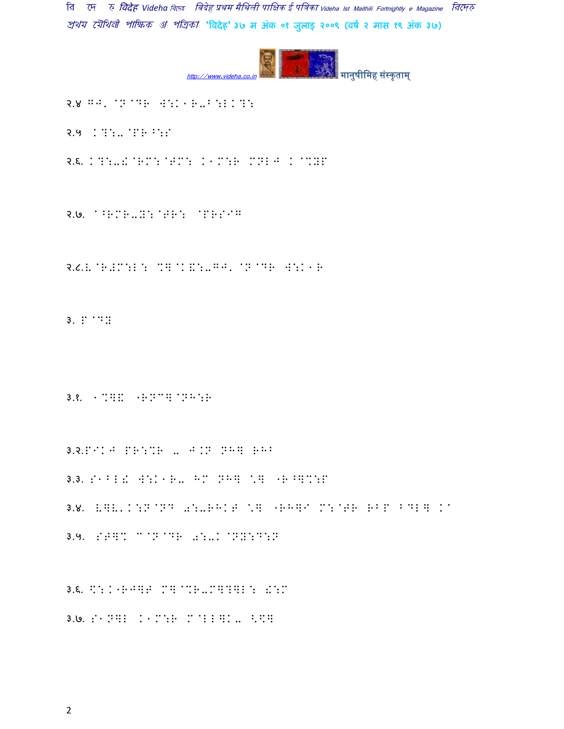२.४ GJ. @N@DR W:K1R-B:LK?:

२.५ K?:-@PR^:S

२.६. K?:-!@RM:@TM: K1M:R MNLJ K@%YP

२.७. A^RMR-X:@TR: @PRS@G

२.८.E@R#M:L: %]@K&:-GJ. @N@DR W:K1R

३. P@D:

३.१. 1%]& "RN^]@NH:R

३.२.P@KJ PR:%R - J.N NH] RHB

३.३. S1BL! W:K1R- HM NH] \] "R^]%:P

३.४. E]E.K:N@ND 0:-RHKT \] "RH]@ M:@TR RBP BDL] K@

३.५. ST]% D@N@DR 0:-K@NY:D:N

३.६. $:K"RJ]T M]@%R-M]?]L: !:M

३.७. S1N]L K1M:R M@LL]K- <$]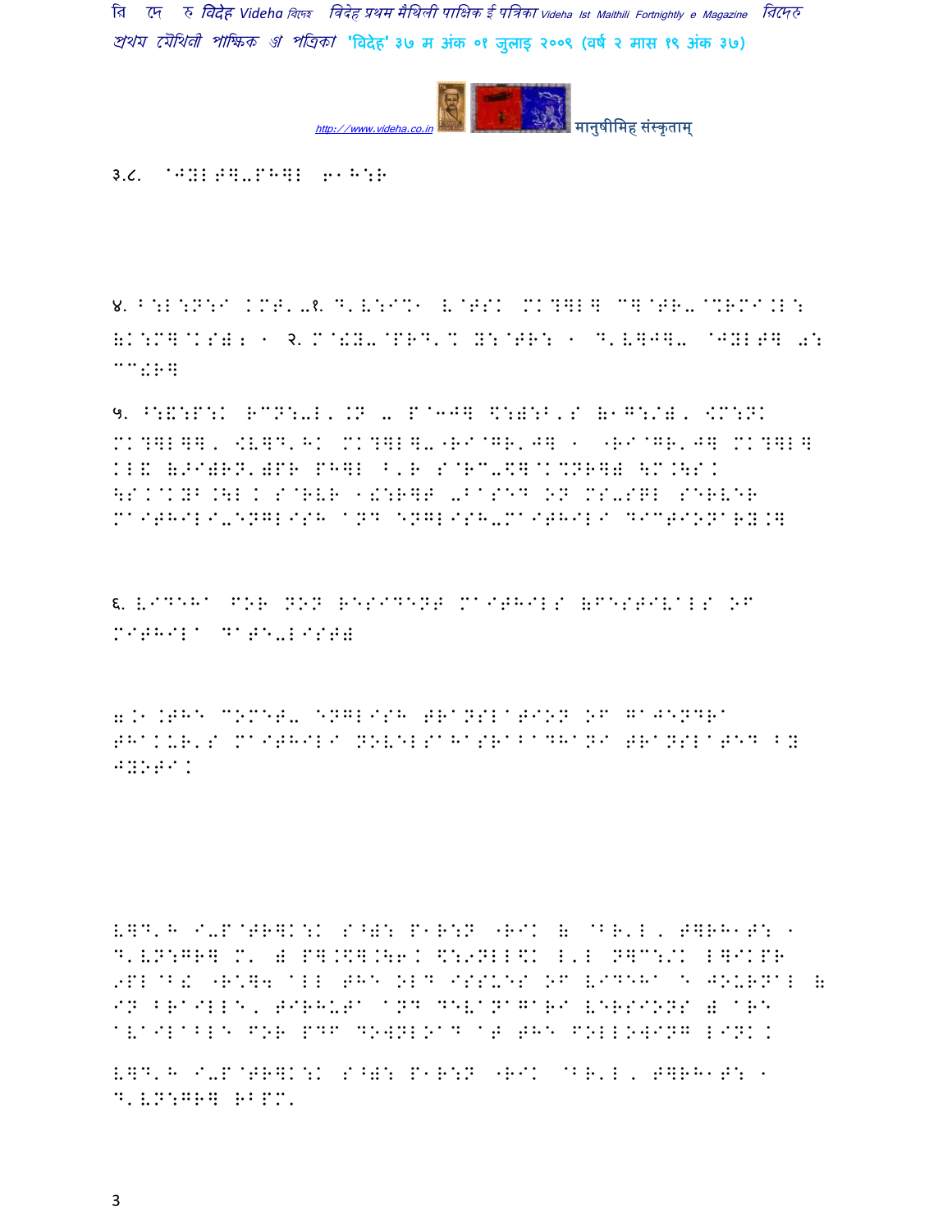३.८. ^JYL T]-PH]L 6. H:R

४. B:L:N:I KMT'-१. D'V:I%. V@TSK MK?]L] C]@TR-@%RMI.L: (K:M]@KS)2 . २. M@!Y-@PRD'% Y:@TR: . D'V]J]- ^JYLT] 0: CC!R]

५. ^:&:P:K RCN:-L'.N - P@3J] \$:):B'S (.G:/), [M:NK MK?]L]], [V]D'HK MK?]L]-"RI@GR'J] . "RI@GR'J] MK?]L] KL& (>I)RN')PR PH]L ^'R S@RC-\$]@K%NR]) \M.\SK \SK@KYB.\L K S@RVR .!:R]T -BASED ON MS-SQL SERVER MAITHILI-ENGLISH AND ENGLISH-MAITHILI DICTIONARY.]

६. VIDEHA FOR NON RESIDENT MAITHILS (FESTIVALS OF MITHILA DATE-LIST)

७.१.THE COMET- ENGLISH TRANSLATION OF GAJENDRA THAKUR'S MAITHILI NOVELSAHASRABADHANI TRANSLATED BY JYOTI.

V]D'H I-P@TR]K:K S^): P.R:N "RIK ( @BR'L, T]RH.T: . D'VN:GR] M' ) P].\$].\6K \$:9NLL\$K L'L N]C:/K L]IKPR 9PL@B! "R'], ALL THE OLD ISSUES OF VIDEHA E JOURNAL (IN BRAILLE, TIRHUTA AND DEVANAGARI VERSIONS) ARE AVAILABLE FOR PDF DOWNLOAD AT THE FOLLOWING LINK.

V]D'H I-P@TR]K:K S^): P.R:N "RIK @BR'L, T]RH.T: . D'VN:GR] RBPM'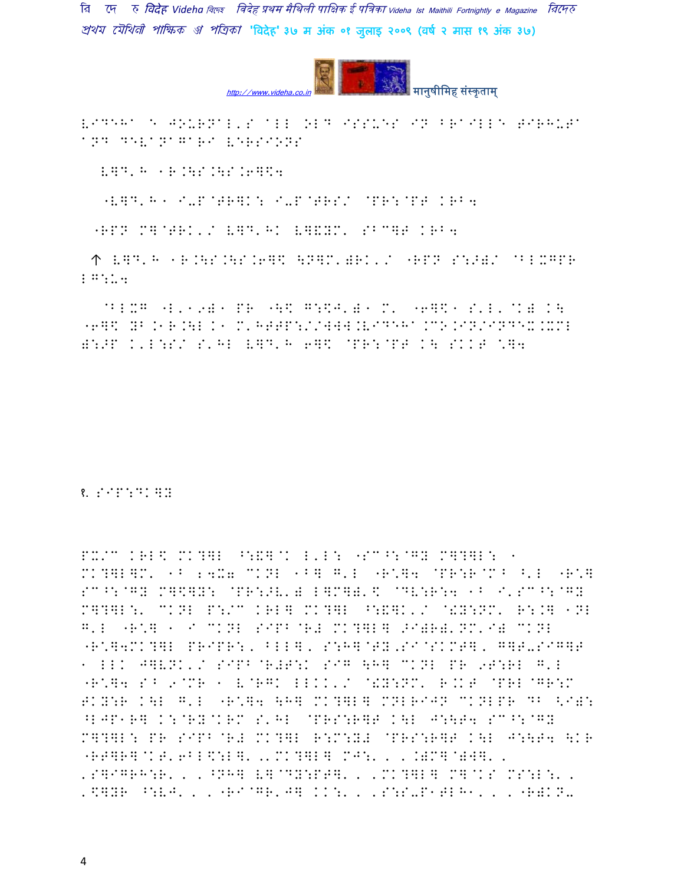VIDEHA`S JOURNAL'S ALL OLD ISSUES IN BRAILLE TIRHUTA AND DEVANAGARI VERSIONS

१. संपादकीय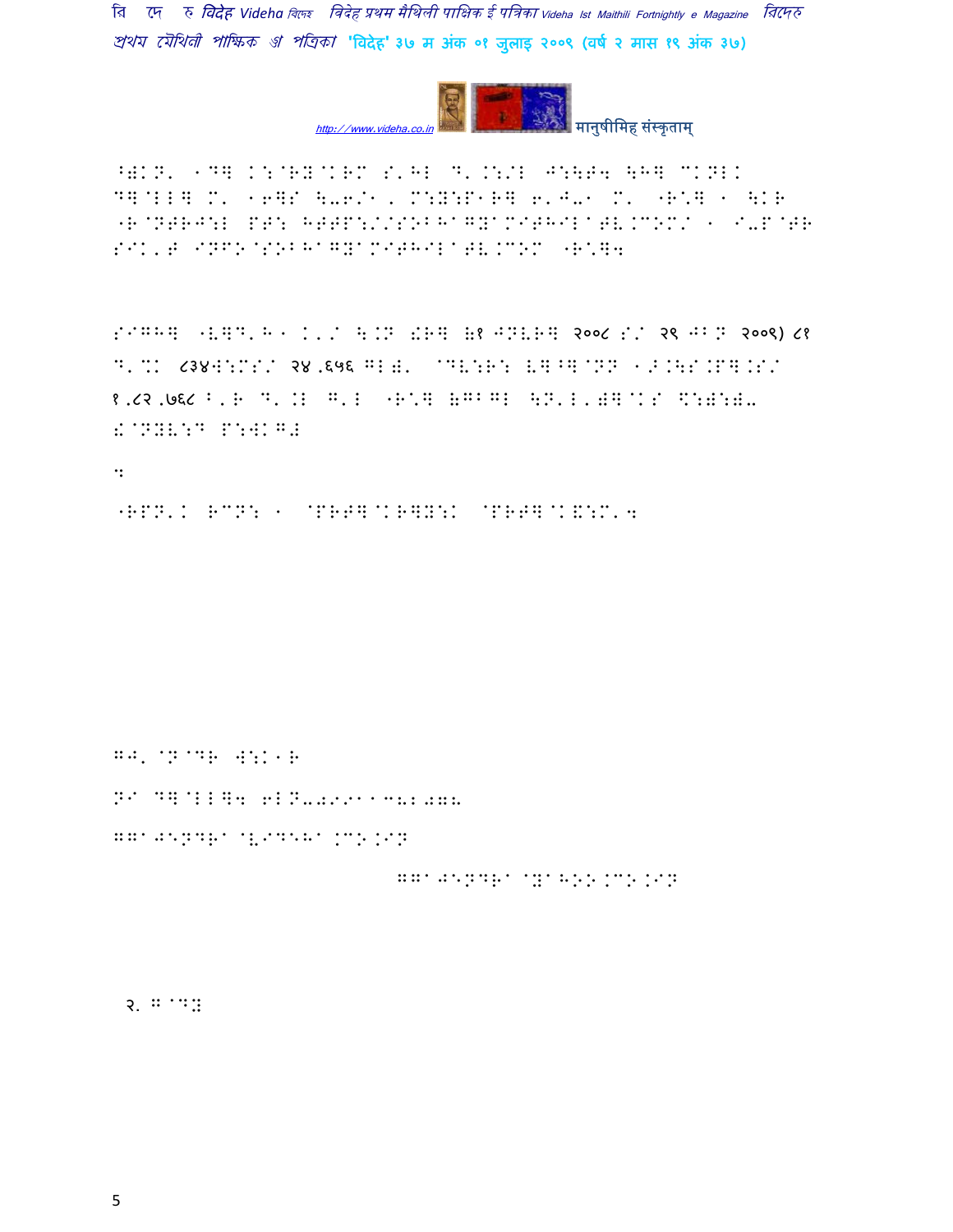^( $K.N' ^D] K:@RY@KRM S'HL D'.:/L J:\T4 \H] CKNLK D]@LL] M' ^6]S \-6/^, M:Y:P^R] 6'J-^ M' "R\*] ^ \KR "R@NTRJ:L PT: HTTP://SOBHAGYAMITHILA.BL.COM/ ^ I-P@TR SIK'T INFO@SOBHAGYAMITHILA.BL.COM "R\*]4

SIGH] "V]D'H^ K'/ \.N !R] (१ JNVR] २००८ S/ २९ JBN २००९) ८१ D'%K ८३४W:MS/ २४,६५६ GL)' @DV:R: V]^]@NN ^>.\S.P].S/ १,८२,७६८ B'R D'.L G'L "R\*] (GBGL \N'L')]@KS =:):)- !@NYV:D P:WKG#

:

"RPN'K RCN: ^ @PRT]@KR]Y:K @PRT]@K&:M'4

GJ' @N@DR W:K^R

NI D]@LL]4 6LN-0999113820780

GGAJENDRA@VIDEHA.CO.IN

GGAJENDRA@YAHOO.CO.IN

२. G@DY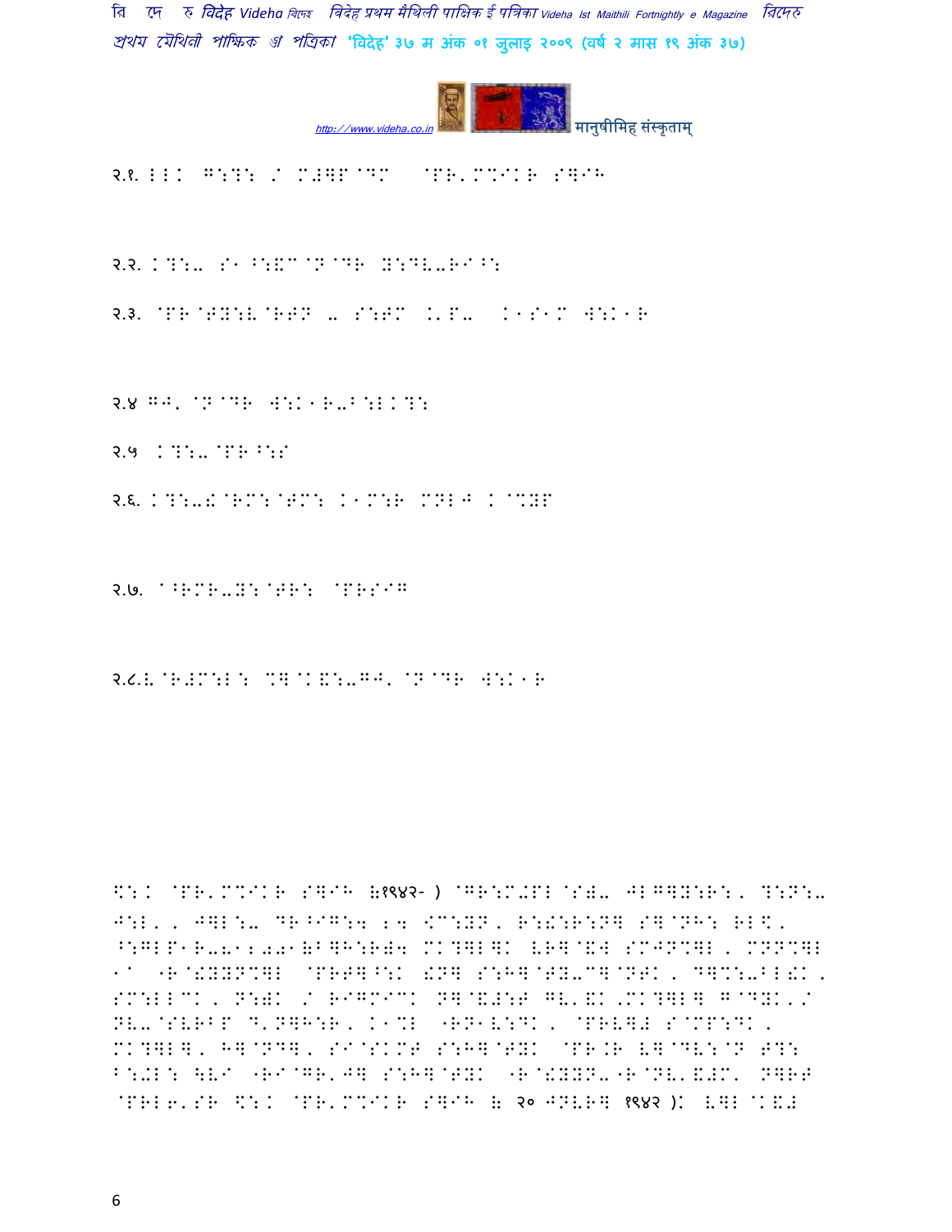२.१. LLK G:?: / M#]P@DM @PR'M%IKR S]IH

२.२. K?:- S1^:&C@N@DR Y:DV-RI^:

२.३. @PR@TY:V@RTN - S:TM .'P- K1S1M W:K1R

२.४ GJ' @N@DR W:K1R-B:LK?:

२.५ K?:-@PR^:S

२.६. K?:-!@RM:@TM: K1M:R MNLJ K@%YP

२.७. a^RMR-Y:@TR: @PRSIG

२.८.V@R#M:L: %]@K&:-GJ' @N@DR W:K1R

$:K @PR'M%IKR S]IH (१९४२- ) @GR:M-PL@S)- JLG]Y:R:, ?:N:- J:L', J]L:- DR^IG:4 24 <C:YN, R:!:R:N] S]@NH: RL$, ^:GLP1R-812001(B]H:R)4 MK?]L]K VR]@&W SMJN%]L, MNN%]L 1a "R@!YYN%]L @PRT]^:K !N] S:H]@TY-C]@NTK, D]%:-BL!K, SM:LLCK, N:)K / RIGMICK N]@&#:T GV'&K,MK?]L] G@DYK'/ NV-@SVRBP D'N]H:R, K1%L "RN1V:DK, @PRV]# S@MP:DK, MK?]L], H]@ND], SI@SKMT S:H]@TYK @PR.R V]@DV:@N T?: B:-L: \V/ "RI@GR'J] S:H]@TYK "R@!YYN-"R@NV'&#M' N]RT @PRL6'SR $:K @PR'M%IKR S]IH (२० JNVR] १९४२ )K V]L@K&#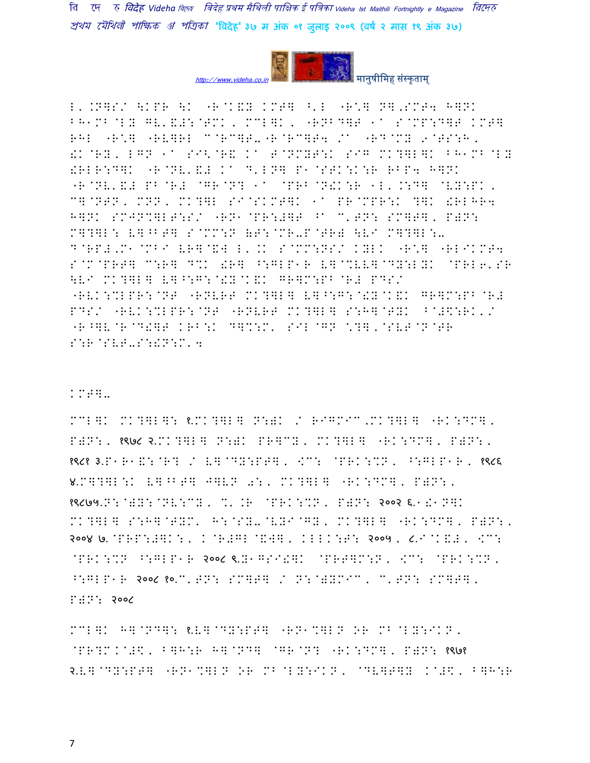L'.N]S/ \KPR \K "R@K&Y KMT] ^'L "R\*] N],SMT4 H]NK BH1MB@LY GV'&#:@TMK, MCL]K, "RNB^]T 1a S@MP:D]T KMT] RHL "R\*] "RV]RL C@RC]T-"R@RC]T4 /a "RD@MY 9@TS:H, !K@RY, LGN 1a SI<@R& Ka T@NMYT:K SIG MK?]L]K BH1MB@LY !RLR:D]K "R@NV'&# Ka D'LN] P1@STK:K:R RBP4 H]NK "R@NV'&# PB@R# @GR@N? 1a @PRB@N!K:R 1L'.:D] @VY:PK, C]@NTN, MNN, MK?]L SI@SKMT]K 1a PR@MPR:K ?]K !RLHR4 H]NK SMJN%]LT:S/ "RN1@PR:#]T ^a C'TN: SM]T], P)N: M]?]L: V]^BT] S@MM:N &T:@MR-P@TR# \VI M]?]L:- D@RP#,M1@MBI VR]@&W L'.K S@MM:NS/ KYLK "R\*] "RLIKMT4 S@M@PRT] C:R] D%K !R] ^:GLP1R V]@%VV]@DY:LYK @PRL6'SR \VI MK?]L] V]^:G:@!Y@K&K GR]M:PB@R# PDS/ "RVK:%LPR:@NT "RNVRT MK?]L] V]^:G:@!Y@K&K GR]M:PB@R# PDS/ "RVK:%LPR:@NT "RNVRT MK?]L] S:H]@TYK ^@#\$:RK'/ "R^]V@R@D!]T KRB:K D]%:M' SIL@GN \*?],@SVT@N@TR S:R@SVT-S:!N:M'4

KMT]-

MCL]K MK?]L]: १.MK?]L] N:)K / RIGMIC,MK?]L] "RK:DM], P)N:, १९७८ २.MK?]L] N:)K PR]CY, MK?]L] "RK:DM], P)N:, १९८१ ३.P1R1&:@R? / V]@DY:PT], <C: @PRK:%N, ^:GLP1R, १९८६ ४.M]?]L:K V]^BT] J]VN 0:, MK?]L] "RK:DM], P)N:, १९८७५.N:@)Y:@NV:CY, %'.R @PRK:%N, P)N: २००२ ६.1!1N]K MK?]L] S:H]@TYM' H:@SY-@VYI@GY, MK?]L] "RK:DM], P)N:, २००४ ७.@PRP:#]K:, K@R#GL@&W], KLLK:T: २००५, ८.I@K&#, <C: @PRK:%N ^:GLP1R २००८ ९.Y1GSI!]K @PRT]M:N, <C: @PRK:%N, ^:GLP1R २००८ १०.C'TN: SM]T] / N:@)YMIC, C'TN: SM]T], P)N: २००८

MCL]K H]@ND]: १.V]@DY:PT] "RN1%]LN OR MB@LY:IKN, @PR?M.@#\$, B]H:R H]@ND] @GR@N? "RK:DM], P)N: १९७१ २.V]@DY:PT] "RN1%]LN OR MB@LY:IKN, @DV]T]Y K@#\$, B]H:R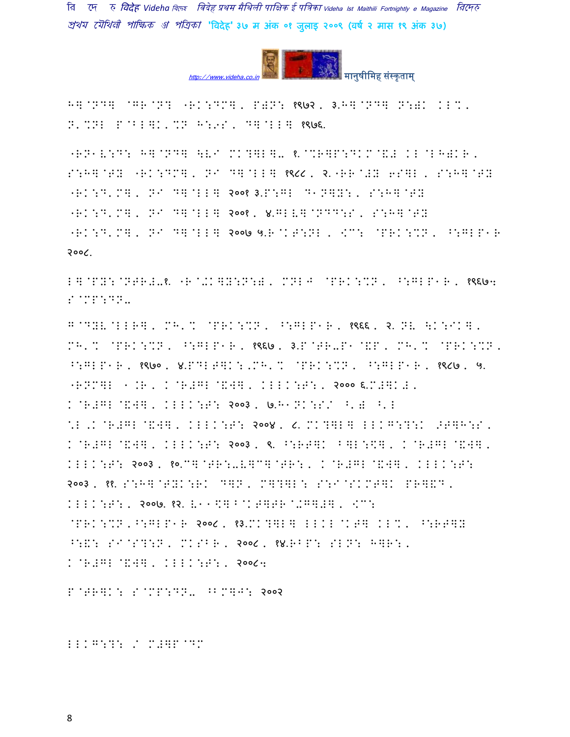H]@ND] @GR@N? "RK:DM], P)N: १९७२, ३.H]@ND] N:)K KL%, N'%NL P@BL]K'%N H:9S, D]@LL] १९७६.

"RN1V:D: H]@ND] \VI MK?]L]- १.@%R]P:DKM@&# KL@LH)KR, S:H]@TY "RK:DM], NI D]@LL] १९८८, २."RR@#Y 6S]L, S:H]@TY "RK:D'M], NI D]@LL] २००१ ३.P:GL D1N]Y:, S:H]@TY "RK:D'M], NI D]@LL] २००१, ४.GLV]@NDD:S, S:H]@TY "RK:D'M], NI D]@LL] २००७ ५.R@KT:NL, <C: @PRK:%N, ^:GLP1R २००८.

L]@PY:@NTR#-१. "R@+K]Y:N:), MNLJ @PRK:%N, ^:GLP1R, १९६७ः S@MP:DN-

G@DYV@LLR], MH'% @PRK:%N, ^:GLP1R, १९६६, २. NV \K:IK], MH'% @PRK:%N, ^:GLP1R, १९६७, ३.P@TR-P1@&P, MH'% @PRK:%N, ^:GLP1R, १९७०, ४.PDLT]K:,MH'% @PRK:%N, ^:GLP1R, १९८७, ५. "RNM]L 1.R, K@R#GL@&W], KLLK:T:, २००० ६.M#]K#, K@R#GL@&W], KLLK:T: २००३, ७.H1NK:S/ ^') ^'L ^L,K@R#GL@&W], KLLK:T: २००४, ८. MK?]L] LLKG:?:K >T]H:S, K@R#GL@&W], KLLK:T: २००३, ९. ^:RT]K B]L:\$], K@R#GL@&W], KLLK:T: २००३, १०.C]@TR:-V]C]@TR:, K@R#GL@&W], KLLK:T: २००३, ११. S:H]@TYK:RK D]N, M]?]L: S:I@SKMT]K PR]&D, KLLK:T:, २००७. १२. V11\$]B@KT]TR@+G]#], <C: @PRK:%N,^:GLP1R २००८, १३.MK?]L] LLKL@KT] KL%, ^:RT]Y ^:&: SI@S?:N, MKSBR, २००८, १४.RBP: SLN: H]R:, K@R#GL@&W], KLLK:T:, २००८ः

P@TR]K: S@MP:DN- ^BM]J: २००२

LLKG:?: / M#]P@DM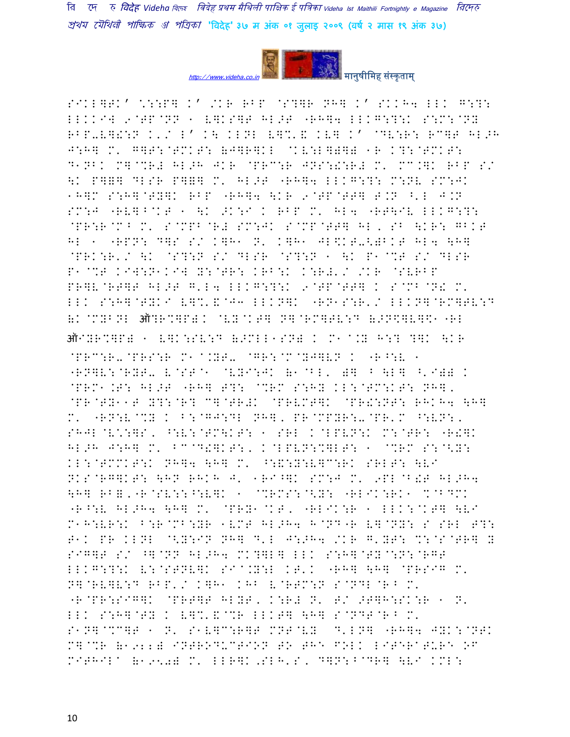SIKL]TK' \:::P] K' /KR RBP @S?]R NH] K' SKKH4 LLK G:?:
LLKKIW 9@TP@NN 1 V]KS]T HL>T "RH]4 LLKG:?:K S:M:@NY
RBP-V]!:N K'/ L' K\ KLNL V]%'& KV] K' @DV:R: RC]T HL>H
J:H] M' G]T:@TMKT: (J]R]KL @KV:L]]) 1R K?:@TMKT:
D1NBK M]@%R# HL>H JKR @PRC:R JNS:!:R# M' MC.]K RBP S/
\K P]=] DLSR P]=] M' HL>T "RH]4 LLKG:?: M:NV SM:JK
1H]M S:H]@TY]K RBP "RH]4 \KR 9@TP@TT] T.N ^'L J.N
SM:J "RV]B@KT 1 \K >K:I K RBP M' HL4 "RT\IV LLKG:?:
@PR:R@MB M' S@MPB@R# SM:JK S@MP@TT] HL, SB \KR: GBKT
HL 1 "RPN: D]S S/ K]H1 N' K]H1 JL$KT-<)BKT HL4 \H]
@PRK:R'/ \K @S?:N S/ DLSR @S?:N 1 \K P1@%T S/ DLSR
P1@%T KIW:N1KIW Y:@TR: KRB:K K:R#'/ /KR @SVRBP
PR]V@RT]T HL>T G'L4 LLKG:?:K 9@TP@TT] K S@MB@N! M'
LLK S:H]@TYKI V]%'&@J3 LLKN]K "RN1S:R'/ LLKN]@RM]TV:D
(K@MYBNL ऑ?R%]P)K @VY@KT] N]@RM]TV:D (>N$]V]$1"RL
ऑIYR%]P) 1 V]K:SV:D (>MLL1SN) K M1^.Y H:? ?]K \KR
@PRC:R-@PRS:R M1^.YT- @GR:@M@YJ]VN K "R^:V 1
"RN]V:@RYT- V@ST@1 @VYI:JK (1@BL' )] B \L] ^'I)) K
@PRM1.T: HL>T "RH] T?: @%RM S:HY KL:@TM:KT: NH],
@PR@TY11T Y?:@R? C]@TR#K @PRVMT]K @PR!:NT: RHKH4 \H]
M' "RN:V@%Y K B:@GJ:DL NH], PR@MPYR:-@PR'M ^:VN:,
SHJL@V\:]S, ^:V:@TM\KT: 1 SRL K@LPVN:K M:@TR: "R!]K
HL>H J:H] M' BC@D!]KT:, K@LPVN:%]LT: 1 @%RM S:@<Y:
KL:@TMMKT:K NH]4 \H] M' ^:&:Y:V]C:RK SRLT: \VI
NKS@RG]KT: \HN RHKH J' 1RI^]K SM:J M' 9PL@B!T HL>H4
\H] RB=,"R@SV::^:V]K 1 @%RMS:@<Y: "RLIK:RK1 %@BDMK
"R^:V HL>H4 \H] M' @PRY1@KT, "RLIK:R 1 LLK:@KT] \VI
M1H:VR:K B:R@MB:YR 1VMT HL>H4 H@ND"R V]@NY: S SRL T?:
T1K PR KLNL @<Y:IN NH] D'L J:>H4 /KR G'YT: %:@S@TR] Y
SIG]T S/ ^]@NN HL>H4 MK?]L] LLK S:H]@TY@:N:@RGT
LLKG:?:K V:@STNV]K SI^.Y:L KT'K "RH] \H] @PRSIG M'
N]@RV]V:D RBP'/ K]H1 KHB V@RTM:N S@NDL@RB M'
"R@PR:SIG]K @PRT]T HLYT, K:R# N' T/ >T]H:SK:R 1 N'
LLK S:H]@TY K V]%'&@%R LLKT] \H] S@NDT@RB M'
S1N]@%C]T 1 N' S1V]C:R]T MNT@VY D'LN] "RH]4 JYK:@NTK
M]@%R (1922) INTRODUCTION TO THE FOLK LITERATURE OF
MITHILA (1950) M' LLR]K,SLH'S, D]N:B@DR] \VI KML: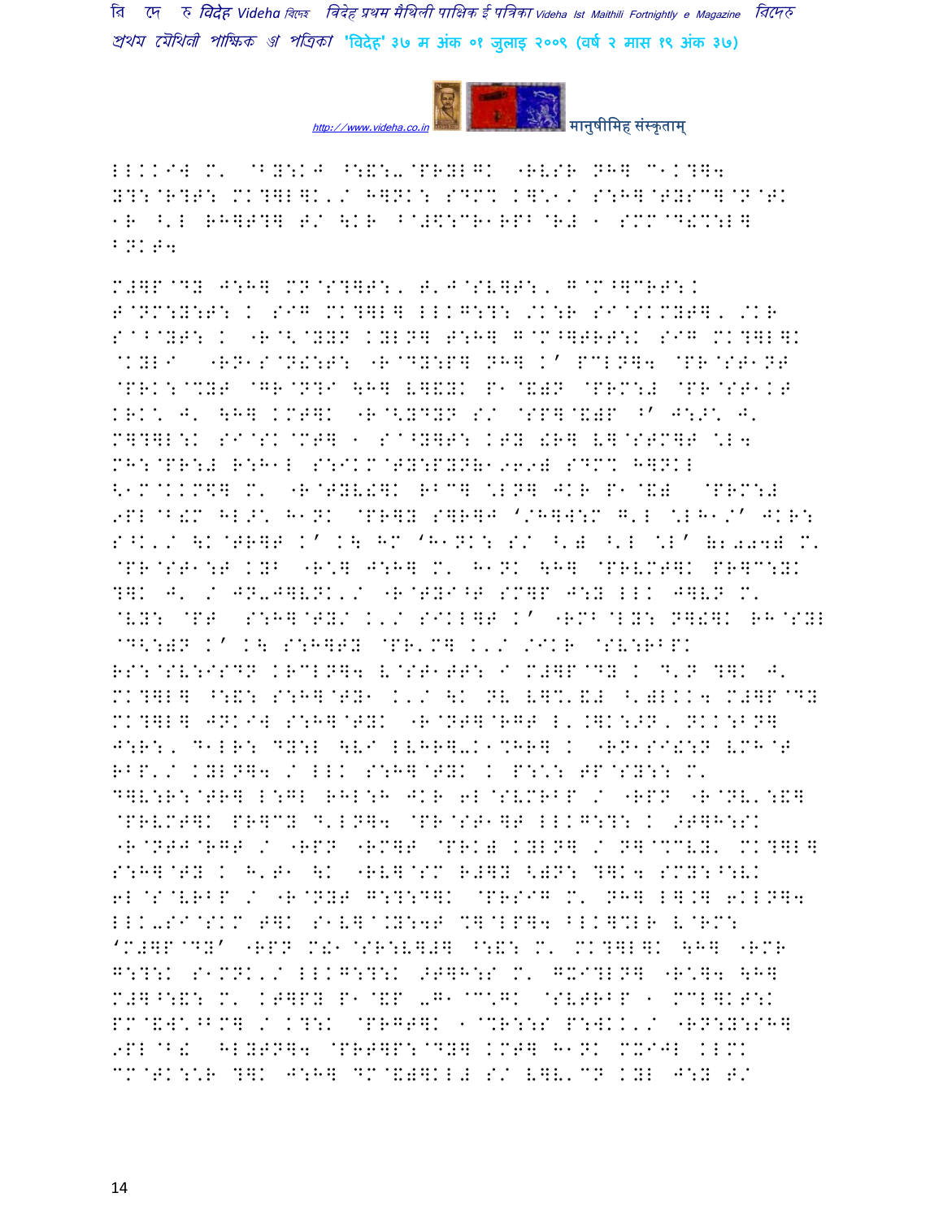LLKKIW M' @BY:KJ ^:&:-@PRYLGK "RVSR NH] C1K?]4 Y?:@R?T: MK?]L]K'/ H]NK: SDM% K]"1/ S:H]@TYSC]@N@TK 1R ^'L RH]T?] T/ \KR B@#\$:CR1RPB@R# 1 SMM@D!%:L] BNKT4

M#]P@DY J:H] MN@S?]T:, T'J@SV]T:, G@M^]CRT:K T@NM:Y:T: K SIG MK?]L] LLKG:?: /K:R SI@SKMYT], /KR S@B@YT: K "R@<@YYN KYLN] T:H] G@M^]TRT:K SIG MK?]L]K @KYLI "RN1S@N!:T: "R@DY:P] NH] K' PCLN]4 @PR@ST1NT @PRK:@%YT @GR@N?I \H] V]&YK P1@&)N @PRM:# @PR@ST1KT KRK\* J' \H] KMT]K "R@<YDYN S/ @SP]@&)P ^' J:>\* J' M]?]L:K SI@SK@MT] 1 S@^Y]T: KTY !R] V]@STM]T \*L4 MH:@PR:# R:H1L S:IKM@TY:PYN(1969) SDM% H]NKL <1M@KKM\$] M' "R@TYV!]K RBC] \*LN] JKR P1@&) @PRM:# 9PL@B!M HL>\* H1NK @PR]Y S]R]J '/H]W:M G'L \*LH1/' JKR: S^K'/ \K@TR]T K' K\ HM 'H1NK: S/ ^') ^'L \*L' (2004) M' @PR@ST1:T KYB "R\*] J:H] M' H1NK \H] @PRVMT]K PR]C:YK ?]K J' / JN-J]VNK'/ "R@TYI^T SM]P J:Y LLK J]VN M' @VY: @PT S:H]@TY/ K'/ SIKL]T K' "RMB@LY: N]!]K RH@SYL @D<:)N K' K\ S:H]TY @PR'M] K'/ /IKR @SV:RBPK RS:@SV:ISDN KRCLN]4 V@ST1TT: I M#]P@DY K D'N ?]K J' MK?]L] ^:&: S:H]@TY1 K'/ \K NV V]%'&# ^')KKK4 M#]P@DY MK?]L] JNKIW S:H]@TYK "R@NT]@RGT L'.]K:>N, NKK:BN] J:R:, D1LR: DY:L \VI LVHR]-K1%HR] K "RN1SI!:N VMH@T RBP'/ KYLN]4 / LLK S:H]@TYK K P:\*: TP@SY:: M' D]V:R:@TR] L:GL RHL:H JKR 6L@SVMRBP / "RPN "R@NV':&] @PRVMT]K PR]CY D'LN]4 @PR@ST1]T LLKG:?: K >T]H:SK "R@NTJ@RGT / "RPN "RM]T @PRK) KYLN] / N]@%CVY' MK?]L] S:H]@TY K H'T1 \K "RV]@SM R#]Y <)N: ?]K4 SMY:^:VK 6L@S@VRBP / "R@NYT G:?:D]K @PRSIG M' NH] L].] 6KLN]4 LLK-SI@SKM T]K S1V]@.Y:4T %]@LP]4 BLK]%LR V@RM: 'M#]P@DY' "RPN M!1@SR:V]#] ^:&: M' MK?]L]K \H] "RMR G:?:K S1MNK'/ LLKG:?:K >T]H:S M' GXI?LN] "R\*]4 \H] M#]^:&: M' KT]PY P1@&P -G1@C\*GK @SVTRBP 1 MCL]KT:K PM@&W\*^BM] / K?:K @PRGT]K 1@%R::S P:WKK'/ "RN:Y:SH] 9PL@B! HLYTN]4 @PRT]P:@DY] KMT] H1NK MXIJL KLMK CM@TK:\*R ?]K J:H] DM@&)]KL# S/ V]V'CN KYL J:Y T/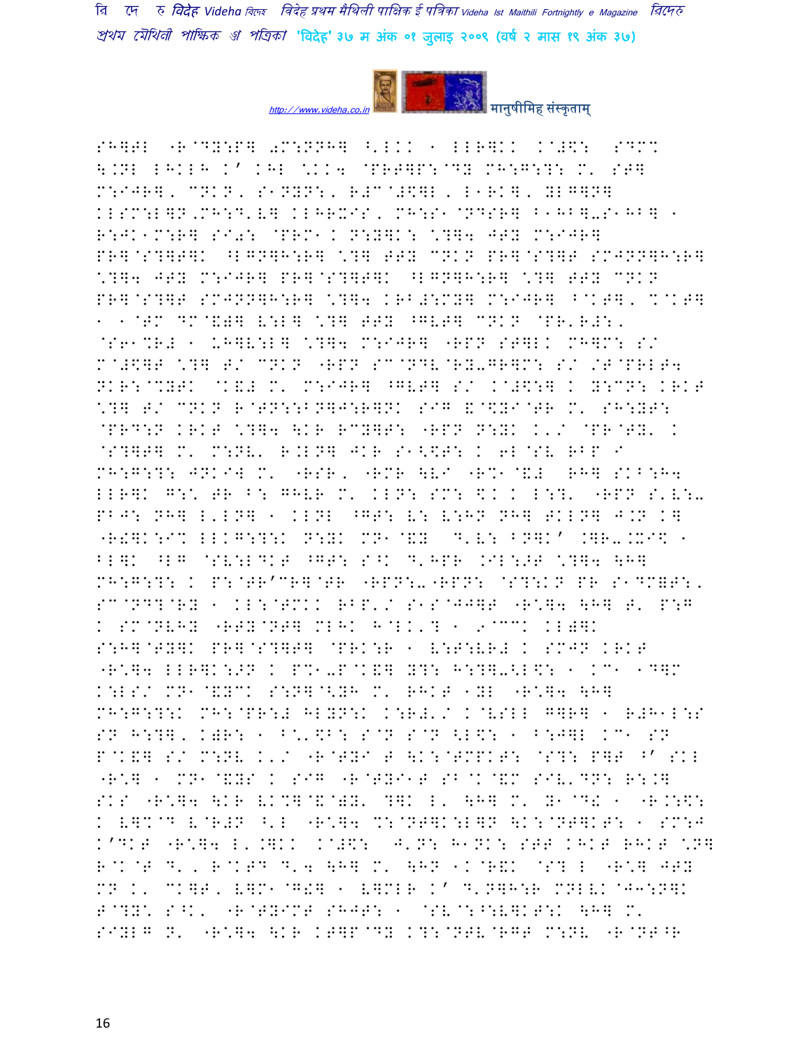SH]TL "R@DY:P] 0M:NNH] ^'LKK - LLR]KK K@#$: SDMX
\.NL LHKLH K' KHL *KK4 @PRT]P:@DY MH:G:?: M' ST]
M:IJR], CNKN, S1NYN:, R#C@#$]L, L1RK], YLG]N]
KLSM:L]N,MH:D'V] KLHR%IS, MH:S1@NDSR] B1HB]-S1HB] -
R:JK1M:R] SI0: @PRM1K N:Y]K: *?]4 JTY M:IJR]
PR]@S?]T]K ^LGN]H:R] *?] TTY CNKN PR]@S?]T SMJNN]H:R]
*?]4 JTY M:IJR] PR]@S?]T]K ^LGN]H:R] *?] TTY CNKN
PR]@S?]T SMJNN]H:R] *?]4 KRB#:MY] M:IJR] B@KT], %@KT]
- -@TM DM@&)] V:L] *?] TTY ^GVT] CNKN @PR'R#:,
@S6-%R# - UH]V:L] *?]4 M:IJR] "RPN ST]LK MH]M: S/
M@#$]T *?] T/ CNKN "RPN SC@NDV@RY-GR]M: S/ /T@PRLT4
NKR:@%YTK @K&# M' M:IJR] ^GVT] S/ K@#$:] K Y:CN: KRKT
*?] T/ CNKN R@TN::BN]J:R]NK SIG &@$YI@TR M' SH:YT:
@PRD:N KRKT *?]4 \KR RCY]T: "RPN N:YK K'/ @PR@TY' K
@S?]T] M' M:NV' R.LN] JKR S1<$T: K 6L@SV RBP I
MH:G:?: JNKIW M' "RSR, "RMR \VI "R%1@&# RH] SKB:H4
LLR]K G:* TR B: GHVR M' KLN: SM: $K K L:?' "RPN S'V:-
PBJ: NH] L'LN] - KLNL ^GT: V: V:HN NH] TKLN] J.N K]
"R!]K:I% LLKG:?:K N:YK MN1@&Y D'V: BN]K' .]R-.%I$ -
BL]K ^LG @SV:LDKT ^GT: S^K D'HPR .IL:>T *?]4 \H]
MH:G:?: K P:@TR'CR]@TR "RPN:-"RPN: @S?:KN PR S1DM=T:,
SC@NDD@RY - KL:@TMKK RBP'/ S1S@JJ]T "R*]4 \H] T' P:G
K SM@NVHY "RTY@NT] MLHK H@LK'? - 9@CCK KL)]K
S:H]@TY]K PR]@S?]T] @PRK:R - V:T:VR# K SMJN KRKT
"R*]4 LLR]K:>N K P%1-P@K&] Y?: H:?]-<L$: - KC1 1D]M
K:LS/ MN1@&YCK S:N]@<YH M' RHKT 1YL "R*]4 \H]
MH:G:?:K MH:@PR:# HLYN:K K:R#'/ K@VSLL G]R] - R#H1L:S
SN H:?], K)R: - B*'$B: S@N S@N <L$: - B:J]L KC1 SN
P@K&] S/ M:NV K'/ "R@TYI T \K:@TMPKT: @S?: P]T ^' SKL
"R*] - MN1@&YS K SIG "R@TYI1T SB@K@&M SIV'DN: R:.]
SKS "R*]4 \KR VK%]@&@)Y' ?]K L' \H] M' Y1@D! - "R.:$:
K V]%@D V@R#N ^'L "R*]4 %:@NT]K:L]N \K:@NT]KT: - SM:J
K'DKT "R*]4 L'.]KK K@#$: J'N: H1NK: STT KHKT RHKT *N]
R@K@T D', R@KTD D'4 \H] M' \HN 1K@R&K @S? L "R*] JTY
MN K' CK]T, V]M1@G!] - V]MLR K' D'N]H:R MNLVK@J3:N]K
T@?Y* S^K' "R@TYIMT SHJT: - @SV@:^:V]KT:K \H] M'
SIYLG N' "R*]4 \KR KT]P@DY K?:@NTV@RGT M:NV "R@NT^R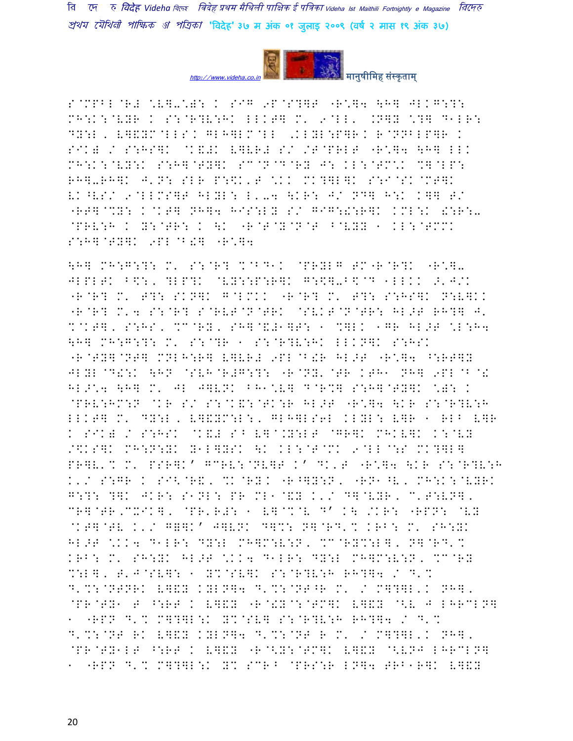S@MPBL@R# \V]-\): K SIG 9P@S?]F "R\]4 \H] JLKG:?:
MH:K:@VYR K S:@R?V:HK LLKT] M' 9@LL' .N]Y \?] D1LR:
DY:L, V]&YM@LLSK GLH]LM@LL ,KLYL:P]R K R@NNBLP]R K
SIK) / S:HS]K @K&#K V]VR# S/ /T@PRLT "R\]4 \H] LLK
MH:K:@VY:K S:H]@TY]K SC@N@D@RY J: KL:@TM\K %]@LP:
RH]-RH]K J'N: SLR P:\$K'T \KK MK?]L]K S:I@SK@MT]K
VK^VS/ 9@LLMS]F HLYL: L'-4 \KR: J/ ND] H:K K]] T/
"RT]@%Y: K@KT] NH]4 HIS:LY S/ GIG:!:R]K KML:K !:R:-
@PRV:H K Y:@TR: K \K "R@T@Y@N@T B@VYY 1 KL:@TMMK
S:H]@TY]K 9PL@B!] "R\]4

\H] MH:G:?: M' S:@R? %@BD1K @PRYLG TM"R@R?K "R\]-
JLPLTK B\$:, ?LP?K @VY::P:R]K G:\$]-B\$@D 1LLKK >'J/K
"R@R? M' T?: SKN]K G@LMKK "R@R? M' T?: S:HS]K N:VJKK
"R@R? M'4 S:@R? S@RVT@N@TRK @SVKT@N@TR: HL>T RH?] J'
%@KT], S:HS, %C@RY, SH]@&#1]T: 1 %]LK 1GR HL>T \L:H4
\H] MH:G:?: M' S:@?R 1 S:@R?V:HK LLKN]K S:HSK
"R@TY]@NT] MNLH:R] V]VR# 9PL@B!R HL>T "R\]4 ^:RT]Y
JLYL@D!:K \HN @SVH@R#G:?: "R@NY'@TR KTH1 NH] 9PL@B@!
HL>\4 \H] M' JL J]VNK BH1\V] D@R%] S:H]@TY]K \): K
@PRV:HM:N @KR S/ S:@K&:@TK:R HL>T "R\]4 \KR S:@R?V:H
LLKT] M' DY:L, V]&YM:L:, GLH]LS6L KLYL: V]R 1 RLB V]R
K SIK) / S:HSK @K&# SB V]@.Y:LT @GR]K MHKV]K K:@VY
/\$KS]K MH:N:YK Y1L]YSK \K KL:@T@MK 9@LL@:S MK?]L]
PR]V'% M' PSR]K' GCRV:@NV]T K' DK'T "R\]4 \KR S:@R?V:H
K'/ S:GR K SI<@R&, %K@RY, "R^]Y:N, "RN1^V, MH:K:@VYRK
G:?: ?]K JKR: S1NL: PR ML1@&Y K'/ D]@VYR, C'T:VN],
CR]@TR,CXIK], @PR'R#: 1 V]@%@V D' K\ /KR: "RPN: @VY
@KT]@TV K'/ G=]K' J]VNK D]%: N]@RD'% KRB: M' SH:YK
HL>T \KK4 D1LR: DY:L MH]M:V:N, %C@RY%:L], N]@RD'%
KRB: M' SH:YK HL>T \KK4 D1LR: DY:L MH]M:V:N, %C@RY
%:L], T'J@SV]: 1 Y%@SV]K S:@R?V:H RH?]4 / D'%
D'%:@NTNRK V]&Y KYLN]4 D'%:@NT^R M' / M]?]L'K NH],
@PR@TY1 T ^:RT K V]&Y "R@!Y@:@TM]K V]&Y @<V J LHRCLN]
1 "RPN D'% M]?]L:K Y%@SV] S:@R?V:H RH?]4 / D'%
D'%:@NT RK V]&Y KYLN]4 D'%:@NT R M' / M]?]L'K NH],
@PR@TY1LT ^:RT K V]&Y "R@<Y:@TM]K V]&Y @<VNJ LHRCLN]
1 "RPN D'% M]?]L:K Y% SCRB @PRS:R LN]4 TRB1R]K V]&Y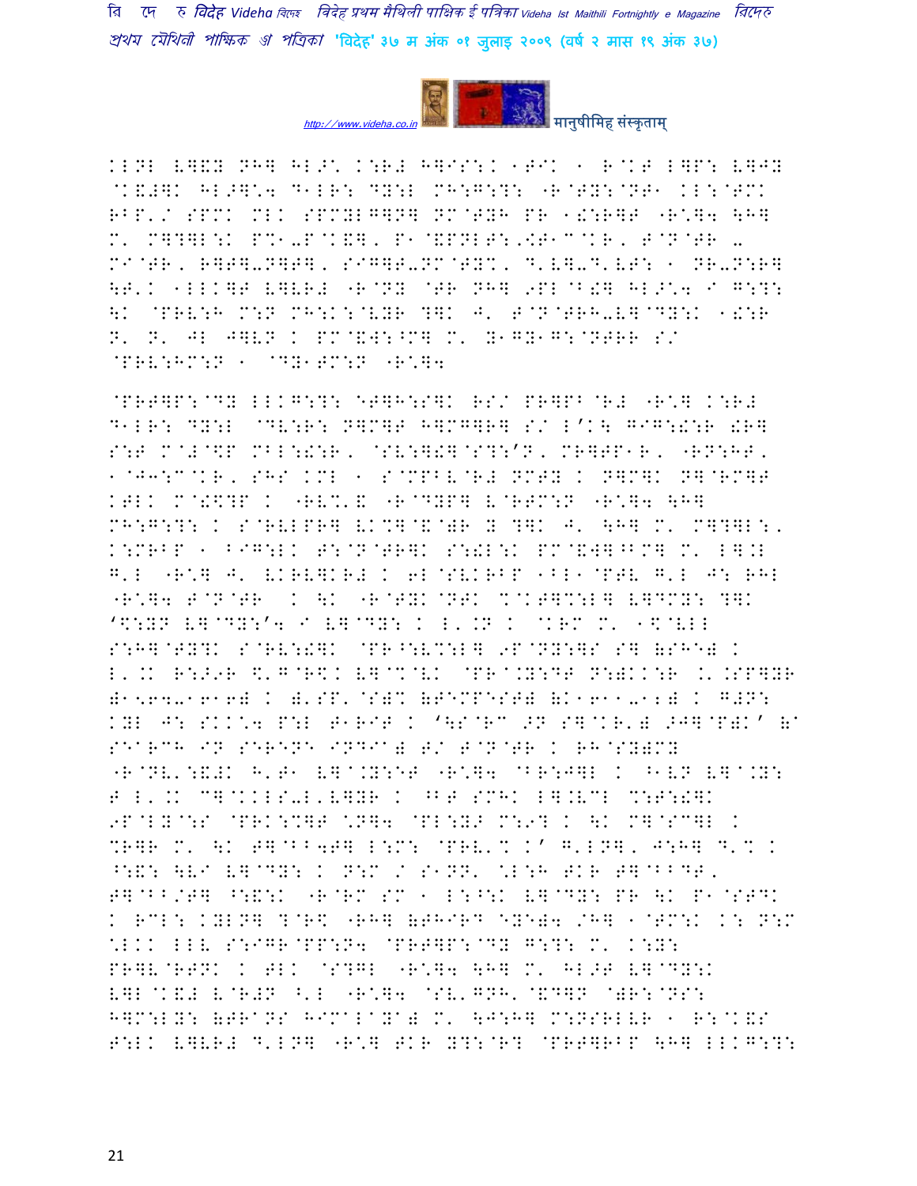KLNL V]&Y NH] HL>\* K:R# H]IS:K 1T IK 1 R@KT L]P: V]JY @K&#]K HL>]\*4 D1LR: DY:L MH:G:T: "R@TY:@NT1 KL:@TMK RBP'/ SPMK MLK SPMYLG]N] NM@TYH PR 1!:R]T "R\*]4 \H] M' M]?]L:K P%1-P@K&], P1@&PNLT:,[T1C@KR, T@N@TR - MI@TR, R]T]-N]T], SIG]T-NM@TY%, D'V]-D'VT: 1 NR-N:R] \T'K 1LLK]T V]VR# "R@NY @TR NH] 9PL@B!] HL>\*4 I G:T: \K @PRV:H M:N MH:K:@VYR ?]K J' T@N@TRH-V]@DY:K 1!:R N' N' JL J]VN K PM@&W:^M] M' Y1GY1G:@NTRR S/ @PRV:HM:N 1 @DY1TM:N "R\*]4

@PRT]P:@DY LLKG:T: @T]H:S]K RS/ PR]PB@R# "R\*] K:R# D1LR: DY:L @DV:R: N]M]T H]MG]R] S/ L'K\ GIG:!:R !R] S:T M@#@\$P MBL:!:R, @SV:]!]@S?:'N, MR]TP1R, "RN:HT, 1@J3:C@KR, SHS KML 1 S@MPBV@R# NMTY K N]M]K N]@RM]T KTLK M@!\$?P K "RV%'& "R@DYP] V@RTM:N "R\*]4 \H] MH:G:T: K S@RVLPR] VK%]@&@)R Y ?]K J' \H] M' M]?]L:, K:MRBP 1 BIG:LK T:@N@TR]K S:!L:K PM@&W]^BM] M' L].L G'L "R\*] J' VKRV]KR# K 6L@SVKRBP 1BL1@PTV G'L J: RHL "R\*]4 T@N@TR K \K "R@TYK@NTK %@KT]%:L] V]DMY: ?]K '\$:YN V]@DY:'4 I V]@DY: K L'.N K @KRM M' 1\$@VLL S:H]@TY?K S@RV:!]K @PR^:V%:L] 9P@NY:]S S] (SH) K L'.K R:>9R \$'G@R\$K V]@%@VK @PR@.Y:DT N:)KK:R K'.SP]YR (1564-1616) K )'SP'@S)% (TEMPEST) (K1611-12) K G#N: KYL J: SKK\*4 P:L T1RIT K '\S@RC >N S]@KR') >J]@P)K' (a SEARCH IN SERENE INDIA) T/ T@N@TR K RH@SY)MY "R@NV':&#K H'T1 V]@.Y:ET "R\*]4 @BR:J]L K ^1VN V]@.Y: T L'.K C]@KKLS-L'V]YR K ^BT SMHK L].VCL %:T:!]K 9P@LY@:S @PRK:%]T \*N]4 @PL:Y> M:9? K \K M]@SC]L K %R]R M' \K T]@BB4T] L:M: @PRV'% K' G'LN], J:H] D'% K ^:&: \VI V]@DY: K N:M / S1NN' \*L:H TKR T]@BBDT, T]@BB/T] ^:&:K "R@RM SM 1 L:^:K V]@DY: PR \K P1@STDK K RCL: KYLN] ?@R\$ "RH] (THIRD EYE)4 /H] 1@TM:K K: N:M \*LKK LLV S:IGR@PP:N4 @PRT]P:@DY G:T: M' K:Y: PR]V@RTNK K TLK @S?GL "R\*]4 \H] M' HL>T V]@DY:K V]L@K&# V@R#N ^'L "R\*]4 @SV'GNH'@&D]N @)R:@NS: H]M:LY: (TRANS HIMALAYA) M' \J:H] M:NSRLVR 1 R:@K&S T:LK V]VR# D'LN] "R\*] TKR Y?:@R? @PRT]RBP \H] LLKG:T: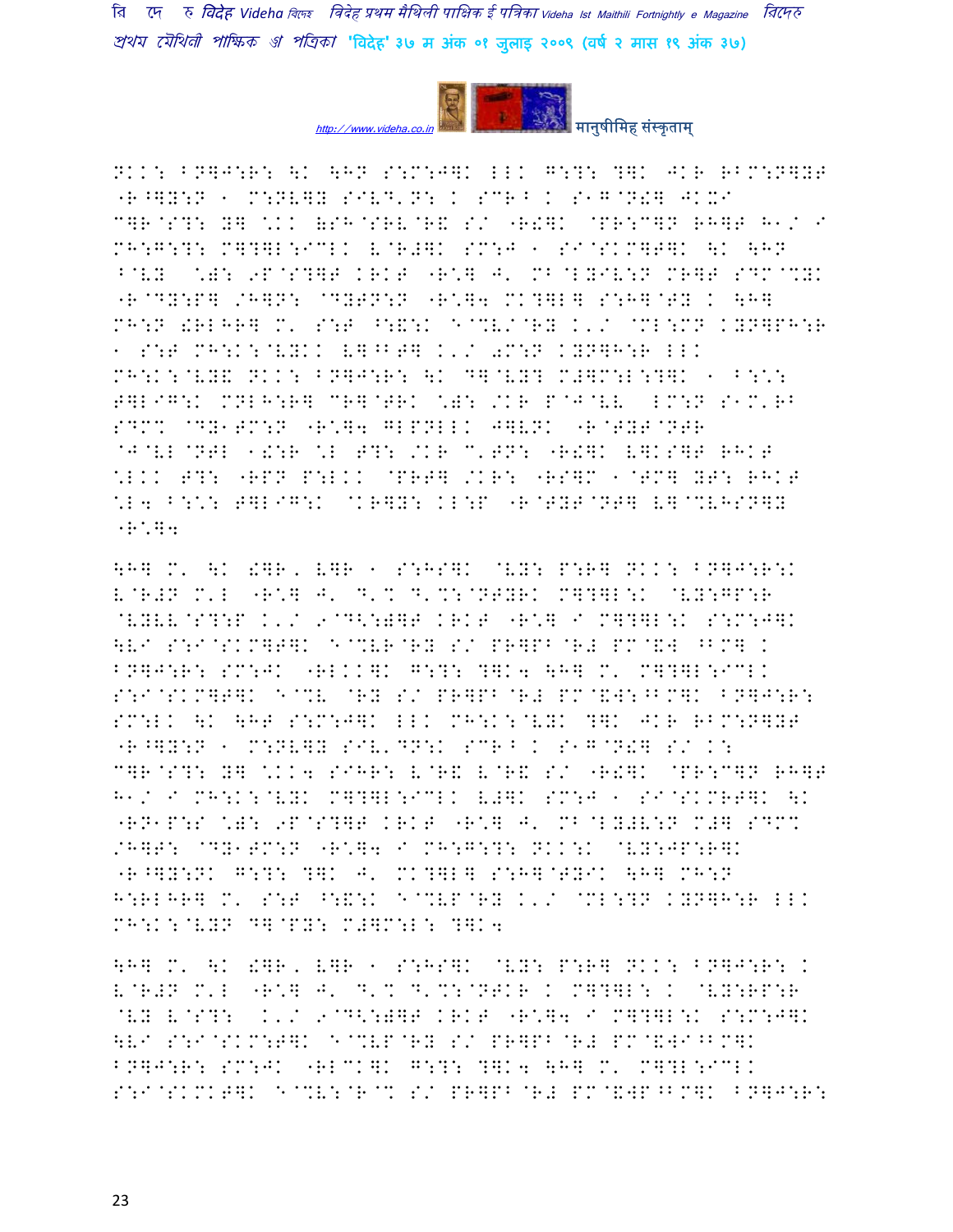NKK: BN]J:R: \K \HN S:M:J]K LLK G:?: ?]K JKR RBM:N]YT "R^]Y:N 1 M:NV]Y SIVD'N: K SCR^ K S1G@N!] JKXI C]R@S?: Y] \*KK (SH@SRV@R& S/ "R!]K @PR:C]N RH]T H1/ I MH:G:?: M]?]L:ICLK V@R#]K SM:J 1 SI@SKM]T]K \K \HN ^@VY \*): 9P@S?]T KRKT "R\*] J' MB@LYIV:N MR]T SDM@%YK "R@DY:P] /H]N: @DYTN:N "R\*]4 MK?]L] S:H]@TY K \H] MH:N !RLHR] M' S:T ^:&:K E@%V/@RY K'/ @ML:MN KYN]PH:R 1 S:T MH:K:@VYKK V]^BT] K'/ 0M:N KYN]H:R LLK MH:K:@VY& NKK: BN]J:R: \K D]@VY? M#]M:L:?]K 1 B:\*: T]LIG:K MNLH:R] CR]@TRK \*): /KR P@J@VV LM:N S1M'RB SDM% @DY1TM:N "R\*]4 GLPNLLK J]VNK "R@TYT@NTR @J@VL@NTL 1!:R \*L T?: /KR C'TN: "R!]K V]KS]T RHKT \*LKK T?: "RPN P:LKK @PRT] /KR: "RS]M 1@TM] YT: RHKT \*L4 B:\*: T]LIG:K @KR]Y: KL:P "R@TYT@NT] V]@%VHSN]Y "R\*]4

\H] M' \K !]R, V]R 1 S:HS]K @VY: P:R] NKK: BN]J:R:K V@R#N M'L "R\*] J' D'% D'%:@NTYRK M]?]L:K @VY:GP:R @VYVV@S?:P K'/ 9@D<:)]T KRKT "R\*] I M]?]L:K S:M:J]K \VI S:I@SKM]T]K E@%VR@RY S/ PR]PB@R# PM@&] ^BM] K BN]J:R: SM:JK "RLKK]K G:?: ?]K4 \H] M' M]?]L:ICLK S:I@SKM]T]K E@%V @RY S/ PR]PB@R# PM@&W:^BM]K BN]J:R: SM:LK \K \HT S:M:J]K LLK MH:K:@VYK ?]K JKR RBM:N]YT "R^]Y:N 1 M:NV]Y SIV'DN:K SCR^ K S1G@N!] S/ K: C]R@S?: Y] \*KK4 SIHR: V@R& V@R& S/ "R!]K @PR:C]N RH]T H1/ I MH:K:@VYK M]?]L:ICLK V#]K SM:J 1 SI@SKMRT]K \K "RN1P:S \*): 9P@S?]T KRKT "R\*] J' MB@LY#V:N M#] SDM% /H]T: @DY1TM:N "R\*]4 I MH:G:?: NKK:K @VY:JP:R]K "R^]Y:NK G:?: ?]K J' MK?]L] S:H]@TYIK \H] MH:N H:RLHR] M' S:T ^:&:K E@%VP@RY K'/ @ML:?N KYN]H:R LLK MH:K:@VYN D]@PY: M#]M:L: ?]K4

\H] M' \K !]R, V]R 1 S:HS]K @VY: P:R] NKK: BN]J:R: K V@R#N M'L "R\*] J' D'% D'%:@NTKR K M]?]L: K @VY:RP:R @VY V@S?: K'/ 9@D<:)]T KRKT "R\*]4 I M]?]L:K S:M:J]K \VI S:I@SKM:T]K E@%VP@RY S/ PR]PB@R# PM@&WI^BM]K BN]J:R: SM:JK "RLCK]K G:?: ?]K4 \H] M' M]?]L:ICLK S:I@SKMKT]K E@%V:@R@% S/ PR]PB@R# PM@&WP^BM]K BN]J:R: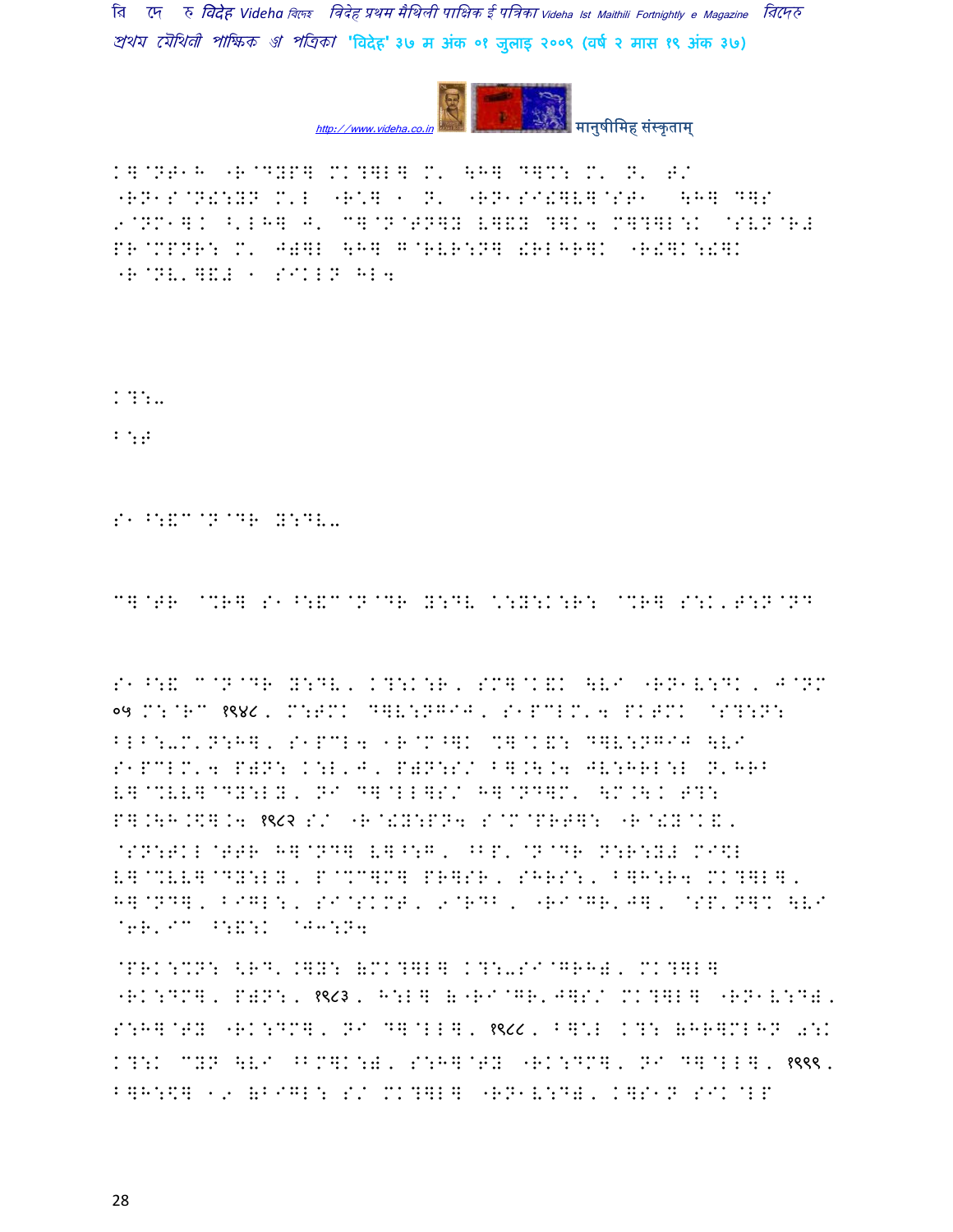K]@NT1H "R@DYP] MK?]L] M' \H] D]%: M' N' T/
"RN1S@N!:YN M'L "R\*] 1 N' "RN1SI!]V]@ST1 \H] D]S
9@NM1]K ^'LH] J' C]@N@TN]Y V]&Y ?]K4 M]?]L:K @SVN@R#
PR@MPNR: M' J)]L \H] G@RVR:N] !RLHR]K "R!]K:!]K
"R@NV']&# 1 SIKLN HL4

K?:..

B:T

S1^:&C@N@DR Y:DV..

C]@TR @%R] S1^:&C@N@DR Y:DV \*:Y:K:R: @%R] S:K'T:N@ND

S1^:& C@N@DR Y:DV, K?:K:R, SM]@K&K \VI "RN1V:DK, J@NM ०५ M:@RC १९४८, M:TMK D]V:NGIJ, S1PCLM'4 PKTMK @S?:N: BLB:.M'N:H], S1PCL4 1R@M^]K %]@K&: D]V:NGIJ \VI S1PCLM'4 P)N: K:L'J, P)N:S/ B].\.4 JV:HRL:L N'HRB V]@%VV]@DY:LY, NI D]@LL]S/ H]@ND]M' \M.\.K T?: P].\H.\$].4 १९८२ S/ "R@!Y:PN4 S@M@PRT]: "R@!Y@K&, @SN:TKL@TTR H]@ND] V]^:G, ^BP'@N@DR N:R:Y# MI\$L V]@%VV]@DY:LY, P@%C]M] PR]SR, SHRS:, B]H:R4 MK?]L], H]@ND], BIGL:, SI@SKMT, 9@RDB, "RI@GR'J], @SP'N]% \VI @6R'IC ^:&:K @J3:N4

@PRK:%N: <RD'.]Y: (MK?]L] K?:-SI@GRH), MK?]L] "RK:DM], P)N:, १९८३, H:L] ("RI@GR'J]S/ MK?]L] "RN1V:D), S:H]@TY "RK:DM], NI D]@LL], १९८८, B]\*L K?: (HR]MLHN 0:K K?:K CYN \VI ^BM]K:), S:H]@TY "RK:DM], NI D]@LL], १९९९, B]H:\$] 19 (BIGL: S/ MK?]L] "RN1V:D), K]S1N SIK@LP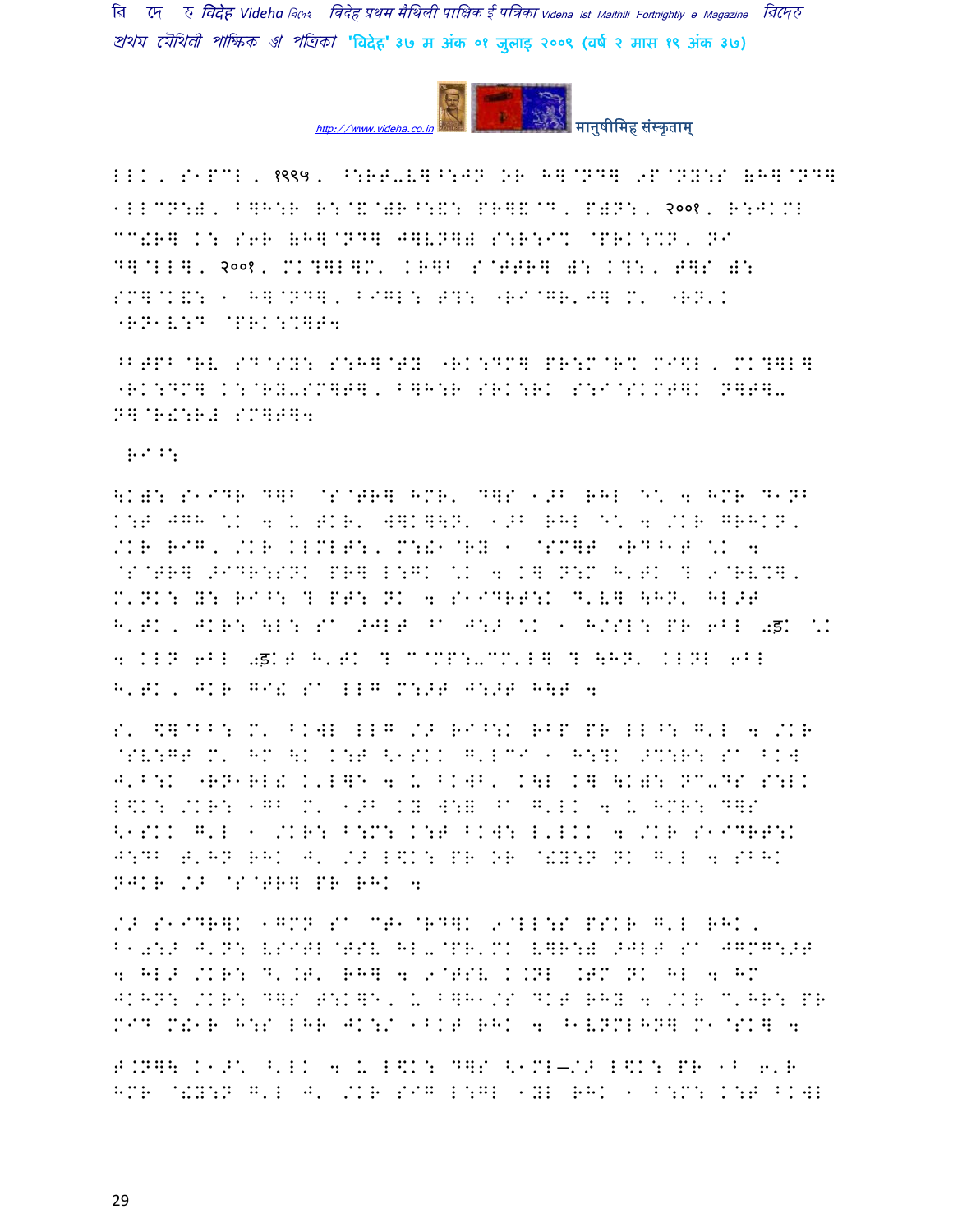LLK, S1PCL, १९९५, ^:RT-V]^:JN OR H]@ND] 9P@NY:S (H]@ND]
1LLCN:), B]H:R R:@&@)R^:&: PR]&@D, P)N:, २००१, R:JKML
CC!R] K: S6R (H]@ND] J]VN]) S:R:I% @PRK:%N, NI
D]@LL], २००१, MK?]L]M' KR]B S@TTR] ): K?:, T]S ):
SM]@K&: 1 H]@ND], BIGL: T?: "RI@GR'J] M' "RN'K
"RN1V:D @PRK:%]T4

^BTPB@RV SD@SY: S:H]@TY "RK:DM] PR:M@R% MI\$L, MK?]L]
"RK:DM] K:@RY-SM]T], B]H:R SRK:RK S:I@SKMT]K N]T]-
N]@R!:R# SM]T]4

RI^:

\K): S1IDR D]B @S@TR] HMR' D]S 1>B RHL @E' 4 HMR D1NB
K:T JGH @K 4 U TKR' W]K]\N' 1>B RHL @E' 4 /KR GRHKN,
/KR RIG, /KR KLMLT:, M:!1@RY 1 @SM]T "RD^1T @K 4
@S@TR] >IDR:SNK PR] L:GK @K 4 K] N:M H'TK ? 9@RVM],
M'NK: Y: RI^: ? PT: NK 4 S1IDRT:K D'V] \HN' HL>T
H'TK, JKR: \L: SA >JLT ^A J:> @K 1 H/SL: PR 6BL ०ड़K @K
4 KLN 6BL ०ड़KT H'TK ? C@MP:-CM'L] ? \HN' KLNL 6BL
H'TK, JKR GI! SA LLG M:>T J:>T H\T 4

S' \$]@BB: M' BKWL LLG /> RI^:K RBP PR LL^: G'L 4 /KR
@SV:GT M' HM \K K:T <1SKK G'LCI 1 H:?K >%:R: SA BKW
J'B:K "RN1RL! K'L]E 4 U BKWB' K\L K] \K): NC-DS S:LK
L\$K: /KR: 1GB M' 1>B KY W:= ^A G'LK 4 U HMR: D]S
<1SKK G'L 1 /KR: B:M: K:T BKW: L'LKK 4 /KR S1IDRT:K
J:DB T'HN RHK J' /> L\$K: PR OR @!Y:N NK G'L 4 SBHK
NJKR /> @S@TR] PR RHK 4

/> S1IDR]K 1GMN SA CT1@RD]K 9@LL:S PSKR G'L RHK,
B1०:> J'N: VSITL@TSV HL-@PR'MK V]R:) >JLT SA JGMG:>T
4 HL> /KR: D'.T' RH] 4 9@TSV K.NL .TM NK HL 4 HM
JKHN: /KR: D]S T:K]E, U B]H1/S DKT RHY 4 /KR C'HR: PR
MID M!1R H:S LHR JK:/ 1BKT RHK 4 ^1VNMLHN] M1@SK] 4

T.N]\ K1>' ^'LK 4 U L\$K: D]S <1ML—/> L\$K: PR 1B 6'R
HMR @!Y:N G'L J' /KR SIG L:GL 1YL RHK 1 B:M: K:T BKWL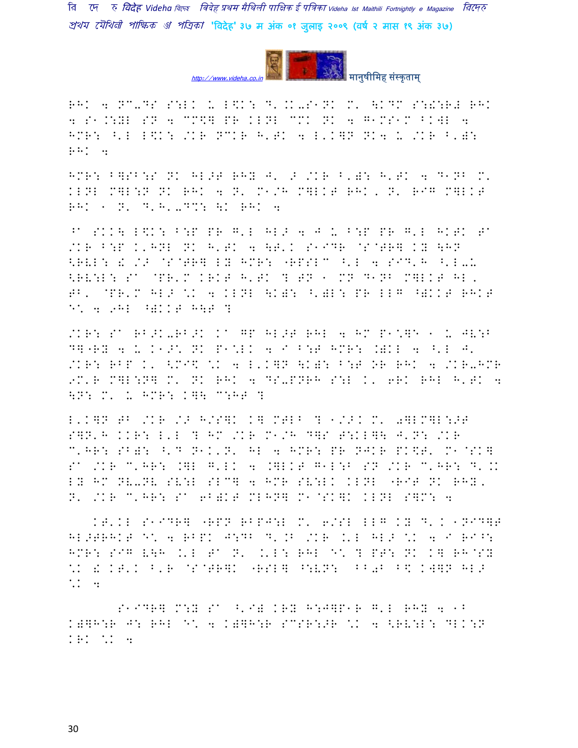RHK 4 NC-^S S:LK U L\$K: D'.K-S1NK M' \KDM S:! :R# RHK 4 S1.:YL SN 4 CM\$] PR KLNL CMK NK 4 G1MS1M ^KWL 4 HMR: ^'L L\$K: /KR NCKR H'TK 4 L'K]N NK4 U /KR B')-: RHK 4

HMR: B]SB:S NK HL>T RHY J' > /KR B')-: H'TK 4 D1NB M' KLNL M]L:N NK RHK 4 N' M1/H M]LKT RHK, N' RIG M]LKT RHK 1 N' D'H'-DC: \K RHK 4

^A SKK\ L\$K: B:P PR G'L HL> 4 J U B:P PR G'L HKTK TA /KR B:P K'HNL NK H'TK 4 \T'K S1IDR @S@TR] KY \HN <RVL: ! /> @S@TR] LY HMR: "RPSLC ^'L 4 SID'H ^'L-U <RV:L: SA @PR'M KRKT H'TK ? TN 1 MN D1NB M]LKT HL, TB' @PR'M HL> \*K 4 KLNL \K): ^')L: PR LLG ^)KKT RHKT E\* 4 9HL ^)KKT H\T ?

/KR: SA RB>K-RB>K KA GP HL>T RHL 4 HM P1\*]E 1 U JV:B D]"RY 4 U K1>\* NK P1\*LK 4 I B:T HMR: .)KL 4 ^'L J' /KR: RBP K' <MI\$ \*K 4 L'K]N \K): B:T OR RHK 4 /KR-HMR 9M'R M]L:N] M' NK RHK 4 DS-PNRH S:L K' 6RK RHL H'TK 4 \N: M' U HMR: K]\ C:HT ?

L'K]N TB /KR /> H/S]K K] MTLB ? 1/>K M' 0]LM]L:>T S]N'H KKR: L'L ? HM /KR M1/H D]S T:KL]\ J'N: /KR C'HR: SB): ^'D N1K'N' HL 4 HMR: PR NJKR PK\$T' M1@SK] SA /KR C'HR: .]L G'LK 4 .]LKT G1L:B SN /KR C'HR: D'.K LY HM NV-NV SV:L SLC] 4 HMR SV:LK KLNL "RIT NK RHY' N' /KR C'HR: SA 6B)KT MLHN] M1@SK]K KLNL S]M: 4

KT'KL S1IDR] "RPN RBPJ:L M' 6/SL LLG KY D'K 1NID]T HL>TRHKT E\* 4 RBPK J:DB D'.B /KR .'L HL> \*K 4 I RI^: HMR: SIG V\H .'L TA N' .'L: RHL E\* ? PT: NK K] RH@SY \*K ! KT'K B'R @S@TR]K "RSL] ^:VN: BB0B B\$ KW]N HL> \*K 4

S1IDR] M:Y SA ^'I! KRY H:J]P1R G'L RHY 4 1B K)]H:R J: RHL E\* 4 K)]H:R SCSR:>R \*K 4 <RV:L: DLK:N KRK \*K 4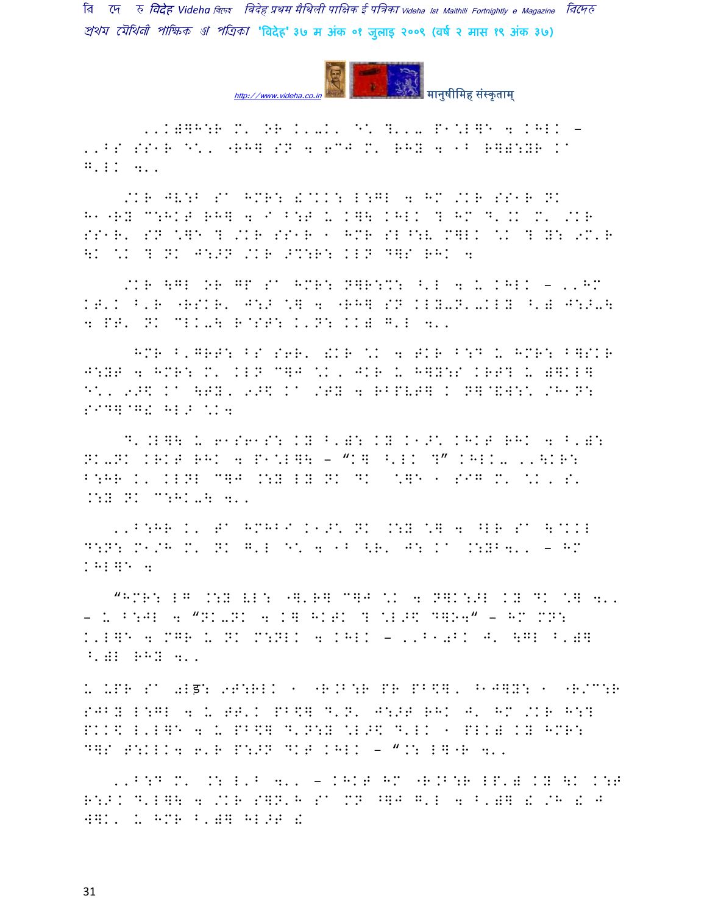,,K)]H:R M' OR K'-K' E\ ?'', P1\L]E 4 KHLK –
,,^S SS1R E\' "RH] SN 4 6CJ M' RHY 4 1B R]):YR Ka
G'LK 4'',

/KR JV:B Sa HMR: !@KK: L:GL 4 HM /KR SS1R NK
H1"RY C:HKT RH] 4 I B:T U K]\ KHLK ? HM D'.K M' /KR
SS1R' SN \]E ? /KR SS1R 1 HMR SL^:V M]LK \K ? Y: 9M'R
\K \K ? NK J:>N /KR >%:R: KLN D]S RHK 4

/KR \GL OR GP Sa HMR: N]R:%: ^'L 4 U KHLK – ,,HM
KT'K B'R "RSKR' J:> \] 4 "RH] SN KLY-N'-KLY ^') J:>-\
4 PT' NK CLK-\ R@ST: K'N: KK) G'L 4'',

HMR B'GRT: BS S6R' !KR \K 4 TKR B:D U HMR: B]SKR
J:YT 4 HMR: M' KLN C]J \K, JKR U H]Y:S KRT? U )]KL]
E\, 9>$ Ka \TY, 9>$ Ka /TY 4 RBPVT] K N]@!W:\ /H1N:
SID]@G! HL> \K4

D'.L]\ U 61S61S: KY B')6 KY K1>\ KHKT RHK 4 B')6
NK-NK KRKT RHK 4 P1\L]\ – "K] ^'LK ?" KHLK- ,,\KR:
B:HR K' KLNL C]J .:Y LY NK DK \]E 1 SIG M' \K, S'
.:Y NK C:HK-\ 4'',

,,B:HR K' Ta HMHBI K1>\ NK .:Y \] 4 ^LR Sa \@KKL
D:N: M1/H M' NK G'L E\ 4 1B <R' J: Ka .:YB4'' – HM
KHL]E 4

"HMR: LG .:Y VL: "]'R] C]J \K 4 N]K:>L KY DK \] 4'',
– U B:JL 4 "NK-NK 4 K] HKTK ? \L>$ D]O4" – HM MN:
K'L]E 4 MGR U NK M:NLK 4 KHLK – ,,B10BK J' \GL B')]
^')L RHY 4'',

U -PR Sa 0Lड़: 9T:RLK 1 "R.B:R PR PB$], ^1J]Y: 1 "R/C:R
SJBY L:GL 4 U TT'K PB$] D'N' J:>T RHK J' HM /KR H:?
PKK$ L'L]E 4 U PB$] D'N:Y \L>$ D'LK 1 PLK) KY HMR:
D]S T:KLK4 6'R P:>N DKT KHLK – ".: L]"R 4'',

,,B:D M' .: L'B 4'', – KHKT HM "R.B:R LP') KY \K K:T
R:>K D'L]\ 4 /KR S]N'H Sa MN ^]J G'L 4 B')] ! /H ! J
W]K' U HMR B')] HL>T !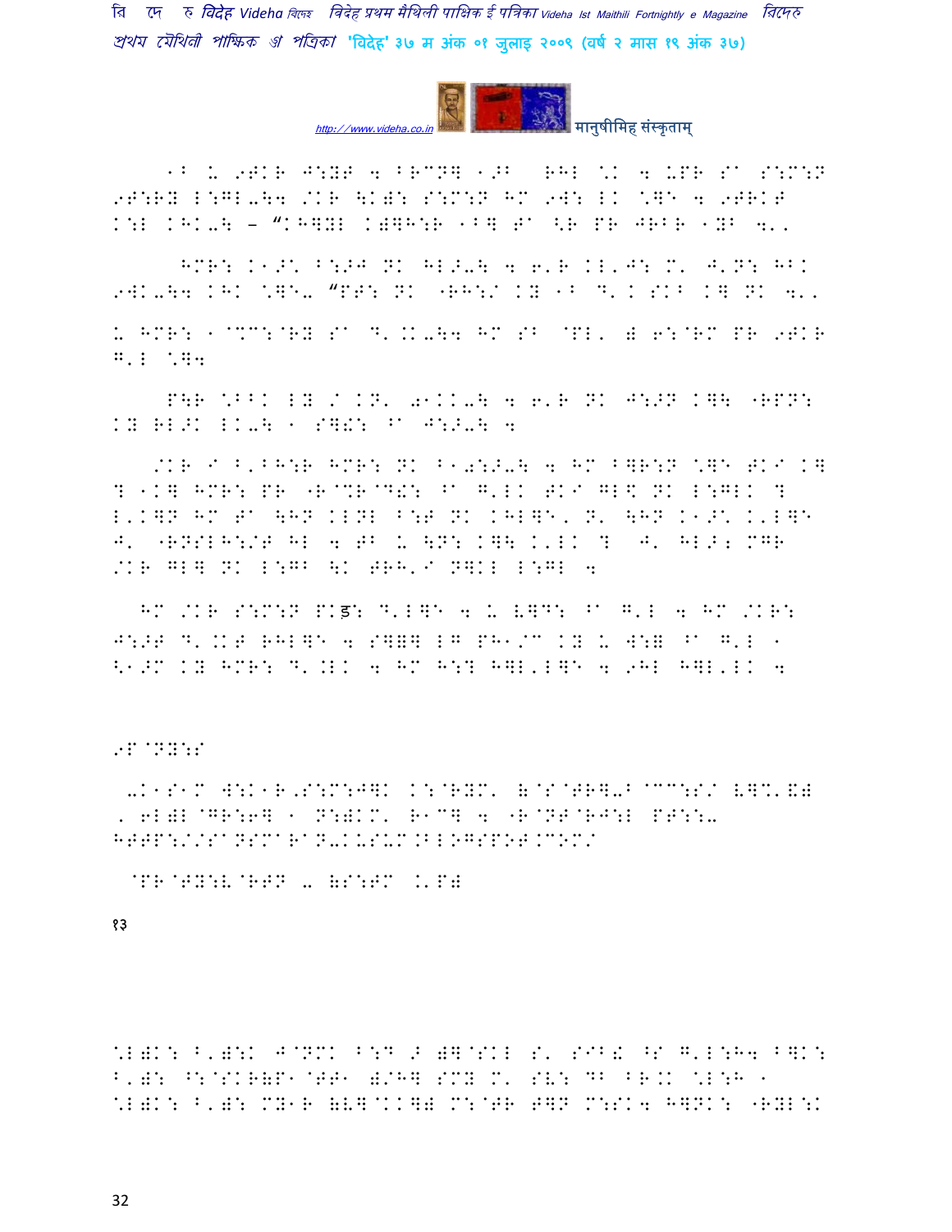1B U 9TKR J:YT 4 BRCN] 1>B  RHL \*K 4 UPR S^ S:M:N 9T:RY L:GL-\4 /KR \K)B: S:M:N HM 9W: LK \*]^ 4 9TRKT K:L KHK-\ – "KH]YL K)]H:R 1B] T^ <R PR JRBR 1YB 4'.

HMR: K1>\* B:>J NK HL>-\ 4 6'R KL'J: M' J'N: HBK 9WK-\4 KHK \*]^- "PT: NK "RH:/ KY 1B D'K SKB K] NK 4'.

U HMR: 1@%C:@RY S^ D'.K-\4 HM SB @PL' ) 6:@RM PR 9TKR G'L \*]4

P\R \*BBK LY / KN' 01KK-\ 4 6'R NK J:>N K]\ "RPN: KY RL>K LK-\ 1 S]!: ^ J:>-\ 4

/KR I B'BH:R HMR: NK B1):>-\ 4 HM B]R:N \*]^ TKI K] ? 1K] HMR: PR "R@%R@D!: ^ G'LK TKI GL$ NK L:GLK ? L'K]N HM T^ \HN KLNL B:T NK KHL]^' N' \HN K1>\* K'L]^ J' "RNSLH:/T HL 4 TB U \N: K]\ K'LK ? J' HL>; MGR /KR GL] NK L:GB \K TRH'I N]KL L:GL 4

HM /KR S:M:N PKड़: D'L]^ 4 U V]D: ^ G'L 4 HM /KR: J:>T D'.KT RHL]^ 4 S]]] LG PH1/M KY U W:= ^ G'L 1 <1>M KY HMR: D'.LK 4 HM H:? H]L'L]^ 4 9HL H]L'LK 4

9P@NY:S

-K1S1M W:K1R,S:M:J]K K:@RYM' (@S@TR]-B@CC:S/ V]%'&) , 6L)L@GR:6] 1 N:)KM' R1C] 4 "R@NT@RJ:L PT::- HTTP://SANSMARAN-KUSUM.BLOGSPOT.COM/

@PR@TY:V@RTN - (S:TM .'P)

१३

\*L)K: B')K J@NMK B:D > )]@SKL S' SIB! ^S G'L:H4 B]K: B'): ^:@SKR(P1@TT1 )/H] SMY M' SV: DB BR.K \*L:H 1 \*L)K: B'): MY1R (V]@KK]) M:@TR T]N M:SK4 H]NK: "RYL:K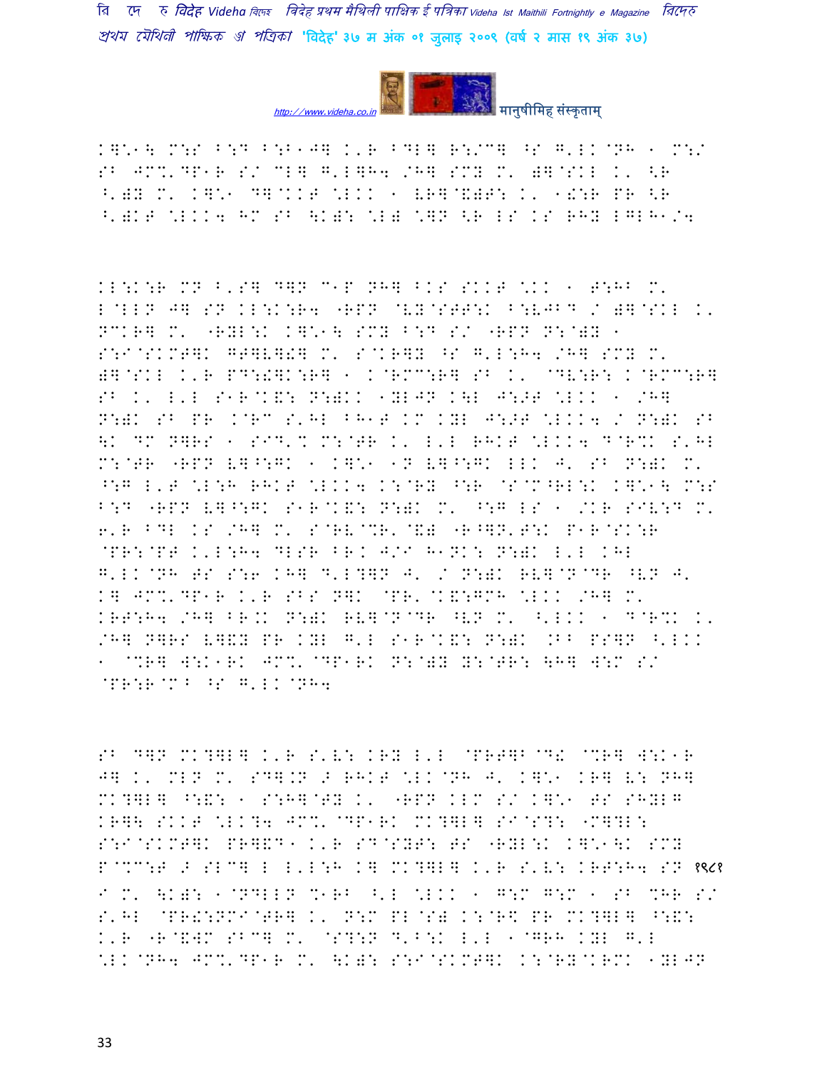K]\*1\ M:S B:D B:B1J] K'R BDL] R:/C] ^S G'LK@NH 1 M:/
SB JM%'DP1R S/ CL] G'L]H4 /H] SMY M' )]@SKL K' <R
^')Y M' K]\*1 D]@KKT \*LKK 1 VR]@&)F: K' 1!:R PR <R
^')KT \*LKK4 HM SB \K): \*L) \*]N <R LS KS RHY LGLH1/4

KL:K:R MN B'S] D]N C1P NH] BKS SKKT \*KK 1 T:HB M'
L@LLN J] SN KL:K:R4 "RPN @VY@STT:K B:VJBD / )]@SKL K'
NCKR] M' "RYL:K K]\*1\ SMY B:D S/ "RPN N:@)Y 1
S:I@SKMT]K GT]V]!] M' S@KR]Y ^S G'L:H4 /H] SMY M'
)]@SKL K'R PD:!]K:R] 1 K@RMC:R] SB K' @DV:R: K@RMC:R]
SB K' L'L S1R@K&: N:)KK 1YLJN K\L J:>T \*LKK 1 /H]
N:)K SB PR K@RC S'HL BH1T KM KYL J:>T \*LKK4 / N:)K SB
\K DM N]RS 1 SID'% M:@TR K' L'L RHKT \*LKK4 D@R%K S'HL
M:@TR "RPN V]^:GK 1 K]\*1 1N V]^:GK LLK J' SB N:)K M'
^:G L'T \*L:H RHKT \*LKK4 K:@RY ^:R @S@M^RL:K K]\*1\ M:S
B:D "RPN V]^:GK S1R@K&: N:)K M' ^:G LS 1 /KR SIV:D M'
6'R BDL KS /H] M' S@RV@%R'@&) "R^]N'T:K P1R@SK:R
@PR:@PT K'L:H4 DLSR BR. J/I H1NK: N:)K L'L KHL
G'LK@NH TS S:6 KH] D'L?]N J' / N:)K RV]@N@DR ^VN J'
K] JM%'DP1R K'R SBS N]K @PR'@K&:GMH \*LKK /H] M'
KRT:H4 /H] BR.K N:)K RV]@N@DR ^VN M' ^'LKK 1 D@R%K K'
/H] N]RS V]&Y PR KYL G'L S1R@K&: N:)K .BB PS]N ^'LKK
1 @%R] W:K1RK JM%'@DP1RK N:@)Y Y:@TR: \H] W:M S/
@PR:R@MB ^S G'LK@NH4

SB D]N MK?]L] K'R S'V: KRY L'L @PRT]B@D! @%R] W:K1R
J] K' MLN M' SD].N > RHKT \*LK@NH J' K]\*1 KR] V: NH]
MK?]L] ^:&: 1 S:H]@TY K' "RPN KLM S/ K]\*1 TS SHYLG
KR]\ SKKT \*LK?4 JM%'@DP1RK MK?]L] SI@S?: "M]?L:
S:I@SKMT]K PR]&D1 K'R SD@SYT: TS "RYL:K K]\*1\K SMY
P@%C:T > SLC] L L'L:H K] MK?]L] K'R S'V: KRT:H4 SN १९८१
I M' \K): 1@NDLLN %1RB ^'L \*LKK 1 G:M G:M 1 SB %HR S/
S'HL @PR!:NMI@TR] K' N:M PL@S) K:@R\$ PR MK?]L] ^:&:
K'R "R@&WM SBC] M' @S?:N D'B:K L'L 1@GRH KYL G'L
\*LK@NH4 JM%'DP1R M' \K): S:I@SKMT]K K:@RY@KRMK 1YLJN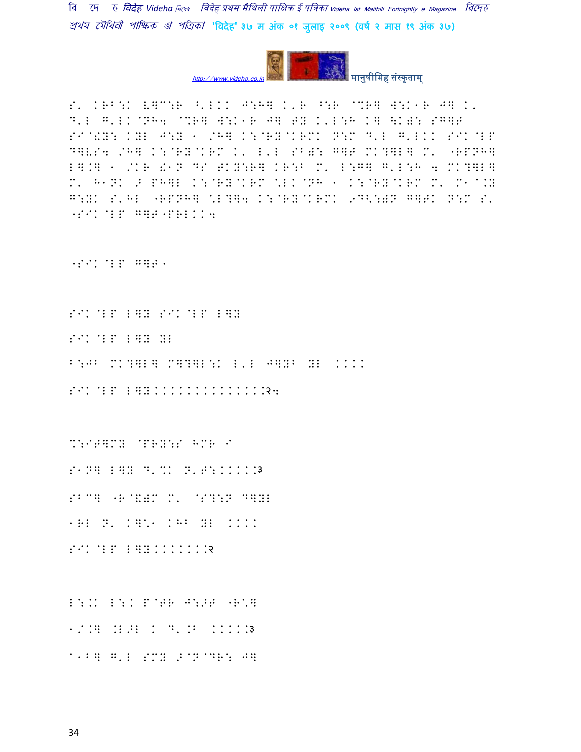S' KRB:K [ETC:R ^'LKK J:H] K'R ^:R @%R] W:K1R J] K'
D'L G'LK@NH4 @%R] W:K1R J] FY K'L:H K] \KY: SG]T
SI@!Y: KYL J:Y 1 /H] K:@RY@KRMK N:M D'L G'LKK SIK@LP
D]VS4 /H] K:@RY@KRM K' L'L SBY: G]T MK?]L] M' "RPNH]
L].] 1 /KR !1N DS FKY:R] KR:B M' L:G] G'L:H 4 MK?]L]
M' H1NK > PH]L K:@RY@KRM \LK@NH 1 K:@RY@KRM M' M1@.Y
G:YK S'HL "RPNH] \L?]4 K:@RY@KRMK 9D<:)N G]TK N:M S'
"SIK@LP G]T"PRLKK4

"SIK@LP G]T1

SIK@LP L]Y SIK@LP L]Y

SIK@LP L]Y YL

B:JB MK?]L] M]?]L:K L'L J]YB YL KKKK

SIK@LP L]YKKKKKKKKKKKKKKK२4

%:IT]MY @PRY:S HMR I

S1N] L]Y D'%K N'F:KKKKK३

SBC] "R@!)M M' @S?:N D]YL

1RL N' K]\1 KHB YL KKKK

SIK@LP L]YKKKKKKK२

L:.K L:K P@TR J:>T "R\]

1/.] .L>L K D'.B KKKKK३

@1B] G'L SMY >@N@DR: J]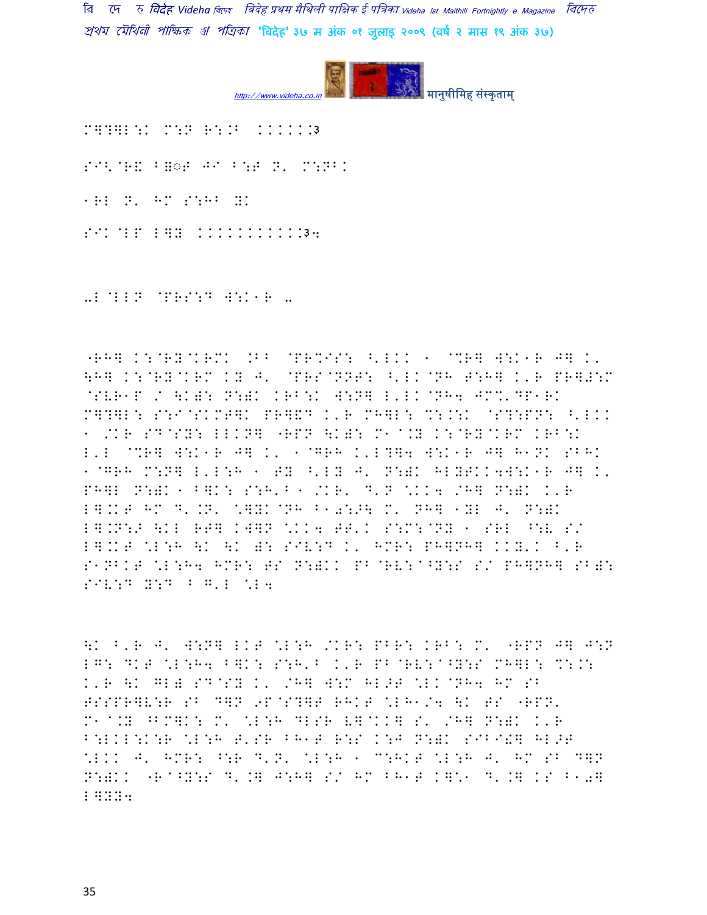M]?]L:K M:N R:.B ......३

SI<@R& B=◌F JI B:F N' M:NBK

1RL N' HM S:HB YK

SIK@LP L]Y ..........३4

.L@LLN @PRS:D W:K1R .

"RH] K:@RY@KRMK .BB @PR%IS: ^'LKK 1 @%R] W:K1R J] K' \H] K:@RY@KRM KY J' @PRS@NNT: ^'LK@NH T:H] K'R PR]#:M @SVR1P / \K): N:)K KRB:K W:N] L'LK@NH4 JM%'DP1RK M]?]L: S:I@SKMT]K PR]&D K'R MH]L: %:.:K @S?:PN: ^'LKK 1 /KR SD@SY: LLKN] "RPN \K): M1@.Y K:@RY@KRM KRB:K L'L @%R] W:K1R J] K' 1@GRH K'L?]4 W:K1R J] H1NK SBHK 1@GRH M:N] L'L:H 1 TY ^'LY J' N:)K HLYTKK4W:K1R J] K' PH]L N:)K 1 B]K: S:H'B 1 /KR' D'N \KK4 /H] N:)K K'R L].KT HM D'.N' \]YK@NH B1)://:S M' NH] 1YL J' N:)K L].N:> \KL RT] KW]N \KK4 TT'K S:M:@NY 1 SRL ^:V S/ L].KT \L:H \K \K ): SIV:D K' HMR: PH]NH] KKY'K B'R S1NBKT \L:H4 HMR: TS N:)KK PB@RV:@^Y:S S/ PH]NH] SB): SIV:D Y:D B G'L \L4

\K B'R J' W:N] LKT \L:H /KR: PBR: KRB: M' "RPN J] J:N LG: DKT \L:H4 B]K: S:H'B K'R PB@RV:@^Y:S MH]L: %:.: K'R \K GL) SD@SY K' /H] W:M HL>T \LK@NH4 HM SB TSSPR]V:R SB D]N 9P@S?]T RHKT \LH1/4 \K TS "RPN' M1@.Y ^BM]K: M' \L:H DLSR V]@KK] S' /H] N:)K K'R B:LKL:K:R \L:H T'SR BH1T R:S K:J N:)K SIBI!] HL>T \LKK J' HMR: ^:R D'N' \L:H 1 M:HKT \L:H J' HM SB D]N N:)KK "R@^Y:S D'.] J:H] S/ HM BH1T K]\1 D'.] KS B10] L]YY4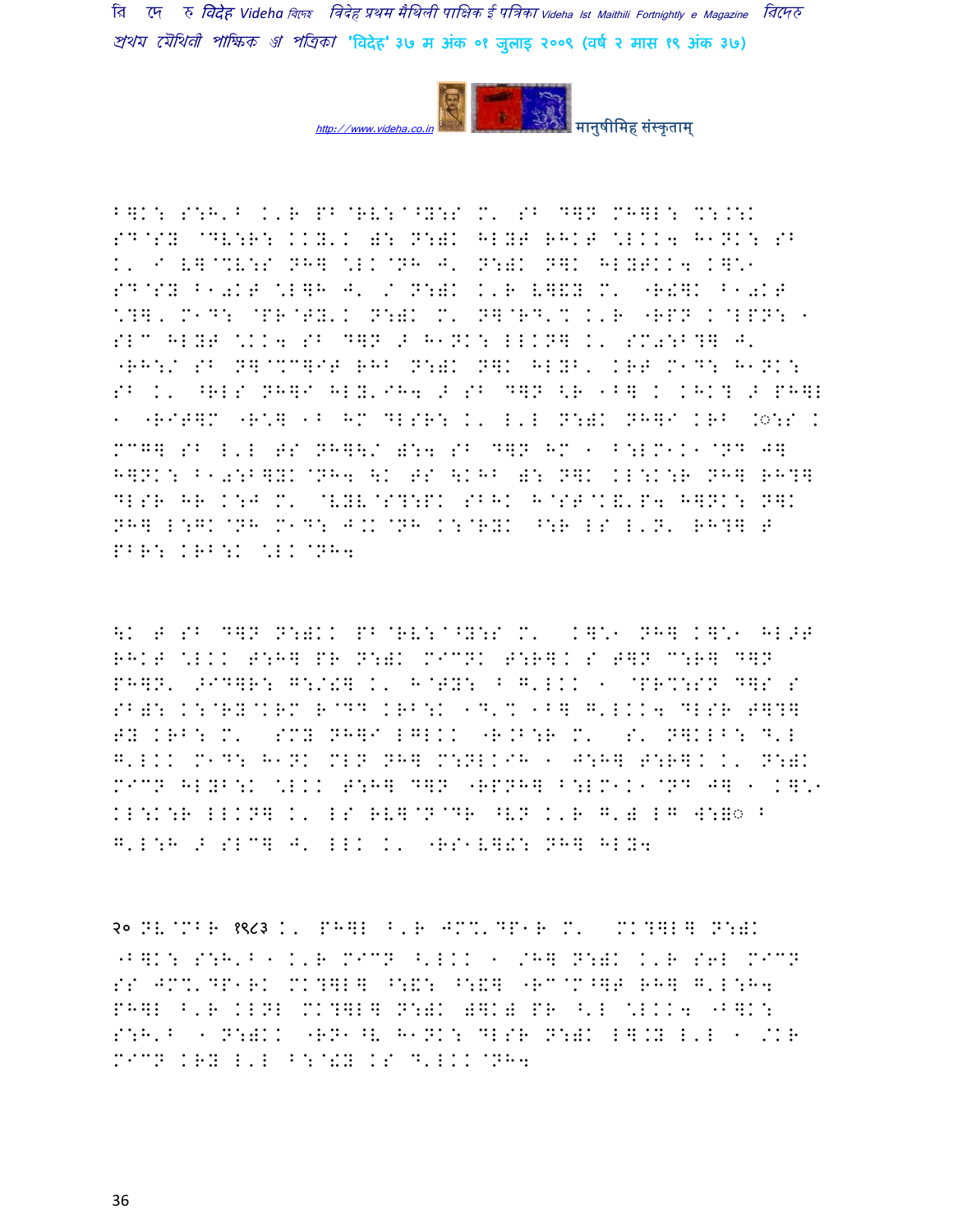B]K: S:H'B K'R PB@RV:^@Y:S M' SB D]N MH]L: %:.:K SD@SY @DV:R: KKY'K ): N:)K HLYT RHKT *LKK4 H1NK: SB K' I V]@%V:S NH] *LK@NH J' N:)K N]K HLYTKK4 K]*1 SD@SY B10KT *L]H J' / N:)K K'R V]&Y M' "R!]K B10KT *?]' M1D: @PR@TY'K N:)K M' N]@RD'% K'R "RPN K@LPN: 1 SLC HLYT *KK4 SB D]N > H1NK: LLKN] K' SM0:B?] J' "RH:/ SB N]@%C]IT RHB N:)K N]K HLYB' KRT M1D: H1NK: SB K' ^RLS NH]I HLY'IH4 > SB D]N <R 1B] K KHK? > PH]L 1 "RIT]M "R*] 1B HM DLSR: K' L'L N:)K NH]I KRB .◌:S K MC]] SB L'L TS NH]\/ ):4 SB D]N HM 1 B:LM1K1@ND J] H]NK: B10:B]YK@NH4 \K TS \KHB ): N]K KL:K:R NH] RH?] DLSR HR K:J M' @VYV@S?:PK SBHK H@ST@K&'P4 H]NK: N]K NH] L:GK@NH M1D: J.K@NH K:@RYK ^:R LS L'N' RH?] T PBR: KRB:K *LK@NH4

\K T SB D]N N:)KK PB@RV:^@Y:S M' K]*1 NH] K]*1 HL>T RHKT *LKK T:H] PR N:)K MICNK T:R]K S T]N C:R] D]N PH]N' >ID]R: G:/!] K' H@TY: B G'LKK 1 @PR%:SN D]S S SB): K:@RY@KRM R@DD KRB:K 1D'% 1B] G'LKK4 DLSR T]?] TY KRB: M' SMY NH]I LGLKK "R.B:R M' S' N]KLB: D'L G'LKK M1D: H1NK MLN NH] M:NLKIH 1 J:H] T:R]K K' N:)K MICN HLYB:K *LKK T:H] D]N "RPNH] B:LM1K1@ND J] 1 K]*1 KL:K:R LLKN] K' LS RV]@N@DR ^VN K'R G') LG W:)◌ B G'L:H > SLC] J' LLK K' "RS1V]!: NH] HLY4

२० NV@MBR १९८३ K' PH]L ^'R JM%'DP1R M' MK?]L] N:)K "B]K: S:H'B 1 K'R MICN ^'LKK 1 /H] N:)K K'R S6L MICN SS JM%'DP1RK MK?]L] ^:&: ^:&] "RC@M^]T RH] G'L:H4 PH]L ^'R KLNL MK?]L] N:)K )]K) PR ^'L *LKK4 "B]K: S:H'B 1 N:)KK "RN1^V H1NK: DLSR N:)K L].Y L'L 1 /KR MICN KRY L'L B:@!Y KS D'LKK@NH4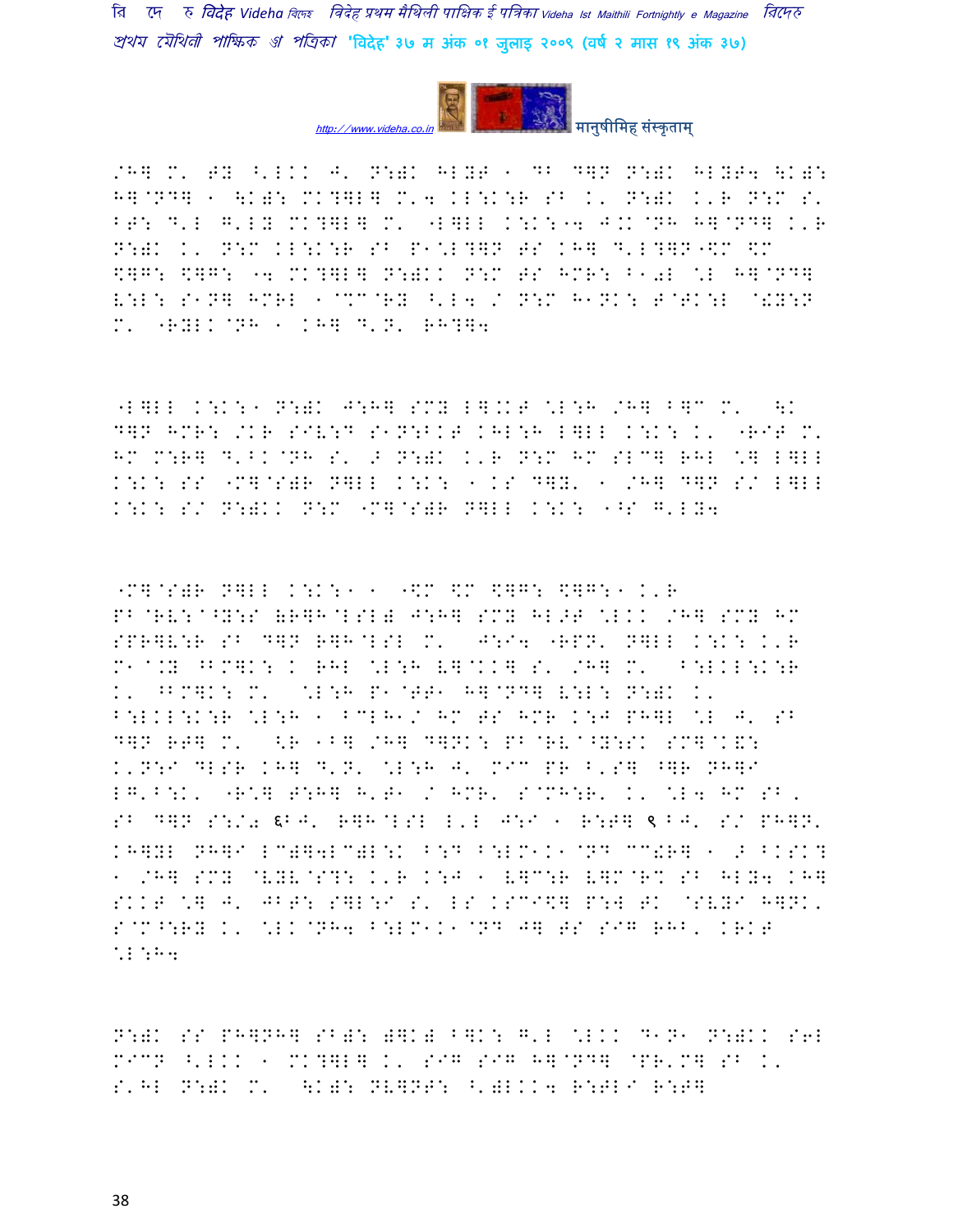/H] M' FY ^'LKK J' N:)K HLYF ! DB D]N N:)K HLYF4 \K):
H]@ND] ! \K): MK?]L] M'4 KL:K:R SB K' N:)K K'R N:M S'
BT: D'L G'LY MK?]L] M' "L]LL K:K:"4 J.K@NH H]@ND] K'R
N:)K K' N:M KL:K:R SB P!\*L?]N FS KH] D'L?]N-\$M \$M
\$]G: \$]G: "4 MK?]L] N:)KK N:M FS HMR: B!0L \*L H]@ND]
V:L: S!N] HMRL !@%M@RY ^'L4 / N:M H!NK: T@TK:L @.Y:N
M' "RYLK@NH ! KH] D'N' RH?]4

"L]LL K:K:! N:)K J:H] SMY L].KT \*L:H /H] B]M M' \K
D]N HMR: /KR SIV:D S!N:BKT KHL:H L]LL K:K: K' "RIT M'
HM M:R] D'BK@NH S' > N:)K K'R N:M HM SLC] RHL \*] L]LL
K:K: SS "M]@S)R N]LL K:K: ! KS D]Y' ! /H] D]N S/ L]LL
K:K: S/ N:)KK N:M "M]@S)R N]LL K:K: !^S G'LY4

"M]@S)R N]LL K:K:! ! "\$M \$M \$]G: \$]G:! K'R
PB@RV:@^Y:S (R]H@LSL) J:H] SMY HL>T \*LKK /H] SMY HM
SPR]V:R SB D]N R]H@LSL M' J:I4 "RPN' N]LL K:K: K'R
M!@.Y ^BM]K: K RHL \*L:H V]@KK] S' /H] M' B:LKL:K:R
K' ^BM]K: M' \*L:H P!@TT! H]@ND] V:L: N:)K K'
B:LKL:K:R \*L:H ! BCLH!/ HM FS HMR K:J PH]L \*L J' SB
D]N RT] M' <R !B] /H] D]NK: PB@RV@^Y:SK SM]@K&:
K'N:I DLSR KH] D'N' \*L:H J' MIC PR B'S] ^]R NH]I
LG'B:K' "R:] T:H] H'T! / HMR' S@MH:R' K' \*L4 HM SB,
SB D]N S:/0 ६BJ' R]H@LSL L'L J:I ! R:T] ९BJ' S/ PH]N'
KH]YL NH]I LC)]4LC)L:K B:D B:LM!K!@ND CC!R] ! > BKSK?
! /H] SMY @VYV@S?: K'R K:J ! V]C:R V]M@R% SB HLY4 KH]
SKKT \*] J' JBT: S]L:I S' LS KSCI\$] P:W TK @SVYI H]NK'
S@M^:RY K' \*LK@NH4 B:LM!K!@ND J] FS SIG RHB' KRKT
\*L:H4

N:)K SS PH]NH] SB): )]K) B]K: G'L \*LKK D!N! N:)KK S6L
MICN ^'LKK ! MK?]L] K' SIG SIG H]@ND] @PR'M] SB K'
S'HL N:)K M' \K): NV]NT: ^')LKK4 R:TLI R:T]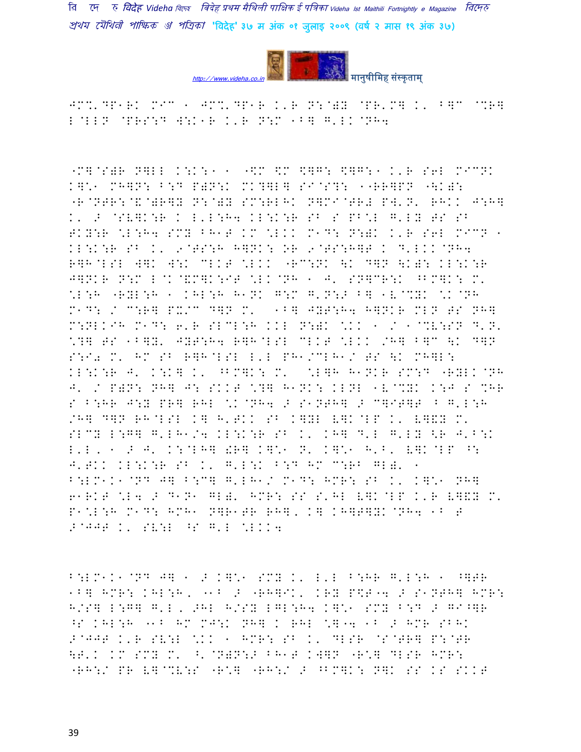JM%'DP1RK MIC 1 JM%'DP1R K'R N:@)B @PR'M] K' B]C @%R]
L@LLN @PRS:D W:K1R K'R N:M 1B] G'LK@NH4

"M]@S)R N]LL K:K:1 1 "$M $M $]G: $]G:1 K'R S6L MICNK K]\*1 MH]N: B:D P)N:K MK?]L] SI@S?: 1"RR]PN "KK): "R@NTR:@&@)R]B N:@)B SM:RLHK N]MI@TR# PW'N' RHKK J:H] K' > @SV]K:R K L'L:H4 KL:K:R SB S PB\*L G'LB TS SB TKB:R \*L:H4 SMB BH1T KM \*LKK M1D: N:)K K'R S6L MICN 1 KL:K:R SB K' 9@TS:H H]NK: OR 9@TS:H]T K D'LKK@NH4 R]H@LSL W]K W:K MLKT \*LKK "RC:NK \K D]N \K): KL:K:R J]NKR N:M L@K@&M]K:IT \*LK@NH 1 J' SN]CR:K ^BM]K: M' \*L:H "RBL:H 1 KHL:H H1NK G:M G'N:> B] 1V@%BK \*K@NH M1D: / C:R] PX/C D]N M' 1B] JBT:H4 H]NKR MLN TS NH] M:NLKIH M1D: 6'R SLCL:H KKL N:)K \*KK 1 / 1@%V:SN D'N' \*?] TS 1B]B' JBT:H4 R]H@LSL MLKT \*LKK /H] B]C \K D]N S:I0 M' HM SB R]H@LSL L'L PH1/CLH1/ TS \K MH]L: KL:K:R J' K:K] K' ^BM]K: M' \*L]H H1NKR SM:D "RBLK@NH J' / P)N: NH] J: SKKT \*?] H1NK: KLNL 1V@%BK K:J S %HR S B:HR J:B PR] RHL \*K@NH4 > S1NTH] > C]IT]T B G'L:H /H] D]N RH@LSL K] H'TKK SB K]BL V]K@LP K' V]&B M' SLCB L:G] G'LH1/4 KL:K:R SB K' KH] D'L G'LB \R J'B:K L'L' 1 > J' K:@LH] !R] K]\*1 N' K]\*1 H'B' V]K@LP ^: J'TKK KL:K:R SB K' G'L:K B:D HM C:RB GL)' 1 B:LM1K1@ND J] B:C] G'LH1/ M1D: HMR: SB K' K]\*1 NH] 61RKT \*L4 > D1N1 GL)' HMR: SS S'HL V]K@LP K'R V]&B M' P1\*L:H M1D: HMH1 N]R1TR RH]' K] KH]T]BK@NH4 1B T >@JJT K' SV:L ^S G'L \*LKK4

B:LM1K1@ND J] 1 > K]\*1 SMB K' L'L B:HR G'L:H 1 ^]TR 1B] HMR: KHL:H, 11B > "RH]IK' KRB P$T14 > S1NTH] HMR: H/S] L:G] G'L, >HL H/SB LGL:H4 K]\*1 SMB B:D > GI^]R ^S KHL:H 11B HM MJ:K NH] K RHL \*]14 1B > HMR SBHK >@JJT K'R SV:L \*KK 1 HMR: SB K' DLSR @S@TR] P:@TR \T'K KM SMB M' ^'@N)N:> BH1T KW]N "R\*] DLSR HMR: "RH:/ PR V]@%V:S "R\*] "RH:/ > ^BM]K: N]K SS KS SKKT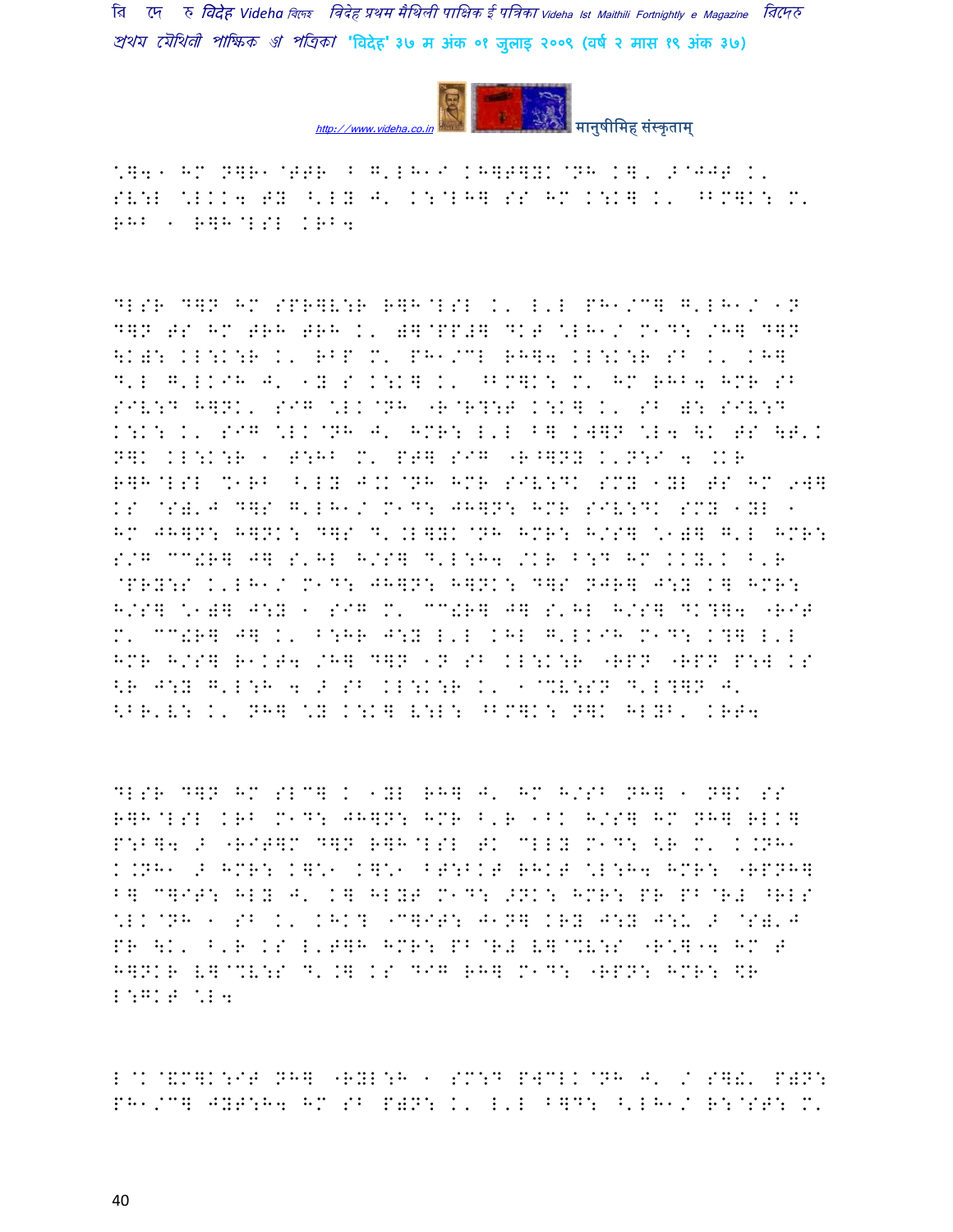\*]4 1 HM N]R1@TTR B G'LH1I KH]T]YK@NH K]' >@JJT K' SV:L \*LKK4 TY ^'LY J' K:@LH] SS HM K:K] K' ^BM]K: M' RHB 1 R]H@LSL KRB4

DLSR D]N HM SPR]V:R R]H@LSL K' L'L PH1/C] G'LH1/ 1N D]N TS HM TRH TRH K' )]@PP#] DKT \*LH1/ M1D: /H] D]N \K): KL:K:R K' RBP M' PH1/CL RH]4 KL:K:R SB K' KH] D'L G'LKIH J' 1Y S K:K] K' ^BM]K: M' HM RHB4 HMR SB SIV:D H]NK' SIG \*LK@NH "R@R?:T K:K] K' SB ): SIV:D K:K: K' SIG \*LK@NH J' HMR: L'L B] KW]N \*L4 \K TS \T'K N]K KL:K:R 1 T:HB M' PT] SIG "R^]NY K'N:I 4 .KR R]H@LSL %1RB ^'LY J.K@NH HMR SIV:DK SMY 1YL TS HM 9W] KS @SY'J D]S G'LH1/ M1D: JH]N: HMR SIV:DK SMY 1YL 1 HM JH]N: H]NK: D]S D'.L]YK@NH HMR: H/S] \*1)] G'L HMR: S/G CC!R] J] S'HL H/S] D'L:H4 /KR B:D HM KKY'K B'R @PRY:S K'LH1/ M1D: JH]N: H]NK: D]S NJR] J:Y K] HMR: H/S] \*1)] J:Y 1 SIG M' CC!R] J] S'HL H/S] DK?]4 "RIT M' CC!R] J] K' B:HR J:Y L'L KHL G'LKIH M1D: K?] L'L HMR H/S] R1KT4 /H] D]N 1N SB KL:K:R "RPN "RPN P:W KS <R J:Y G'L:H 4 > SB KL:K:R K' 1@%V:SN D'L?]N J' <BR'V: K' NH] \*Y K:K] V:L: ^BM]K: N]K HLYB' KRT4

DLSR D]N HM SLC] K 1YL RH] J' HM H/SB NH] 1 N]K SS R]H@LSL KRB M1D: JH]N: HMR B'R 1BK H/S] HM NH] RLK] P:B]4 > "RIT]M D]N R]H@LSL TK CLLY M1D: <R M' K.NH1 K.NH1 > HMR: K]\*1 K]\*1 BT:BKT RHKT \*L:H4 HMR: "RPNH] B] C]IT: HLY J' K] HLYT M1D: >NK: HMR: PR PB@R# ^RLS \*LK@NH 1 SB K' KHK? "C]IT: J1N] KRY J:Y J:U > @SY'J PR \K' B'R KS L'T]H HMR: PB@R# V]@%V:S "R\*]"4 HM T H]NKR V]@%V:S D'.] KS DIG RH] M1D: "RPN: HMR: \$R L:GKT \*L4

L@K@&M]K:IT NH] "RYL:H 1 SM:D PWCLK@NH J' / S]!' P)N: PH1/C] JYT:H4 HM SB P)N: K' L'L B]D: ^'LH1/ R:@ST: M'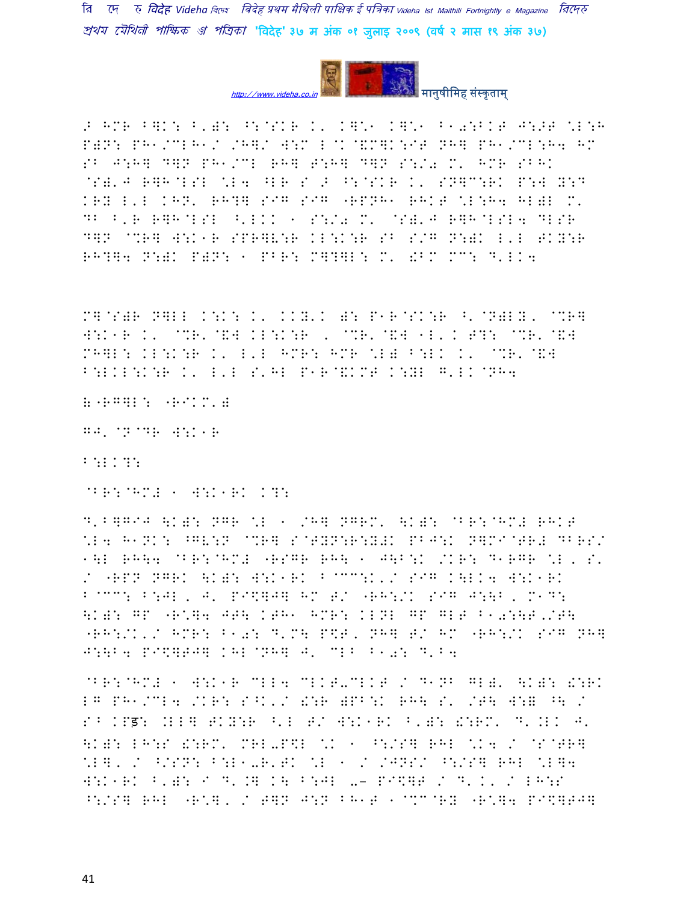> HMR B]K: B'): ^:@SKR K' K]\* K]\* B1078KT J:>T \L:H P)N: PH1/@LH1/ /H]/ W:M L@K@&M]K:IT NH] PH1/@L:H4 HM SB J:H] D]N PH1/@L RH] T:H] D]N S:/0 M' HMR SBHK @S)'J R]H@LSL \L4 ^LR S > ^:@SKR K' SN]C:RK P:W Y:D KRY L'L KHN' RH?] SIG SIG -RPNH1 RHKT \L:H4 HL)L M' DB B'R R]H@LSL ^'LKK 1 S:/0 M' @S)'J R]H@LSL4 DLSR D]N @%R] W:K1R SPR]V:R KL:K:R SB S/G N:)K L'L TKY:R RH?]4 N:)K P)N: 1 PBR: M]?]L: M' !BM MC: D'LK4

M]@S)R N]LL K:K: K' KKY'K ): P1R@SK:R ^'@N)LY' @%R] W:K1R K' @%R'@&W KL:K:R , @%R'@&W 1L'K T?: @%R'@&W MH]L: KL:K:R K' L'L HMR: HMR \L) B:LK K' @%R'@&W B:LKL:K:R K' L'L S'HL P1R@&KMT K:YL G'LK@NH4

(-RG]L: -RIKM')

GJ' @N@DR W:K1R

B:LK?:

@BR:@HM# 1 W:K1RK K?:

D'B]GIJ \K): NGR \L 1 /H] NGRM' \K): @BR:@HM# RHKT \L4 H1NK: ^GV:N @%R] S@TYN:R:Y#K PBJ:K N]MI@TR# DBRS/ 1\L RH\4 @BR:@HM# -RSGR RH\ 1 J\B:K /KR: D1RGR \L , S' / -RPN NGRK \K): W:K1RK B@CC:K'/ SIG K\LK4 W:K1RK B@CC: B:JL, J' PI\$]J] HM T/ -RH:/K SIG J:\B, M1D: \K): GP -R\*]4 JT\ KTH1 HMR: KLNL GP GLT B1023\T'/T\ -RH:/K'/ HMR: B10: D'M\ P\$T, NH] T/ HM -RH:/K SIG NH] J:\B4 PI\$]TJ] KHL@NH] J' CLB B10: D'B4

@BR:@HM# 1 W:K1R CLL4 CLKT-CLKT / D1NB GL)' \K): !:RK LG PH1/@L4 /KR: S^K'/ !:R )PB:K RH\ S' /T\ W:Y ^\ / S^ KPड़: .LL] TKY:R ^'L T/ W:K1RK B'): !:RM' D'.LK J' \K): LH:S !:RM' MRL-P\$L \*K 1 ^:/S] RHL \*K4 / @S@TR] \*L], / ^/SN: B:L1-R'TK \*L 1 / /JNS/ ^:/S] RHL \*L]4 W:K1RK B'): I D'.] K\ B:JL -– PI\$]T / D'K' / LH:S ^:/S] RHL -R\*], / T]N J:N BH1T 1@%C@RY -R\*]4 PI\$]TJ]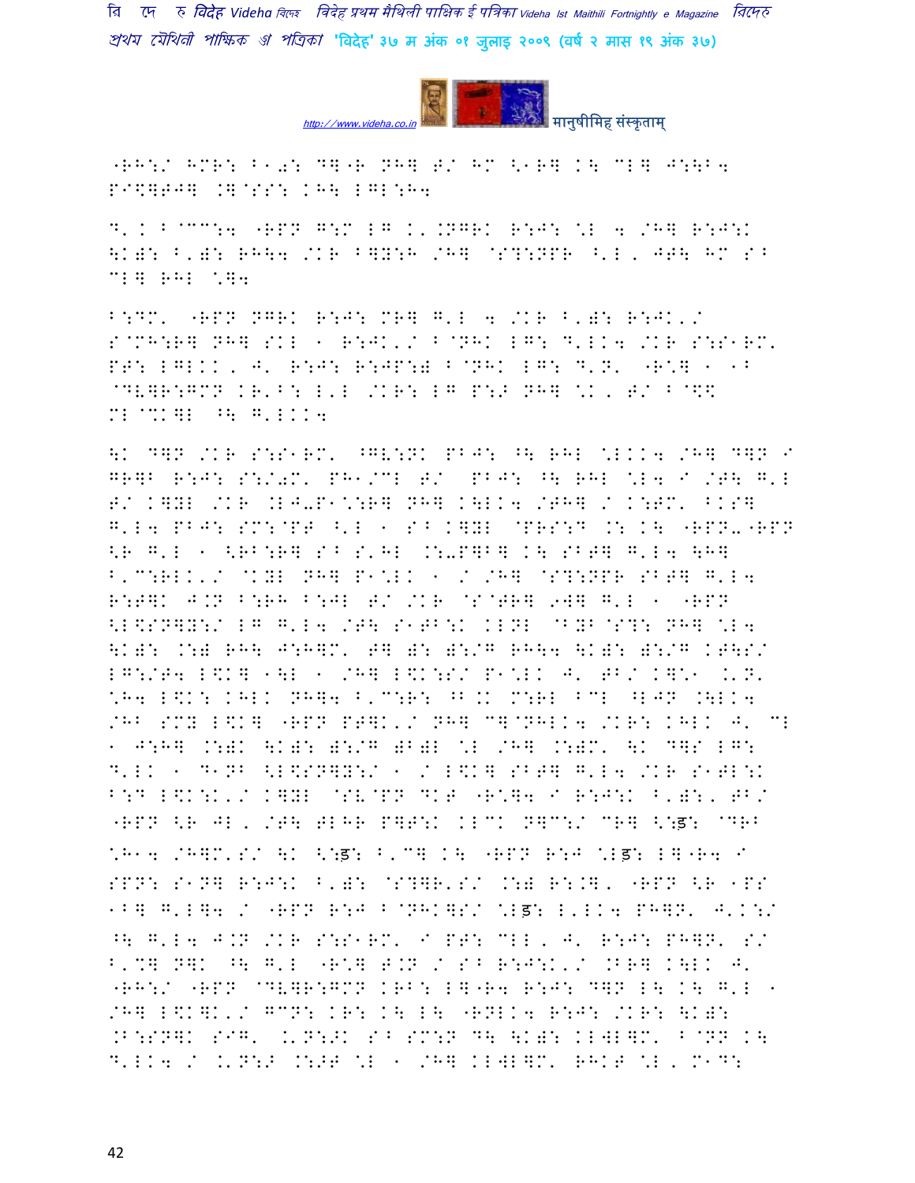"RH:/ HMR: B10: D]"R NH] T/ HM <1R] K\ CL] J:\B4 PI\$]TJ] .]@SS: KH\ LGL:H4

D'. B@CC:4 "RPN G:M LG K'.NGRK R:J: \*L 4 /H] R:J:K \K): B'): RH\4 /KR B]Y:H /H] @S?:NPR ^'L, JT\ HM S^ CL] RHL \*]4

B:DM' "RPN NGRK R:J: MR] G'L 4 /KR B'): R:JK'/ S@MH:R] NH] SKL 1 R:JK'/ B@NHK LG: D'LK4 /KR S:S1RM' PT: LGLKK, J' R:J: R:JP:) B@NHK LG: D'N' "R\*] 1 1B @DV]R:GMN KR'B: L'L /KR: LG P:> NH] \*K, T/ B@\$\$ ML@%K]L ^\ G'LKK4

\K D]N /KR S:S1RM' ^GV:NK PBJ: ^\ RHL \*LKK4 /H] D]N I GR]B R:J: S:/0M' PH1/CL T/ PBJ: ^\ RHL \*L4 I /T\ G'L T/ K]YL /KR .LJ-P1\*:R] NH] K\LK4 /TH] / K:TM' BKS] G'L4 PBJ: SM:@PT ^'L 1 S^ K]YL @PRS:D .: K\ "RPN-"RPN <R G'L 1 <RB:R] S^ S'HL .:-P]B] K\ SBT] G'L4 \H] B'C:RLK'/ @KYL NH] P1\*LK 1 / /H] @S?:NPR SBT] G'L4 R:T]K J.N B:RH B:JL T/ /KR @S@TR] 9W] G'L 1 "RPN <L\$SN]Y:/ LG G'L4 /T\ S1TB:K KLNL @BYB@S?: NH] \*L4 \K): .:) RH\ J:H]M' T] ): ):/G RH\4 \K): ):/G KT\S/ LG:/T4 L\$K] 1\L 1 /H] L\$K:S/ P1\*LK J' TB/ K]\*1 .'N' \*H4 L\$K: KHLK NH]4 B'C:R: ^B.K M:RL BCL ^LJN .\LK4 /HB SMY L\$K] "RPN PT]K'/ NH] C]@NHLK4 /KR: KHLK J' CL 1 J:H] .:)K \K): ):/G )B)L \*L /H] .:)M' \K D]S LG: D'LK 1 D1NB <L\$SN]Y:/ 1 / L\$K] SBT] G'L4 /KR S1TL:K B:D L\$K:K'/ K]YL @SV@PN DKT "R\*]4 I R:J:K B'):, TB/ "RPN <R JL, /T\ TLHR P]T:K KLCK N]C:/ CR] <:ṣ: @DRB \*H14 /H]M'S/ \K <:ṣ: B'C] K\ "RPN R:J \*Lṣ: L]"R4 I SPN: S1N] R:J:K B'): @S?]R'S/ .:) R:.], "RPN <R 1PS 1B] G'L]4 / "RPN R:J B@NHK]S/ \*Lṣ: L'LK4 PH]N' J'K:/ ^\ G'L4 J.N /KR S:S1RM' I PT: CLL, J' R:J: PH]N' S/ B'%] N]K ^\ G'L "R\*] T.N / S^ R:J:K'/ .BR] K\LK J' "RH:/ "RPN @DV]R:GMN KRB: L]"R4 R:J: D]N L\ K\ G'L 1 /H] L\$K]K'/ GCN: KR: K\ L\ "RNLK4 R:J: /KR: \K): .B:SN]K SIG' .'N:>K S^ SM:N D\ \K): KLWL]M' B@NN K\ D'LK4 / .'N:> .:>T \*L 1 /H] KLWL]M' RHKT \*L, M1D: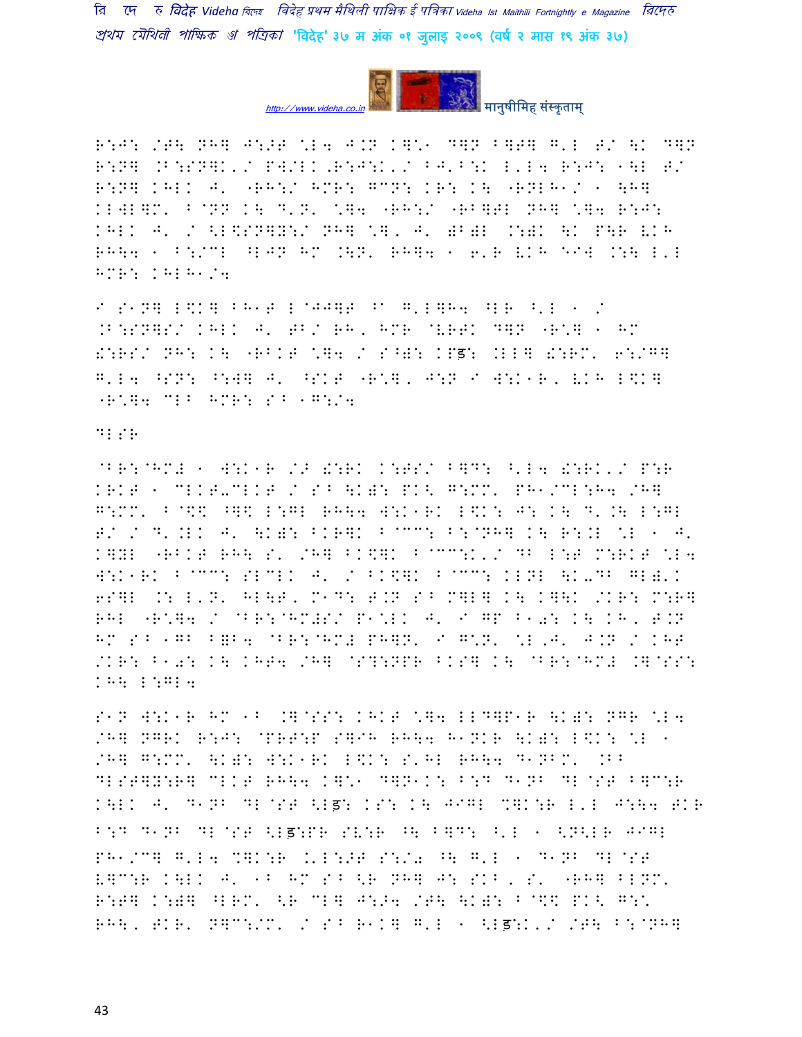R:J: /T\ NH] J:>T \*L4 J.N K]\*1 D]N B]T] G'L T/ \K D]N R:N] .B:SN]K'/ PW/LK,R:J:K'/ BJ'B:K L'L4 R:J: 1\L T/ R:N] KHLK J' "RH:/ HMR: GCN: KR: K\ "RNLH1/ 1 \H] KLWL]M' B@NN K\ D'N' \*]4 "RH:/ "RB]TL NH] \*]4 R:J: KHLK J' / <L\$N]Y:/ NH] \*], J')B)L .:)K \K P\R VKH RH\4 1 B:/CL ^LJN HM .\N' RH]4 1 6'R VKH "IW .:\ L'L HMR: KHLH1/4

I S1N] L\$K] BH1T L@JJ]T ^A G'L]H4 ^LR ^'L 1 / .B:SN]S/ KHLK J' TB/ RH, HMR @VRTK D]N "R\*] 1 HM !:RS/ NH: K\ "RBKT \*]4 / S^): KPड़: .LL] !:RM' 6:/G] G'L4 ^SN: ^:W] J' ^SKT "R\*], J:N I W:K1R, VKH L\$K] "R\*]4 CLB HMR: S^ 1G:/4

DLSR

@BR:@HM# 1 W:K1R /> !:RK K:TS/ B]D: ^'L4 !:RK'/ P:R KRKT 1 CLKT-CLKT / S^ \K): PK< G:MM' PH1/CL:H4 /H] G:MM' B@\$\$ ^]\$ L:GL RH\4 W:K1RK L\$K: J: K\ D'.\ L:GL T/ / D'.LK J' \K): BKR]K B@CC: B:@NH] K\ R:.L \*L 1 J' K]YL "RBKT RH\ S' /H] BK\$]K B@CC:K'/ DB L:T M:RKT \*L4 W:K1RK B@CC: SLCLK J' / BK\$]K B@CC: KLNL \K-DB GL)'K 6S]L .: L'N' HL\T, M1D: T.N S^ M]L] K\ K]\K /KR: M:R] RHL "R\*]4 / @BR:@HM#S/ P1\*LK J' I GP B10: K\ KH, T.N HM S^ 1GB B=B4 @BR:@HM# PH]N' I G\*N' \*L'J' J.N / KHT /KR: B10: K\ KHT4 /H] @S?:NPR BKS] K\ @BR:@HM# .]@SS: KH\ L:GL4

S1N W:K1R HM 1B .]@SS: KHKT \*]4 LLD]P1R \K): NGR \*L4 /H] NGRK R:J: @PRT:P S]IH RH\4 H1NKR \K): L\$K: \*L 1 /H] G:MM' \K): W:K1RK L\$K: S'HL RH\4 D1NBM' .BB DLSR]Y:R] CLKT RH\4 K]\*1 D]N1K: B:D D1NB DL@ST B]C:R K\LK J' D1NB DL@ST <Lड़: KS: K\ JIGL %]K:R L'L J:\4 TKR B:D D1NB DL@ST <Lड़:PR SV:R ^\ B]D: ^'L 1 <N<LR JIGL PH1/C] G'L4 %]K:R .'L:>T S:/0 ^\ G'L 1 D1NB DL@ST V]C:R K\LK J' 1B HM S^ <R NH] J: SKB, S' "RH] BLNM' R:T] K:)] ^LRM' <R CL] J:>4 /T\ \K): B@\$\$ PK< G:\* RH\, TKR' N]C:/M' / S^ R1K] G'L 1 <Lड़:K'/ /T\ B:@NH]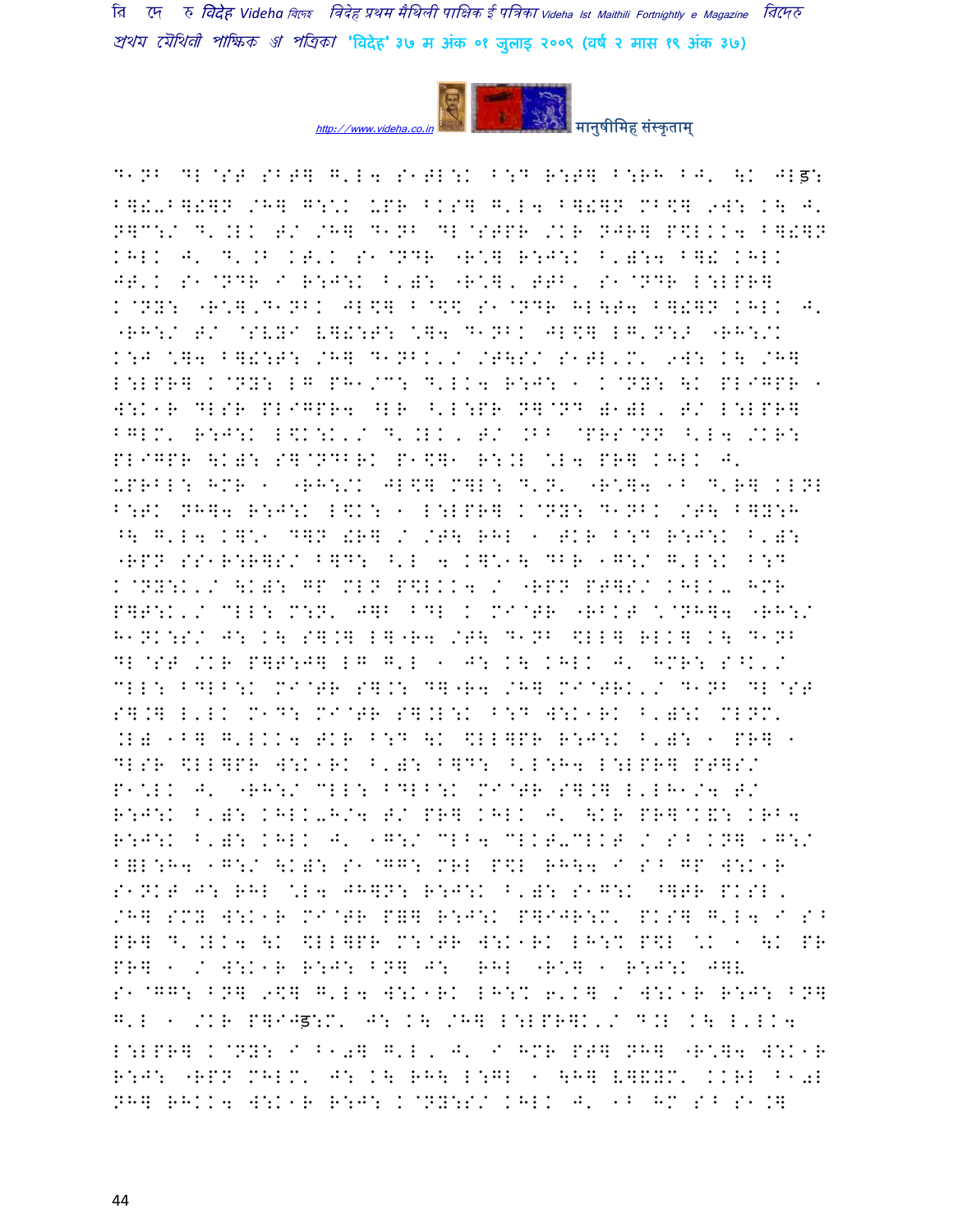D1NB DL@ST SBT] G'L4 S1TL:K B:D R:T] B:RH BJ' \K JLड़:
B]!-B]!]N /H] G:\*K -PR BKS] G'L4 B]!]N MB$] 9W: K\ J'
N]C:/ D'.LK T/ /H] D1NB DL@STPR /KR NJR] P$LKK4 B]!]N
KHLK J' D'.B KT'K S1@NDR "R*], R:J:K B')]:4 B]! KHLK
JT'K S1@NDR I R:J:K B'): "R*], TTB' S1@NDR L:LPR]
K@NY: "R*],D1NBK JL$] B@$$ S1@NDR HL\T4 B]!]N KHLK J'
"RH:/ T/ @SVYI V]!:T: *]4 D1NBK JL$] LG'N:> "RH:/K
K:J *]4 B]!:T: /H] D1NBK'/ /T\S/ S1TL'M' 9W: K\ /H]
L:LPR] K@NY: LG PH1/C: D'LK4 R:J: 1 K@NY: \K PLIGPR 1
W:K1R DLSR PLIGPR4 ^LR ^'L:PR N]@ND )1)L, T/ L:LPR]
BGLM' R:J:K L$K:K'/ D'.LK, T/ .BB @PRS@NN ^'L4 /KR:
PLIGPR \K): S]@NDBRK P1$]1 R:.L *L4 PR] KHLK J'
-PRBL: HMR 1 "RH:/K JL$] M]L: D'N' "R*]4 1B D'R] KLNL
B:TK NH]4 R:J:K L$K: 1 L:LPR] K@NY: D1NBK /T\ B]Y:H
^\ G'L4 K]*1 D]N !R] / /T\ RHL 1 TKR B:D R:J:K B'):
"RPN SS1R:R]S/ B]D: ^'L 4 K]*1\ DBR 1G:/ G'L:K B:D
K@NY:K'/ \K): GP MLN P$LKK4 / "RPN PT]S/ KHLK- HMR
P]T:K'/ CLL: M:N' J]B BDL K MI@TR "RBKT *@NH]4 "RH:/
H1NK:S/ J: K\ S].] L]"R4 /T\ D1NB $LL] RLK] K\ D1NB
DL@ST /KR P]T:J] LG G'L 1 J: K\ KHLK J' HMR: S^K'/
CLL: BDLB:K MI@TR S].: D]"R4 /H] MI@TRK'/ D1NB DL@ST
S].] L'LK M1D: MI@TR S].L:K B:D W:K1RK B'):K MLNM'
.L) 1B] G'LKK4 TKR B:D \K $LL]PR R:J:K B'): 1 PR] 1
DLSR $LL]PR W:K1RK B'): B]D: ^'L:H4 L:LPR] PT]S/
P1*LK J' "RH:/ CLL: BDLB:K MI@TR S].] L'LH1/4 T/
R:J:K B'): KHLK-H/4 T/ PR] KHLK J' \KR PR]@K&: KRB4
R:J:K B'): KHLK J' 1G:/ CLB4 CLKT-CLKT / S^ KN] 1G:/
B]L:H4 1G:/ \K): S1@GG: MRL P$L RH\4 I S^ GP W:K1R
S1NKT J: RHL *L4 JH]N: R:J:K B'): S1G:K ^]TR PKSL,
/H] SMY W:K1R MI@TR P]] R:J:K P]IJR:M' PKS] G'L4 I S^
PR] D'.LK4 \K $LL]PR M:@TR W:K1RK LH:* P$L *K 1 \K PR
PR] 1 / W:K1R R:J: BN] J: RHL "R*] 1 R:J:K J]V
S1@GG: BN] 9$] G'L4 W:K1RK LH:* 6'K] / W:K1R R:J: BN]
G'L 1 /KR P]IJड़:M' J: K\ /H] L:LPR]K'/ D.L K\ L'LK4
L:LPR] K@NY: I B10] G'L, J' I HMR PT] NH] "R*]4 W:K1R
R:J: "RPN MHLM' J: K\ RH\ L:GL 1 \H] V]&YM' KKRL B10L
NH] RHKK4 W:K1R R:J: K@NY:S/ KHLK J' 1B HM S^ S1.]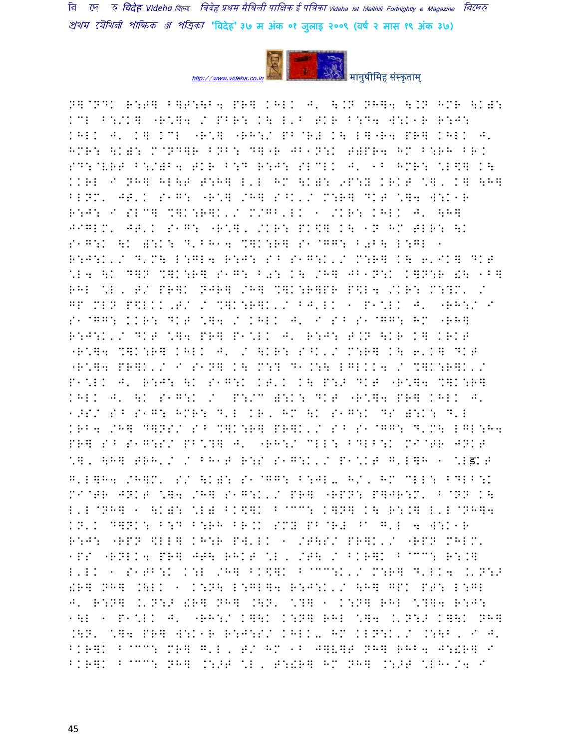N]@NDK R:T] B]T:\B4 PR] KHLK J' \.N NH]4 \.N HMR \K):
KCL B:/K] "R\*]4 / PBR: K\ L'B TKR B:D4 W:K1R R:J:
KHLK J' K] KCL "R\*] "RH:/ PB@R# K\ L]"R4 PR] KHLK J'
HMR: \K): M@ND]R BNB: D]"R JB1N:K T)PR4 HM B:RH BR.
SD:@VRT B:/)B4 TKR B:D R:J: SLCLK J' 1B HMR: \*L\$] K\
KKRL I NH] HL\T T:H] L'L HM \K): 9P:Y KRKT \*], K] \H]
BLNM' JT'K S1G: "R\*] /H] S^K'/ M:R] DKT \*]4 W:K1R
R:J: I SLC] %]K:R]K'/ M/GB'LK 1 /KR: KHLK J' \H]
J1GLM' JT'K S1G: "R\*]' /KR: PK\$] K\ 1N HM TLR: \K
S1G:K \K ):K: D'BH14 %]K:R] S1@GG: B0B\ L:GL 1
R:J:K'/ D'M\ L:GL4 R:J: S^ S1G:K'/ M:R] K\ 6'IK] DKT
\*L4 \K D]N %]K:R] S1G: B0: K\ /H] JB1N:K K]N:R !\ 1B]
RHL \*L, T/ PR]K NJR] /H] %]K:R]PR P\$L4 /KR: M:?M' /
GP MLN P\$LKK,T/ / %]K:R]K'/ BJ'LK 1 P1\*LK J' "RH:/ I
S1@GG: KKR: DKT \*]4 / KHLK J' I S^ S1@GG: HM "RH]
R:J:K'/ DKT \*]4 PR] P1\*LK J' R:J: T.N \KR K] KRKT
"R\*]4 %]K:R] KHLK J' / \KR: S^K'/ M:R] K\ 6'K] DKT
"R\*]4 PR]K'/ I S1N] K\ M:? D1.:\ LGLKK4 / %]K:R]K'/
P1\*LK J' R:J: \K S1G:K KT'K K\ P:> DKT "R\*]4 %]K:R]
KHLK J' \K S1G:K / P:/C ):K: DKT "R\*]4 PR] KHLK J'
1>S/ S^ S1G: HMR: D'L KR, HM \K S1G:K DS ):K: D'L
KRB4 /H] D]NS/ S^ %]K:R] PR]K'/ S^ S1@GG: D'M\ LGL:H4
PR] S^ S1G:S/ PB\*?] J' "RH:/ CLL: BDLB:K MI@TR JNKT
\*], \H] TRH'/ / BH1T R:S S1G:K'/ P1\*KT G'L]H 1 \*Lड़KT
G'L]H4 /H]M' S/ \K): S1@GG: B:JL- H/, HM CLL: BDLB:K
MI@TR JNKT \*]4 /H] S1G:K'/ PR] "RPN: P]JR:M' B@NN K\
L'L@NH] 1 \K): \*L) BK\$]K B@CC: K]N] K\ R:.] L'L@NH]4
KN'K D]NK: B:D B:RH BR.K SMY PB@R# ^C G'L 4 W:K1R
R:J: "RPN \$LL] KH:R PW'LK 1 /T\S/ PR]K'/ "RPN MHLM'
1PS "RNLK4 PR] JT\ RHKT \*L, /T\ / BKR]K B@CC: R:.]
L'LK 1 S1TB:K K:L /H] BK\$]K B@CC:K'/ M:R] D'LK4 .'N:>
!R] NH] .\LK 1 K:N\ L:GL]4 R:J:K'/ \H] GPK PT: L:GL
J' R:N] .'N:> !R] NH] .\N' \*?] 1 K:N] RHL \*?]4 R:J:
1\L 1 P1\*LK J' "RH:/ K]\K K:N] RHL \*]4 .'N:> K]\K NH]
.\N' \*]4 PR] W:K1R R:J:S/ KHLK- HM KLN:K'/ .:\B, I J'
BKR]K B@CC: MR] G'L, T/ HM 1B J]V]T NH] RHB4 J:!R] I
BKR]K B@CC: NH] .:>T \*L, T:!R] HM NH] .:>T \*LH1/4 I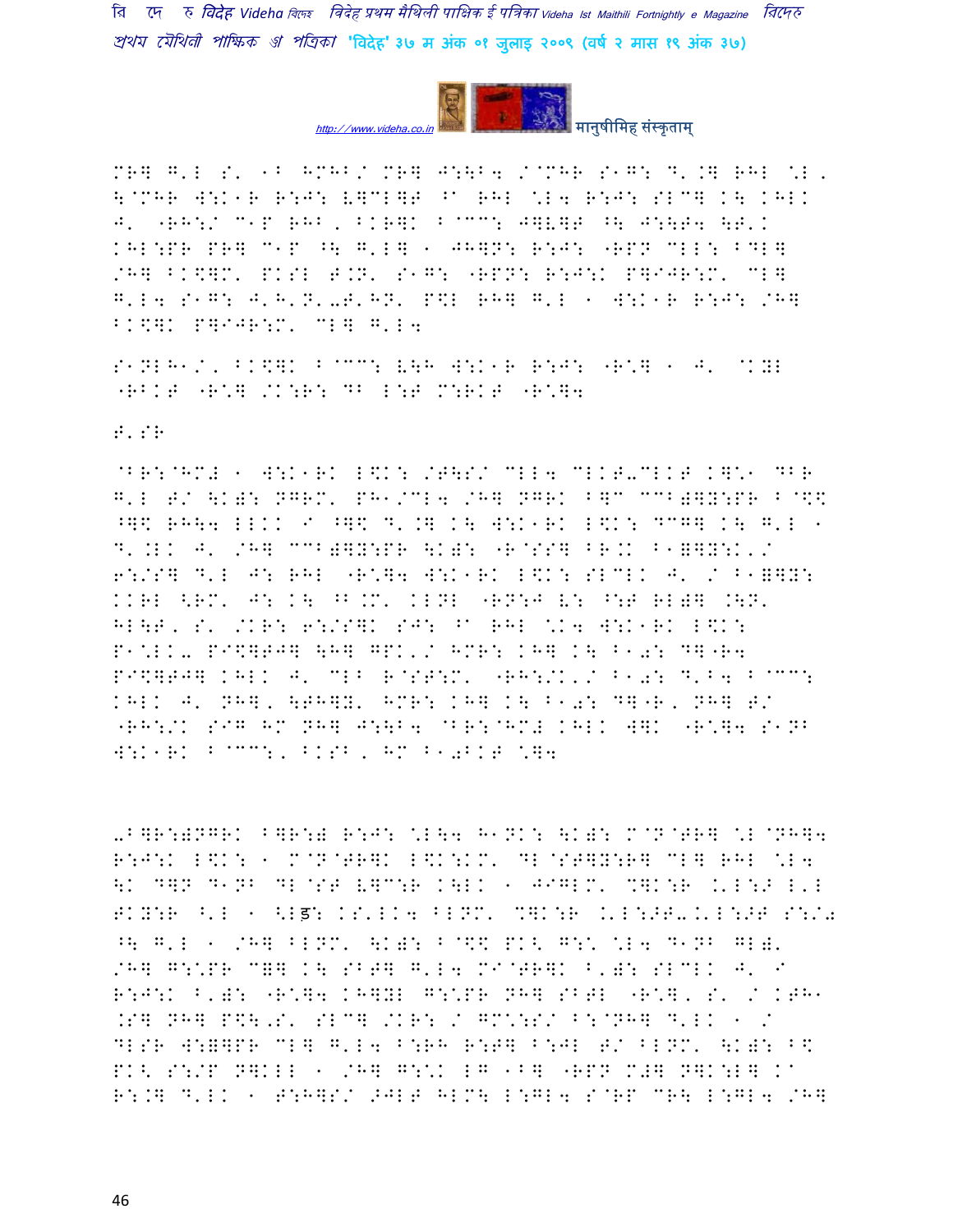MR] G'L S' 1B HMHB/ MR] J:\B4 /@MHR S1G: D'.] RHL \*L, \@MHR W:K1R R:J: V]CL]T ^A RHL \*L4 R:J: SLC] K\ KHLK J' "RH:/ C1P RHB, BKR]K B@CC: J]V]T ^\ J:\T4 \T'K KHL:PR PR] C1P ^\ G'L] 1 JH]N: R:J: "RPN CLL: BDL] /H] BK\$]M' PKSL T.N' S1G: "RPN: R:J:K P]IJR:M' CL] G'L4 S1G: J'H'N'-T'HN' P\$L RH] G'L 1 W:K1R R:J: /H] BK\$]K P]IJR:M' CL] G'L4

S1NLH1/, BK\$]K B@CC: V\H W:K1R R:J: "R\*] 1 J' @KYL "RBKT "R\*] /K:R: DB L:T M:RKT "R\*]4

T'SR

@BR:@HM# 1 W:K1RK L\$K: /T\S/ CLL4 CLKT-CLKT K]\*1 DBR G'L T/ \K): NGRM' PH1/CL4 /H] NGRK B]C CCB)]Y:PR B@\$\$ ^]\$ RH\4 LLKK I ^]\$ D'.] K\ W:K1RK L\$K: DCG] K\ G'L 1 D'.LK J' /H] CCB)]Y:PR \K): "R@SS] BR.K B1=]Y:K'/ 6:/S] D'L J: RHL "R\*]4 W:K1RK L\$K: SLCLK J' / B1=]Y: KKRL <RM' J: K\ ^B.M' KLNL "RN:J V: ^:T RL)] .\N' HL\T, S' /KR: 6:/S]K SJ: ^A RHL \*K4 W:K1RK L\$K: P1\*LK- PI\$]TJ] \H] GPK'/ HMR: KH] K\ B1-: D]"R4 PI\$]TJ] KHLK J' CLB R@ST:M' "RH:/K'/ B1-: D'B4 B@CC: KHLK J' NH], \TH]Y' HMR: KH] K\ B1-: D]"R, NH] T/ "RH:/K SIG HM NH] J:\B4 @BR:@HM# KHLK W]K "R\*]4 S1NB W:K1RK B@CC:, BKSB, HM B1-BKT \*]4

-B]R:)NGRK B]R:# R:J: \*L\4 H1NK: \K): M@N@TR] \*L@NH]4 R:J:K L\$K: 1 M@N@TR]K L\$K:KM' DL@ST]Y:R] CL] RHL \*L4 \K D]N D1NB DL@ST V]C:R K\LK 1 JIGLM' %]K:R .'L:> L'L TKY:R ^'L 1 <Lड़: KS'LK4 BLNM' %]K:R .'L:>T-.'L:>T S:/0 ^\ G'L 1 /H] BLNM' \K): B@\$\$ PK< G:\* \*L4 D1NB GL)' /H] G:\*PR C=] K\ SBT] G'L4 MI@TR]K B')- SLCLK J' I R:J:K B')- "R\*]4 KH]YL G:\*PR NH] SBTL "R\*], S' / KTH1 .S] NH] P\$\'S' SLC] /KR: / GM\*:S/ B:@NH] D'LK 1 / DLSR W:=]PR CL] G'L4 B:RH R:T] B:JL T/ BLNM' \K): B\$ PK< S:/P N]KLL 1 /H] G:\*K LG 1B] "RPN M#] N]K:L] KA R:.] D'LK 1 T:H]S/ >JLT HLM\ L:GL4 S@RP CR\ L:GL4 /H]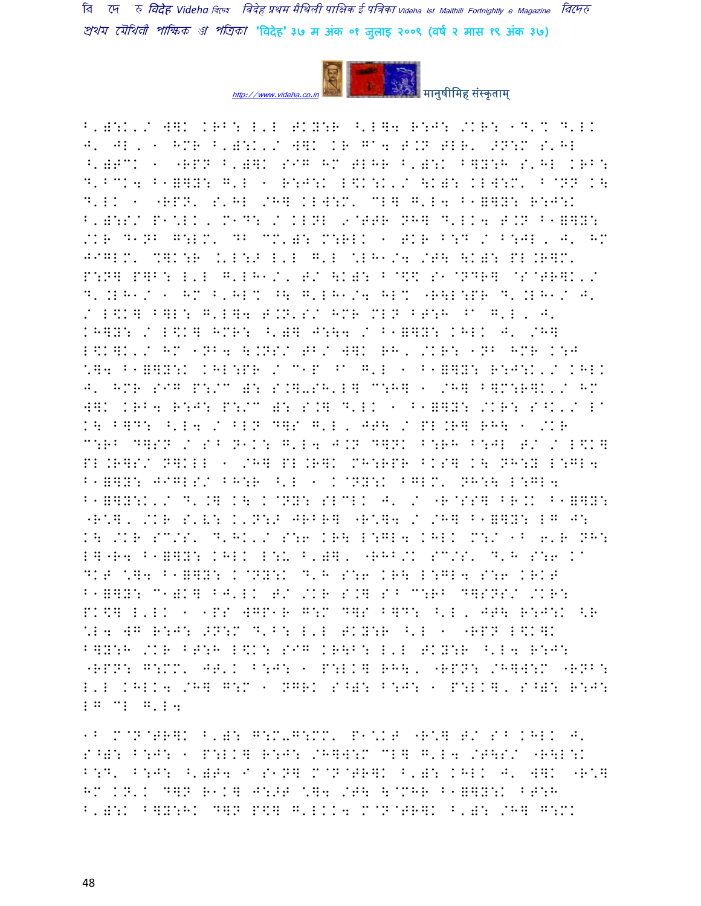B'):K'/ W]K KRB: L'L TKY:R ^'L]4 R:J: /KR: 1D'% D'LK J' JL, 1 HMR B'):K'/ W]K KR G^4 T.N TLR' >N:M S'HL ^')TCK 1 "RPN B')]K SIG HM TLHR B'):K B]Y:H S'HL KRB: D'BCK4 B1@]Y: G'L 1 R:J:K L$K:K'/ \K): KLW:M' B@NN K\ D'LK 1 "RPN' S'HL /H] KLW:M' CL] G'L4 B1@]Y: R:J:K B'):S/ P1*LK, M1D: / KLNL 9@TTR NH] D'LK4 T.N B1@]Y: /KR D1NB G:LM' DB CM')): M:RLK 1 TKR B:D / B:JL, J' HM JIGLM' %]K:R .'L:> L'L G'L *LH1/4 /T\ \K): PL.R]M' P:N] P]B: L'L G'LH1/' T/ \K): B@$\ S1@NDR] @S@TR]K'/ D'.LH1/ 1 HM B'HL% ^\ G'LH1/4 HL% "R\L:PR D'.LH1/ J' / L$K] B]L: G'L]4 T.N'S/ HMR MLN BT:H ^A G'L, J' KH]Y: / L$K] HMR: ^']] J:\4 / B1@]Y: KHLK J' /H] L$K]K'/ HM 1NB4 \.NS/ TB/ W]K RH, /KR: 1NB HMR K:J *]4 B1@]Y:K KHL:PR / C1P ^A G'L 1 B1@]Y: R:J:K'/ KHLK J' HMR SIG P:/C ): S.]-SH'L] C:H] 1 /H] B]M:R]K'/ HM W]K KRB4 R:J: P:/C ): S.] D'LK 1 B1@]Y: /KR: S^K'/ LA K\ B]D: ^'L4 / BLN D]S G'L, JT\ / PL.R] RH\ 1 /KR C:RB D]SN / SB N1K: G'L4 J.N D]NK B:RH B:JL T/ / L$K] PL.R]S/ N]KLL 1 /H] PL.R]K MH:RPR BKS] K\ NH:Y L:GL4 B1@]Y: JIGLS/ BH:R ^'L 1 K@NY:K B]LM' NH:\ L:GL4 B1@]Y:K'/ D'.] K\ K@NY: SLCLK J' / "R@SS] BR.K B1@]Y: "R*], /KR S'V: K'N:> JRBR] "R*]4 / /H] B1@]Y: LG J: K\ /KR SC/S' D'HK'/ S:6 KR\ L:GL4 KHLK M:/ 1B 6'R NH: L]"R4 B1@]Y: KHLK L:U B')], "RHB/K SC/S' D'H S:6 KA DKT *]4 B1@]Y: K@NY:K D'H S:6 KR\ L:GL4 S:6 KRKT B1@]Y: C1)K] BJ'LK T/ /KR S.] SB C:RB D]SNS/ /KR: PK$] L'LK 1 1PS WGP1R G:M D]S B]D: ^'L, JT\ R:J:K <R *L4 WG R:J: >N:M D'B: L'L TKY:R ^'L 1 "RPN L$K]K B]Y:H /KR BT:H L$K: SIG KR\B: L'L TKY:R ^'L4 R:J: "RPN: G:MM' JT'K B:J: 1 P:LK] RH\, "RPN: /H]W:M "RNB: L'L KHLK4 /H] G:M 1 NGRK S^): B:J: 1 P:LK], S^): R:J: LG CL G'L4

1B M@N@TR]K B'): G:M-G:MM' P1*KT "R*] T/ SB KHLK J' S^): B:J: 1 P:LK] R:J: /H]W:M CL] G'L4 /T\S/ "R\L:K B:D' B:J: ^')T4 I S1N] M@N@TR]K B'): KHLK J' W]K "R*] HM KN'K D]N R1K] J:>T *]4 /T\ \@MHR B1@]Y:K BT:H B'):K B]Y:HK D]N P$] G'LKK4 M@N@TR]K B'): /H] G:MK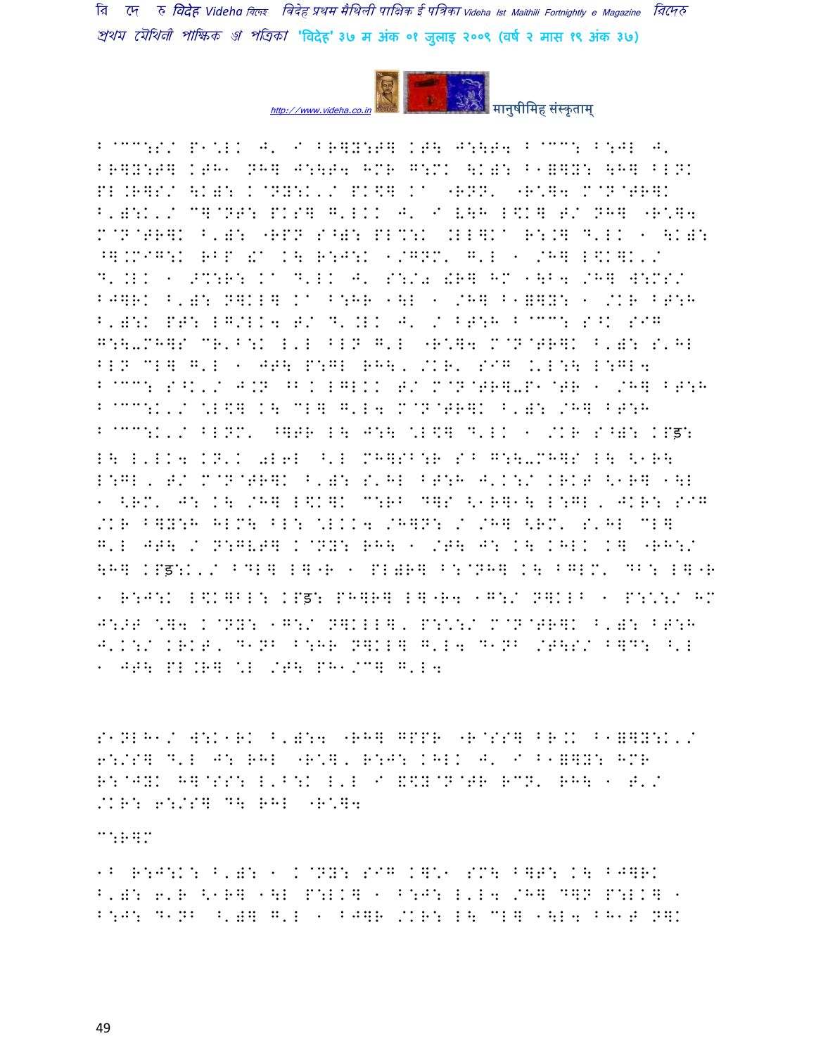B@CC:S/ P1*LK J' I BR]Y:T] KT\ J:\T4 B@CC: B:JL J' BR]Y:T] KTH1 NH] J:\T4 HMR G:MK \K)D: B1=]Y: \H] BLNK PL.R]S/ \K)D: K@NY:K'/ PK\$] K' "RNN' "R\*]4 M@N@TR]K B')D:K'/ C]@NT: PKS] G'LKK J' I V\H L\$K] T/ NH] "R\*]4 M@N@TR]K B')D: "RPN S^): PL%:K .LL]K' R:.] D'LK 1 \K)D: ^].MIG:K RBP !' K\ R:J:K 1/GNM' G'L 1 /H] L\$K]K'/ D'.LK 1 >%:R: K' D'LK J' S:/2 !R] HM 1\B4 /H] W:MS/ BJ]RK B')D: N]KL] K' B:HR 1\L 1 /H] B1=]Y: 1 /KR BT:H B')D:K PT: LG/LK4 T/ D'.LK J' / BT:H B@CC: S^K SIG G:\-MH]S CR'B:K L'L BLN G'L "R\*]4 M@N@TR]K B')D: S'HL BLN CL] G'L 1 JT\ P:GL RH\, /KR' SIG .'L:\ L:GL4 B@CC: S^K'/ J.N ^B. LGLKK T/ M@N@TR]-P1@TR 1 /H] BT:H B@CC:K'/ \*L\$] K\ CL] G'L4 M@N@TR]K B')D: /H] BT:H B@CC:K'/ BLNM' ^]TR L\ J:\ \*L\$] D'LK 1 /KR S^): KPड़: L\ L'LK4 KN'K 0L6L ^'L MH]SB:R S^ G:\-MH]S L\ <1R\ L:GL, T/ M@N@TR]K B')D: S'HL BT:H J'K:/ KRKT <1R] 1\L 1 <RM' J: K\ /H] L\$K]K C:RB D]S <1R]1\ L:GL, JKR: SIG /KR B]Y:H HLM\ BL: \*LKK4 /H]N: / /H] <RM' S'HL CL] G'L JT\ / N:GVT] K@NY: RH\ 1 /T\ J: K\ KHLK K] "RH:/ \H] KPड़:K'/ BDL] L]"R 1 PL)R] B:@NH] K\ BGLM' DB: L]"R 1 R:J:K L\$K]BL: KPड़: PH]R] L]"R4 1G:/ N]KLB 1 P:\*:/ HM J:>T \*]4 K@NY: 1G:/ N]KLL], P:\*:/ M@N@TR]K B')D: BT:H J'K:/ KRKT, D1NB B:HR N]KL] G'L4 D1NB /T\S/ B]D: ^'L 1 JT\ PL.R] \*L /T\ PH1/C] G'L4

S1NLH1/ W:K1RK B')D:4 "RH] GPPR "R@SS] BR.K B1=]Y:K'/ 6:/S] D'L J: RHL "R\*], R:J: KHLK J' I B1=]Y: HMR R:@JYK H]@SS: L'B:K L'L I \$Y@N@TR RCN' RH\ 1 T'/ /KR: 6:/S] D\ RHL "R\*]4

C:R]M

1B R:J:K: B')D: 1 K@NY: SIG K]\*1 SM\ B]T: K\ BJ]RK B')D: 6'R <1R] 1\L P:LK] 1 B:J: L'L4 /H] D]N P:LK] 1 B:J: D1NB ^')] G'L 1 BJ]R /KR: L\ CL] 1\L4 BH1T N]K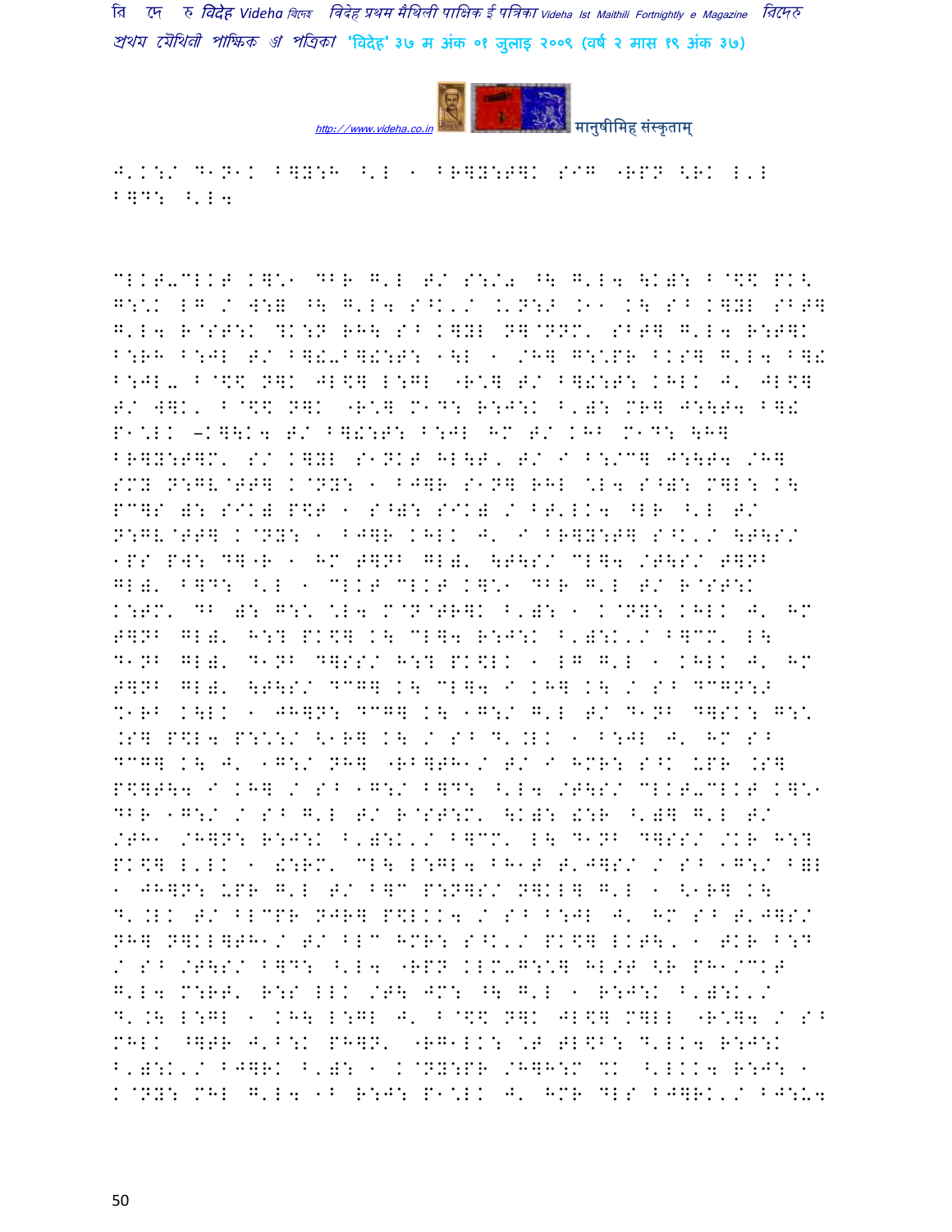J'K:/ D1N1K B]Y:H ^'L 1 BR]Y:T]K SIG "RPN <RK L'L
B]D: ^'L4

CLKT-CLKT K]\*1 DBR G'L T/ S:/0 ^\ G'L4 \K)I B@\$\$ PK<
G:\*K LG / W:= ^\ G'L4 S^K'/ .'N:J .11 K\ S^ K]YL SBT]
G'L4 R@ST:K ?K:N RH\ S^ K]YL N]@NNM' SBT] G'L4 R:T]K
B:RH B:JL T/ B]!-B]!:T: 1\L 1 /H] G:\*PR BKS] G'L4 B]!
B:JL- B@\$\$ N]K JL\$] L:GL "R:\*] T/ B]!:T: KHLK J' JL\$]
T/ W]K' B@\$\$ N]K "R:\*] M1D: R:J:K B')I MR] J:\T4 B]!
P1\*LK -K]\K4 T/ B]!:T: B:JL HM T/ KHB M1D: \H]
BR]Y:T]M' S/ K]YL S1NKT HL\T' T/ I B:/C] J:\T4 /H]
SMY N:GV@TT] K@NY: 1 BJ]R S1N] RHL \*L4 S^): M]L: K\
PC]S ): SIK) P\$T 1 S^): SIK) / BT'LK4 ^LR ^'L T/
N:GV@TT] K@NY: 1 BJ]R KHLK J' I BR]Y:T] S^K'/ \T\S/
1PS PW: D]"R 1 HM T]NB GL)' \T\S/ CL]4 /T\S/ T]NB
GL)' B]D: ^'L 1 CLKT CLKT K]\*1 DBR G'L T/ R@ST:K
K:TM' DB ): G:\* \*L4 M@N@TR]K B'): 1 K@NY: KHLK J' HM
T]NB GL)' H:? PK\$] K\ CL]4 R:J:K B'):K'/ B]CM' L\
D1NB GL)' D1NB D]SS/ H:? PK\$LK 1 LG G'L 1 KHLK J' HM
T]NB GL)' \T\S/ DCG] K\ CL]4 I KH] K\ / S^ DCGN:J
%1RB K\LK 1 JH]N: DCG] K\ 1G:/ G'L T/ D1NB D]SK: G:\*
.S] P\$L4 P:\*:/ <1R] K\ / S^ D'.LK 1 B:JL J' HM S^
DCG] K\ J' 1G:/ NH] "RB]TH1/ T/ I HMR: S^K UPR .S]
P\$]T\4 I KH] / S^ 1G:/ B]D: ^'L4 /T\S/ CLKT-CLKT K]\*1
DBR 1G:/ / S^ G'L T/ R@ST:M' \K): !:R ^')] G'L T/
/TH1 /H]N: R:J:K B'):K'/ B]CM' L\ D1NB D]SS/ /KR H:?
PK\$] L'LK 1 !:RM' CL\ L:GL4 BH1T T'J]S/ / S^ 1G:/ B=L
1 JH]N: UPR G'L T/ B]C P:N]S/ N]KL] G'L 1 <1R] K\
D'.LK T/ BLCPR NJR] P\$LKK4 / S^ B:JL J' HM S^ T'J]S/
NH] N]KL]TH1/ T/ BLC HMR: S^K'/ PK\$] LKT\' 1 TKR B:D
/ S^ /T\S/ B]D: ^'L4 "RPN KLM-G:\*] HL>T <R PH1/CKT
G'L4 M:RT' R:S LLK /T\ JM: ^\ G'L 1 R:J:K B'):K'/
D'.\ L:GL 1 KH\ L:GL J' B@\$\$ N]K JL\$] M]LL "R:\*]4 / S^
MHLK ^]TR J'B:K PH]N' "RG1LK: \*T TL\$B: D'LK4 R:J:K
B'):K'/ BJ]RK B'): 1 K@NY:PR /H]H:M %K ^'LKK4 R:J: 1
K@NY: MHL G'L4 1B R:J: P1\*LK J' HMR DLS BJ]RK'/ BJ:U4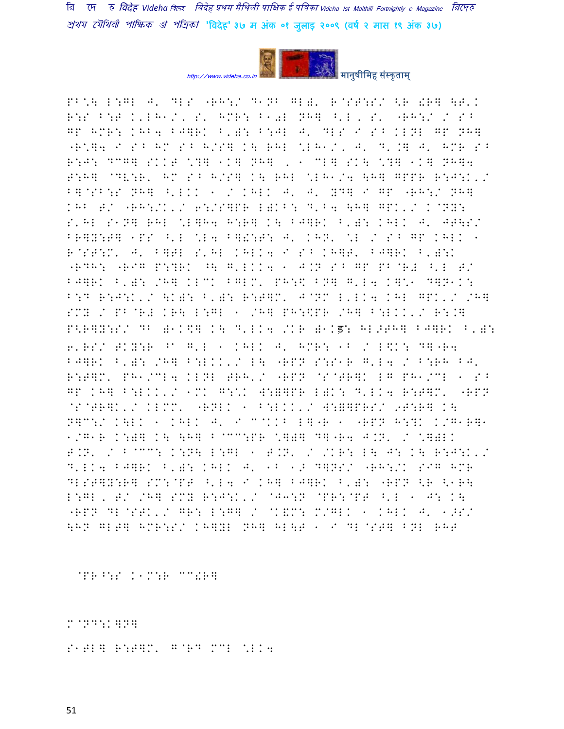PB'\ L:GL J' DLS "RH:/ D1NB GL). R@ST:S/ <R !R] \T'K R:S B:T K'LH1/, S' HMR: B1 0L NH] ^'L, S' "RH:/ / S^ GP HMR: KHB4 BJ]RK B')L: B:JL J' DLS I S^ KLNL GP NH] "R\*]4 I S^ HM S^ H/S] K\ RHL \*LH1/, J' D'.] J' HMR S^ R:J: DCG] SKKT \*?] 1K] NH] , 1 CL] SK\ \*?] 1K] NH]4 T:H] @DV:R' HM S^ H/S] K\ RHL \*LH1/4 \H] GPPR R:J:K'/ B]@SB:S NH] ^'LKK 1 / KHLK J' J' YD] I GP "RH:/ NH] KHB T/ "RH:/K'/ 6:/S]PR L)KB: D'B4 \H] GPK'/ K@NY: S'HL S1N] RHL \*L]H4 H:R] K\ BJ]RK B')L: KHLK J' JT\S/ BR]Y:T] 1PS ^'L \*L4 B]!:T: J' KHN' \*L / S^ GP KHLK 1 R@ST:M' J' B]TL S'HL KHLK4 I S^ KH]T' BJ]RK B')L:K "RDH: "RIG P:?RK ^\ G'LKK4 1 J.N S^ GP PB@R# ^'L T/ BJ]RK B')L: /H] KLCK BGLM' PH:\$ BN] G'L4 K]\*1 D]N1K: B:D R:J:K'/ \K)L: B')L: R:T]M' J@NM L'LK4 KHL GPK'/ /H] SMY / PB@R# KR\ L:GL 1 /H] PH:\$PR /H] B:LKK'/ R:.] P<R]Y:S/ DB )1K\$] K\ D'LK4 /KR )1Kड: HL>TH] BJ]RK B')L: 6'RS/ TKY:R ^a G'L 1 KHLK J' HMR: 1B / L\$K: D]"R4 BJ]RK B')L: /H] B:LKK'/ L\ "RPN S:S1R G'L4 / B:RH BJ' R:T]M' PH1/CL4 KLNL TRH'/ "RPN @S@TR]K LG PH1/CL 1 S^ GP KH] B:LKK'/ 1MK G:\*K W:=]PR L)K: D'LK4 R:T]M' "RPN @S@TR]K'/ KLMM' "RNLK 1 B:LKK'/ W:=]PRS/ 9T:R] K\ N]C:/ K\LK 1 KHLK J' I C@KKB L]"R 1 "RPN H:?K K/G1R]1 1/G1R K:=] K\ \H] B@CC:PR \*]=] D]"R4 J.N' / \*]=LK T.N' / B@CC: K:N\ L:GL 1 T.N' / /KR: L\ J: K\ R:J:K'/ D'LK4 BJ]RK B')L: KHLK J' 1B 1> D]NS/ "RH:/K SIG HMR DLST]Y:R] SM:@PT ^'L4 I KH] BJ]RK B')L: "RPN <R <1R\ L:GL, T/ /H] SMY R:J:K'/ @J1:N @PR:@PT ^'L 1 J: K\ "RPN DL@STK'/ GR: L:G] / @K&M: M/GLK 1 KHLK J' 1>S/ \HN GLT] HMR:S/ KH]YL NH] HL\T 1 I DL@ST] BNL RHT

@PR^:S K1M:R CC!R]

M@ND:K]N]

S1TL] R:T]M' G@RD MCL \*LK4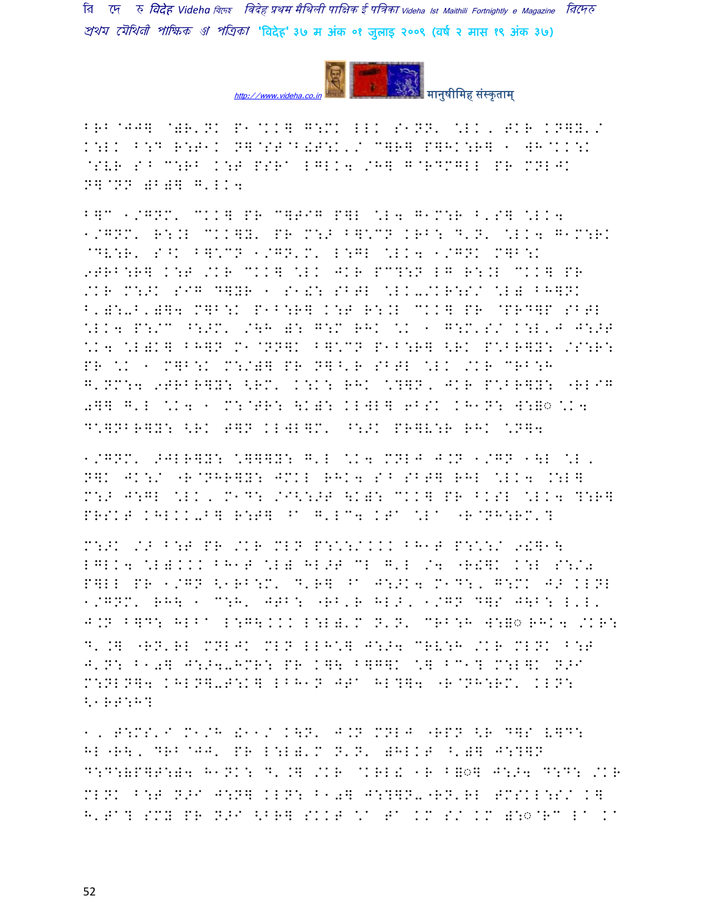FRB@JJ] @)R'NK P1@KK] G:MK LLK S1NN' \LK, SKR KN]Y'/ K:LK B:D R:T1K N]@ST@B!T:K'/ C]R] P]HK:R] 1 WH@KK:K @SVR S^ C:RB K:T PSRAND A LEMENT PRESENT N]@NN )B)] G'LK4

B]C 1/GNM' CKK] PR C]TIG P]L \L4 G1M:R B'S] \LK4 1/GNM' R:.L CKK]Y' PR M:> B]\CN KRB: D'N' \LK4 G1M:RK @DV:R' S^K B]\CN 1/GN'M' L:GL \LK4 1/GNK M]B:K 9TRB:R] K:T /KR CKK] \LK JKR PC?:N LG R:.L CKK] PR /KR M:>K SIG D]YR 1 S1!: SBTL \LK-/KR:S/ \L) BH]NK B'):-B')]4 M]B:K P1B:R] K:T R:.L CKK] PR @PRD]P SBTL \LK4 P:/C ^:>M' /\H ): G:M RHK \K 1 G:M'S/ K:L'J J:>T \K4 \L)K] BH]N M1@NN]K B]\CN P1B:R] <RK P\BR]Y: /S:R: PR \K 1 M]B:K M:/)] PR N]^'R SBTL \LK /KR CRB:H G'NM:4 9TRBR]Y: <RM' K:K: RHK \?]N, JKR P\BR]Y: "RL"G 0]] G'L \K4 1 M:@TR: ]K): KLWL] 6BSK KH1N: W:a \K4 D\]NBR]Y: <RK T]N KLWL]M' ^:>K PR]V:R RHK \N]4

1/GNM' >JLR]Y: \]]]Y: G'L \K4 MNLJ J.N 1/GN 1\L \L, N]K JK:/ "R@NHR]Y: JMKL RHK4 S^ SBT] RHL \LK4 .:L] M:> J:GL \LK, M1D: /I<:>T ]K): CKK] PR BKSL \LK4 ?:R] PRSKT KHLKK-B] R:T] ^A G'LC4 KTA \LA "R@NH:RM'?

M:>K /> B:T PR /KR MLN P:\:/KKK BH1T P:\:/ 9!]1\ LGLK4 \L)KKK BH1T \L) HL>T CL G'L /4 "R!]K K:L S:/0 P]LL PR 1/GN <1RB:M' D'R] ^A J:>K4 M1D:, G:MK J> KLNL 1/GNM' RH\ 1 C:H' JTB: "RB'R HL>, 1/GN D]S J\B: L'L' J.N B]D: HLBA L:G\KKK L:L)'M N'N' CRB:H W:a RHK4 /KR: D'.] "RN'RL MNLJK MLN LLH\] J:>4 CRV:H /KR MLNK B:T J'N: B10] J:>4-HMR: PR K]\ B]G]K \] BC1? M:L]K N>I M:NLN]4 KHLN]-T:K] LBH1N JTA HL?]4 "R@NH:RM' KLN: <1RT:H?

1, T:MS'I M1/H !11/ K\N' J.N MNLJ "RPN <R D]S V]D: HL"R\, DRB@JJ' PR L:L)'M N'N' )HLKT ^')] J:?]N D:D:(P]T:)4 H1NK: D'.] /KR @KRL! 1R B=o] J:>4 D:D: /KR MLNK B:T N>I J:N] KLN: B10] J:?]N-"RN'RL TMSKL:S/ K] H'TA? SMY PR N>I <BR] SKKT \A TA KM S/ KM ):o@RC LA KA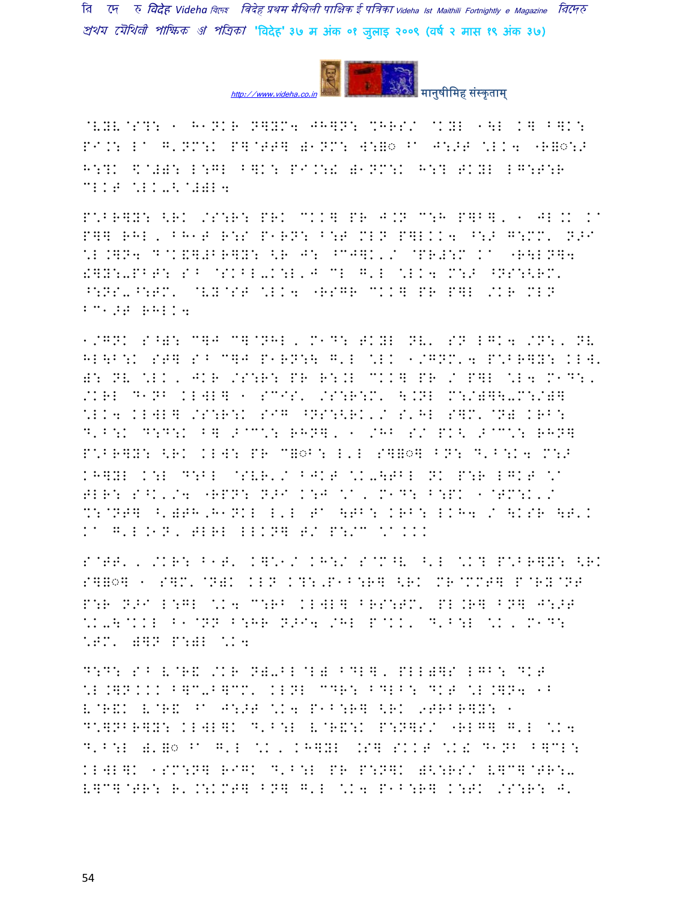@VYV@S?: 1 H1NKR N]YM4 JH]N: %HRS/ @KYL 1\L K] B]K: PI.: L@ G'NM:K P]@TT] )1NM: W:B◌ ^@ J:>T \*LK4 "R B◌:> H:?K \$@#): L:GL B]K: PI.:! )1NM:K H:? TKYL LG:T:R CLKT \*LK-<@#)L4

P\*BR]Y: <RK /S:R: PRK CKK] PR J.N C:H P]B], 1 JL.K K@ P]] RHL, BH1T R:S P1RN: B:T MLN P]LKK4 ^:> G:MM' N>I \*L.]N4 D@K&]#BR]Y: <R J: ^CJ]K'/ @PR#:M K@ "R\LN]4 !]Y:-PBT: S^ @SKBL-K:L'J CL G'L \*LK4 M:> ^NS:<RM' ^:NS-^:TM' @VY@ST \*LK4 "RSGR CKK] PR P]L /KR MLN BC1>T RHLK4

1/GNK S^): C]J C]@NHL, M1D: TKYL NV' SN LGK4 /N:, NV HL\B:K ST] S^ C]J P1RN:\ G'L \*LK 1/GNM'4 P\*BR]Y: KLW' ): NV \*LK, JKR /S:R: PR R:.L CKK] PR / P]L \*L4 M1D:, /KRL D1NB KLWL] 1 SCIS' /S:R:M' \.NL M:/)]\-M:/)] \*LK4 KLWL] /S:R:K SIG ^NS:<RK'/ S'HL S]M'@N) KRB: D'B:K D:D:K B] >@C\*: RHN], 1 /HB S/ PK< >@C\*: RHN] P\*BR]Y: <RK KLW: PR C B◌B: L'L S] B◌] BN: D'B:K4 M:> KH]YL K:L D:BL @SVR'/ BJKT \*K-\TBL NK P:R LGKT \*@ TLR: S^K'/4 "RPN: N>I K:J \*@, M1D: B:PK 1@TM:K'/ %:@NT] ^')TH,H1NKL L'L T@ \TB: KRB: LKH4 / \KSR \T'K K@ G'L.1N, TLRL LLKN] T/ P:/C \*@KKK

S@TT', /KR: B1T' K]\*1/ KH:/ S@C^V ^'L \*K? P\*BR]Y: <RK S] B◌] 1 S]M'@N)K KLN K?:,P1B:R] <RK MR@MMT] P@RY@NT P:R N>I L:GL \*K4 C:RB KLWL] BRS:TM' PL.R] BN] J:>T \*K-\@KKL B1@NN B:HR N>I4 /HL P@KK, D'B:L \*K, M1D: \*TM' )]N P:)L \*K4

D:D: S^ V@R& /KR N)-BL@L) BDL], PLL)]S LGB: DKT \*L.]NKKK B]C-B]CM' KLNL CDR: BDLB: DKT \*L.]N4 1B V@R&K V@R& ^@ J:>T \*K4 P1B:R] <RK 9TRBR]Y: 1 D\*]NBR]Y: KLWL]K D'B:L V@R&:K P:N]S/ "RLG] G'L \*K4 D'B:L )'B◌ ^@ G'L \*K, KH]YL .S] SKKT \*K! D1NB B]CL: KLWL]K 1SM:N] RIGK D'B:L PR P:N]K )<:RS/ V]C]@TR:- V]C]@TR: R'.:KMT] BN] G'L \*K4 P1B:R] K:TK /S:R: J'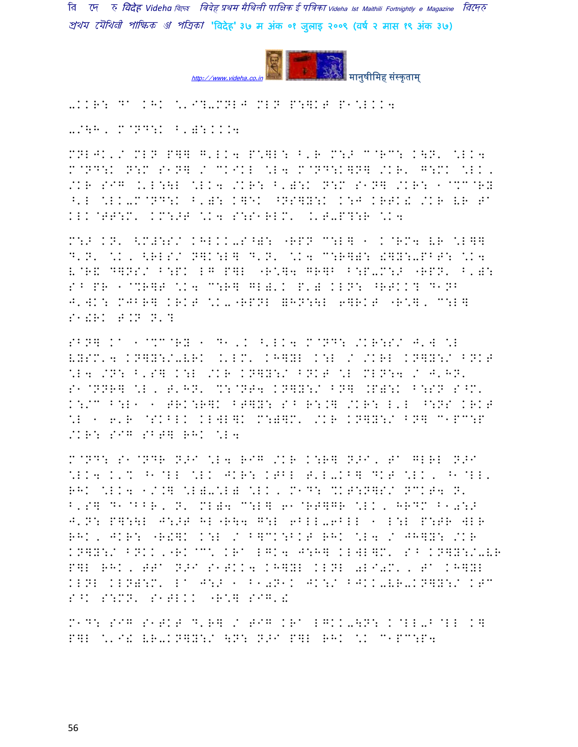-KKR: D^ KHK \*'I?-MNLJ MLN P:]KT P1\*LKK4

-/\H, M@ND:K B'=:KK4

MNLJK'/ MLN P]] G'LK4 P\*]L: B'R M:. C@RC: K\N' \*LK4 M@ND:K N:M S1N] / CKIKL \*L4 M@ND:K]N] /KR' G:MK \*LK, /KR SIG .'L:\L \*LK4 /KR: B'=:K N:M S1N] /KR: 1@%C@RY ^'L \*LK-M@ND:K B'=: K]EK ^NS]Y:K K:J KRTK! /KR VR T^ KLK@TT:M' KM:>T \*K4 S:S1RLM' .'T-P?:R \*K4

M:> KN' <M#:S/ KHLKK-S^=: "RPN C:L] 1 K@RM4 VR \*L]] D'N' \*K, <RLS/ N]K:L] D'N' \*K4 C:R]=: !]Y:-PBT: \*K4 V@R! D]NS/ B:PK LG P]L "R\*]4 GR]B B:P-M:> "RPN' B'=: S^ PR 1@%R]T \*K4 C:R] GL=' K P'= KLN: ^RTKK? D1NB J'WK: MJBR] KRKT \*K-"RPNL =HN:\L 6]RKT "R\*], C:L] S1!RK T.N N'?

SBN] K^ 1@%C@RY 1 D1'K ^'LK4 M@ND: /KR:S/ J'W \*L VYSM'4 KN]Y:/-VRK .'LM' KH]YL K:L / /KRL KN]Y:/ BNKT \*L4 /N: B'S] K:L /KR KN]Y:/ BNKT \*L MLN:4 / J'HN' S1@NNR] \*L, T'HN' %:@NT4 KN]Y:/ BN] .P=:K B:SN S^M' K:/C B:L1 1 TRK:R]K BT]Y: S^ R:.] /KR: L'L ^:NS KRKT \*L 1 6'R @SKBLK KLWL]K M:=]M' /KR KN]Y:/ BN] C1PC:P /KR: SIG SBT] RHK \*L4

M@ND: S1@NDR N>I \*L4 RIG /KR K:R] N>I, T^ GLRL N>I \*LK4 K'% ^1@LL \*LK JKR: KTBL T'L-KB] DKT \*LK, ^1@LL' RHK \*LK4 1/.] \*L=-\*L= \*LK, M1D: %KT:N]S/ NCKT4 N' B'S] D1@BBR, N' ML=4 C:L] 61@RT]GR \*LK, HRDM B10:> J'N: P]:\L J:>T HL"R\4 G:L 6BLL-6BLL 1 L:L P:TR WLR RHK, JKR: "R!]K K:L / B]CK:BKT RHK \*L4 / JH]Y: /KR KN]Y:/ BNKK,"RK@C\ KR^ LGK4 J:H] KLWL]M' S^ KN]Y:/-VR P]L RHK, TT^ N>I S1TKK4 KH]YL KLNL 0LI0M', T^ KH]YL KLNL KLN=:M' L^ J:> 1 B10N1K JK:/ BJKK-VR-KN]Y:/ KTC S^K S:MN' S1TLKK "R\*] SIG'!

M1D: SIG S1TKT D'R] / TIG KR^ LGKK-\N: K@LL-B@LL K] P]L \*'I! VR-KN]Y:/ \N: N>I P]L RHK \*K C1PC:P4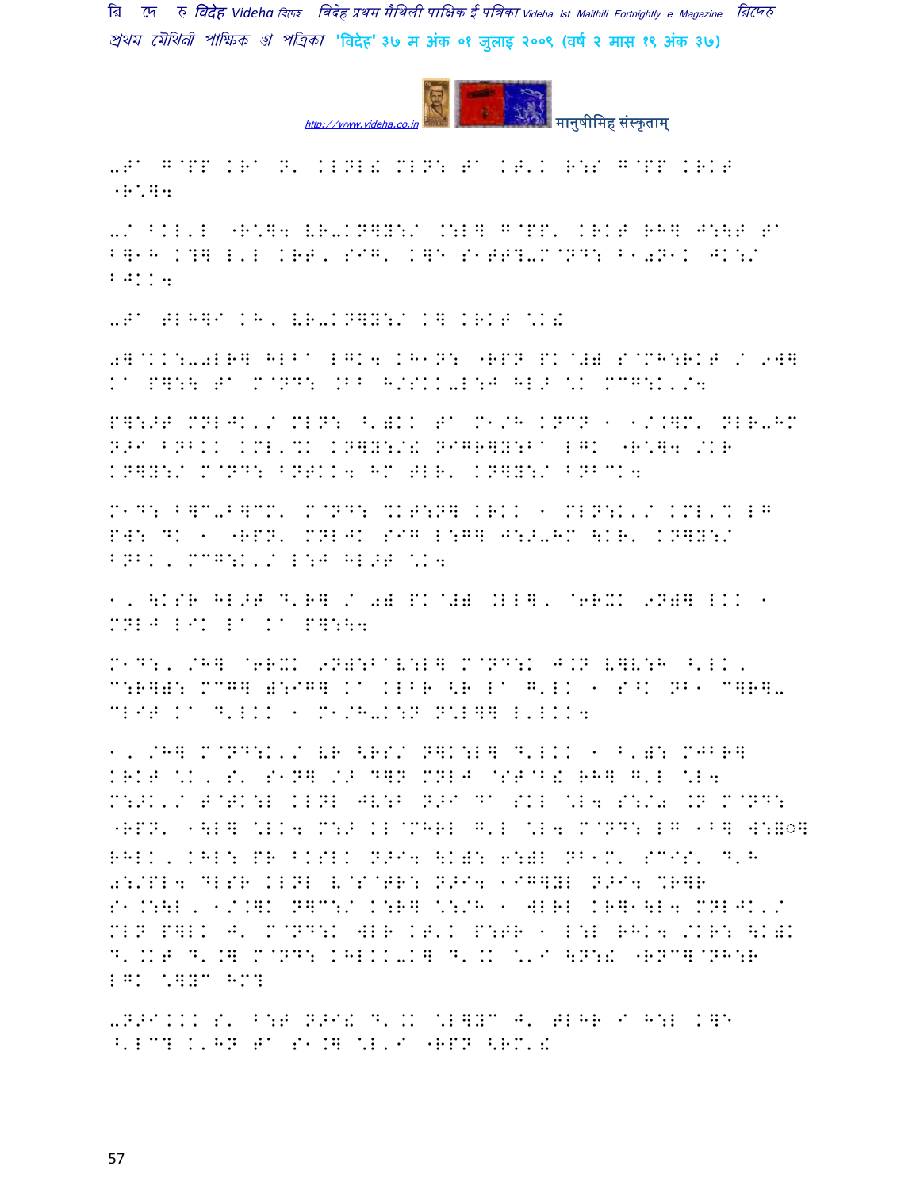-T^ G@PP KR^ N' KLNL! MLN: T^ KT'K R:S G@PP KRKT "R*]4

-/ BKL'L "R*]4 VR-KN]Y:/ .:L] G@PP' KRKT RH] J:\T T^ B]1H K?] L'L KRT, SIG' K]E S1TT?-M@ND: B1 0N1K JK:/ BJKK4

-T^ TLH]I KH, VR-KN]Y:/ K] KRKT *K!

0]@KK:-0LR] HLB^ LGK4 KH1N: "RPN PK@#) S@MH:RKT / 9W] K^ P]:\ T^ M@ND: .BB H/SKK-L:J HL> *K MCG:K'/4

P]:>T MNLJK'/ MLN: ^')KK T^ M1/H KNCN 1 1/.]M' NLR-HM N>I BNBKK KML'%K KN]Y:/! NIGR]Y:B^ LGK "R*]4 /KR KN]Y:/ M@ND: BNTKK4 HM TLR' KN]Y:/ BNBCK4

M1D: B]C-B]CM' M@ND: %KT:N] KRKK 1 MLN:K'/ KML'% LG PW: DK 1 "RPN' MNLJK SIG L:G] J:>-HM \KR' KN]Y:/ BNBK, MCG:K'/ L:J HL>T *K4

1, \KSR HL>T D'R] / 0) PK@#) .LL], @6R+K 9N)] LKK 1 MNLJ LIK L^ K^ P]:\4

M1D:, /H] @6R+K 9N):B^V:L] M@ND:K J.N V]V:H ^'LK, C:R]): MCG] ):IG] K^ KLBR <R L^ G'LK 1 S^K NB1 C]R]-CLIT K^ D'LKK 1 M1/H-K:N N*L]] L'LKK4

1, /H] M@ND:K'/ VR <RS/ N]K:L] D'LKK 1 B'): MJBR] KRKT *K, S' S1N] /> D]N MNLJ @ST@B! RH] G'L *L4 M:>K'/ T@TK:L KLNL JV:B N>I D^ SKL *L4 S:/0 .N M@ND: "RPN' 1\L] *LK4 M:> KL@MHRL G'L *L4 M@ND: LG 1B] W:B] RHLK, KHL: PR BKSLK N>I4 \K): 6:)L NB1M' SCIS' D'H 0:/PL4 DLSR KLNL V@S@TR: N>I4 1IG]YL N>I4 %R]R S1.:\L, 1/.]K N]C:/ K:R] *:/H 1 WLRL KR]1\L4 MNLJK'/ MLN P]LK J' M@ND:K WLR KT'K P:TR 1 L:L RHK4 /KR: \K)K D'.KT D'.] M@ND: KHLKK-K] D'.K *'I \N:! "RNC]@NH:R LGK *]YC HM?

-N>IKKK S' B:T N>I! D'.K *L]YC J' TLHR I H:L K]E ^'LC? K'HN T^ S1.] *L'I "RPN <RM'!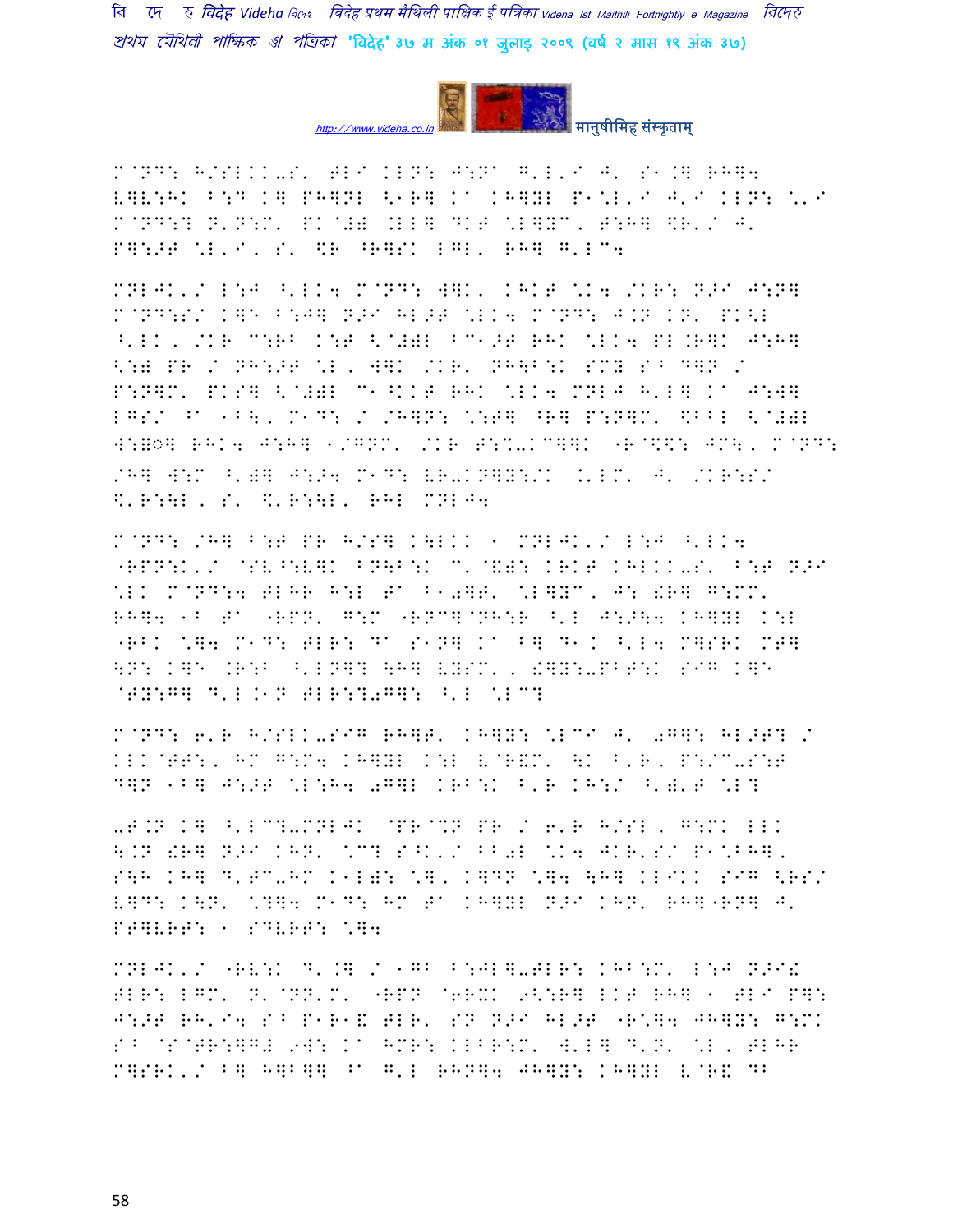M@ND: H/SLKK-S' HLI KLN: J:NA G'L'I J' S1.] RH]4
V]V:HK B:D K] PH]NL <1R] KA KH]YL P1\L'I J'I KLN: \'I
M@ND:? N'N:M' PK@#) .LL] DKT \L]YC, T:H] \$R'/ J'
P]:>T \L'I, S' \$R ^R]SK LGL' RH] G'LC4

MNLJK'/ L:J ^'LK4 M@ND: W]K' KHKT \K4 /KR: N>I J:N]
M@ND:S/ K]E B:J] N>I HL>T \LK4 M@ND: J.N KN' PK<L
^'LK, /KR C:RB K:T <@#)L BC1>T RHK \LK4 PL.R]K J:H]
<:) PR / NH:>T \L, W]K /KR' NH\B:K SMY S^ D]N /
P:N]M' PKS] <@#)L C1^KKT RHK \LK4 MNLJ H'L] KA J:W]
LGS/ ^A 1B\, M1D: / /H]N: \:T] ^R] P:N]M' \$BBL <@#)L
W:◌] RHK4 J:H] 1/GNM' /KR T:%-KC]]K "R@\$\$: JM\, M@ND:
/H] W:M ^')] J:>4 M1D: VR-KN]Y:/K .'LM' J' /KR:S/
\$'R:\L, S' \$'R:\L' RHL MNLJ4

M@ND: /H] B:T PR H/S] K\LKK 1 MNLJK'/ L:J ^'LK4
"RPN:K'/ @SV^:V]K BN\B:K C'@\$): KRKT KHLKK-S' B:T N>I
\LK M@ND:4 HLHR H:L TA B10]T' \L]YC, J: !R] G:MM'
RH]4 1B TA "RPN' G:M "RNC]@NH:R ^'L J:>\4 KH]YL K:L
"RBK \]4 M1D: HLR: DA S1N] KA B] D1K ^'L4 M]SRK MT]
\N: K]E .R:B ^'LN]? \H] VYSM', !]Y:-PBT:K SIG K]E
@TY:G] D'L.1N HLR:?0G]: ^'L \LC?

M@ND: 6'R H/SLK-SIG RH]T' KH]Y: \LCI J' 0G]: HL>T? /
KLK@TT:, HM G:M4 KH]YL K:L V@R\$M' \K B'R, P:/C-S:T
D]N 1B] J:>T \L:H4 0G]L KRB:K B'R KH:/ ^')'T \L?

-T.N K] ^'LC?-MNLJK @PR@%N PR / 6'R H/SL, G:MK LLK
\.N !R] N>I KHN' \C? S^K'/ BB0L \K4 JKR'S/ P1\BH],
S\H KH] D'TC-HM K1L): \], K]DN \]4 \H] KLIKK SIG <RS/
V]D: K\N' \?]4 M1D: HM TA KH]YL N>I KHN' RH]"RN] J'
PT]VRT: 1 SDVRT: \]4

MNLJK'/ "RV:K D'.] / 1GB B:JL]-TLR: KHB:M' L:J N>I!
TLR: LGM' N'@NN'M' "RPN @6RXK 9<:R] LKT RH] 1 TLI P]:
J:>T RH'I4 S^ P1R1! TLR' SN N>I HL>T "R\]4 JH]Y: G:MK
S^ @S@TR:]G# 9W: KA HMR: KLBR:M' W'L] D'N' \L, TLHR
M]SRK'/ B] H]B]] ^A G'L RHN]4 JH]Y: KH]YL V@R! DB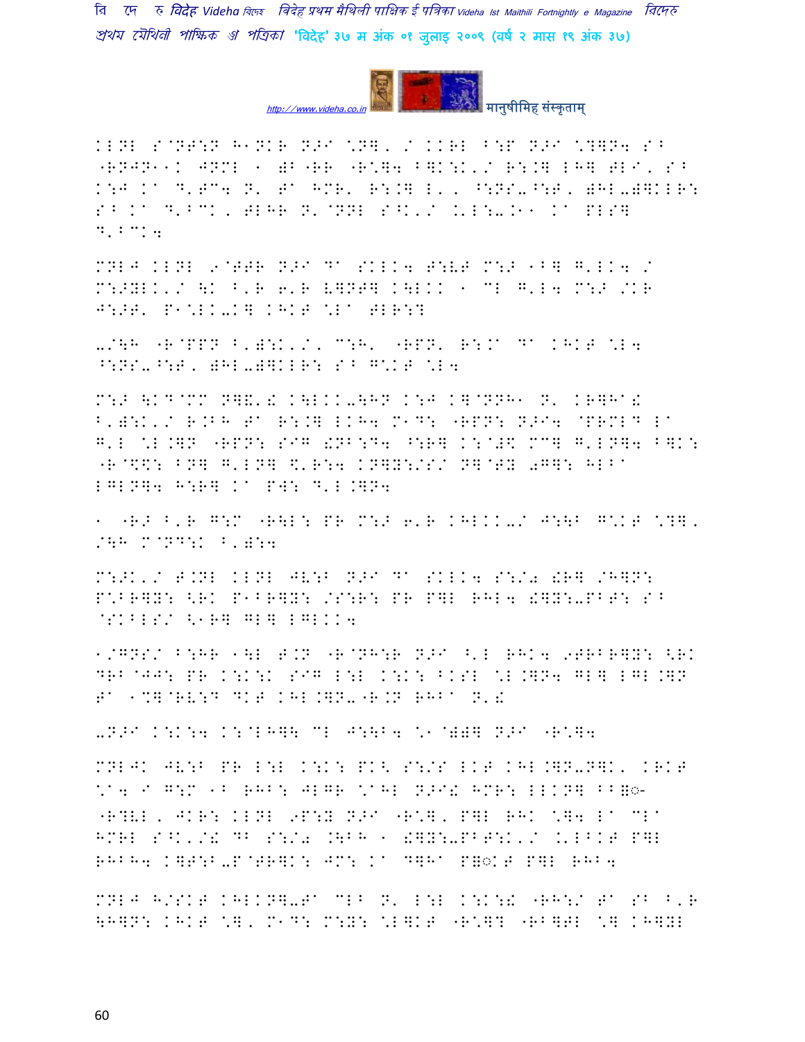KLNL S@NT:N H1NKR N>I \*N], / KKRL B:P N>I \*?]N4 S^ "RNJN11K JNML 1 )B"RR "R\*]4 B]K:K'/ R:.] LH]TLI, S^ K:J Ka D'TC4 N' Ta HMR' R:.] L', ^:NS-^:T, )HL-)]KLR: S^ Ka D'^CK, TLHR N'@NNL S^K'/ .'L:-.11 Ka PLS] D'^CK4

MNLJ KLNL 9@TTR N>I Da SKLK4 T:VT M:> 1^] G'LK4 / M:>YLK'/ \K ^'R 6'R V]NT] K\LKK 1 CL G'L4 M:> /KR J:>T' P1\*LK-K] KHKT \*La TLR:?

-/\H "R@PPN ^')i:K'/, C:H' "RPN' R:.a Da KHKT \*L4 ^:NS-^:T, )HL-)]KLR: S^ G\*KT \*L4

M:> \KD@MM N]&'! K\LKK-\HN K:J K]@NNH1 N' KR]Ha! ^')i:K'/ R.BH Ta R:.] LKH4 M1D: "RPN: N>I4 @PRMLD La G'L \*L.]N "RPN: SIG !NB:D4 ^:R] K:@#\$ MC] G'LN]4 B]K: "R@\$\$: BN] G'LN] \$'R:4 KN]Y:/S/ N]@TY 0G]: HLBa LGLN]4 H:R] Ka PW: D'L.]N4

1 "R> ^'R G:M "R\LL: PR M:> 6'R KHLKK-/ J:\B G\*KT \*?], /\H M@ND:K ^')i:4

M:>K'/ T.NL KLNL JV:B N>I Da SKLK4 S:/0 !R] /H]N: P\*BR]Y: <RK P1BR]Y: /S:R: PR P]L RHL4 !]Y:-PBT: S^ @SKBLS/ <1R] GL] LGLKK4

1/GNS/ B:HR 1\L T.N "R@NH:R N>I ^'L RHK4 9TRBR]Y: <RK DRB@JJ: PR K:K:K SIG L:L K:K: BKSL \*L.]N4 GL] LGL.]N Ta 1%]@RV:D DKT KHL.]N-"R.N RHBa N'!

-N>I K:K:4 K:@LH]\ CL J:\B4 \*1@)#] N>I "R\*]4

MNLJK JV:B PR L:L K:K: PK< S:/S LKT KHL.]N-N]K' KRKT \*a4 I G:M 1B RHB: JLGR \*aHL N>I! HMR: LLKN] BB◌ "R?VL, JKR: KLNL 9P:Y N>I "R\*], P]L RHK \*]4 La CLa HMRL S^K'/! DB S:/0 .\BH 1 !]Y:-PBT:K'/ .'LBKT P]L RHBH4 K]T:B-P@TR]K: JM: Ka D]Ha P◌KT P]L RHB4

MNLJ H/SKT KHLKN]-Ta CLB N' L:L K:K:! "RH:/ Ta SB ^'R \H]N: KHKT \*], M1D: M:Y: \*L]KT "R\*]? "RB]TL \*] KH]YL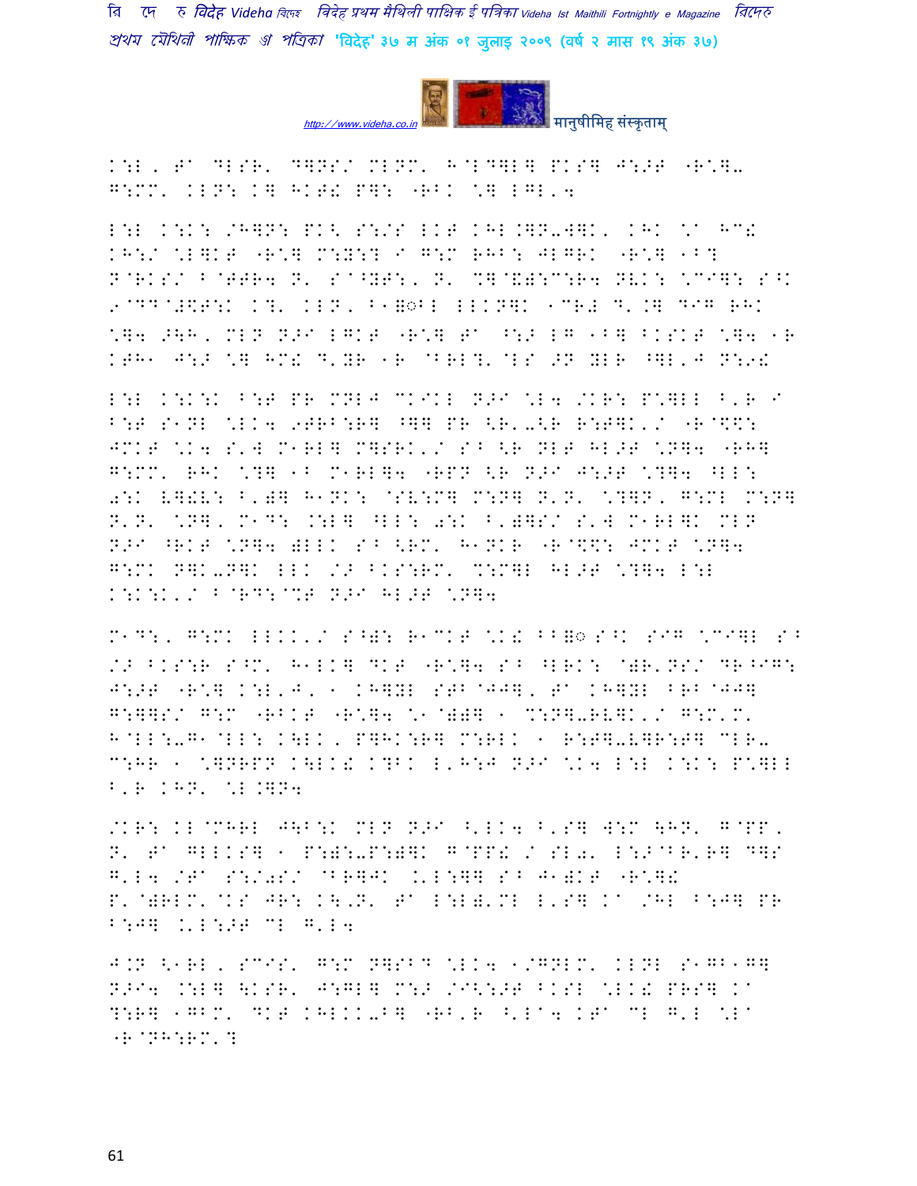K:L, FA DLSR' Dtogether...

K:L, FA DLSR' D]NS/ MLNM' H@LD]L] PKS] J:>F "R\]-
G:MM' KLN: K] HKF! P]: "RBK \] LGL'4

L:L K:K: /H]N: PK< S:/S LKF KHL.]N-W]K, KHK \A HC!
KH:/ \L]KF "R\] M:Y:? I G:M RHB: JLGRK "R\] 1B?
N@RKS/ B@FFR4 N' SA^YF:, N' %]@&):C:R4 NVK: \CI]: S^K
9@DD@#\$F:K K?' KLN, B1With LLKN]K 1CR# D'.] DIG RHK
\]4 >\H, MLN N>I LGKF "R\] FA ^:> LG 1B] BKSKF \]4 1R
KFH1 J:> \] HM! D'YR 1R @BRL?'@LS >N YLR ^]L,J N:9!

L:L K:K:K B:F PR MNLJ CKIKL N>I \L4 /KR: P\]LL B'R I
B:F S1NL \LK4 9FRB:R] ^]] PR <R'-<R R:F]K'/ "R@\$\$:
JMKF \K4 S'W M1RL] M]SRK'/ S^ <R NLF HL>F \N]4 "RH]
G:MM' RHK \?] 1B M1RL]4 "RPN <R N>I J:>F \?]4 ^LL:
0:K V]!V: B')] H1NK: @SV:M] M:N] N'N' \?]N, G:ML M:N]
N'N' \N], M1D: .:L] ^LL: 0:K B')]S/ S'W M1RL]K MLN
N>I ^RKF \N]4 )LLK S^ <RM' H1NKR "R@\$\$: JMKF \N]4
G:MK N]K-N]K LLK /> BKS:RM' %:M]L HL>F \?]4 L:L
K:K:K'/ B@RD:@%F N>I HL>F \N]4

M1D:, G:MK LLKK'/ S^): R1CKF \K! BB◌ S^K SIG \CI]L S^
/> BKS:R S^M' H1LK] DKF "R\]4 S^ ^LRK: @)R'NS/ DR^IG:
J:>F "R\] K:L,J, 1 KH]YL SFB@JJ], FA KH]YL BRB@JJ]
G:]]S/ G:M "RBKF "R\]4 \1@))] 1 %:N]-RV]K'/ G:M'M'
H@LL:-G1@LL: K\LK, P]HK:R] M:RLK 1 R:F]-V]R:F] CLR-
C:HR 1 \]NRPN K\LK! K?BK L'H:J N>I \K4 L:L K:K: P\]LL
B'R KHN' \L.]N4

/KR: KL@MHRL J\B:K MLN N>I ^'LK4 B'S] W:M \HN' G@PP,
N' FA GLLKS] 1 P:):-P:)]K G@PP! / SL0' L:>@BR'R] D]S
G'L4 /FA S:/0S/ @BR]JK .'L:]] S^ J1)KF "R\]!
P'@)RLM'@KS JR: K\'N' FA L:L)'ML L'S] KA /HL B:J] PR
B:J] .'L:>F CL G'L4

J.N <1RL, SCIS' G:M N]SBD \LK4 1/GNLM' KLNL S1GB1G]
N>I4 .:L] \KSR' J:GL] M:> /I<:>F BKSL \LK! PRS] KA
?:R] 1GBM' DKF KHLKK-B] "RB'R ^'LA4 KFA CL G'L \LA
"R@NH:RM'?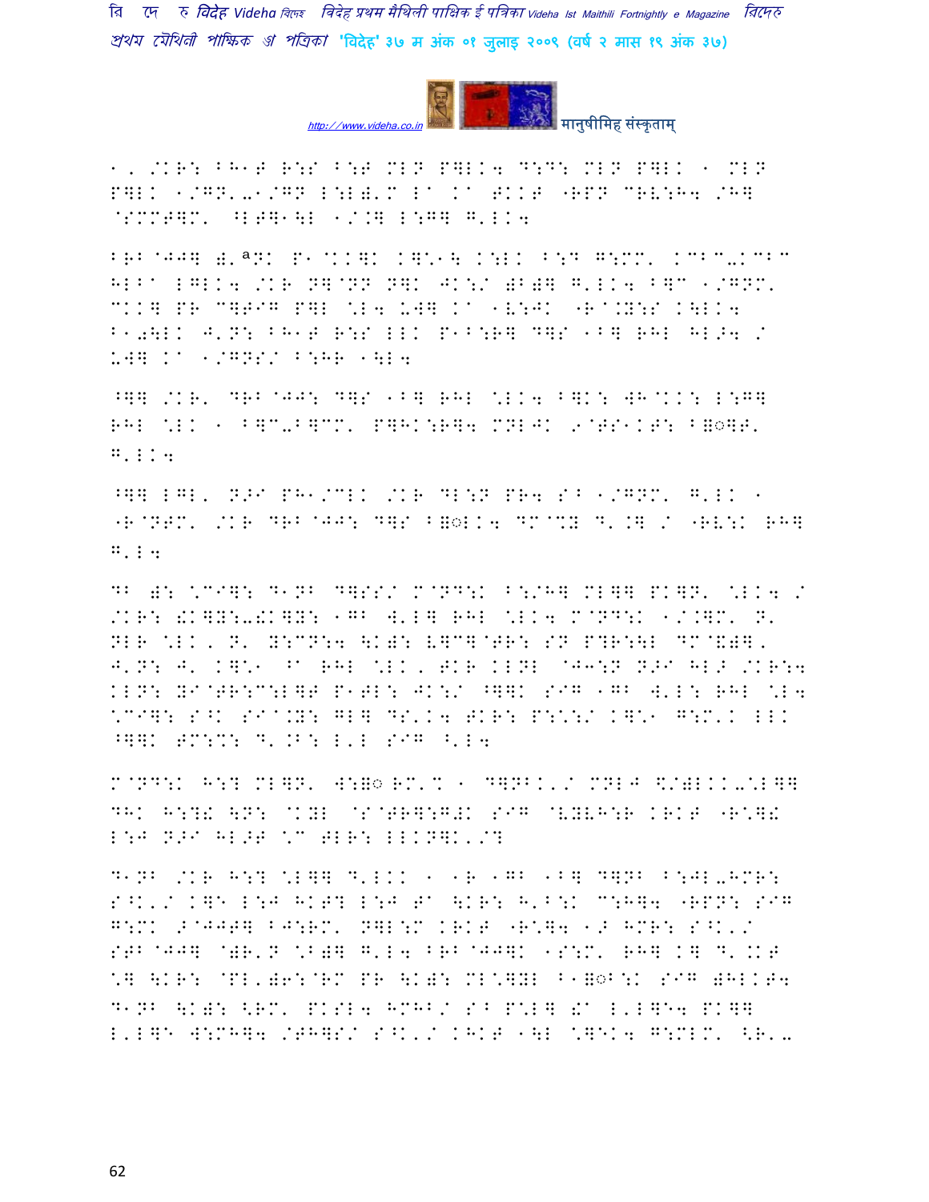१, /KR: BH1T R:S B:T MLN P]LK4 D:D: MLN P]LK ' MLN P]LK 1/GN'-1/GN L:L)'M La Ka TKKT "RPN CRV:H4 /H] @SMMT]M' ^LT]1\L 1/.] L:G] G'LK4

BRB@JJ] )'ªNK P1@KK]K K]\*1\ K:LK B:D G:MM' KCBC-KCBC HLBa LGLK4 /KR N]@NN N]K JK:/ )B)] G'LK4 B]C 1/GNM' CKK] PR C]TIG P]L \*L4 UW] Ka 1V:JK "R@.Y:S K\LK4 B1-\LK J'N: BH1T R:S LLK P1B:R] D]S 1B] RHL HL>4 / UW] Ka 1/GNS/ B:HR 1\L4

^]] /KR' DRB@JJ: D]S 1B] RHL \*LK4 B]K: WH@KK: L:G] RHL \*LK ' B]C-B]CM' P]HK:R]4 MNLJK 9@TS1KT: B◌]T' G'LK4

^]] LGL' N>I PH1/CLK /KR DL:N PR4 SB 1/GNM' G'LK ' "R@NTM' /KR DRB@JJ: D]S B◌LK4 DM@KY D'.] / "RV:K RH] G'L4

DB ): \*CI]: D1NB D]SS/ M@ND:K B:/H] ML]] PK]N' \*LK4 / /KR: !K]Y:-!K]Y: 1GB W'L] RHL \*LK4 M@ND:K 1/.]M' N' NLR \*LK, N' Y:CN:4 \K): V]C]@TR: SN P?R:\L DM@&)], J'N: J' K]\*1 ^a RHL \*LK, TKR KLNL @J3:N N>I HL> /KR:4 KLN: YI@TR:C:L]T P1TL: JK:/ ^]]K SIG 1GB W'L: RHL \*L4 \*CI]: S^K SIa.Y: GL] DS'K4 TKR: P:\*:/ K]\*1 G:M'K LLK ^]]K TM:%: D'.B: L'L SIG ^'L4

M@ND:K H:? ML]N' W:◌ RM'% ' D]NBK'/ MNLJ \&/)LKK-\*L]] DHK H:?! \N: @KYL @S@TR]:G#K SIG @VYVH:R KRKT "R\*]! L:J N>I HL>T \*C TLR: LLKN]K'/?

D1NB /KR H:? \*L]] D'LKK ' 1R 1GB 1B] D]NB B:JL-HMR: S^K'/ K]E L:J HKT? L:J Ta \KR: H'B:K C:H]4 "RPN: SIG G:MK >@JJT] BJ:RM' N]L:M KRKT "R\*]4 1> HMR: S^K'/ STB@JJ] @)R'N \*B)] G'L4 BRB@JJ]K 1S:M' RH] K] D'.KT \*] \KR: @PL')6:@RM PR \K): ML\*]YL B1◌B:K SIG )HLKT4 D1NB \K): <RM' PKSL4 HMHB/ SB P\*L] !a L'L]E4 PK]] L'L]E W:MH]4 /TH]S/ S^K'/ KHKT 1\L \*]EK4 G:MLM' <R'-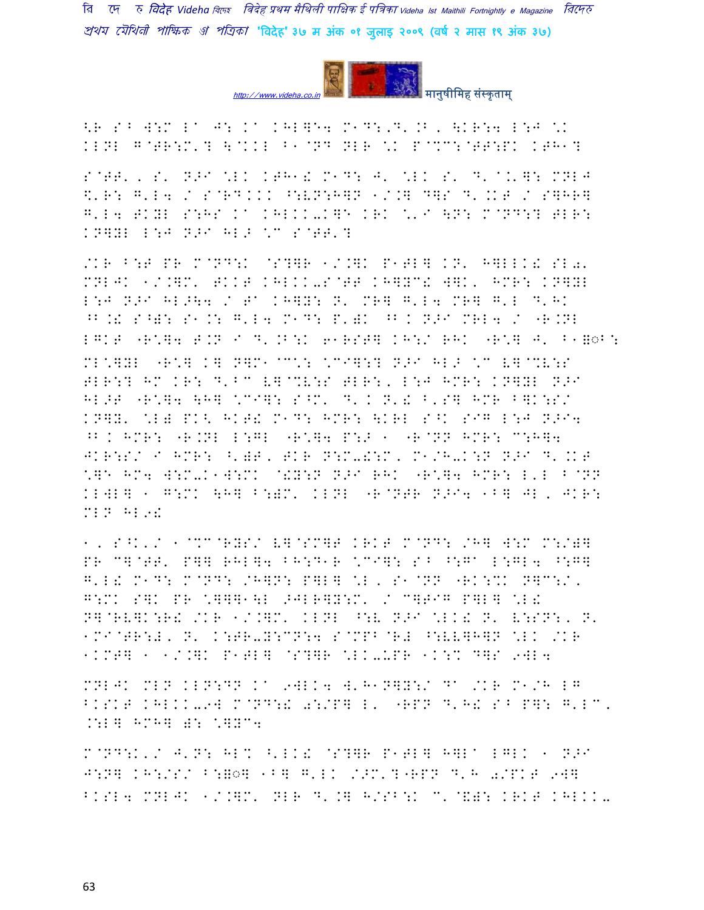<R S^ W:M I" J: K" KHI]E4 M1D:'D'.B, \KR:4 I:J \K KIN] G@TR:M'? \@KKI ^1@ND NLR \K P@%C:@TT:PK KTH1?

S@TT', S' N>I \IK KTH1! M1D: J' \IK S' D'@.'‡: MNLJ \$'R: G'I4 / S@RDKKK ^:VN:H]N 1/.] D]S D'.KT / S]HR] G'I4 TKYI S:HS K" KHIKK-K]E KRK \'I \N: M@ND:? TIR: KN]YI I:J N>I HI> \C S@TT'?

/KR ^:T PR M@ND:K @S?]R 1/.]K P1TI] KN' H]IIK! SI0' MNLJK 1/.]M' TKKT KHIKK-S@TT KH]YC! W]K' HMR: KN]YI I:J N>I HI>\4 / T" KH]Y: N' MR] G'I4 MR] G'I D'HK ^B.! S^): S1.: G'I4 M1D: P'): ^B K N>I MRI4 / "R.NI IGKT "R\]4 T.N I D'.B:K 61RST] KH:/ RHK "R\] J' ^1ॐ^:

MI\]YI "R\] K] N]M1@C': \CI]:? N>I HI> \C V]@%V:S TIR:? HM KR: D'^C V]@%V:S TIR:, I:J HMR: KN]YI N>I HI>T "R\]4 \H] \CI]: S^M' D' K N'! ^'S] HMR ^]K:S/ KN]Y' \I) PK< HKT! M1D: HMR: \KRI S^K SIG I:J N>I4 ^B K HMR: "R.NI I:GI "R\]4 P:> 1 "R@NN HMR: C:H]4 JKR:S/ I HMR: A')T, TKR N:M-!:M, M1/H-K:N N>I D'.KT \]E HM4 W:M-K1W:MK @!Y:N N>I RHK "R\]4 HMR: I'I ^@NN KIWI] 1 G:MK \H] ^:)M' KINI "R@NTR N>I4 1^] JI, JKR: MIN HI9!

1, S^K'/ 1@%C@RYS/ V]@SM]T KRKT M@ND: /H] W:M M:/)] PR C]@TT' P]] RHI]4 ^H:D1R \CI]: S^ ^:G" I:GI4 ^:G] G'I! M1D: M@ND: /H]N: P]I] \I, S1@NN "RK:%K N]C:/, G:MK S]K PR \]]]1\I 9JIR]Y:M' / C]TIG P]I] \I! N]@RV]K:R! /KR 1/.]M' KINI ^:V N>I \IK! N' V:SN:, N' 1MI@TR:!, N' K:TR-Y:CN:4 S@MP^@R! ^:VV]H]N \IK /KR 1KMT] 1 1/.]K P1TI] @S?]R \IK-UPR 1K:% D]S 9WI4

MNLJK MIN KIN:DN K" 9WIK4 W'H1N]Y:/ D" /KR M1/H IG ^KSKT KHIKK-9W M@ND:! 0:/P] I' "RPN D'H! S^ P]: G'IC, .:I] HMH] ): \]YC4

M@ND:K'/ J'N: HI% A'IK! @S?]R P1TI] H]I" IGIK 1 N>I J:N] KH:/S/ ^:ॐ] 1^] G'IK />M'?"RPN D'H 0/PKT 9W] ^KSI4 MNLJK 1/.]M' NIR D'.] H/S^:K C'@&): KRKT KHIKK-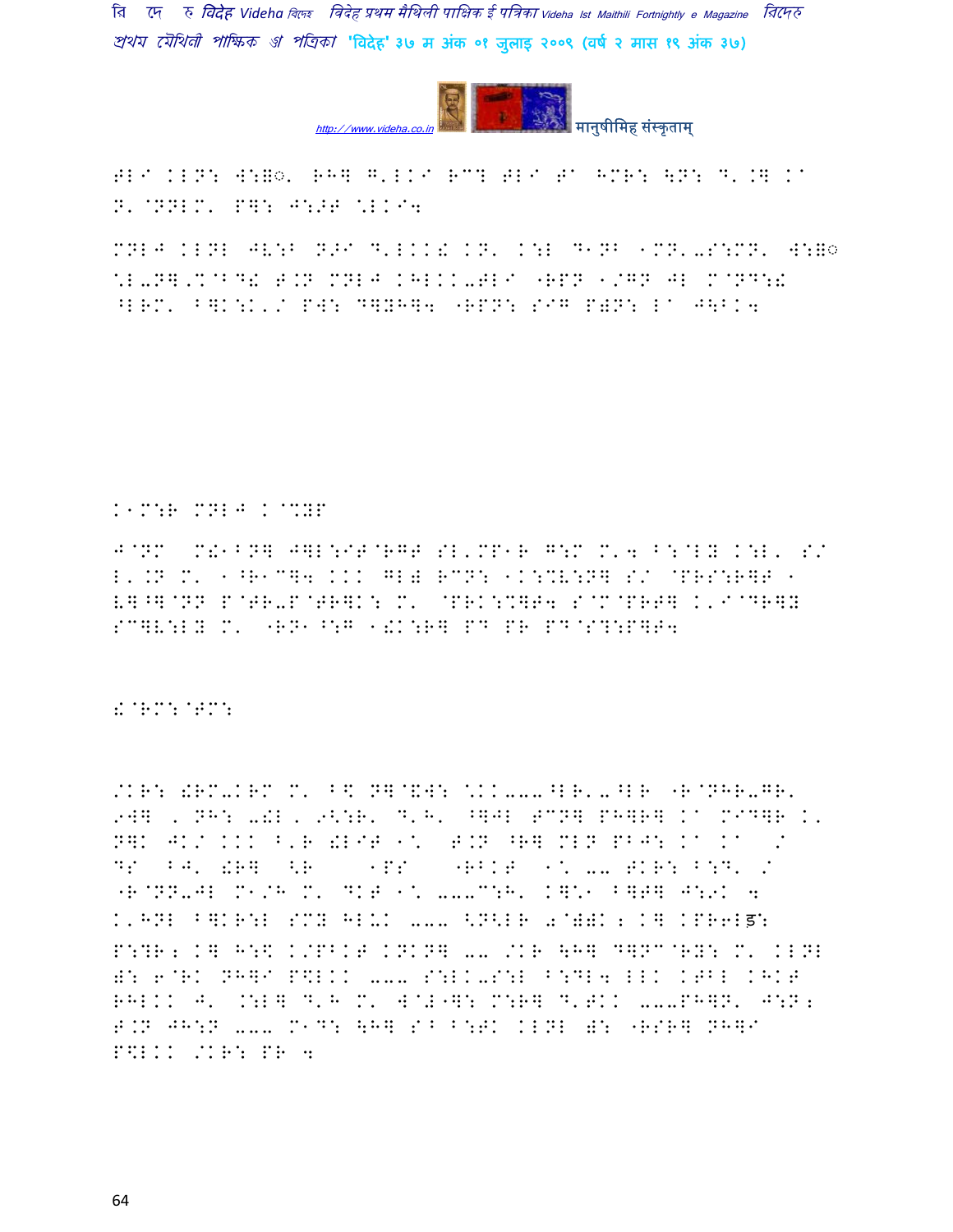मानुषीमिह संस्कृताम्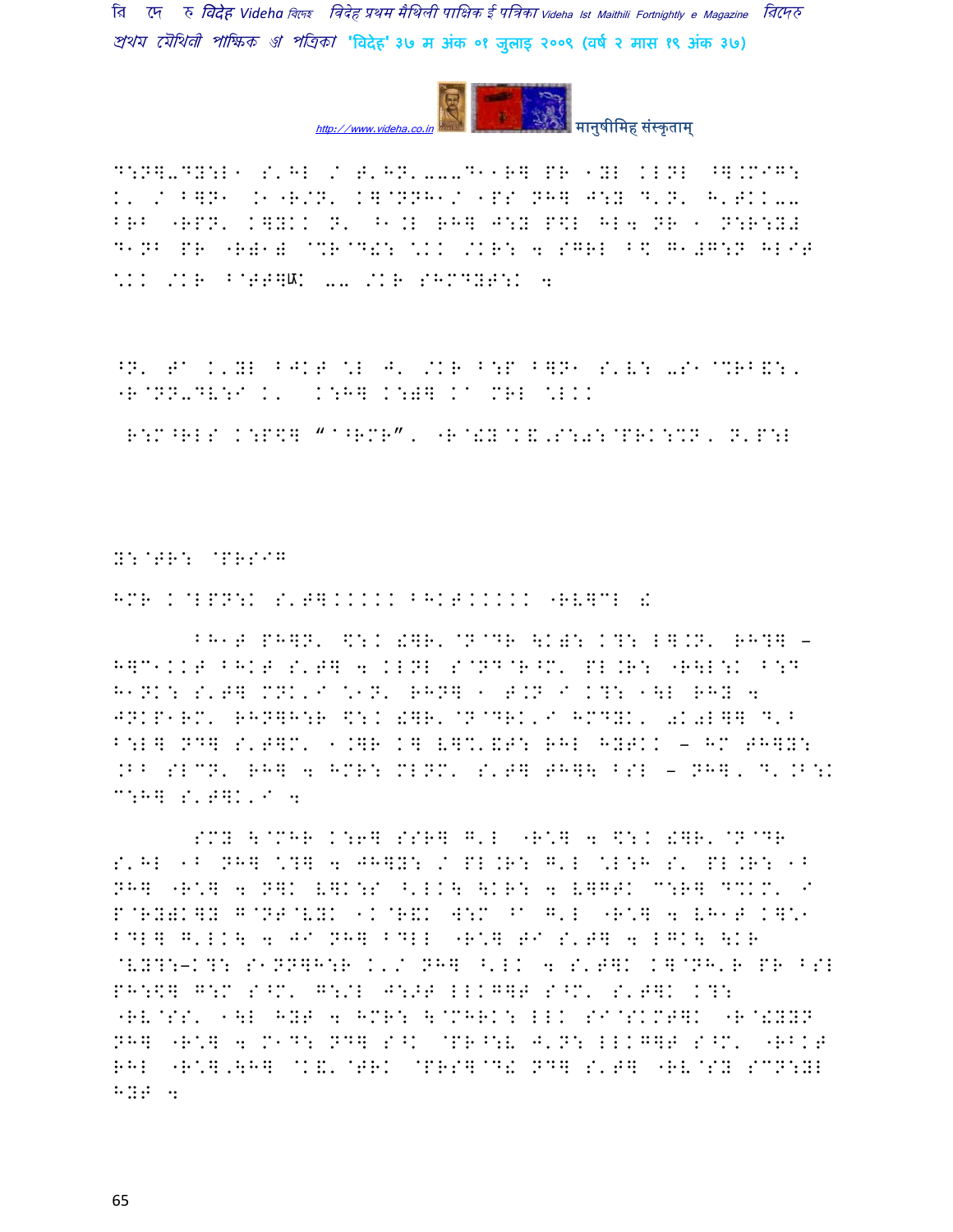D:N]-DY:L1 S'HL / T'HN'---D11R] PR 1YL KLNL ^].MIG:
K' / B]N1 .1"R/N' K]@NNH1/ 1PS NH] J:Y D'N' H'TKK--
BRB "RPN' K]YKK N' ^1.L RH] J:Y P$L HL4 NR 1 N:R:Y)
D1NB PR "R)1) @%R@D!: \KK /KR: 4 SGRL B$ G1#G:N HLIT
\KK /KR B@TT]ग़K -- /KR SHMDYT:K 4

^N' TA K'YL BJKT \L J' /KR B:P B]N1 S'V: -S1@%RB&:'
"R@NN-DV:I K' K:H] K:)] KA MRL \LKK

R:M^RLS K:P$] "^^RMR", "R@!Y@K&,S:0:@PRK:%N, N'P:L

Y:@TR: @PRSIG

HMR K@LPN:K S'T]KKKKK BHKTKKKKK "RV]CL !

BH1T PH]N' $:K !]R'@N@DR \K): K?: L].N' RH?] – H]C1KKT BHKT S'T] 4 KLNL S@ND@R^M' PL.R: "R\L:K B:D H1NK: S'T] MNK'I \1N' RHN] 1 T.N I K?: 1\L RHY 4 JNKP1RM' RHN]H:R $:K !]R'@N@DRK'I HMDYK' 0K0L]] D'B B:L] ND] S'T]M' 1.]R K] V]%'&T: RHL HYTKK – HM TH]Y: .BB SLCN' RH] 4 HMR: MLNM' S'T] TH]\ BSL – NH]' D'.B:K C:H] S'T]K'I 4

SMY \@MHR K:6] SSR] G'L "R\] 4 $:K !]R'@N@DR S'HL 1B NH] \?] 4 JH]Y: / PL.R: G'L \L:H S' PL.R: 1B NH] "R\] 4 N]K V]K:S ^'LK\ \KR: 4 V]GTK C:R] D%KM' I P@RY!K]Y G@NT@VYK 1K@R&K W:M ^A G'L "R\] 4 VH1T K]\1 BDL] G'LK\ 4 JI NH] BDLL "R\] TI S'T] 4 LGK\ \KR @VY?:–K?: S1NN]H:R K'/ NH] ^'LK 4 S'T]K K]@NH'R PR BSL PH:$] G:M S^M' G:/L J:>T LLKG]T S^M' S'T]K K?: "RV@SS' 1\L HYT 4 HMR: \@MHRK: LLK SI@SKMT]K "R@!YYN NH] "R\] 4 M1D: ND] S^K @PR^:V J'N: LLKG]T S^M' "RBKT RHL "R\],\H] @K&'@TRK @PRS]@D! ND] S'T] "RV@SY SCN:YL HYT 4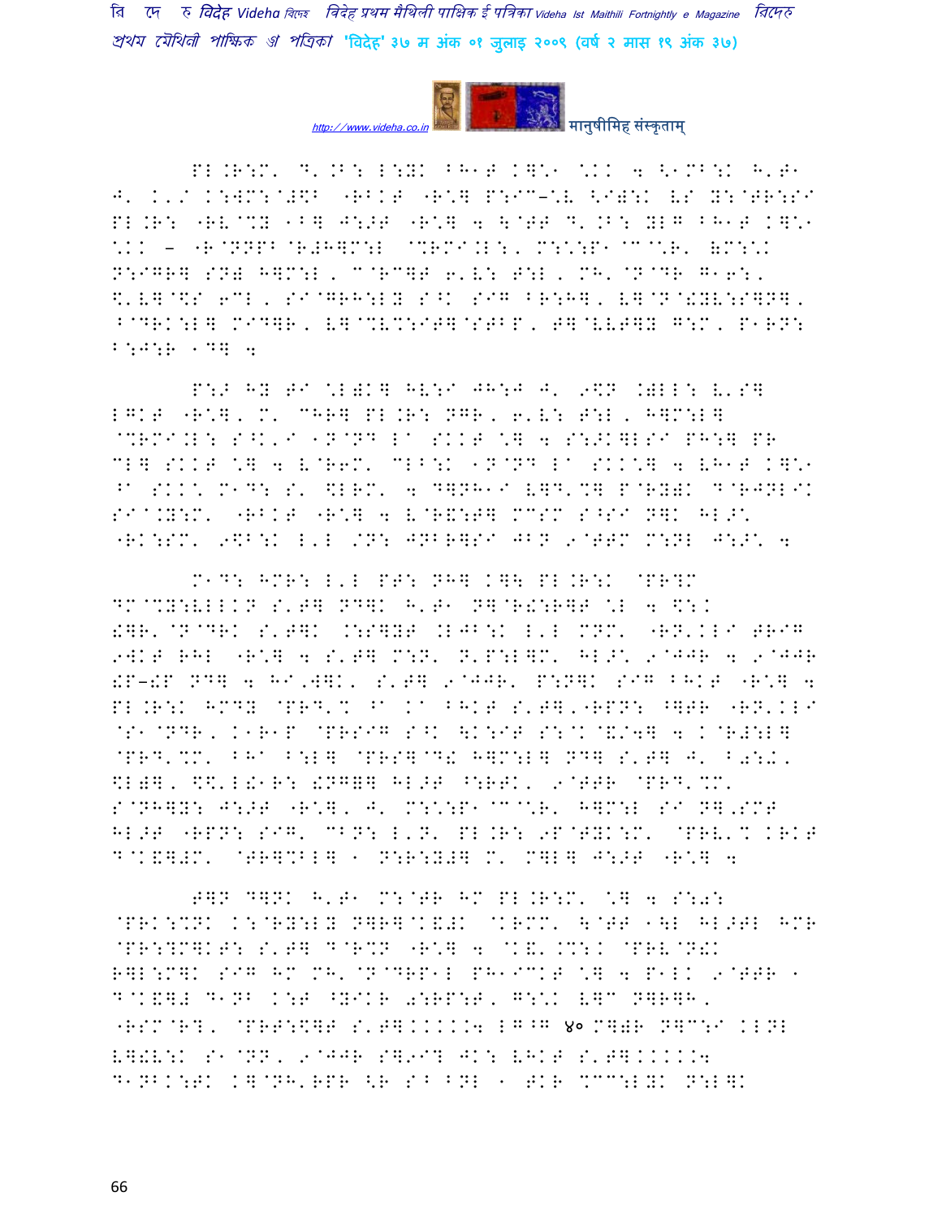PL.R:M' D'.B: L:YK BH1T K]\*1 \*KK 4 <1MB:K H'T1 J' K'/ K:WM:@#\$B "RBKT "R\*] P:IC-\*V <I):K VS Y:@TR:SI PL.R: "RV@%Y 1B] J:>T "R\*] 4 \@TT D'.B: YLG BH1T K]\*1 \*KK – "R@NNPB@R#H]M:L @%RMI.L:, M:\*:P1@C@\*R' &M:\*K N:IGR] SN) H]M:L, C@RC]T 6'V: T:L, MH'@N@DR G16:, \$'V]@\$S 6CL, SI@GRH:LY S^K SIG BR:H], V]@N@!YV:S]N], B@DRK:L] MID]R, V]@%V%:IT]@STBP, T]@VVT]Y G:M, P1RN: B:J:R 1D] 4

P:> HY TI \*L)K] HV:I JH:J J' 9\$N .)LL: V'S] LGKT "R\*], M' CHR] PL.R: NGR, 6'V: T:L, H]M:L] @%RMI.L: S^K'I 1N@ND LA SKKT \*] 4 S:>K]LSI PH:] PR CL] SKKT \*] 4 V@R6M' CLB:K 1N@ND LA SKK\*] 4 VH1T K]\*1 ^A SKK\* M1D: S' \$LRM' 4 D]NH1I V]D'%] P@RY)K D@RJNL1K SIA.Y:M' "RBKT "R\*] 4 V@R&:T] MCSM S^SI N]K HL>\* "RK:SM' 9\$B:K L'L /N: JNBR]SI JBN 9@TTM M:NL J:>\* 4

M1D: HMR: L'L PT: NH] K]\ PL.R:K @PR?M DM@%Y:VLLKN S'T] ND]K H'T1 N]@R!:R]T \*L 4 \$:K !]R'@N@DRK S'T]K .:S]YT .LJB:K L'L MNM' "RN'KLI TRIG 9WKT RHL "R\*] 4 S'T] M:N' N'P:L]M' HL>\* 9@JJR 4 9@JJR !P-!P ND] 4 HI'W]K' S'T] 9@JJR' P:N]K SIG BHKT "R\*] 4 PL.R:K HMDY @PRD'% ^A KA BHKT S'T]'"RPN: ^]TR "RN'KLI @S1@NDR, K1R1P @PRSIG S^K \K:IT S:@K@&/4] 4 K@R#:L] @PRD'%M' BHA B:L] @PRS]@D! H]M:L] ND] S'T] J' B0:K' \$L)], \$\$'L!1R: !NG]] HL>T ^:RTK' 9@TTR @PRD'%M' S@NH]Y: J:>T "R\*], J' M:\*:P1@C@\*R' H]M:L SI N]'SMT HL>T "RPN: SIG' CBN: L'N' PL.R: 9P@TYK:M' @PRV'% KRKT D@K&]#M' @TR]%BL] 1 N:R:Y#] M' M]L] J:>T "R\*] 4

T]N D]NK H'T1 M:@TR HM PL.R:M' \*] 4 S:0: @PRK:%NK K:@RY:LY N]R]@K&#K @KRMM' \@TT 1\L HL>TL HMR @PR:?M]KT: S'T] D@R%N "R\*] 4 @K&'.%:K @PRV@N!K R]L:M]K SIG HM MH'@N@DRP1L PH1ICKT \*] 4 P1LK 9@TTR 1 D@K&]# D1NB K:T ^YIKR 0:RP:T, G:\*K V]C N]R]H, "RSM@R?, @PRT:\$]T S'T]KKKKK4 LG^G ४० M])R N]C:I KLNL V]!V:K S1@NN, 9@JJR S]9I? JK: VHKT S'T]KKKKK4 D1NBK:TK K]@NH'RPR <R S^ BNL 1 TKR %CC:LYK N:L]K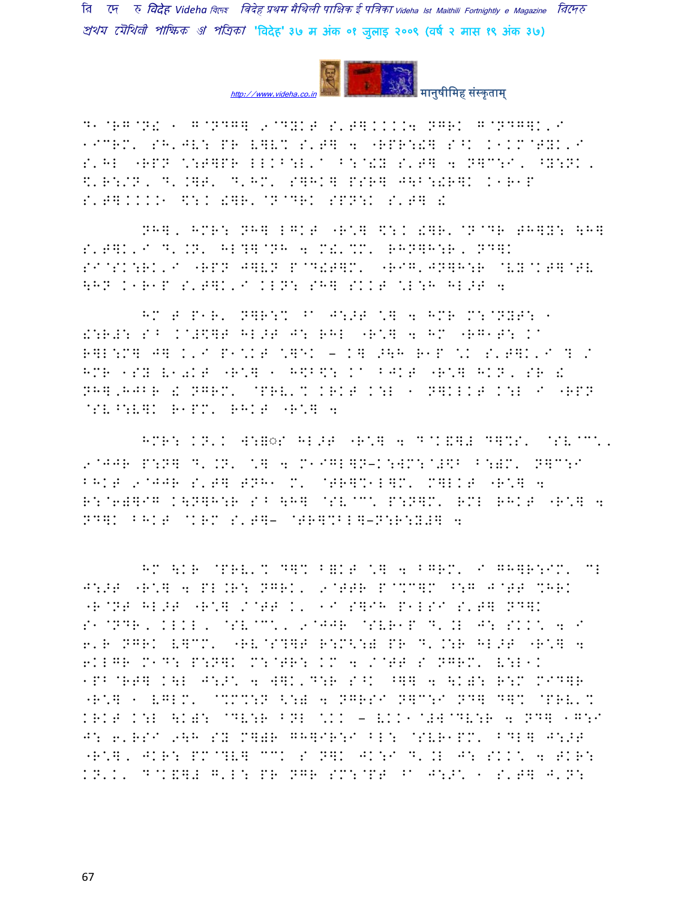D1@RG@N! 1 G@NDG] 9@DYKT S'T]....4 NGRK G@NDG]K'I 1I@RM' SH'JV: PR V]V% S'T] 4 "RPR:!] S^K K1KM@TYK'I S'HL "RPN \:T]PR LLKB:L'A B:@!Y S'T] 4 N]C:I, ^Y:NK, \$'R:/N, D'.]T' D'HM' S]HK] PSR] J\B:!R]K K1R1P S'T]....1 \$:K !]R'@N@DRK SPN:K S'T] !

NH], HMR: NH] LGKT "R\*] \$:K !]R'@N@DR TH]Y: \H] S'T]K'I D'.N' HL?]@NH 4 M!'%M' RHN]H:R, ND]K SI@SK:RK'I "RPN J]VN P@D!T]M' "RIG'JN]H:R @VY@KT]@TV \HN K1R1P S'T]K'I KLN: SH] SKKT \*L:H HL>T 4

HM T P1R' N]R:% ^A J:>T \*] 4 HMR M:@NYT: 1 !:R#: S^ K@#\$]T HL>T J: RHL "R\*] 4 HM "RG1T: KA R]L:M] J] K'I P1\*KT \*]EK – K] >\H R1P \*K S'T]K'I ? / HMR 1SY V1@KT "R\*] 1 H\$B\$: KA BJKT "R\*] HKN, SR ! NH],HJBR ! NGRM' @PRV'% KRKT K:L 1 N]KLKT K:L I "RPN @SV^:V]K R1PM' RHKT "R\*] 4

HMR: KN'K W:=◌S HL>T "R\*] 4 D@K&]# D]%S' @SV@C\*, 9@JJR P:N] D'.N' \*] 4 M1IGL]N–K:WM:@#\$B B:=M' N]C:I BHKT 9@JJR S'T] TNH1 M' @TR]%1L]M' M]LKT "R\*] 4 R:@6)]IG K\N]H:R S^ \H] @SV@C\* P:N]M' RML RHKT "R\*] 4 ND]K BHKT @KRM S'T]– @TR]%BL]–N:R:Y#] 4

HM \KR @PRV'% D]% B=KT \*] 4 BGRM' I GH]R:IM' CL J:>T "R\*] 4 PL.R: NGRK' 9@TTR P@%C]M ^:G J@TT %HRK "R@NT HL>T "R\*] /@TT K' 1I S]IH P1LSI S'T] ND]K S1@NDR, KLKL, @SV@C\*, 9@JJR @SVR1P D'.L J: SKK\* 4 I 6'R NGRK V]CM' "RV@S?]T R:M<:) PR D'.:R HL>T "R\*] 4 6KLGR M1D: P:N]K M:@TR: KM 4 /@TT S NGRM' V:L1K 1PB@RT] K\L J:>\* 4 W]K'D:R S^K ^]] 4 \K): R:M MID]R "R\*] 1 VGLM' @%M%:N <:) 4 NGRSI N]C:I ND] D]% @PRV'% KRKT K:L \K): @DV:R BNL \*KK – VKK1@#W@DV:R 4 ND] 1G:I J: 6'RSI 9\H SY M]=R GH]IR:I BL: @SVR1PM' BDL] J:>T "R\*], JKR: PM@?V] CCK S N]K JK:I D'.L J: SKK\* 4 TKR: KN'K' D@K&]# G'L: PR NGR SM:@PT ^A J:>\* 1 S'T] J'N: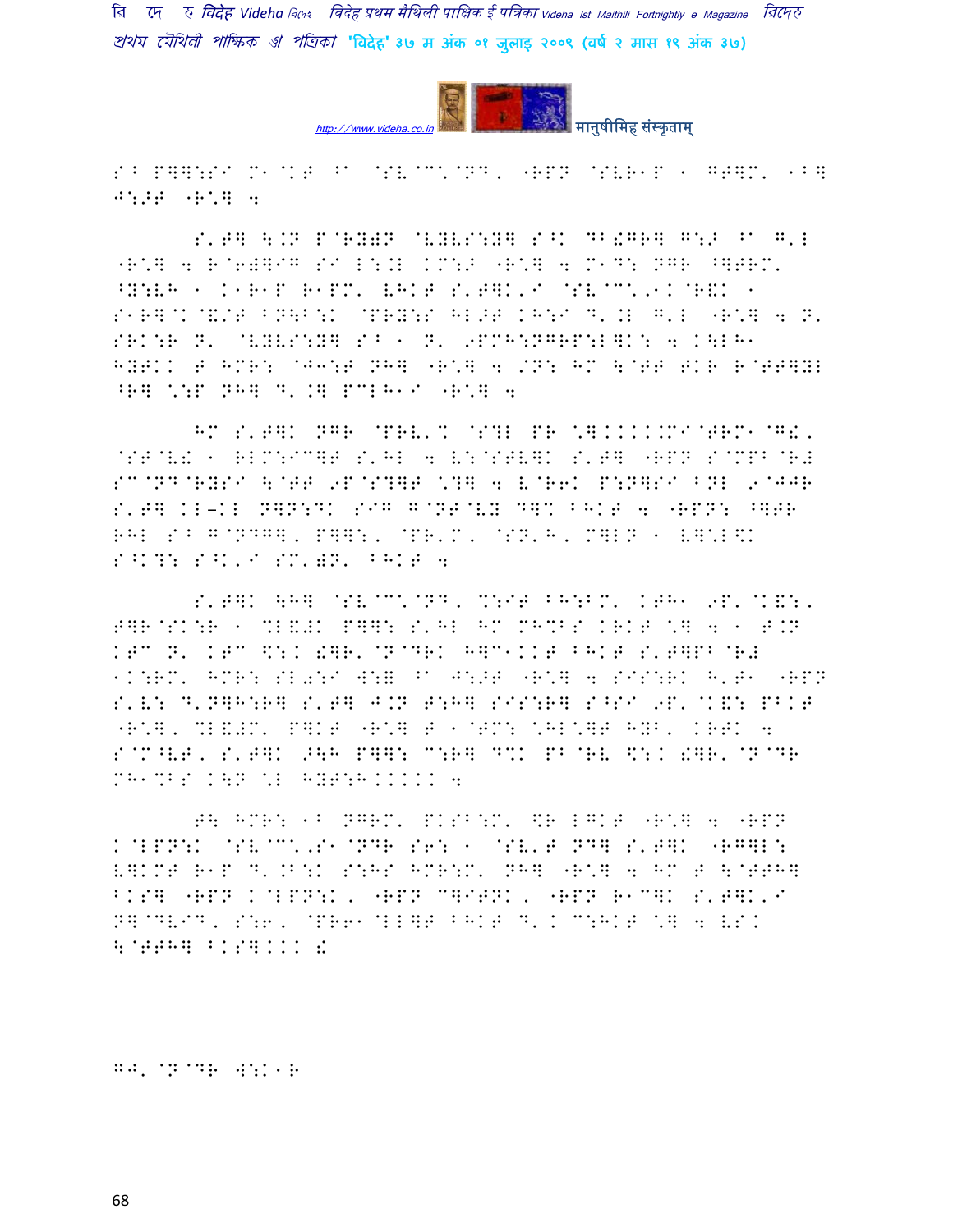S^ P]]:SI M1@KT ^a @SV@C\@ND, "RPN @SVR1P 1 GT]M' 1B] J:>T "R\] 4

S'T] \.N P@RY)N @VYVS:Y] S^K DB!GR] G:> ^a G'L "R\] 4 R@6)]IG SI L:.L KM:> "R\] 4 M1D: NGR ^]TRM' ^Y:VH 1 K1R1P R1PM' VHKT S'T]K'I @SV@C\,1K@R&K 1 S1R]@K@&/T BN\B:K @PRY:S HL>T KH:I D'.L G'L "R\] 4 N' SRK:R N' @VYVS:Y] S^ 1 N' 9PMH:NGRP:L]K: 4 K\LH1 HYTKK T HMR: @J3:T NH] "R\] 4 /N: HM \@TT TKR R@TT]YL ^R] \:P NH] D'.] PCLH1I "R\] 4

HM S'T]K NGR @PRV'% @S?L PR \].....MI@TRM1@G&, @ST@V! 1 RLM:IC]T S'HL 4 V:@STV]K S'T] "RPN S@MPB@R# SC@ND@RYSI \@TT 9P@S?]T \?] 4 V@R6K P:N]SI BNL 9@JJR S'T] KL-KL N]N:DK SIG G@NT@VY D]% BHKT 4 "RPN: ^]TR RHL S^ G@NDG], P]]:, @PR'M, @SN'H, M]LN 1 V]\L\K S^K?: S^K'I SM')N' BHKT 4

S'T]K \H] @SV@C\@ND, %:IT BH:BM' KTH1 9P'@K&:, T]R@SK:R 1 %L&#K P]]: S'HL HM MH%BS KRKT \] 4 1 T.N KTC N' KTC $:K !]R'@N@DRK H]C1KKT BHKT S'T]PB@R# 1K:RM' HMR: SL0:I W:= ^a J:>T "R\] 4 SIS:RK H'T1 "RPN S'V: D'N]H:R] S'T] J.N T:H] SIS:R] S^SI 9P'@K&: PBKT "R\], %L&#M' P]KT "R\] T 1@TM: \HL\]T HYB' KRTK 4 S@M^VT, S'T]K >\H P]]: C:R] D%K PB@RV $:K !]R'@N@DR MH1%BS K\N \L HYT:H..... 4

T\ HMR: 1B NGRM' PKSB:M' $R LGKT "R\] 4 "RPN K@LPN:K @SV@C\,S1@NDR S6: 1 @SV'T ND] S'T]K "RG]L: V]KMT R1P D'.B:K S:HS HMR:M' NH] "R\] 4 HM T \@TTH] BKS] "RPN K@LPN:K, "RPN C]ITNK, "RPN R1C]K S'T]K'I N]@DVID, S:6, @PR61@LL]T BHKT D'K C:HKT \] 4 VSK \@TTH] BKS]... !

GJ' @N@DR W:K1R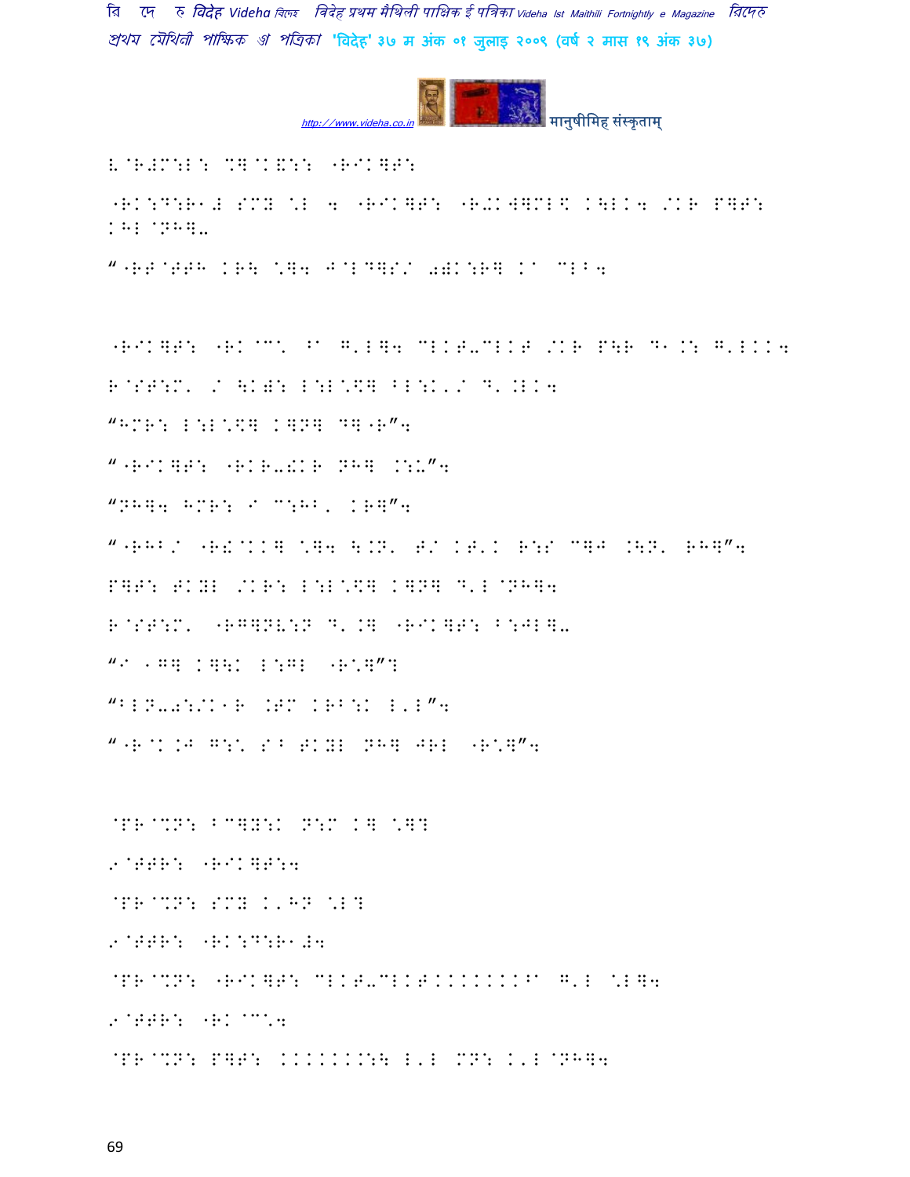E@R#M:L: %]@K&:: "RIK]F:

"RK:D:R1# SMY \L 4 "RIK]F: "R-K W]ML\$ K\LK4 /KR P]F: KHL@NH]-

""RF@FFH KR\ \]4 J@LD]S/ 0)K:R] K^ %LB4

"RIK]F: "RK@C\ ^^ G'L]4 %LKF-%LKF /KR P\R D1.: G'LKK4

R@SF:M' / \K): L:L\\$] BL:K'/ D'.LK4

"HMR: L:L\\$] K]N] D]"R"4

""RIK]F: "RKR-!KR NH] .:↓"4

"NH]4 HMR: I C:HB' KR]"4

""RHB/ "R!@KK] \]4 \.N' F/ KF'K R:S C]J .\N' RH]"4

P]F: FKYL /KR: L:L\\$] K]N] D'L@NH]4

R@SF:M' "RG]NV:N D'.] "RIK]F: B:JL]-

"I 1G] K]\K L:GL "R\]"?

"BLN-0:/K1R .FM KRB:K L'L"4

""R@K.J G:\ S^ FKYL NH] JRL "R\]"4

@PR@%N: BC]Y:K N:M K] \]?

9@FFR: "RIK]F:4

@PR@%N: SMY K'HN \L?

9@FFR: "RK:D:R1#4

@PR@%N: "RIK]F: %LKF-%LKF.........^ G'L \L]4

9@FFR: "RK@C\4

@PR@%N: P]F: .......:\ L'L MN: K'L@NH]4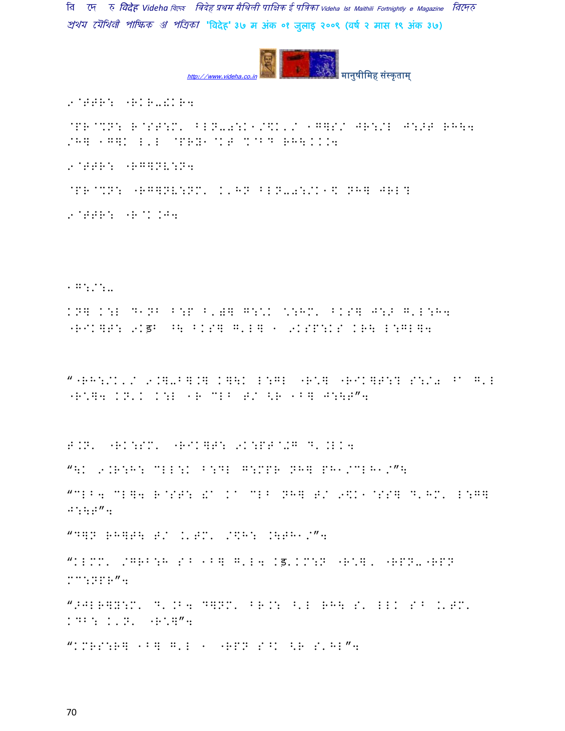9@TTR: "RKR-!KR4

@PR@%N: R@ST:M' ^LN-0:K1/$K'/ 1G]S/ JR:/L J:>T RH\4 /H] 1G]K L'L @PRN1@KT %@B' RH\KKK4

9@TTR: "RG]NV:N4

@PR@%N: "RG]NV:NM' K'HN ^LN-0:/K1$ NH] JRL?

9@TTR: "R@K.J4

1G:/:-

KN] K:L D1NB ^:P ^'0] G:*K *:HM' ^KS] J:> G'L:H4 "RIK]T: 9Kड ^\ ^KS] G'L] 1 9KSP:KS KR\ L:GL]4

""RH:/K'/ 9.]-B].] K]\K L:GL "R*] "RIK]T:? S:/0 ^A G'L "R*]4 KN'K K:L 1R CLB T/ <R 1B] J:\T"4

T.N' "RK:SM' "RIK]T: 9K:PT@+G D'.LK4

"\K 9.R:H: CLL:K ^:DL G:MPR NH] PH1/CLH1/"\

"CLB4 CL]4 R@ST: !A KA CLB NH] T/ 9$K1@SS] D'HM' L:G] J:\T"4

"D]N RH]T\ T/ .'TM' /$H: .\TH1/"4

"KLMM' /GRB:H SB 1B] G'L4 Kड'KM:N "R*]' "RPN-"RPN MC:NPR"4

">JLR]Y:M' D'.B4 D]NM' ^R.: ^'L RH\ S' LLK SB .'TM' KDB: K'N' "R*]"4

"KMRS:R] 1B] G'L 1 "RPN S^K <R S'HL"4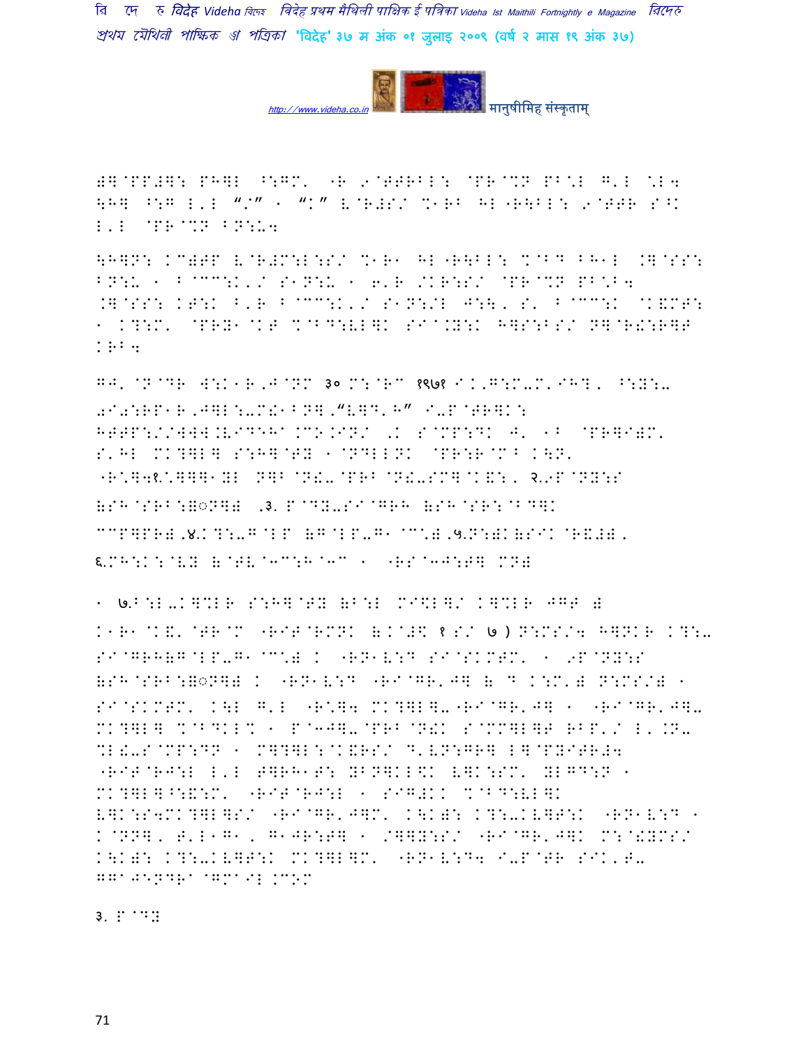)]@PP#]: PH]L ^:GM' "R …@TTRBL: @PR@%N PB\*L G'L \*L4 \H] ^:G L'L "/" ' "K" V@R#S/ %1RB HL"R\BL: …@TTR S^K L'L @PR@%N BN:U4

\H]N: KC)TP V@R#M:L:S/ %1R1 HL"R\BL: %@BD BH1L .]@SS: BN:U ' B@CC:K'/ S1N:U ' 6'R /KR:S/ @PR@%N PB\*B4 .]@SS: KT:K B'R B@CC:K'/ S1N:/L J:\ ' S' B@CC:K @K&MT: ' K?:M' @PRY1@KT %@BD:VL]K SI@.Y:K H]S:BS/ N]@R!:R]T KRB4

GJ' @N@DR W:K1R'J@NM ३० M:@RC १९७१ I.'G:M-M'IH?' ^:Y:- 0I0:RP1R'J]L:-M!1BN]'"V]D'H" I-P@TR]K: HTTP://WWW.VIDEHA.CO.IN/ 'K S@MP:DK J' 1B @PR]I)M' S'HL MK?]L] S:H]@TY ' @NDLLNK @PR:R@M^ K\N' "R@\*]4१@\*]]]1YL N]B@N!-@PRB@N!-SM]@K&:' २.…P@NY:S (SH@SRB:]◌N]) .३. P@DY-SI@GRH (SH@SR:@BD]K CCP]PR) .४.K?:-G@LP (G@LP-G1 @C\*) .५.N:)K(SIK @R&#) . ६.MH:K:@VY (@TV@1C:H@1C ' "RS@1J:T] MN)

' ७.B:L-K]%LR S:H]@TY (B:L MI\$L]/ K]%LR JGT ) K1R1@K&' @TR@M "RIT@RMNK (.K@#\$ १ S/ ७ ) N:MS/4 H]NKR K?:- SI@GRH(G@LP-G1 @C\*) K "RN1V:D SI@SKMTM' ' …P@NY:S (SH@SRB:]◌N]) K "RN1V:D "RI@GR'J] ( D K:M') N:MS/) ' SI@SKMTM' K\L G'L "R\*]4 MK?]L]-"RI@GR'J] ' "RI@GR'J]- MK?]L] %@BDKL% ' P@1J]-@PRB@N!K S@MM]L]T RBP'/ L'.N- %L!-S@MP:DN ' M]?]L:@K&RS/ D'VN:GR] L]@PYITR#4 "RIT@RJ:L L'L T]RH1T: YBN]KL\$K V]K:SM' YLGD:N ' MK?]L]^:&:M' "RIT@RJ:L ' SIG#KK %@BD:VL]K V]K:S4MK?]L]S/ "RI@GR'J]M' K\K): K?:-KV]T:K "RN1V:D ' K@NN]' T'L1G1' G1JR:T] ' /]]Y:S/ "RI@GR'J]K M:@!YMS/ K\K): K?:-KV]T:K MK?]L]M' "RN1V:D4 I-P@TR SIK'T- GGAJENDRA@GMAIL.COM

३. P@DY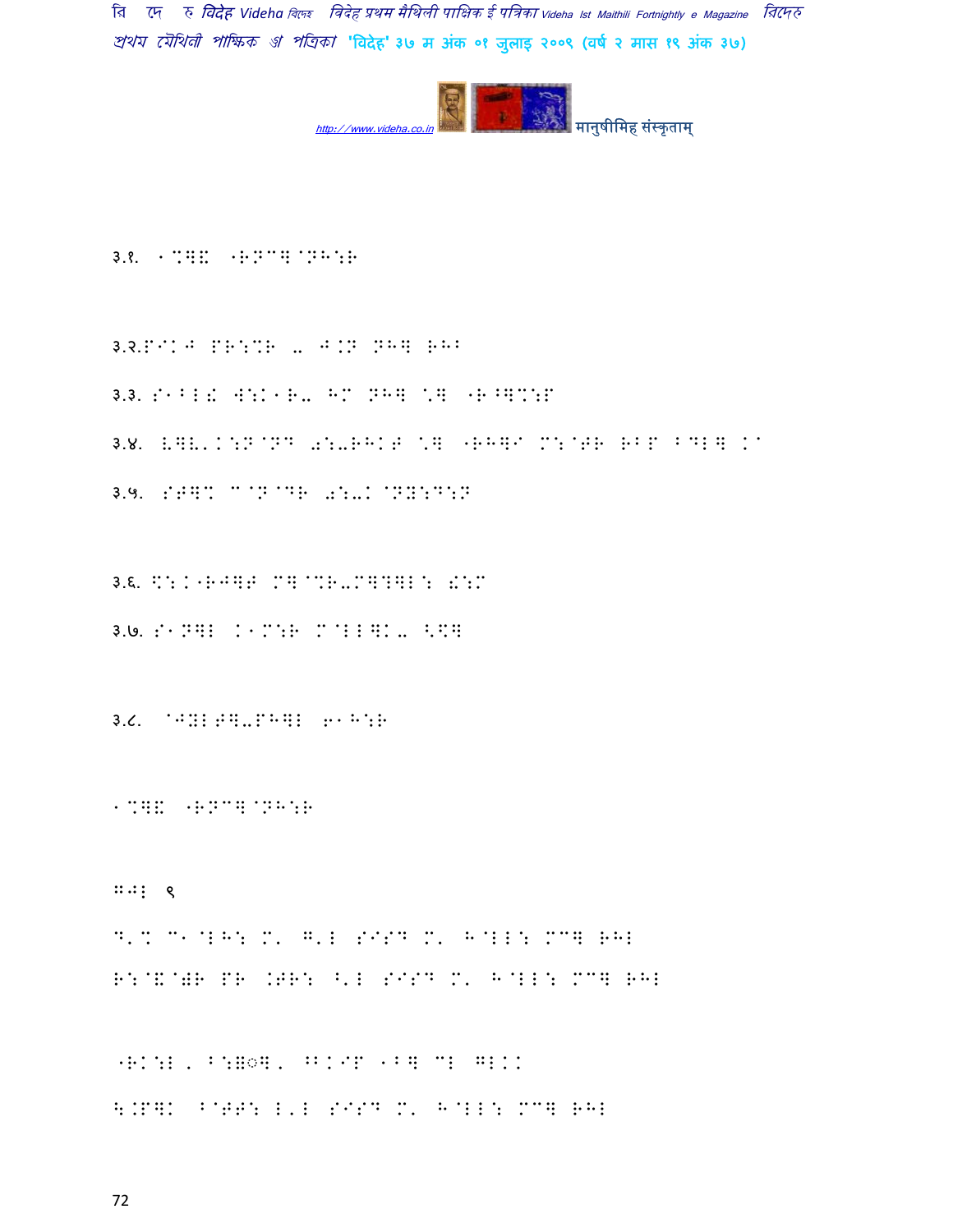३.१. १%बैक ''रुपेश'ग्रामीण

३.२.ग्रंथ गणे०र ६ ए.ग ग्रज बना

३.३. राजेश वर्मा-रा ेग ग्रन बन ''बहलिया

३.४. मृत्युंजय्रन्द ज्वालाप्रसाद नन ''रमणि सहनन बनग भयन ा

३.५. रमेश सिन्द्र ज्वाला्चन्द्रचन

३.६. सुनीलदेवेन्द्र मन्दिर्तेलमन्दरमजी ईसा

३.७. रामचन्द्र ंमेसर स्वीमना ६ ेवन

३.८. 'ऋषिरमनुगंगा गवेषण

१%बैक ''रुपेश'ग्रामीण

जननी ९

ड'.% च१'मनेः ं'. ष'ल रासाय ं'. ह'ललि: मचन बनी

रुचिर्ग गण .तलः ू'ल रासाय ं'. ह'ललि: मचन बनी

'रकाम , ब:ठ◌ँन , ^बंिग ११न चल ि्

ह.गन्ो ब'बड़ ल'ल रासाय ं'. ह'ललि: मचन बनी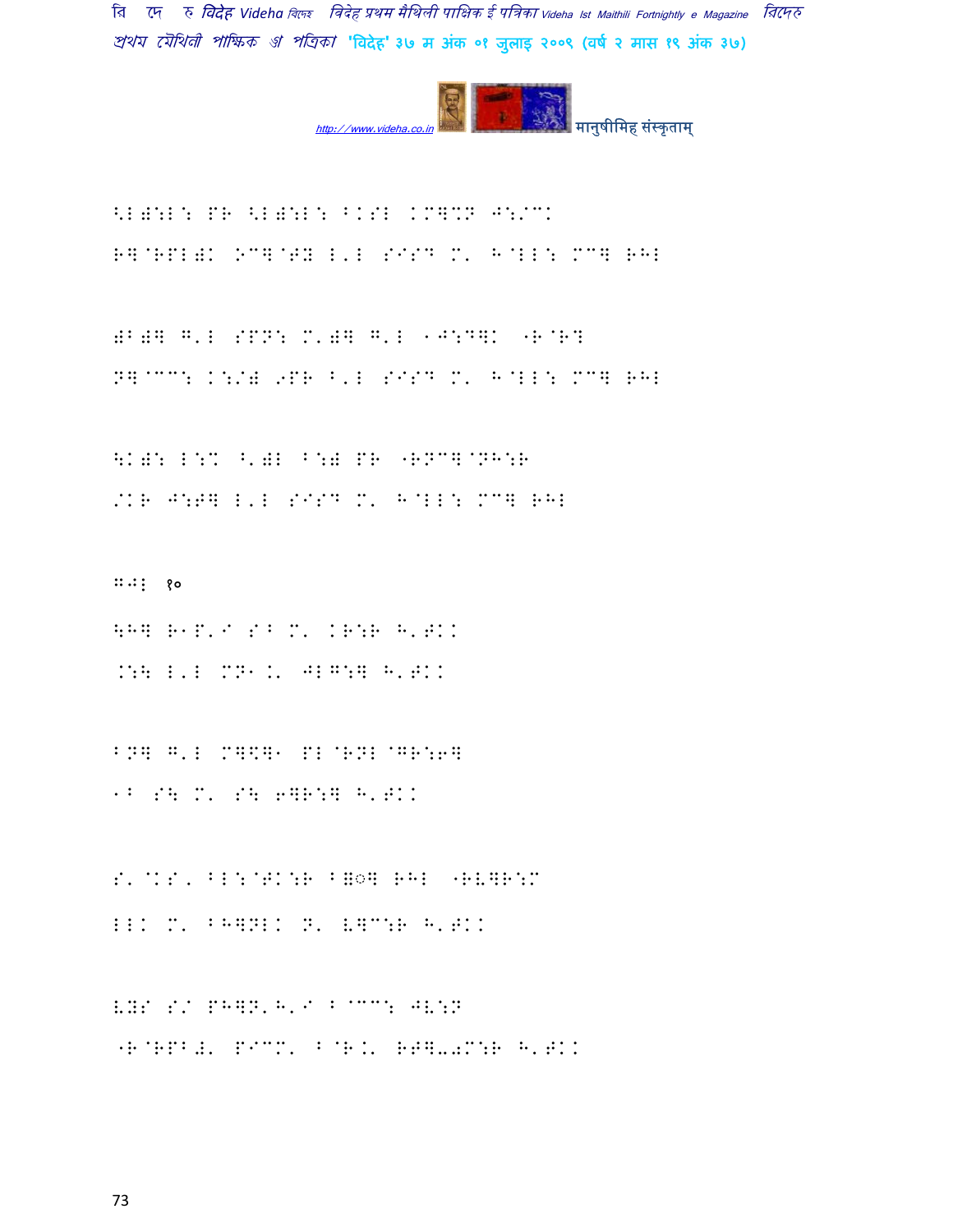<L)  ...

<L):L: PR <L):L: BKSL KM]%N J:/CK

R]@RPL)K .C]@TY L'L S^SD M' H@LL: MC] RHL

)B)] G'L SPN: M')] G'L 1J:D]K "R@R?

N]@CC: K:/) 9PR B'L S^SD M' H@LL: MC] RHL

\K): L:% ^')L B:) PR "RNC]@NH:R

/KR J:T] L'L S^SD M' H@LL: MC] RHL

GJL १०

\H] R1P'I S^ M' KR:R H'TKK

.:\ L'L MN1.' JLG:] H'TKK

BN] G'L M]K]1 PL@RNL@GR:6]

1^ S\ M' S\ 6]R:] H'TKK

S'@KS' BL:@TK:R B=◌] RHL "RV]R:M

LLK M' BH]NLK N' V]C:R H'TKK

VYS S/ PH]N'H'I B@CC: JV:N

"R@RPB#' P^CM' B@R.' RT]-0M:R H'TKK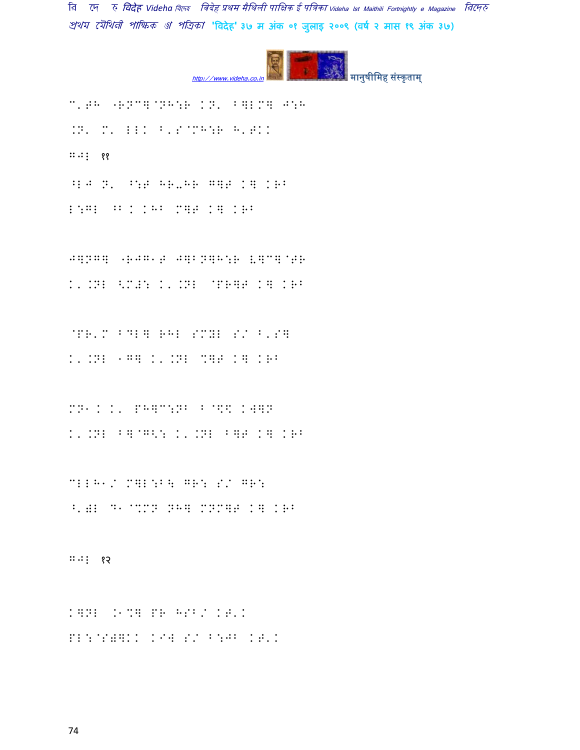C'TH "RN^together..."

C'TH "RNCDNH:R KN' BCED 4:H

.N' M' LLK B'S@MH:R H'TKK

GJL ११

^LJ N' ^:T HR-HR GQT K] KR B

L:GL ^B K KHB M]T K] KRB

J]NG] "RJG1T J]BN]H:R U]C]@TR

K'.NL <M#: K'.NL @PR]T K] KRB

@PR'M BDL] RHL SMYL S/ B'S]

K'.NL 1G] K'.NL %]T K] KRB

MN1K K' PH]C:NB B@\$\ KW]N

K'.NL B]@G<: K'.NL B]T K] KRB

CLLH1/ M]L:B\ GR: S/ GR:

^')L D1@%MN NH] MNM]T K] KRB

GJL १२

K]NL .1%] PR HSB/ KT'K

PL:@SW]KK K@W S/ B:JB KT'K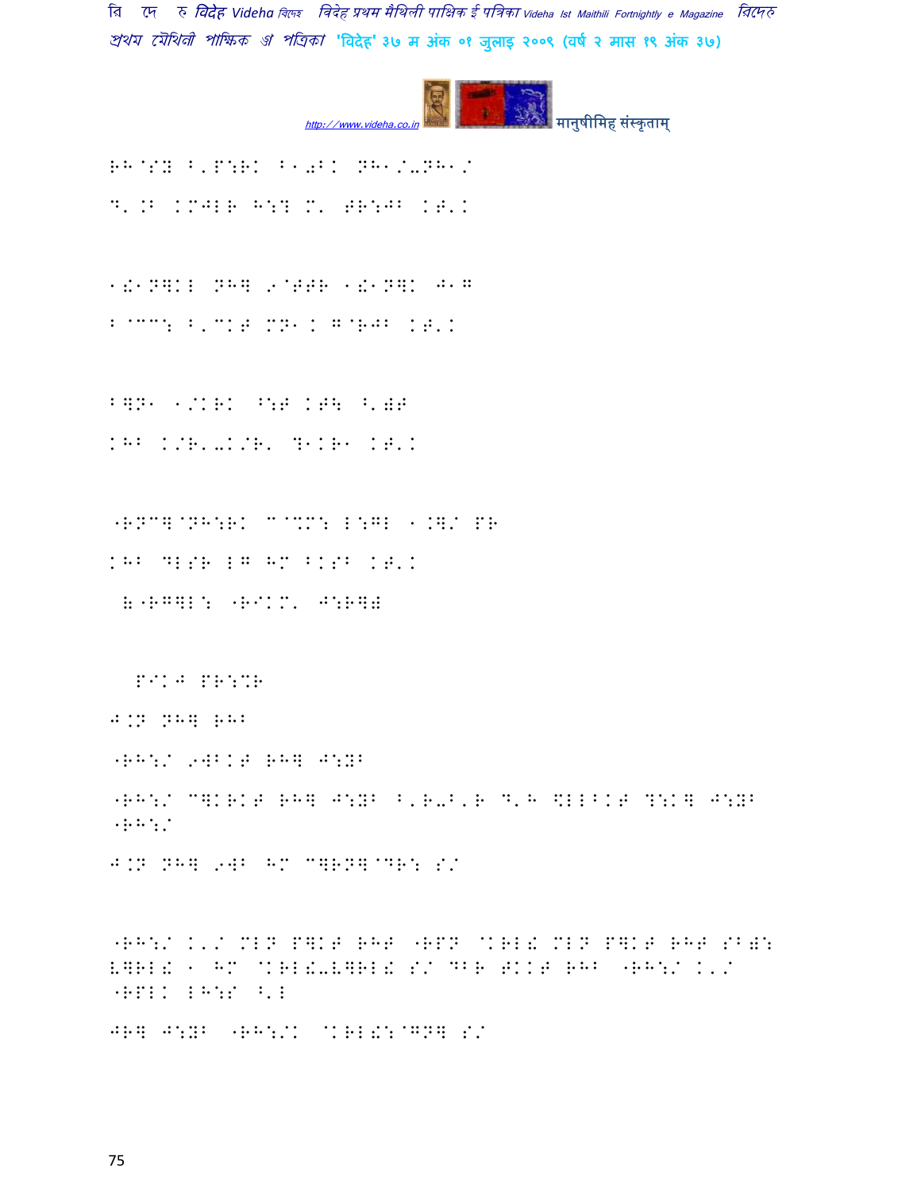RH@SY B'P:RK B10BK NH1/-NH1/

D'.B KMJLR H:? M' TR:JB KT'K

1!1N]KL NH] 9@TTR 1!1N]K J1G

B@^^: B'^KT MN1K G@RJB KT'K

B]N1 1/KRK ^:T KT\ ^'WT

KHB K/R'-K/R' ?1KR1 KT'K

"RN^]@NH:RK ^@%M: L:GL 1.]/ PR

KHB DLSR LG HM BKSB KT'K

(("RG]L: "RIKM' J:R]((

PIKJ PR:%R

J.N NH] RHB

"RH:/ 9WBKT RH] J:YB

"RH:/ C]KRKT RH] J:YB B'R-B'R D'H $LLBKT ?:K] J:YB "RH:/

J.N NH] 9WB HM C]RN]@DR: S/

"RH:/ K'/ MLN P]KT RHT "RPN @KRL! MLN P]KT RHT SBW: L]RL! 1 HM @KRL!-L]RL! S/ DBR TKKT RHB "RH:/ K'/ "RPLK LH:S ^'L

JR] J:YB "RH:/K @KRL!:@GN] S/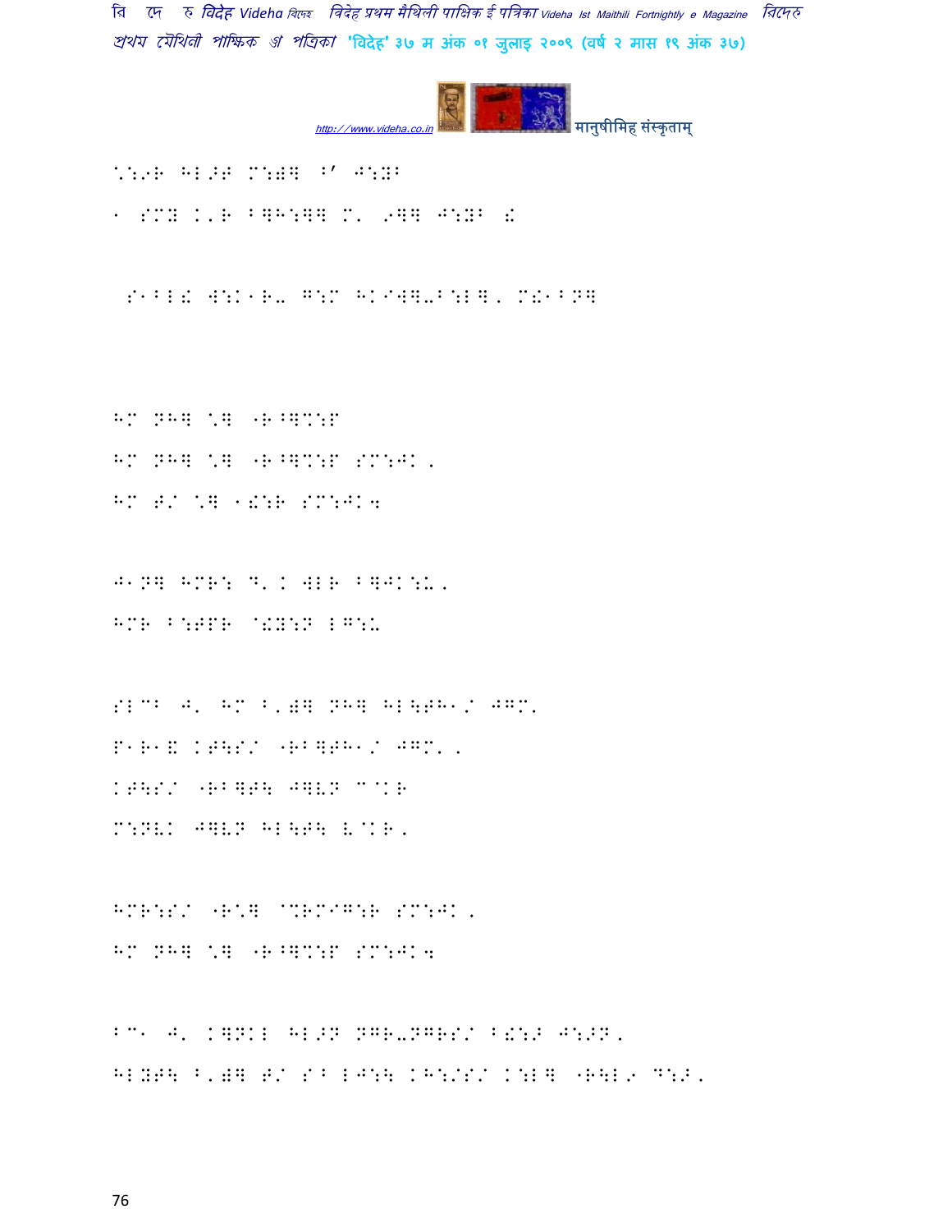\:9R HL>T M:)] B' J:YB

1 SMY K'R B]H:]] M' 9]] J:YB !

S1BL! W:K1R- G:M HKIW]-B:L], M!1BN]

HM NH] \] "R^]%:P

HM NH] \] "R^]%:P SM:JK,

HM T/ \] 1!:R SM:JK4

J1N] HMR: D'K WLR B]JK:U,

HMR B:TPR @!Y:N LG:U

SLCB J' HM B')] NH] HL\TH1/ JGM'

P1R1$ KT\S/ "RB]TH1/ JGM',

KT\S/ "RB]T\ J]VN C@KR

M:NVK J]VN HL\T\ V@KR,

HMR:S/ "R'] @%RMIG:R SM:JK,

HM NH] \] "R^]%:P SM:JK4

BC1 J' K]NKL HL>N NGR-NGRS/ B!:> J:>N,

HLYT\ B')] T/ SB LJ:\ KH:/S/ K:L] "R\L9 D:>,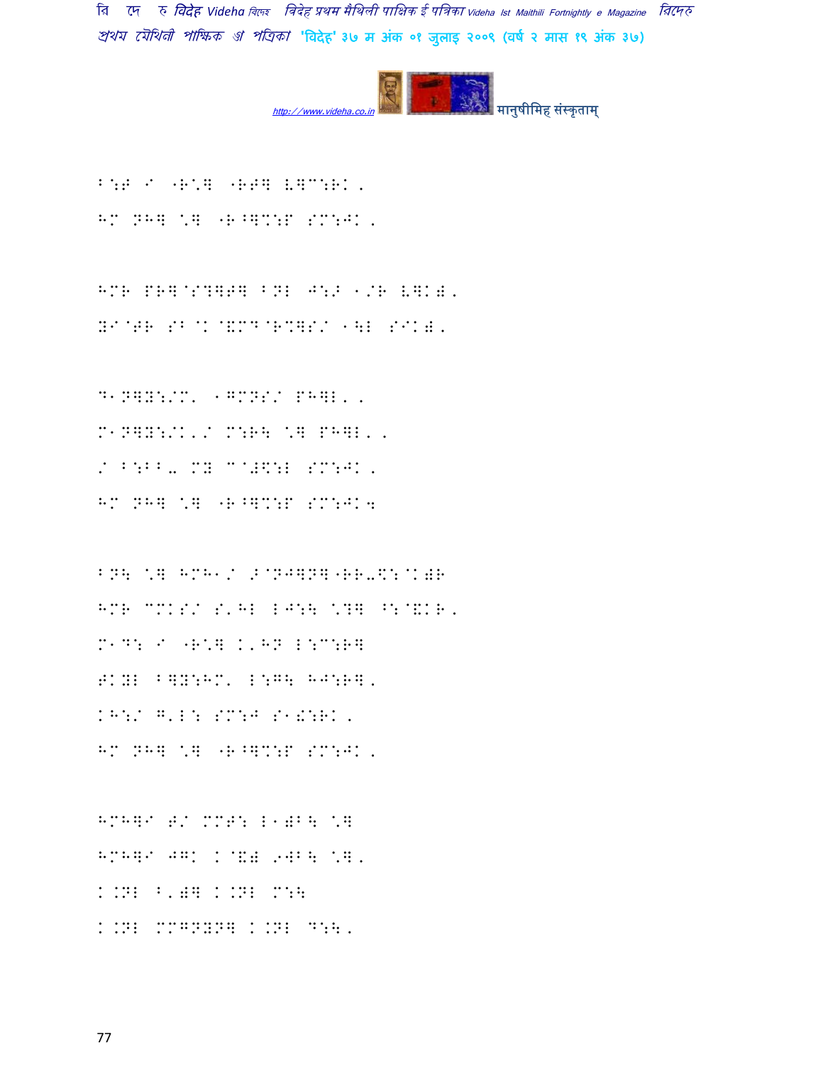B:T I "R*] "RT] V]C:RK,

HM NH] *] "R^]%:P SM:JK,

HMR PR]@S?]T] BNL J:> 1/R V]K),

N@TR SB@K@&MD@R%]S/ 1\L SIK),

D1N]Y:/M' 1GMNS/ PH]L',

M1N]Y:/K'/ M:R\ *] PH]L',

/ B:BB- MY C@#\$:L SM:JK,

HM NH] *] "R^]%:P SM:JK;

BN\ *] HMH1/ >@NJ]N]"RR-\$:@K)R

HMR CMKS/ S'HL LJ:\ *?] ^:@&KR,

M1D: I "R*] K'HN L:C:R]

TKYL B]Y:HM' L:G\ HJ:R],

KH:/ G'L: SM:J S1!:RK,

HM NH] *] "R^]%:P SM:JK,

HMH]I T/ MMT: L1)B\ *]

HMH]I JGK K@&) 9WB\ *],

K.NL B')] K.NL M:\

K.NL MMGNYN] K.NL D:\,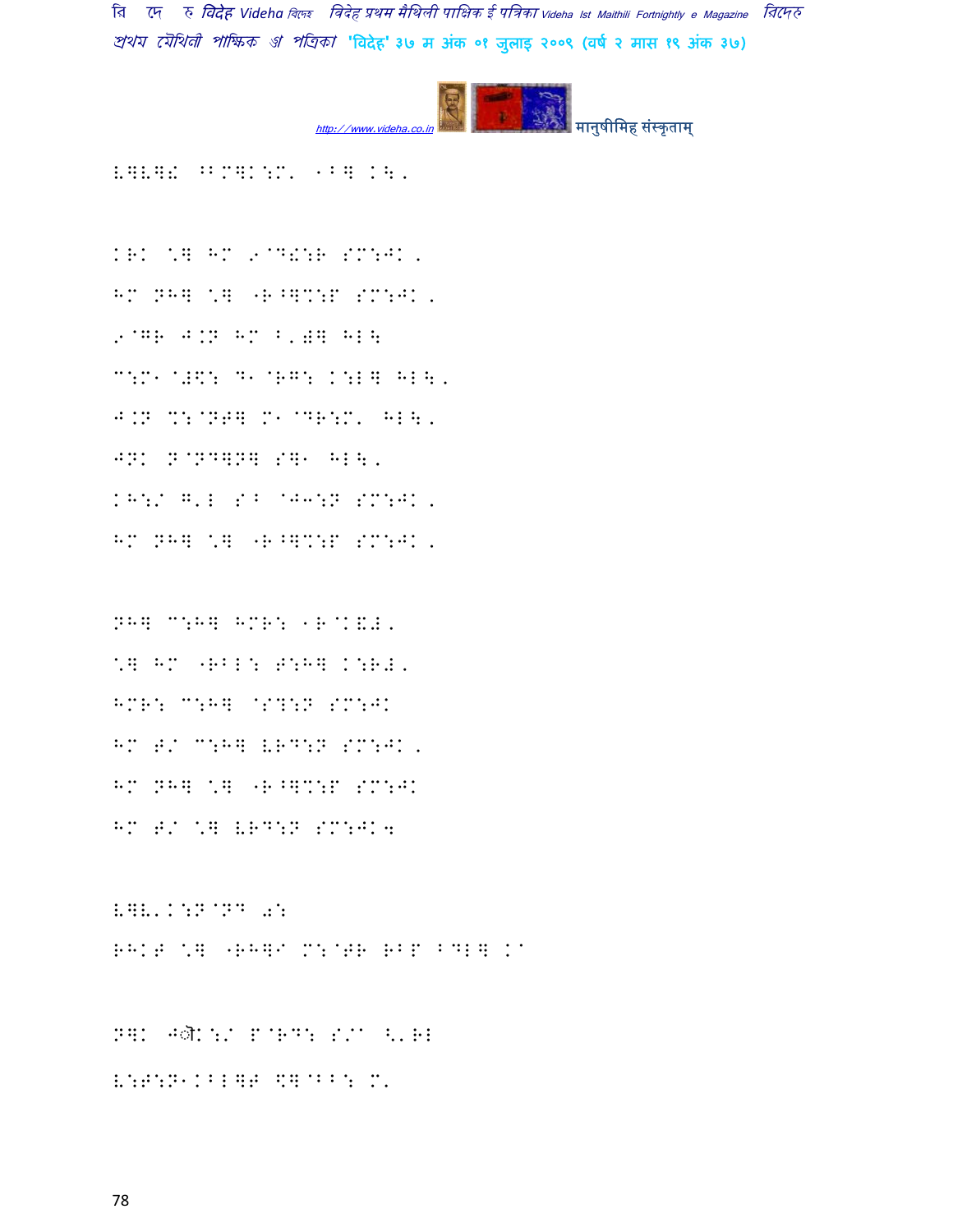E]E]! ^BM]K:M' 1B] K\.

KRK \] HM 9@D!:R SM:JK.
HM NH] \] 'R^]%:P SM:JK.
9@GR J.N HM B'W] HL\
C:M1 @#$: D1 @RG: K:L] HL\.
J.N %:@NT] M1 @DR:M' HL\.
JNK N@ND]N] S]1 HL\.
KH:/ G'L S^ @J3:N SM:JK.
HM NH] \] 'R^]%:P SM:JK.

NH] C:H] HMR: 1R@K&#.
\] HM 'RBL: T:H] K:R#.
HMR: C:H] @S?:N SM:JK
HM T/ C:H] ERD:N SM:JK.
HM NH] \] 'R^]%:P SM:JK
HM T/ \] ERD:N SM:JK4

E]E'K:N@ND 0:
RHKT \] 'RH]I M:@TR RBP BDL] K/

N]K Jौ K:/ P@RD: S/a <'RL
E:T:N1KBL]P $]@BB: M'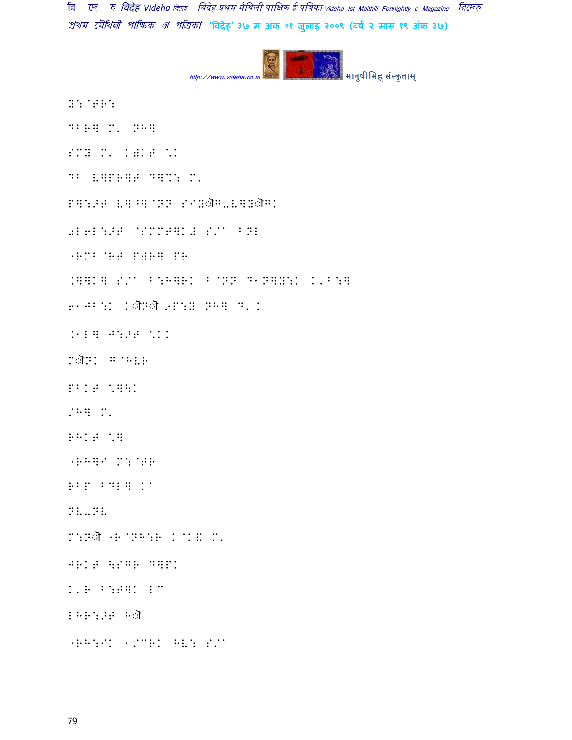X:@TR:

DBR] M, NH]

SMY M, K)KT \K

DB L]PR]T D]%: M,

P]:>T V]^]@NN S<Xৌপ-V]Xৌপ K

0L6L:>T @SMMT]K# S/^ BNL

"RMB@RT P)R] PR

.]]K] S/^ B:H]RK B@NN D1N]Y:K K'B:]

61JB:K Kৌনৌ 9P:Y NH] D' K

.1L] J:>T \KK

Mৌনক G@HVR

PBKT \]\K

/H] M,

RHKT \]

"RH]I M:@TR

RBP BDL] K^

NV-NV

M:Nৌ "R@NH:R K@K& M,

JRKT \SGR D]PK

K'R B:T]K L"

LHR:>T Hৌ

"RH:IK 1/CRK HV: S/^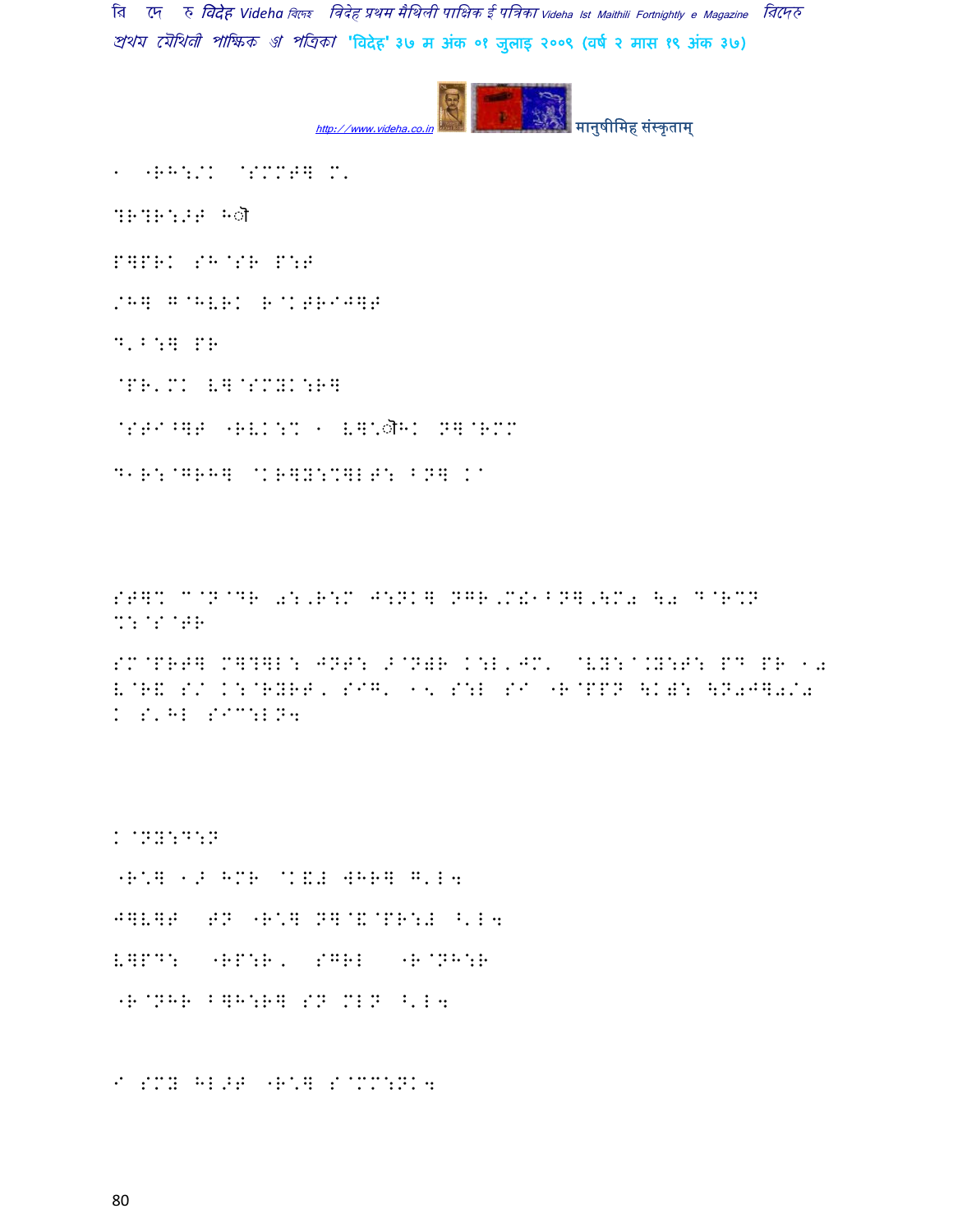1 "RH:/K @SMM#] M'

?R?R:>T Hौ

P]PRK SH@SR P:T

/H] G@HVRK R@KTRIJ]T

D'B:] PR

@PR'MK V]@SMYK:R]

@STA^]T "RVK:% 1 V]\ौHK N]@RMM

D1R:@GRH] @KR]Y:%]LT: BN] KA

ST]% C@N@DR 0:,R:M J:NK] NGR,M!1BN],4M0 \0 D@R%N %:@S@TR

SM@PRT] M]?]L: JNT: >@N)R K:L'JM' @VY:A.Y:T: PD PR 10 V@R& S/ K:@RYRT, SIG' 15 S:L SI "R@PPN \K): \N0J]0/0 K S'HL SIC:LN4

K@NY:D:N

"R\] 1> HMR @K&# WHR] G'L4

J]V]T TN "R\] N]@&@PR:# ^'L4

V]PD: "RP:R, SGRL "R@NH:R

"R@NHR B]H:R] SN MLN ^'L4

I SMY HL>T "R\] S@MM:NK4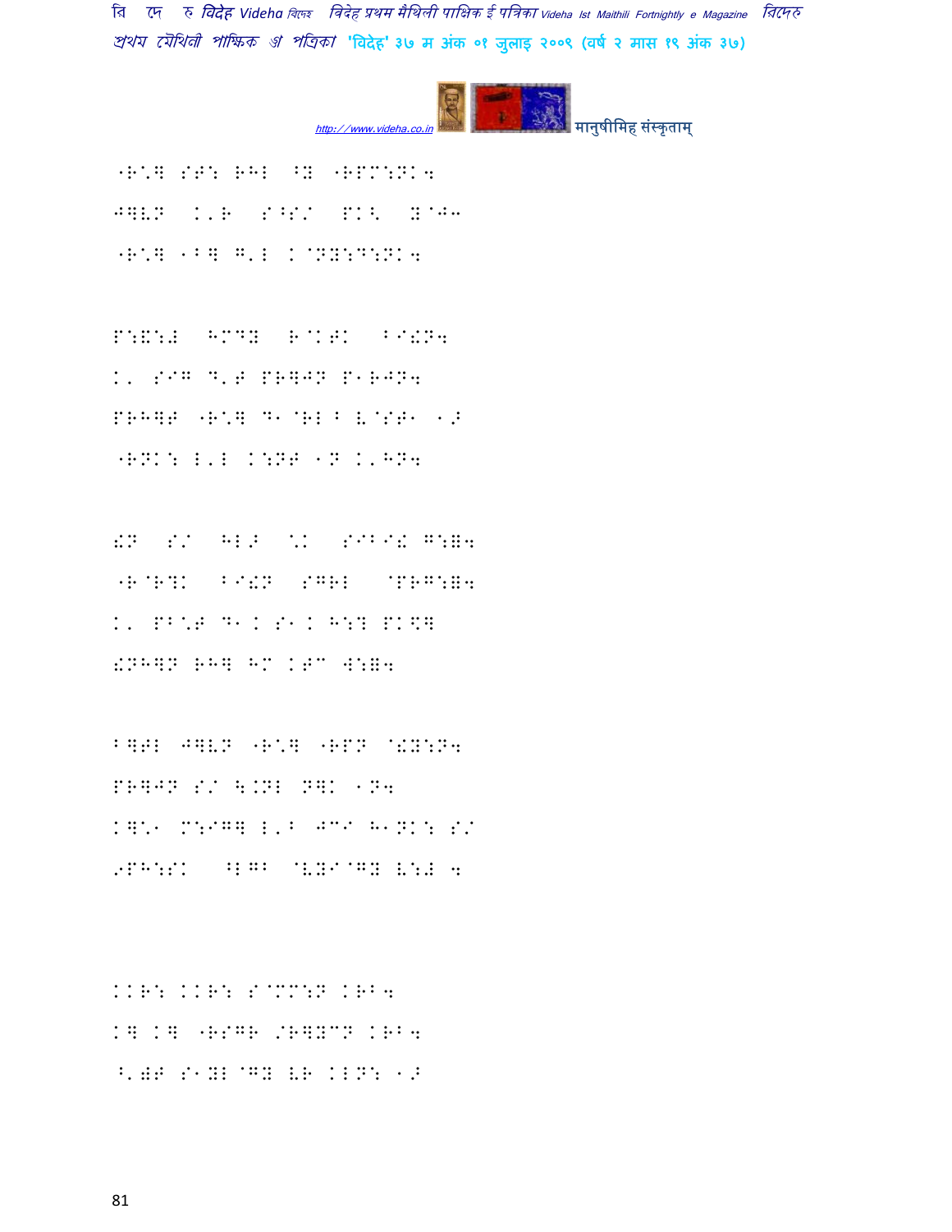"R^] ST: RHL ^Y "RPM:NK;
J]VN K'R S^S/ PK< Y@J3
"R^] 1B] G'L K@NY:D:NK;

P:&:# HMDY R@KTK BI!N;
K' SIG D'T PR]JN P1RJN;
PRH]T "R^] D1@RL B V@ST1 1>
"RNK: L'L K:NT 1N K'HN;

!N S/ HL> ^K SIBI! G:=;
"R@R?K BI!N SGRL @PRG:=;
K' PB^T D1 K S1 K H:? PK\]
!NH]N RH] HM KTC W:=;

B]TL J]VN "R^] "RPN @!Y:N;
PR]JN S/ \.NL N]K 1N;
K]^1 M:IG] L'B JCI H1NK: S/
9PH:SK ^LGB @VYI@GY V:# ;

KKR: KKR: S@MM:N KRB;
K] K] "RSGR /R]YCN KRB;
^'WT S1YL @GY VR KLN: 1>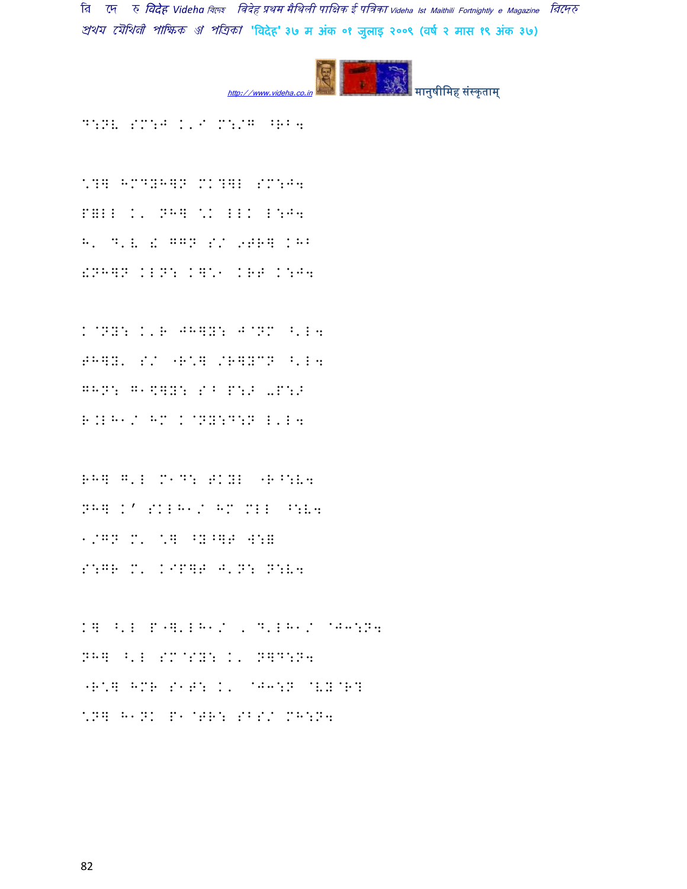D:NL SM:J K'I M:/G ^RB4

\?G HMDYHGN MK?GL SM:J4
PGLL K' NHG \K LLK L:J4
H' D'V ! GGN S/ 9TRG KHB
!NHGN KLN: KG\1 KRT K:J4

K@NY: K'R JHGY: J@NM ^'L4
THGY' S/ -R\G /RGYCN ^'L4
GHN: G1\$GY: SB P:> -P:>
R.LH1/ HM K@NY:D:N L'L4

RHG G'L M1D: TKYL -R^:V4
NHG K' SKLH1/ HM MLL ^:V4
1/GN M' \G ^Y^GT W:B
S:GR M' KIPGT J'N: N:V4

KG ^'L P-G'LH1/ , D'LH1/ @J3:N4
NHG ^'L SM@SY: K' NGD:N4
-R\G HMR S1T: K' @J3:N @VY@R?
\NG H1NK P1@TR: SBS/ MH:N4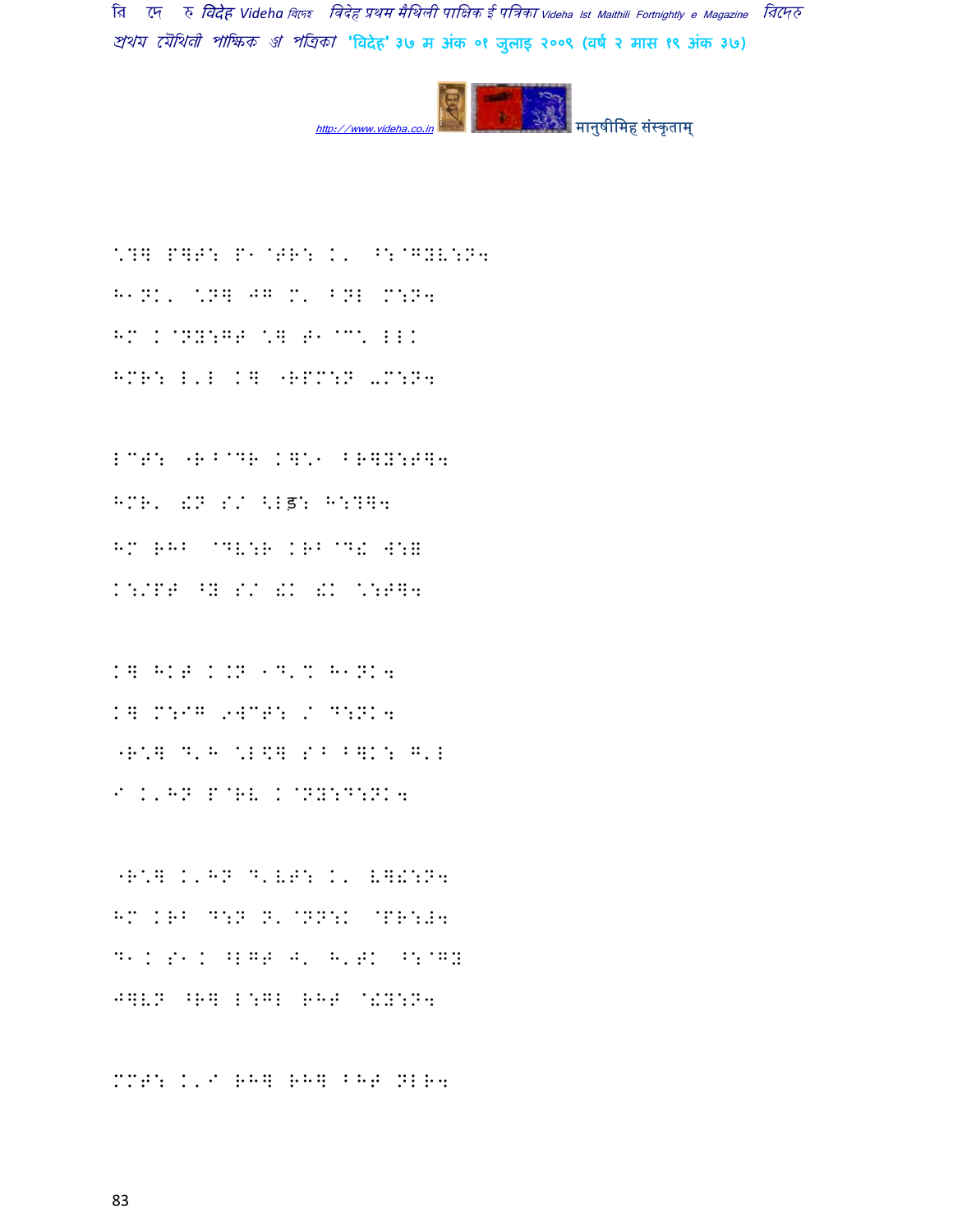\*?] P]T: P1@TR: K' ^:@GYV:N4

H1NK' \*N] JG M' BNL M:N4

HM K@NY:GT \*] T1@C' LLK

HMR: L'L K] "RPM:N −M:N4

LCT: "R^@DR K]\*1 BR]Y:T]4

HMR' !N S/ <Lड़: H:?]4

HM RHB @DV:R KRB@D! W:B

K:/PT ^Y S/ !K !K \*:T]4

K] HKT K.N 1D'% H1NK4

K] M:IG 9WCT: / D:NK4

"R\*] D'H \*L\$] SB B]K: G'L

I K'HN P@RV K@NY:D:NK4

"R\*] K'HN D'VT: K' V]!:N4

HM KRB D:N N'@NN:K @PR:J4

D1K S1K ^LGT J' H'TK ^:@GY

J]VN ^R] L:GL RHT @!Y:N4

MMT: K'I RH] RH] BHT NLR4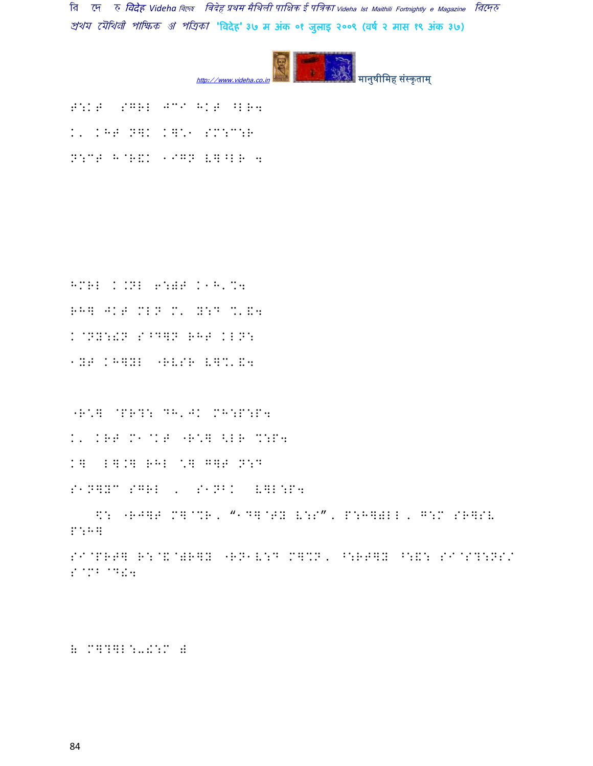S:K@ SGRL JCI HK@ ^LR4

K' KH@ N]K K]*1 SM:C:R

N:C@ H@R&K 1IGN V]^LR 4

HMRL K.NL 6:)@ K1H'%4

RH] JK@ MLN M' Y:D %'&4

K@NY:!N S^D]N RH@ KLN:

1Y@ KH]YL "RVSR V]%'&4

"R*] @PR?: DH'JK MH:P:P4

K' KR@ M1@K@ "R*] <LR %:P4

K] L].] RHL *] G]@ N:D

S1N]YC SGRL , S1NBK V]L:P4

$: "RJ]@ M]@%R, "1D]@@Y V::S", P:H])LL, G:M SR]SV P:H]

SI@PR@] R:@&@)R]Y "RN1V:D M]%N, ^:R@]Y ^:&: SI@S?:NS/ S@MB@D!4

( M]?]L:-!:M )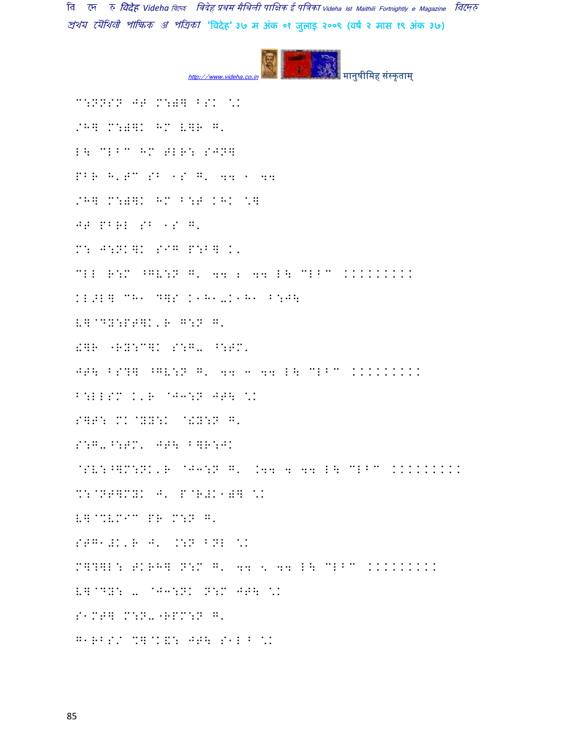C:NNSN JT M:)] B? \K

/H] M:)]K HM V]R G.

L\ CLBC HM TLR: SJN]

PBR H'TC SB 1S G' 44 1 44

/H] M:)]K HM B:F KHK \]

JT PBRL SB 1S G.

M: J:NK]K SIG P:B] K.

CLL R:M ^GV:N G' 44 2 44 L\ CLBC KKKKKKKKK

KL>L] CH1 D]S K1H1-K1H1 B:J\

V]@DY:PT]K'R G:N G.

!]R "RY:C]K S:G- ^:TM.

JT\ BS?] ^GV:N G' 44 3 44 L\ CLBC KKKKKKKKK

B:LLSM K'R @J3:N JT\ \K

S]T: MK@YY:K @!Y:N G.

S:G-^:TM. JT\ B]R:JK

@SV:^]M:NK'R @J3:N G' .44 4 44 L\ CLBC KKKKKKKKK

%:@NT]MYK J' P@R#K1)] \K

V]@%VMIC PR M:N G.

STG1#K'R J' .:N BNL \K

M]?]L: TKRH] N:M G' 44 5 44 L\ CLBC KKKKKKKKK

V]@DY: - @J3:NK N:M JT\ \K

S1MT] M:N-"RPM:N G.

G1RBS/ %]@K&: JT\ S1L B \K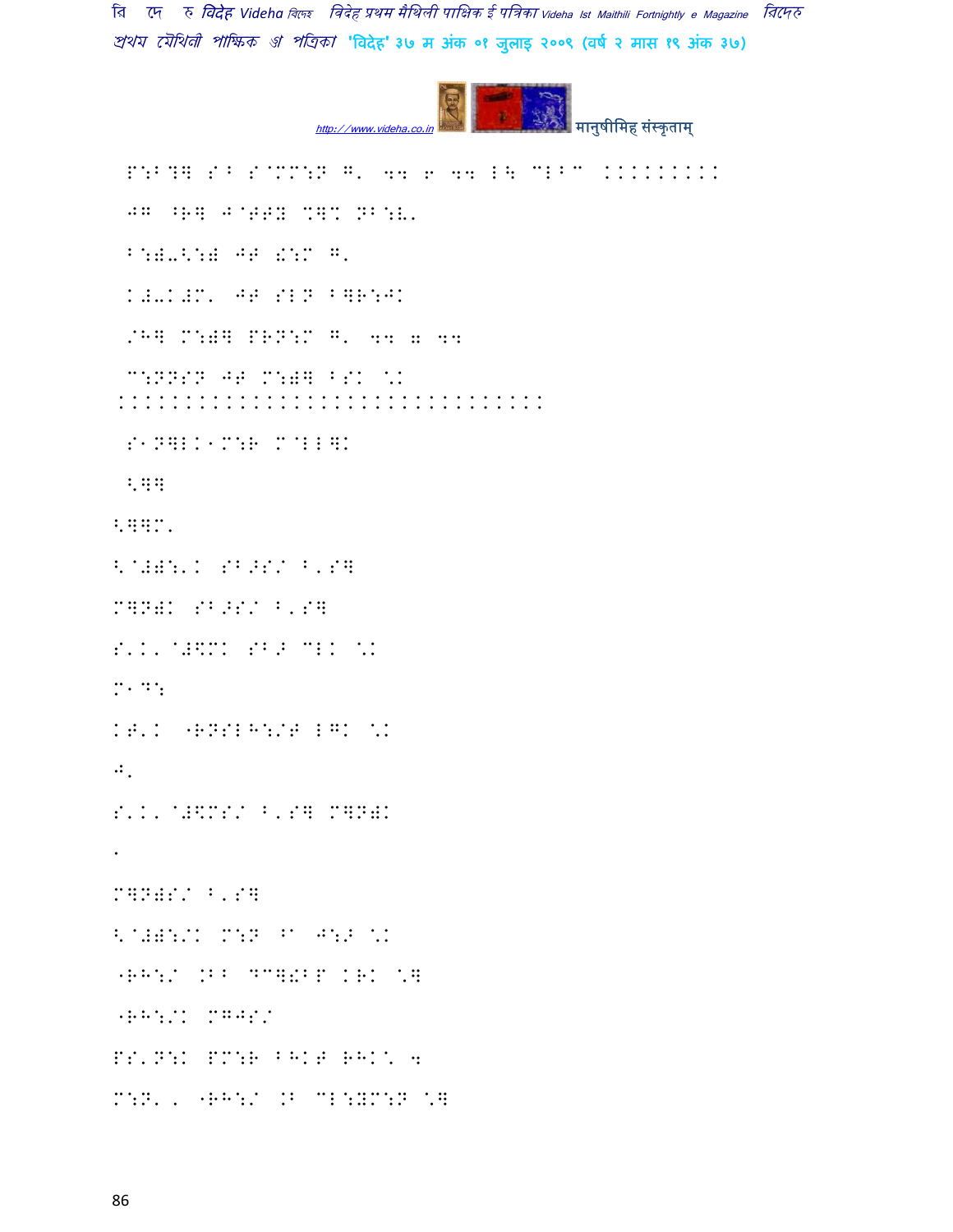P:B?] S^ S@MM:N G' 44 6 44 L\ CLBC .........

⊃G ⊃R] ⊃@TT Y]% NB:EL

B:("<:( ⊃T !:M G'

K#-K#M' ⊃T SLN B]R:⊃K

/H] M:(] PRN:M G' 44 7 44

C:NNSN ⊃T M:(] BSK \K ..............................

S1N]LK1M:R M@LL]K

<]]

<]]M'

<@#(:'K SB>S/ B'S]

M]N(K SB>S/ B'S]

S'K' @#\$MK SB> CLK \K

M1D:

KT'K "RNSLH:/T LGK \K

⊃'

S'K' @#\$MS/ B'S] M]N(K

.

M]N(S/ B'S]

<@#(:/K M:N ^C ⊃:> \K

"RH:/ .BB DC]!BP KRK \]

"RH:/K MG⊃S/

PS'N:K PM:R BHKT RHK\ 4

M:N' ' "RH:/ .B CL:YM:N \]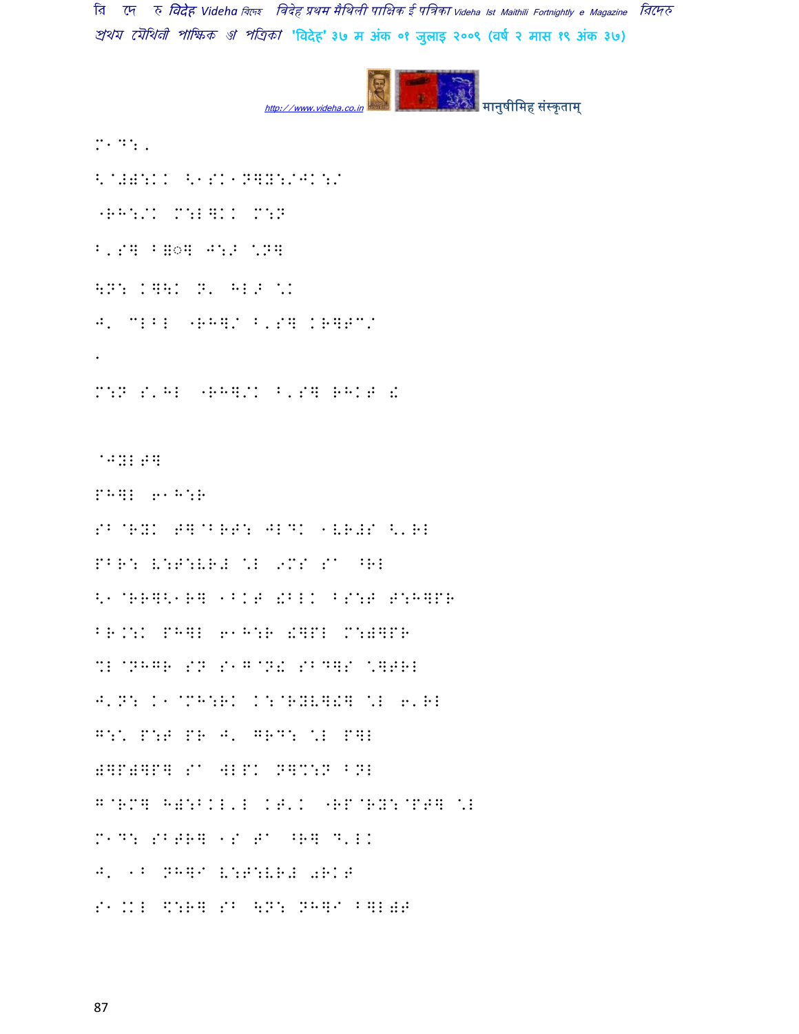M1D:,

<@#W:KK <1SK1N]Y:/JK:/

"RH:/K M:L]KK M:N

B'S] B=◌] J:> \N]

\N: K]\K N' HL> \K

J' MLBL "RH]/ B'S] KR]TC/

.

M:N S'HL "RH]/K B'S] RHKT !

@JYLT]

PH]L 61H:R

SB@RYK T]@BRT: JLDK 1VR#S <'RL

PBR: V:T:VR# \L 9MS Sa ^RL

<1@RR]<1R] 1BKT !BLK BS:T T:H]PR

BR.:K PH]L 61H:R !]PL M:#]PR

%L@NHGR SN S1G@N! SBD]S \]TRL

J'N: K1@MH:RK K:@RYV]!] \L 6'RL

G:\ P:T PR J' GRD: \L P]L

#]P#]P] Sa WLPK N]%:N BNL

G@RM] H#:BKL'L KT'K "RP@RY:@PT] \L

M1D: SBTR] 1S Ta ^R] D'LK

J' 1B NH]a V:T:VR# 0RKT

S1.KL \$:R] SB \N: NH]a B]L#T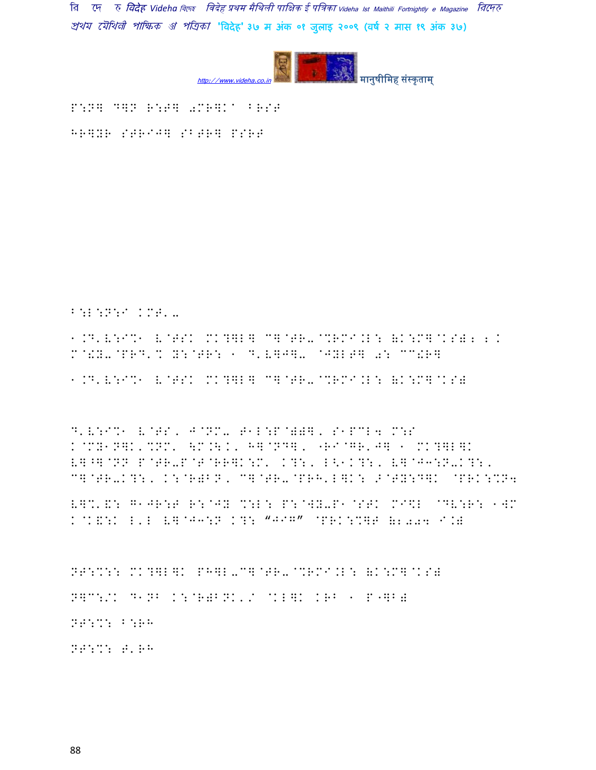P:N] D]N R:T] 0MR]K^ BRST

HR]YR STRIJ] SBTR] PSRT

B:L:N:I KMT'-

1.D'V:I%1 V@TSK MK?]L] C]@TR-@%RMI.L: (K:M]@KS) ; K M@!Y-@PRD'% Y:@TR: 1 D'V]J]- @JYLT] 0: CC!R]

1.D'V:I%1 V@TSK MK?]L] C]@TR-@%RMI.L: (K:M]@KS)

D'V:I%1 V@TS, J@NM- T1L:P@))], S1PCL4 M:S K@MY1N]K,%NM' \M.\.K, H]@ND], "RI@GR'J] 1 MK?]L]K V]^]@NN P@TR-P@T@RR]K:M' K?:, L<1K?:, V]@J3:N-K?:, C]@TR-K?:, K:@R)BN, C]@TR-@PRH'L]K: >@TY:D]K @PRK:%N4

V]%'&: G1JR:T R:@JY %:L: P:@WY-P1@STK MI\$L @DV:R: 1WM K@K&:K L'L V]@J3:N K?: "JIG" @PRK:%]T (2004 I.)

NT:%:: MK?]L]K PH]L-C]@TR-@%RMI.L: (K:M]@KS)

N]C:/K D1NB K:@R)BNK'/ @KL]K KRB 1 P"]B)

NT:%: B:RH

NT:%: T'RH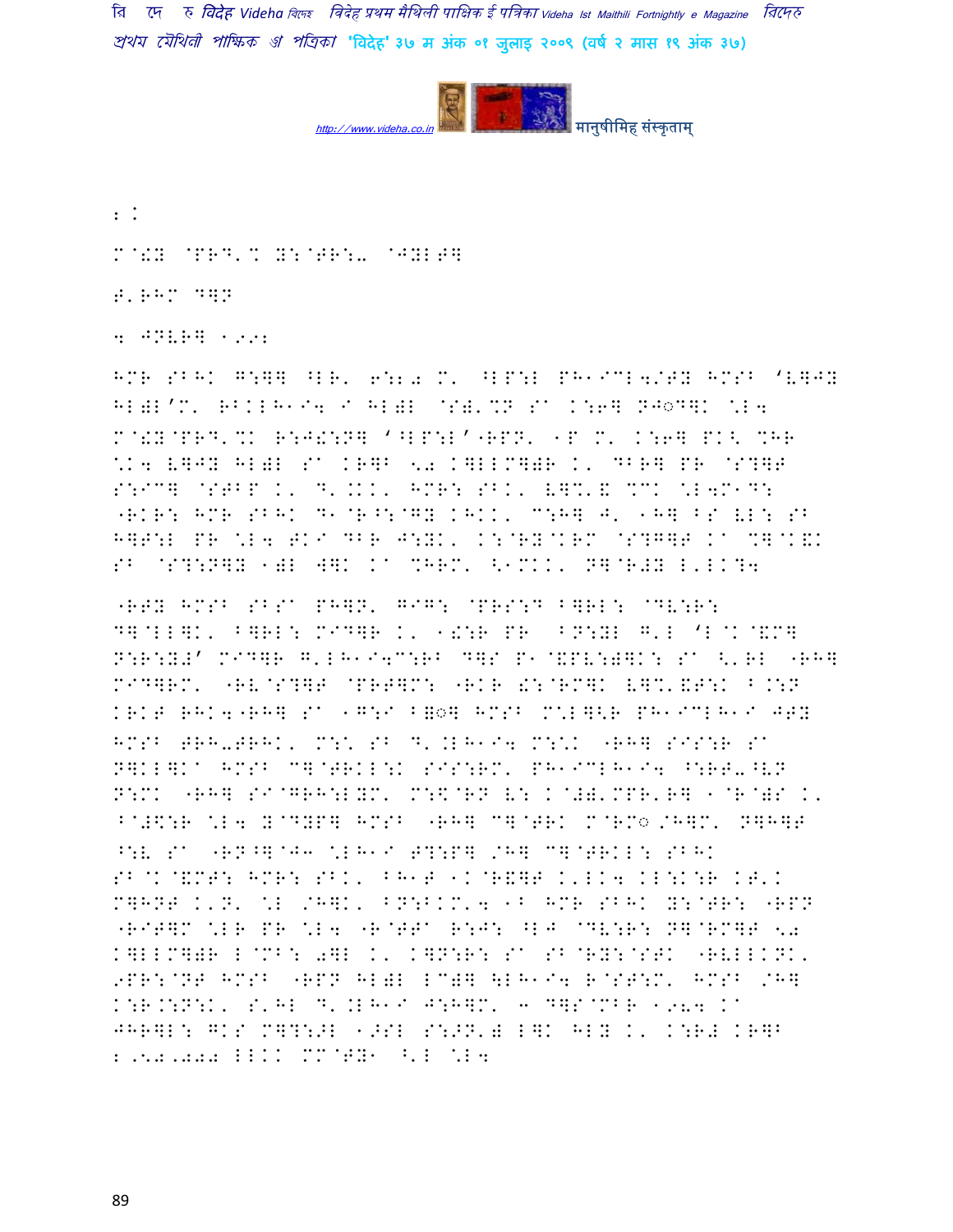:.

M@!Y @PRD'% Y:@TR:- @JYLT]

T'RHM D]N

4 JNVR] 1992

HMR SBHK G:]] ^LR' 6:2. M' ^LP:L PH1ICL4/TY HMSB 'V]JY HL)L'M' RBKLH1I4 I HL)L @S)'%N S' K:6] NJ◌D]K \L4 M@!Y@PRD'%K R:J!:N] '^LP:L'"RPN' 1P M' K:6] PK< %HR \K4 V]JY HL)L S' KR]B <. K]LLM])R K' DBR] PR @S?]T S:IC] @STBP K' D'.KK' HMR: SBK' V]%'& %CK \L4M1D: "RKR: HMR SBHK D1@R^:@GY KHKK' C:H] J' 1H] BS VL: SB H]T:L PR \L4 TKI DBR J:YK' K:@RY@KRM @S?G]T K' %]@K!K SB @S?:N]Y 1)L W]K K' %HRM' <1MKK' N]@R#Y L'LK?4

"RTY HMSB SBS' PH]N' GIG: @PRS:D B]RL: @DV:R: D]@LL]K' B]RL: MID]R K' 1!:R PR BN:YL G'L 'L@K@&M] N:R:Y#' MID]R G'LH1I4C:RB D]S P1@&PV:)]K: S' <'RL "RH] MID]RM' "RV@S?]T @PRT]M: "RKR !:@RM]K V]%'&T:K B.:N KRKT RHK4"RH] S' 1G:I B]◌] HMSB M\L]<R PH1ICLH1I JTY HMSB TRH-TRHK' M:\ SB D'.LH1I4 M:\K "RH] SIS:R S' N]KL]K' HMSB C]@TRKL:K SIS:RM' PH1ICLH1I4 ^:RT-^VN N:MK "RH] SI@GRH:LYM' M:\$@RN V: K@#)'MPR'R] 1@R@)S K' B@#\$:R \L4 Y@DYP] HMSB "RH] C]@TRK M@RM◌/H]M' N]H]T ^:V S' "RN^]@J3 \LH1I T?:P] /H] C]@TRKL: SBHK SB@K@&MT: HMR: SBK' BH1T 1K@R&]T K'LK4 KL:K:R KT'K M]HNT K'N' \L /H]K' BN:BKM'4 1B HMR SBHK Y:@TR: "RPN "RIT]M \LR PR \L4 "R@TTI R:J: ^LJ @DV:R: N]@RM]T <. K]LLM])R L@MB: 0]L K' K]N:R: S' SB@RY:@STK "RVLLKNK' 9PR:@NT HMSB "RPN HL)L LC)] \LH1I4 R@ST:M' HMSB /H] K:R.:N:K' S'HL D'.LH1I J:H]M' 3 D]S@MBR 1984 K' JHR]L: GKS M]?:>L 1>SL S:>N') L]K HLY K' K:R# KR]B 2,52,000 LLKK MM@TY1 ^'L \L4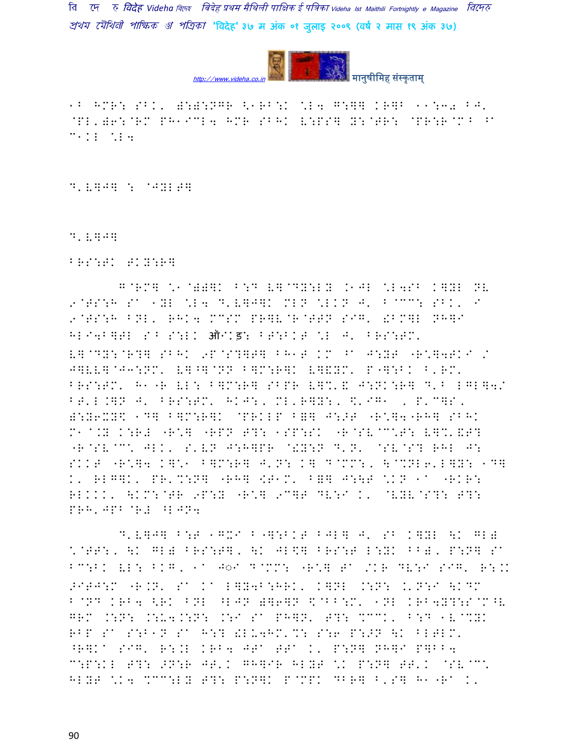१० म्रदु शेखर, इ:इ:नगर ६-१०:६ ६ीक फ्लैट बेसमेंट ११:३० बजे,

@PL'36:@RM PH1IC L4 HMR SBHK V:PS] Y:@TR: @PR:R@M^ ^A C1KL \*L4

D'V]J] : @JYLT]

D'V]J]

BRS:TK TKY:R]

G@RM] \*1@))]K B:D V]@DY:LY .1JL \*L4SB K]YL NV 9@TS:H SA 1YL \*L4 D'V]J]K MLN \*LKN J' B@CC: SBK' I 9@TS:H BNL' RHK4 MCSM PR]V@R@TTN SIG'! BM]L NH]I HLI4B]TL S^ S:LK ऑKड: BT:BKT \*L J' BRS:TM' V]@DY:@R?] SBHK 9P@S?]T] BH1T KM ^A J:YT "R\*]4TKI / J]VV]@J3:NM' V]^]@NN B]M:R]K V]&YM' P"]:BK B'RM' BRS:TM' H1"R VL: B]M:R] SBPR V]%'& J:NK:R] D'B LGL]4/ BT'L.]N J' BRS:TM' HKJ:, ML'R]Y:, \$'IG1 , P'C]S, 8:Y6XY\$ 1D] B]M:R]K @PRKLP B&] J:>T "R\*]4"RH] SBHK M1@.Y K:R# "R\*] "RPN T?: 1SP:SK "R@SV@C\*T: V]%'&T? "R@SV@C\* JLK' S'VN J:H]PR @!Y:N D'N' @SV@S? RHL J: SKKT "R\*]4 K]\*1 B]M:R] J'N: K] D@CC:, \@%NL6'L]Y: 1D] K' RLG]K' PR'%:N] "RH] [T1M' B&] J:\T \*KN 1A "RKR: RLKKK' \KM:@TR 9P:Y "R\*] 9C]T DV:I K' @VYV@S?: T?: PRH'JPB@R# ^LJN4

D'V]J] B:T 1GXI B"]:BKT BJL] J' SB K]YL \K GL) \*@TT:, \K GL) BRS:T], \K JL\$] BRS:T L:YK BB), P:N] SA BC:BK VL: BKG, 1A J◌I D@MM: "R\*] TA /KR DV:I SIG' R:.K >ITJ:M "R.N' SA KA L]Y4B:HRK' K]NL .:N: .'N:I \KDM B@ND KRB4 <RK BNL ^LJN 8]6]N \$@BB:M' 1NL KRB4Y?:S@M^V GRM .:N: .:U4.:N: .:I SA PH]N' T?: %CCK' B:D 1V@%YK RBP SA S:B1N SA H:? !LU4HM'%: S:6 P:>N \K BLTLM' ^R]KA SIG' R:.L KRB4 JTA TTA K' P:N] NH]I P]BB4 C:P:KL T?: >N:R JT'K GH]IR HLYT \*K P:N] TT'K @SV@C\* HLYT \*K4 %CC:LY T?: P:N]K P@MPK DBR] B'S] H1"RA K'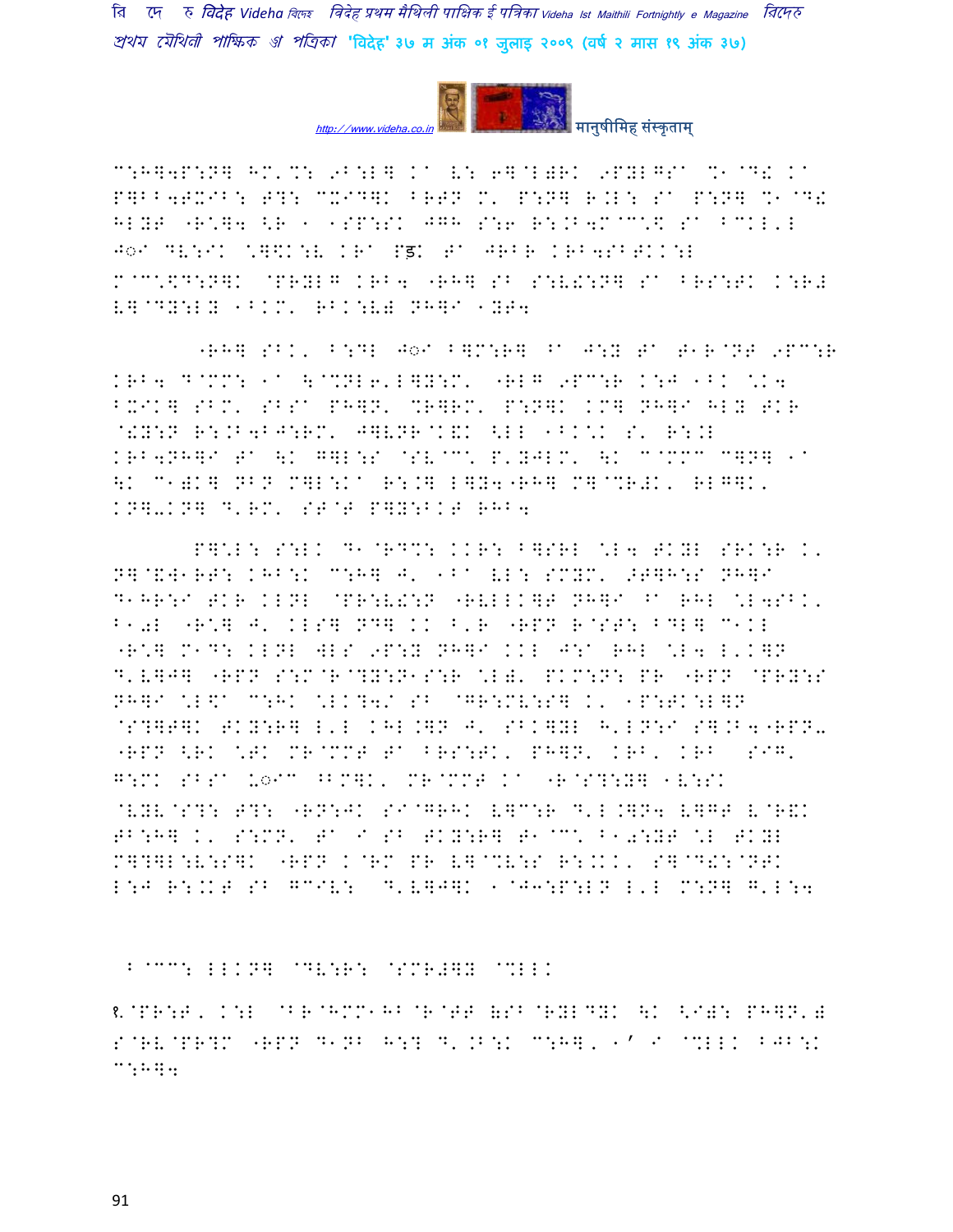C:H]4P:N] HM'%: 9B:L] K0 V: 6]@L)RK 9PYLGSA %1@D! K0 P]BB4TXIB: T?: CXID]K BRTN M' P:N] R.L: S0 P:N] %1@D! HLYT "R\*]4 <R 1 1SP:SK JGH S:6 R:.B4M@C\*\$ S0 BCKL'L J◌I DV:IK \*]\$K:V KR0 Pड़ T0 JRBR KRB4SBTKK:L M@C\*\$D:N]K @PRYLG KRB4 "RH] SB S:V!:N] S0 BRS:TK K:R# V]@DY:LY 1BKM' RBK:V) NH]I 1YT4

"RH] SBK' B:DL J◌I B]M:R] ^0 J:Y T0 T1R@NT 9PC:R KRB4 D@MMM: 10 \@%NL6'L]Y:M' "RLG 9PC:R K:J 1BK \*K4 BXIK] SBM' SBS0 PH]N' %R]RM' P:N]K KM] NH]I HLY TKR @!Y:N R:.B4BJ:RM' J]VNR@K&K <LL 1BK\*K S' R:.L KRB4NH]I T0 \K G]L:S @SV@C\* P'YJLM' \K C@MMM C]N] 10 \K C1)K] NBN M]L:K0 R:.] L]Y4"RH] M]@%R#K' RLG]K' KN]-KN] D'RM' ST@T P]Y:BKT RHB4

P]\*L: S:LK D1@RD%: KKR: B]SRL \*L4 TKYL SRK:R K' N]@&W1RT: KHB:K C:H] J' 1B0 VL: SMYM' >T]H:S NH]I D1HR:I TKR KLNL @PR:V!:N "RVLLK]T NH]I ^0 RHL \*L4SBK' B10L "R\*] J' KLS] ND] KK B'R "RPN R@ST: BDL] C1KL "R\*] M1D: KLNL WLS 9P:Y NH]I KKL J:0 RHL \*L4 L'K]N D'V]J] "RPN S:M@R@?Y:N1S:R \*L)' PKM:N: PR "RPN @PRY:S NH]I \*L\$0 C:HK \*LK?4/ SB @GR:MV:S] K' 1P:TK:L]N @S?]T]K TKY:R] L'L KHL.]N J' SBK]YL H'LN:I S].B4"RPN- "RPN <RK \*TK MR@MMT T0 BRS:TK' PH]N' KRB' KRB SIG' G:MK SBS0 u◌IC ^BM]K' MR@MMT K0 "R@S?:Y] 1V:SK @VYV@S?: T?: "RN:JK SI@GRHK V]C:R D'L.]N4 V]GT V@R&K TB:H] K' S:MN' T0 I SB TKY:R] T1@C\* B10:YT \*L TKYL M]?]L:V:S]K "RPN K@RM PR V]@%V:S R:.KK' S]@D!:@NTK L:J R:.KT SB GCIV: D'V]J]K 1@J3:P:LN L'L M:N] G'L:4

B@CC: LLKN] @DV:R: @SMR#]Y @%LLK

१.@PR:T, K:L @B@HMM1HB@R@TT (SB@RYLDYK \K <I): PH]N') S@RV@PR?M "RPN D1NB H:? D'.B:K C:H], 1' I @%LLK BJB:K C:H]4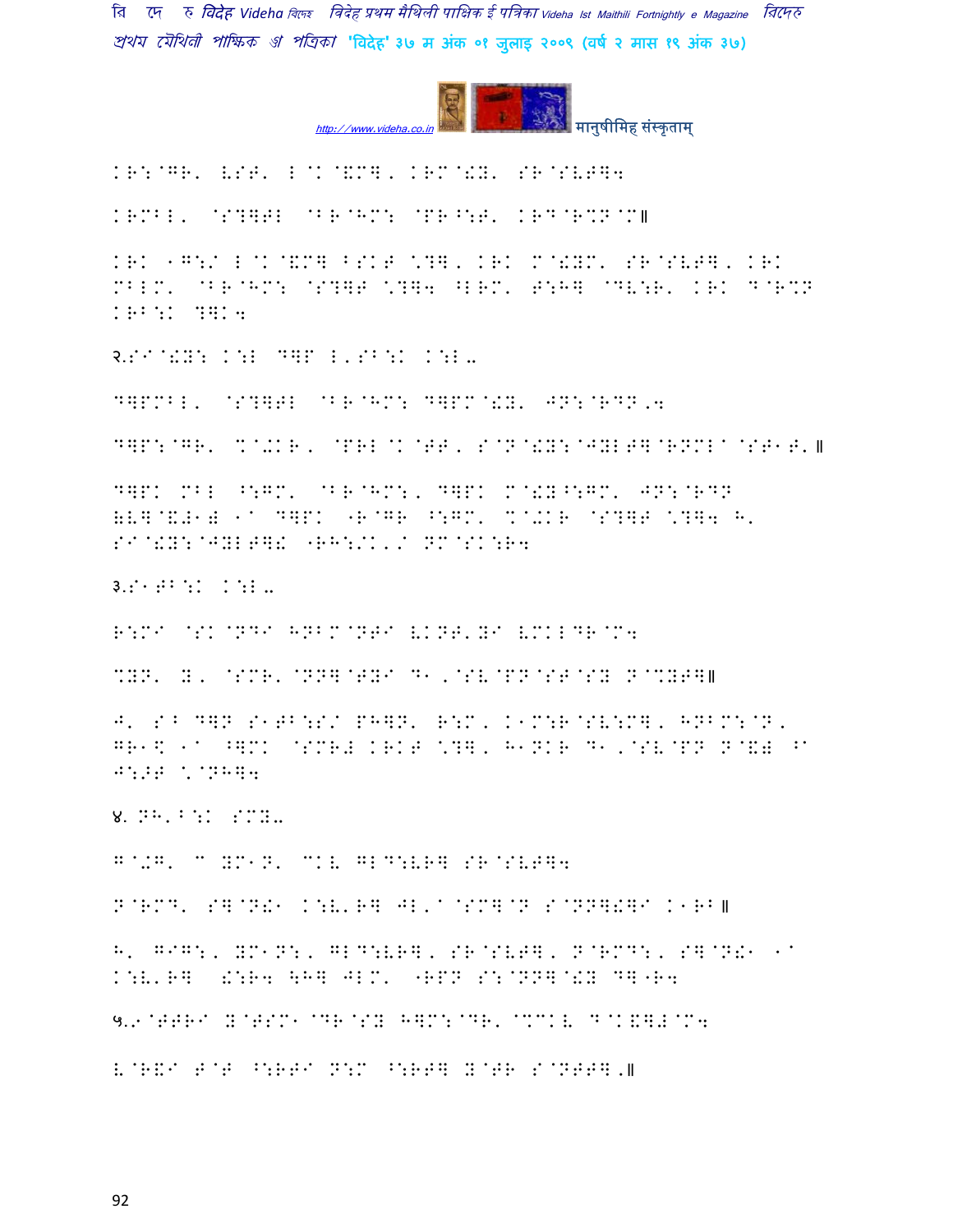KR:@GR' VST' L@K@&M], KRM@!Y' SR@SVT]4

KRMBL' @S?]TL @BR@HM: @PR^:T' KRD@R%N@M॥

KRK 1G:/ L@K@&M] BSKT \?], KRK M@!YM' SR@SVT], KRK MBLM' @BR@HM: @S?]T \?]4 ^LRM' T:H] @DV:R' KRK D@R%N KRB:K ?]K4

२.SI@!Y: K:L D]P L'SB:K K:L-

D]PMBL' @S?]TL @BR@HM: D]PM@!Y' JN:@RDN,4

D]P:@GR' %@+KR, @PRL@K@TT, S@N@!Y:@JYLT]@RNML@@ST1T'॥

D]PK MBL ^:GM' @BR@HM:, D]PK M@!Y^:GM' JN:@RDN VV]@&#1# 1@ D]PK "R@GR ^:GM' %@+KR @S?]T \?]4 H' SI@!Y:@JYLT]! "RH:/K'/ NM@SK:R4

३.S1TB:K K:L-

R:MI @SK@NDI HNBM@NTI VKNT'YI VMKLDR@M4

%YN' Y, @SMR'@NN]@TYI D1,@SV@PN@ST@SY N@%YT]॥

J' SB D]N S1TB:S/ PH]N' R:M, K1M:R@SV:M], HNBM:@N, GR1\$ 1@ ^]MK @SMR# KRKT \?], H1NKR D1,@SV@PN N@&# ^@ J:>T \@NH]4

४. NH'B:K SMY-

G@+G' @ YM1N' @KV GLD:VR] SR@SVT]4

N@RMD' S]@N!1 K:V'R] JL'@@SM]@N S@NN]!]I K1RB॥

H' GIG:, YM1N:, GLD:VR], SR@SVT], N@RMD:, S]@N!1 1@ K:V'R] !:R4 \H] JLM' "RPN S:@NN]@!Y D]"R4

५.9@TTRI Y@TSM1@DR@SY H]M:@DR'@%@KV D@K&]#@M4

V@R&I T@T ^:RTI N:M ^:RT] Y@TR S@NTT],॥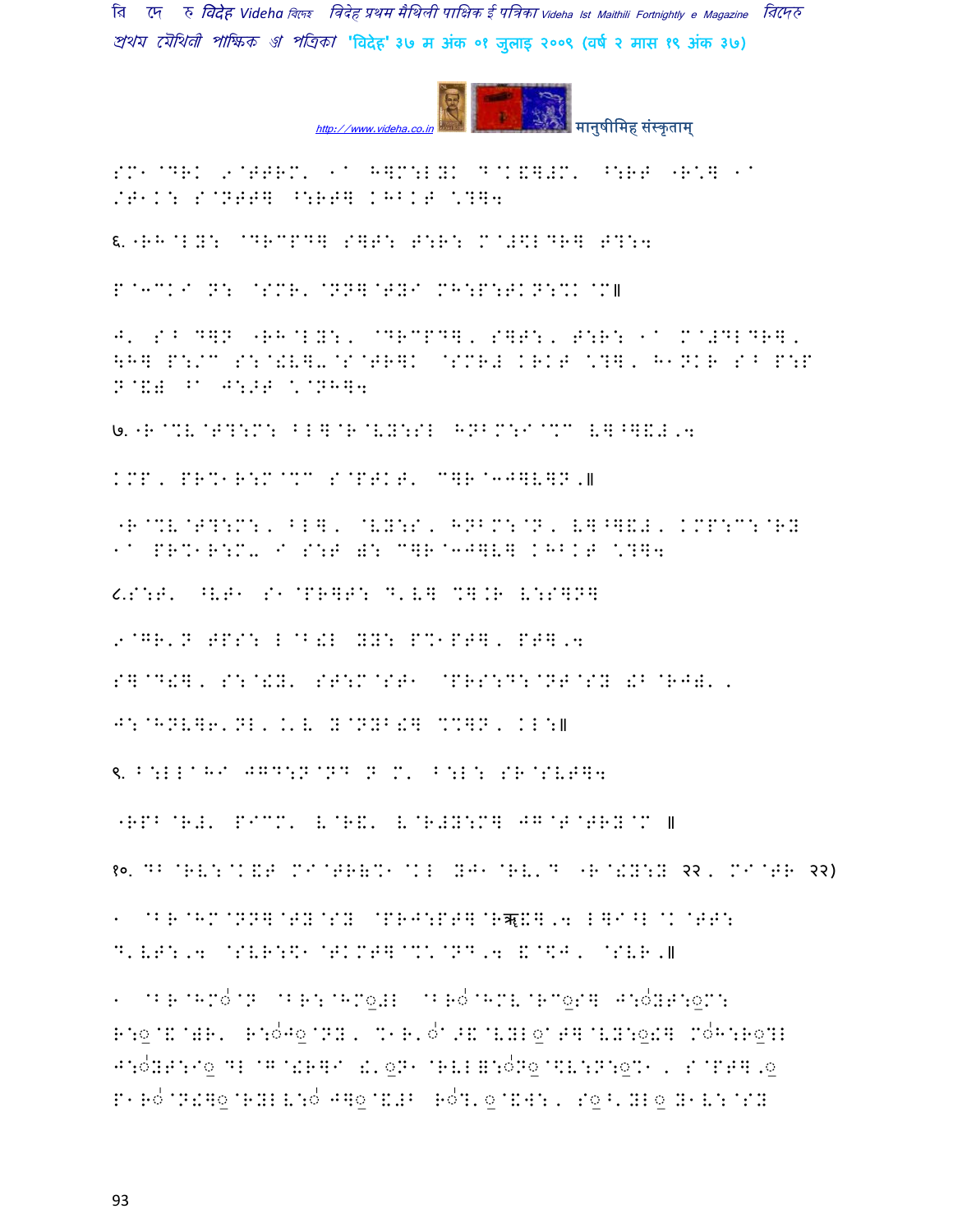SM1@DRK 9@TTRM' 1a H]M:LYK D@K&]#M' ^:RT "R\] 1a /T1K: S@NTT] ^:RT] KHBKT \?]4

६. "RH@LY: @DRCPD] S]T: T:R: M@#\$LDR] T?:4

P@3CKI N: @SMR' @NN]@TYI MH:P:TKN:%K@M॥

J' S^ D]N "RH@LY:, @DRCPD], S]T:, T:R: 1a M@#DLDR], \$H] P:/C S:@!V].@S@TR]K @SMR# KRKT \?], H1NKR S^ P:P N@&# ^a J:>T \@NH]4

७. "R@%V@T?:M: BL]@R@VY:SL HNBM:I@%C V]^]&#,4

KMP, PR%1R:M@%C S@PTKT' C]R@3J]V]N,॥

"R@%V@T?:M:, BL], @VY:S, HNBM:@N, V]^]&#, KMP:C:@RY 1a PR%1R:M. I S:T): C]R@3J]V] KHBKT \?]4

८.S:T' ^VT1 S1@PR]T: D'V] %].R V:S]N]

9@GR'N TPS: L@B!L YY: P%1PT], PT],4

S]@D!], S:@!Y' ST:M@ST1 @PRS:D:@NT@SY !B@RJ)',

J:@HNV]6'NL,.'V Y@NYB!] %%]N, KL:॥

९. B:LL@HI JGD:N@ND N M' B:L: SR@SVT]4

"RPB@R#' PICM' V@R&' V@R#Y:M] JG@T@TRY@C ॥

१०. DB@RV:@K&T MI@TR(%1@KL YJ1@RV'D "R@!Y:Y २२, MI@TR २२)

1 @BR@HM@NN]@TY@SY @PRJ:PT]@Rॠ!],4 L]I^L@K@TT: D'VT:,4 @SVR:\$1@TKMT]@%'@ND,4 &@\$J, @SVR,॥

1 @BR@HM◌ॆ@N @BR:@HM◌ॆ#L @BR◌ॆ@HMV@RC◌ॆS] J:◌ॆYT:◌ॆM: R:◌ॆ@&@)R' R:◌ॆJ◌ॆ@NY, %1R'◌ॆa>&@VYL◌ॆaT]@VY:◌ॆ!] M◌ॆH:R◌ॆ?L J:◌ॆYT:I◌ॆ DL@G@!R]I !'◌ॆN1@RVL(:◌ॆN◌ॆ@\$V:N:◌ॆ%1, S@PT],◌ॆ P1R◌ॆ@N!]◌ॆ@RYLV:◌ॆ J]◌ॆ@&#B R◌ॆ?'◌ॆ@&W:, S◌ॆ^'YL◌ॆ Y1V:@SY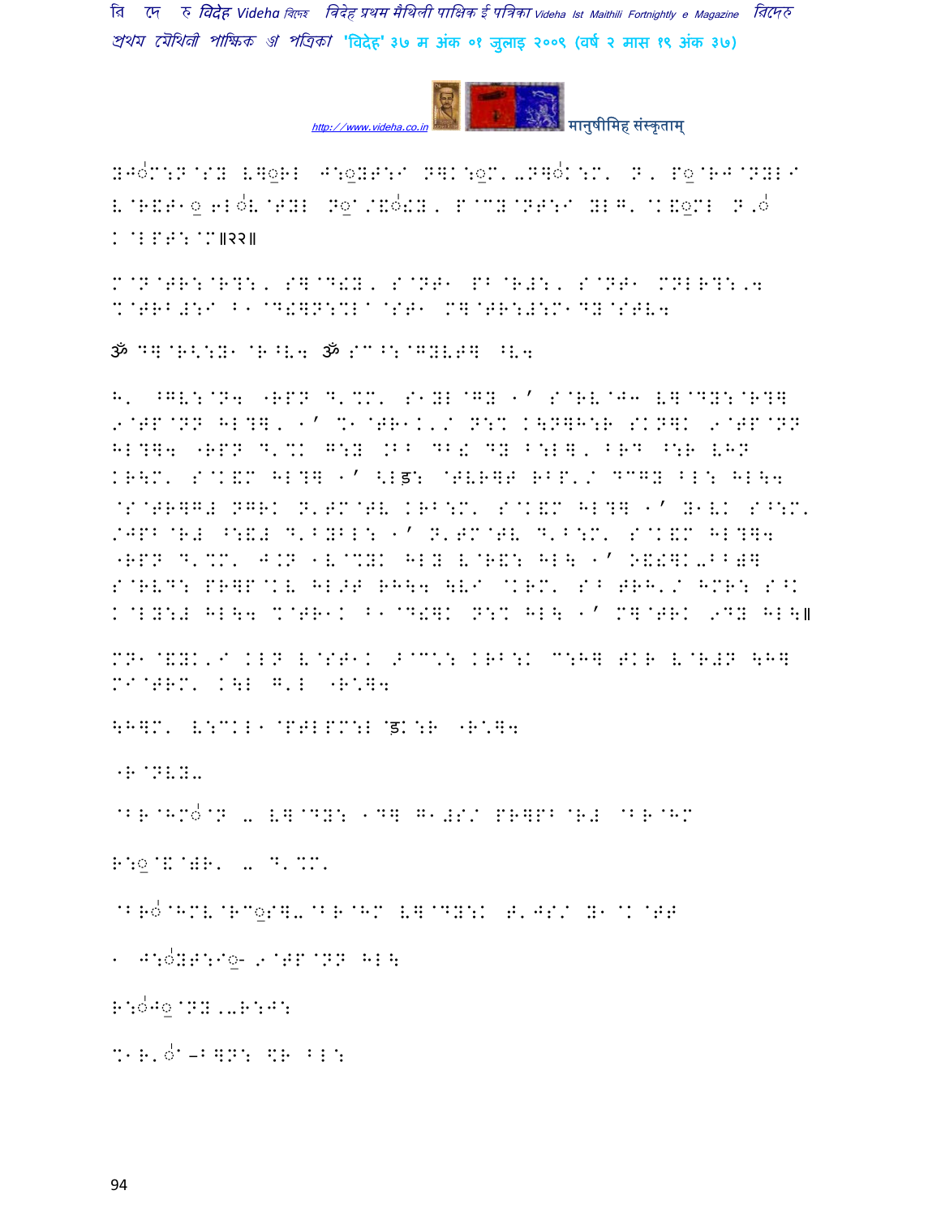BJ◌ंM:N@SY V]◌ृHL J:◌ृYT:I N]K:◌ृM'-N]◌ंK:M' N, P◌ृ@RJ@NYLI V@R&T1◌ृ 6L◌ंV@TYL N◌ृ/&◌ं!Y, P@CY@NT:I YLG' @K&◌ृML N,◌ं K@LPT:@M॥२२॥

M@N@TR:@R?:, S]@D!Y, S@NT1 PB@R#:, S@NT1 MNLR?:,4 %@TRB#:I B1@D!]N:%L@ST1 M]@TR:#:M1DY@STV4

ॐ D]@R<:Y1@R^V4 ॐ SC^:@GYVT] ^V4

H' ^GV:@N4 "RPN D'%M' S1YL@GY 1' S@RV@J3 V]@DY:@R?] 9@TP@NN HL?], 1' %1@TR1K'/ N:% K\N]H:R SKN]K 9@TP@NN HL?]4 "RPN D'%K G:Y .BB DB! DY B:L], BRD ^:R VHN KR\M' S@K&M HL?] 1' <Lड़: @TVR]T RBP'/ DCGY BL: HL\4 @S@TR]G# NGRK N'TM@TV KRB:M' S@K&M HL?] 1' Y1VK S^:M' /JPB@R# ^:&# D'BYBL: 1' N'TM@TV D'B:M' S@K&M HL?]4 "RPN D'%M' J.N 1V@%YK HLY V@R&: HL\ 1' O&!]K-BB(] S@RVD: PR]P@KV HL>T RH\4 \VI @KRM' S^ TRH'/ HMR: S^K K@LY:# HL\4 %@TR1K B1@D!]K N:% HL\ 1' M]@TRK 9DY HL\॥

MN1@&YK'I KLN V@ST1K >@C':K KRB:K C:H] TKR V@R#N \H] MI@TRM' K\L G'L "R'] 4

\H]M' V:CKL1@PTLPM:L ड़K:R "R']4

"R@NVY-

@BR@HM◌ंN - V]@DY: 1D] G1#S/ PR]PB@R# @BR@HM

R:◌ृ@&@(R' - D'%M'

@BR◌ं@HMV@RC◌ृS]-@BR@HM V]@DY:K T'JS/ Y1@K@TT

1 J:◌ंYT:I◌ृ- 9@TP@NN HL\

R:◌ंJ◌ृ@NY,-R:J:

%1R'◌ं-B]N: \$R BL: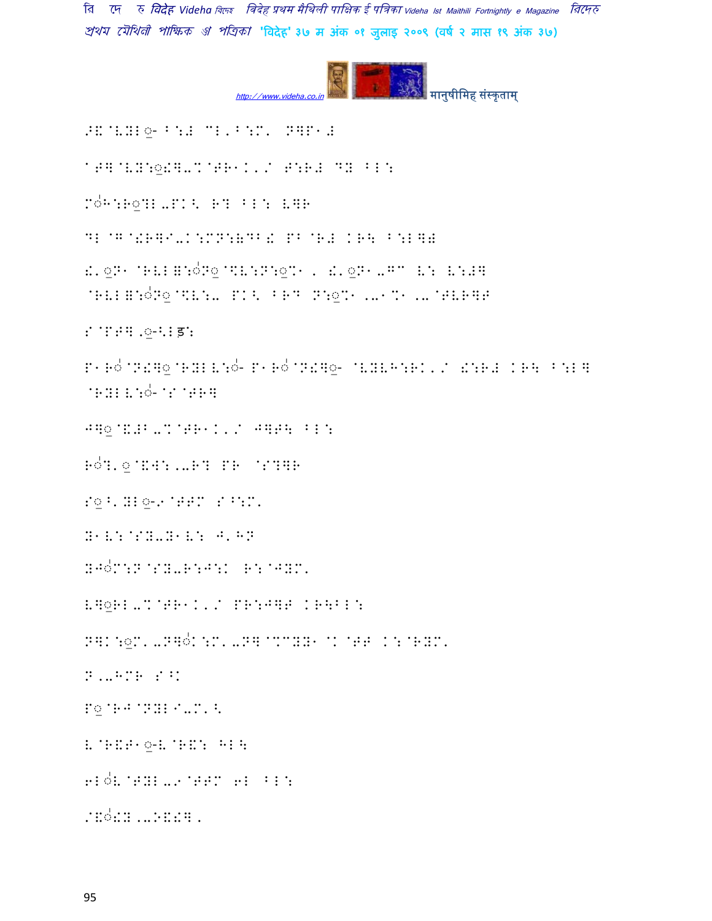>&.@VYL◌- B:# CL'B:M' N]P1#

1T]@VY:◌!]-%@TR1K'/ T:R# DY BL:

M◌H:R◌?L-PK< R? BL: V]R

DL@G@!R]I-K:MN:&DB! PB@R# KR\ B:L]#

!'◌N1 @RVL=:◌N◌@\$V:N:◌%1 , !'◌N1-GC V: V:#]
@RVL=:◌N◌@\$V:- PK< BRD N:◌%1 '-1%1 '-@TVR]T

S@PT]'◌-<Lड:

P1R◌@N!]◌@RYLV:◌- P1R◌@N!]◌- @VYVH:RK'/ !:R# KR\ B:L]
@RYLV:◌-@S@TR]

J]◌@&#B-%@TR1K'/ J]T\ BL:

R◌?'◌@&W:'-R? PR @S?]R

S◌B'YL◌-9@TTM S^:M'

Y1V:@SY-Y1V: J'HN

YJ◌M:N@SY-R:J:K R:@JYM'

V]◌RL-%@TR1K'/ PR:J]T KR\BL:

N]K:◌M'-N]◌K:M'-N]@%CYY1 @K@TT K:@RYM'

N'-HMR S^K

P◌@RJ@NYLI-M'<

V@R&T1◌-V@R&: HL\

6L◌V@TYL-9@TTM 6L BL:

/&◌!Y'-N&!],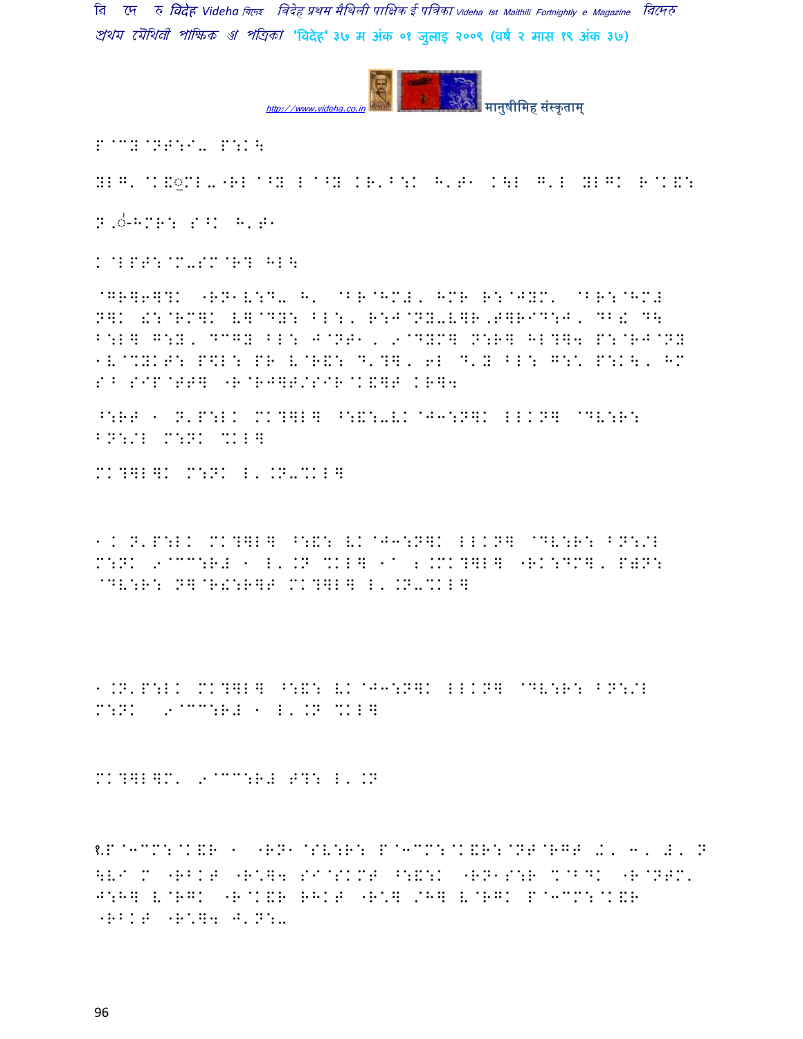P@CY@NT:I- P:K\

YLG'@K&◌ुML-"RL@^Y L@^Y KR'B:K H'T1 K\L G'L YLGK R@K&:

N'◌ं-HMR: S^K H'T1

K@LPT:@M-SM@R? HL\

@GR]6]?K "RN1V:D- H' @BR@HMX' HMR R:@JYM' @BR:@HMX N]K &:@RM]K V]@DY: BL:, R:J@NY-V]R,J]RID:J, DB! D\ B:L] G:Y, DCGY BL: J@NT1, 9@DYM] N:R] HL?]4 P:@RJ@NY 1V@%YKT: P\$L: PR V@R&: D'?], 6L D'Y BL: G:\* P:K\, HM S^ SIP@TT] "R@RJ]T/SIR@K&]T KR]4

^:RT 1 N'P:LK MK?]L] ^:&:-VK@J3:N]K LLKN] @DV:R: BN:/L M:NK %KL]

MK?]L]K M:NK L'.N-%KL]

1.N'P:LK MK?]L] ^:&: VK@J3:N]K LLKN] @DV:R: BN:/L M:NK 9@CC:RX 1 L'.N %KL] 1@ 2.MK?]L] "RK:DM], P)N: @DV:R: N]@R&:R]T MK?]L] L'.N-%KL]

1.N'P:LK MK?]L] ^:&: VK@J3:N]K LLKN] @DV:R: BN:/L M:NK 9@CC:RX 1 L'.N %KL]

MK?]L]M' 9@CC:RX T?: L'.N

१.P@3CM:@K&R 1 "RN1@SV:R: P@3CM:@K&R:@NT@RGT .', 3, X, N \VI M "RBKT "R\*]4 SI@SKMT ^:&:K "RN1S:R %@BDK "R@NTM' J:H] V@RGK "R@K&R RHKT "R\*] /H] V@RGK P@3CM:@K&R "RBKT "R\*]4 J'N:-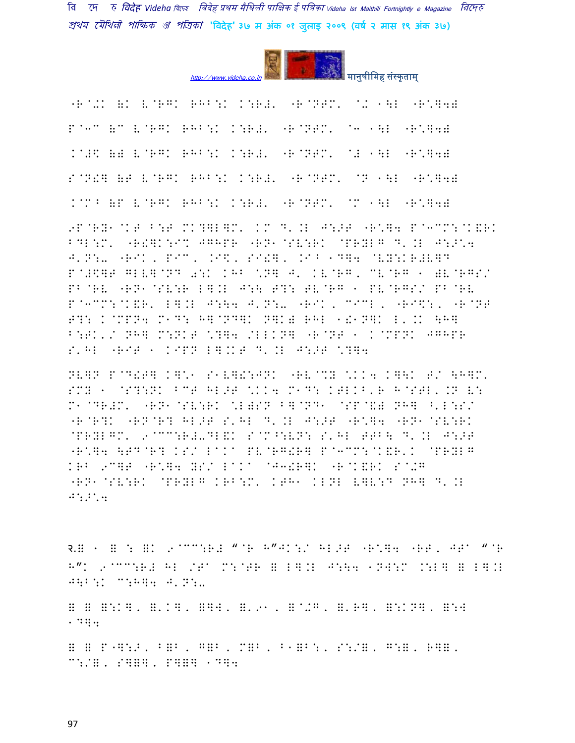"R@+K (K V@RGK RHB:K K:R#' "R@NTM' @+ 1\L "R\*]4)

P@3C (C V@RGK RHB:K K:R#' "R@NTM' @3 1\L "R\*]4)

K@#\$ () V@RGK RHB:K K:R#' "R@NTM' @# 1\L "R\*]4)

S@N!] (T V@RGK RHB:K K:R#' "R@NTM' @N 1\L "R\*]4)

K@M^ (P V@RGK RHB:K K:R#' "R@NTM' @M 1\L "R\*]4)

9P@RY1@KT B:T MK?]L]M' KM D'.L J:>T "R\*]4 P@3CM:@K&RK BDL:M' "R!]K:I% JGHPR "RN1@SV:RK @PRYLG D'.L J:>\*4 J'N:0 "RIK, PIC, .I\$, SI!], .I^ 1D]4 @VY:KR#V]D P@#\$]T GLV]@ND 0:K KHB \*N] J' KV@RG, CV@RG 1 (V@RGS/ PB@RV "RN1@SV:R L].L J:\ T?: TV@RG 1 PV@RGS/ PB@RV P@3CM:@K&R' L].L J:\4 J'N:0 "RIK, CICL, "RI\$:, "R@NT T?: K@MPN4 M1D: H]@ND]K N]K) RHL 1!1N]K L'.K \H] B:TK'/ NH] M:NKT \*?]4 /LLKN] "R@NT 1 K@MPNK JGHPR S'HL "RIT 1 KIPN L].KT D'.L J:>T \*?]4

NV]N P@D!T] K]\*1 S1V]!:JNK "RV@%Y \*KK4 K]\K T/ \H]M' SMY 1 @S?:NK ^CT HL>T \*KK4 M1D: KTLK^'R H@STL'.N V: M1@DR#M' "RN1@SV:RK \*L)SN B]@ND1 @SP@&) NH] ^'L:S/ "R@R?K "RN@R? HL>T S'HL D'.L J:>T "R\*]4 "RN1@SV:RK @PRYLGM' 9@CC:R#-DL&K S@M^:VN: S'HL TTB\ D'.L J:>T "R\*]4 \TD@R? KS/ LAKA PV@RG!R] P@3CM:@K&R'K @PRYLG KRB 9C]T "R\*]4 YS/ LAKA @J3!R]K "R@K&RK S@+G "RN1@SV:RK @PRYLG KRB:M' KTH1 KLNL V]V:D NH] D'.L J:>\*4

२.⊞ 1 ⊞ : ⊞K 9@CC:R# "@R H"JK:/ HL>T "R\*]4 "RT, JTA "@R H"K 9@CC:R# HL /TA M:@TR ⊞ L].L J:\4 1NW:M .:L] ⊞ L].L J\B:K C:H]4 J'N:0

⊞ ⊞ ⊞:K], ⊞'K], ⊞]W, ⊞'91, ⊞@+G, ⊞'R], ⊞:KN], ⊞:W 1D]4

⊞ ⊞ P"]:>, B⊞B, G⊞B, M⊞B, B1⊞B:, S:/⊞, G:⊞, R]⊞, C:/⊞, S]⊞], P]⊞] 1D]4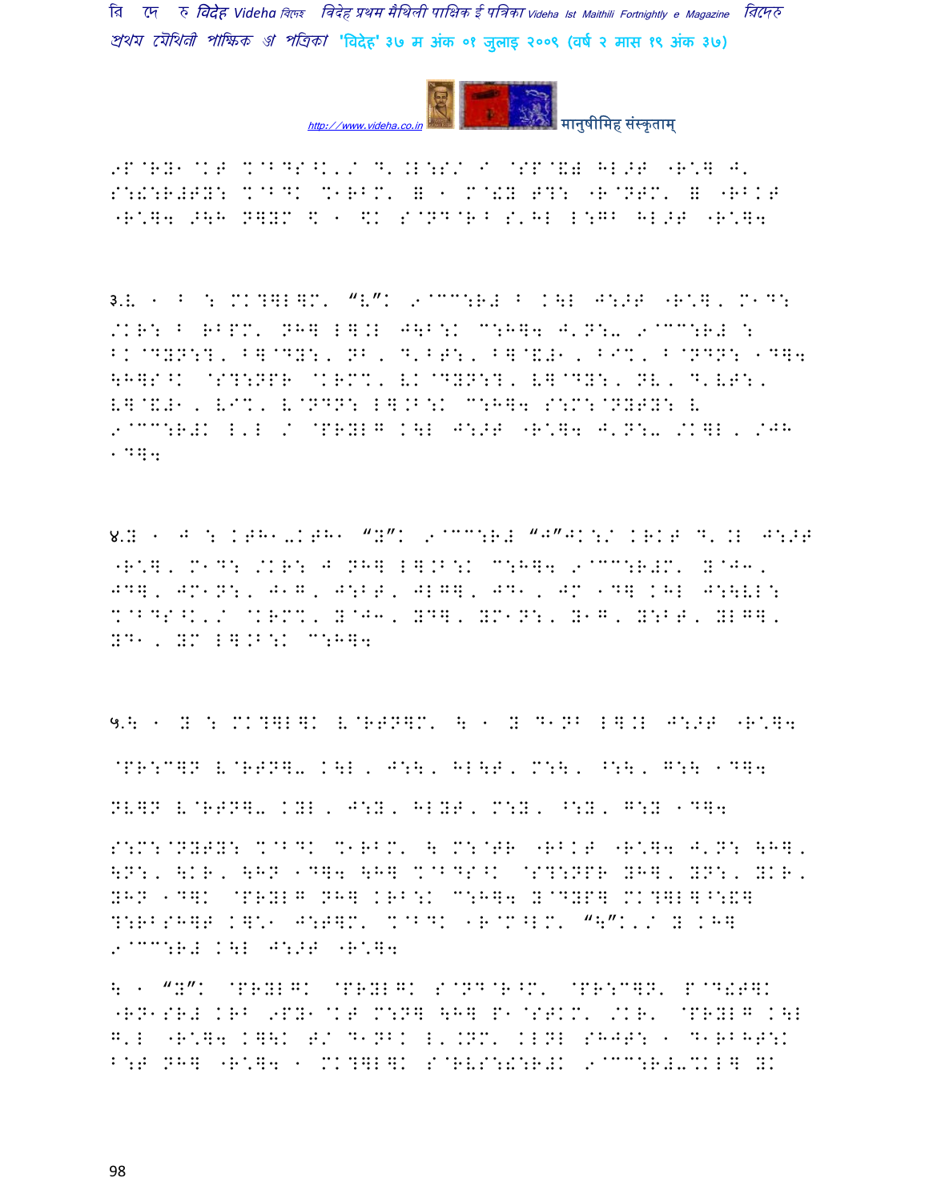9P@RY1@KT %@BDS^K'/ D'.L:S/ I @SP@&) HL>T "R\*] J'
S:!:R#TY: %@BDK %1RBM' = 1 M@!Y T?: "R@NTM' = "RBKT
"R\*]4 >\H N]YM \$ 1 \$K S@ND@R^ S'HL L:GB HL>T "R\*]4

३.L 1 B : MK?]L]M' "L"K 9@CC:R# B K\L J:>T "R\*], M1D:
/KR: B RBPM' NH] L].L J\B:K C:H]4 J'N:- 9@CC:R# :
BK@DYN:?, B]@DY:, NB, D'BT:, B]@&#1, BI%, B@NDN: 1D]4
\H]S^K @S?:NPR @KRM%' VK@DYN:?, V]@DY:, NV, D'VT:,
V]@&#1, VI%, V@NDN: L].B:K C:H]4 S:M:@NYTY: V
9@CC:R#K L'L / @PRYLG K\L J:>T "R\*]4 J'N:- /K]L, /JH
1D]4

४.Y 1 J : KTH1-KTH1 "Y"K 9@CC:R# "J"JK:/ KRKT D'.L J:>T
"R\*], M1D: /KR: J NH] L].B:K C:H]4 9@CC:R#M' Y@J3,
JD], JM1N:, J1G, J:BT, JLG], JD1, JM 1D] KHL J:\VL:
%@BDS^K'/ @KRM%' Y@J3, YD], YM1N:, Y1G, Y:BT, YLG],
YD1, YM L].B:K C:H]4

५.\ 1 Y : MK?]L]K V@RTN]M' \ 1 Y D1NB L].L J:>T "R\*]4

@PR:C]N V@RTN]- K\L, J:\, HL\T, M:\, ^:\, G:\ 1D]4

NV]N V@RTN]- KYL, J:Y, HLYT, M:Y, ^:Y, G:Y 1D]4

S:M:@NYTY: %@BDK %1RBM' \ M:@TR "RBKT "R\*]4 J'N: \H],
\N:, \KR, \HN 1D]4 \H] %@BDS^K @S?:NPR YH], YN:, YKR,
YHN 1D]K @PRYLG NH] KRB:K C:H]4 Y@DYP] MK?]L]^:&]
?:RBSH]T K]\*1 J:T]M' %@BDK 1R@M^LM' "\"K'/ Y KH]
9@CC:R# K\L J:>T "R\*]4

\ 1 "Y"K @PRYLGK @PRYLGK S@ND@R^M' @PR:C]N' P@D!T]K
"RN1SR# KRB 9PY1@KT M:N] \H] P1@STKM' /KR' @PRYLG K\L
G'L "R\*]4 K]\K T/ D1NBK L'.NM' KLNL SHJT: 1 D1RBHT:K
B:T NH] "R\*]4 1 MK?]L]K S@RVS:!:R#K 9@CC:R#-%KL] YK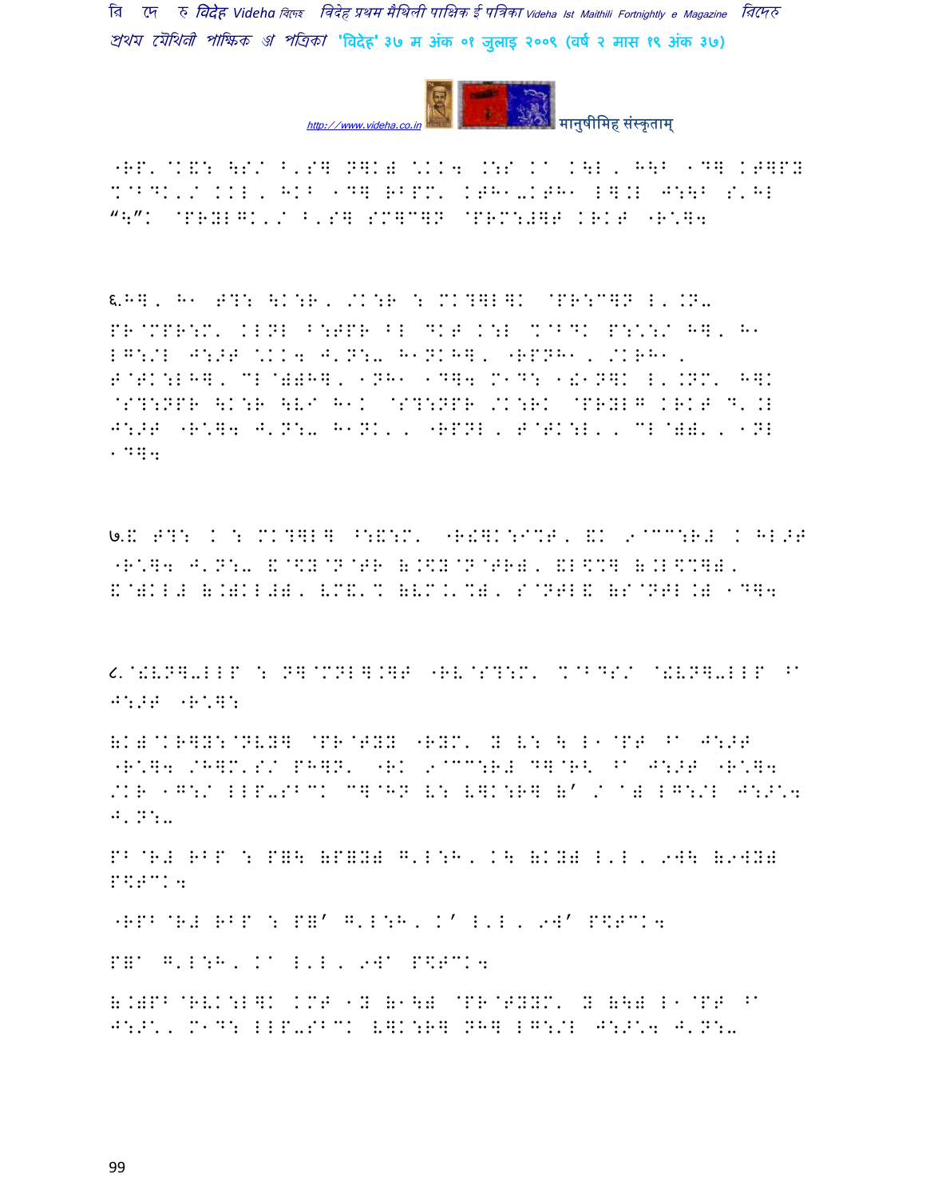"RP' @K&: \S/ B'S] N]K) \KK4 .:S Ka K\L, H\B 1D] KT]PY %@BDK'/ KKL, HKB 1D] RBPM' KTH1-KTH1 L].L J:\B S'HL "\"K @PRYLGK'/ B'S] SM]C]N @PRM:#]T KRKT "R\*]4

६.H], H1 T?: \K:R, /K:R : MK?]L]K @PR:C]N L'.N-PR@MPR:M' KLNL B:TPR BL DKT K:L %@BDK P:\*:/ H], H1 LG:/L J:>T \*KK4 J'N:- H1NKH], "RPNH1, /KRH1, T@TK:LH], CL@))H], 1NH1 1D]4 M1D: 1!1N]K L'.NM' H]K @S?:NPR \K:R \LI H1K @S?:NPR /K:RK @PRYLG KRKT D'.L J:>T "R\*]4 J'N:- H1NK', "RPNL, T@TK:L', CL@))', 1NL 1D]4

७.& T?: K : MK?]L] ^:&:M' "R!]K:I%T, &K 9@CC:R# K HL>T "R\*]4 J'N:- &@\$Y@N@TR (.\$Y@N@TR), &L\$%] (.L\$%]), &@)KL# (.)KL#), V'M&'% (VM.'%), S@NTL& (S@NTL.) 1D]4

८.@!VN]-LLP : N]@MNL].]T "RV@S?:M' %@BDS/ @!VN]-LLP ^a J:>T "R\*]:

(K)@KR]Y:@NVY] @PR@TYY "RYM' Y V: \ L1@PT ^a J:>T "R\*]4 /H]M'S/ PH]N' "RK 9@CC:R# D]@R< ^a J:>T "R\*]4 /KR 1G:/ LLP-SBCK C]@HN V: V]K:R] (' / a) LG:/L J:>\*4 J'N:-

PB@R# RBP : P]\ (P]Y) G'L:H, K\ (KY) L'L, 9W\ (9WY) P\$TCK4

"RPB@R# RBP : P]' G'L:H, K' L'L, 9W' P\$TCK4

P]a G'L:H, Ka L'L, 9Wa P\$TCK4

(.)PB@RVK:L]K KMT 1Y (1\) @PR@TYYM' Y (\) L1@PT ^a J:>\*', M1D: LLP-SBCK V]K:R] NH] LG:/L J:>\*4 J'N:-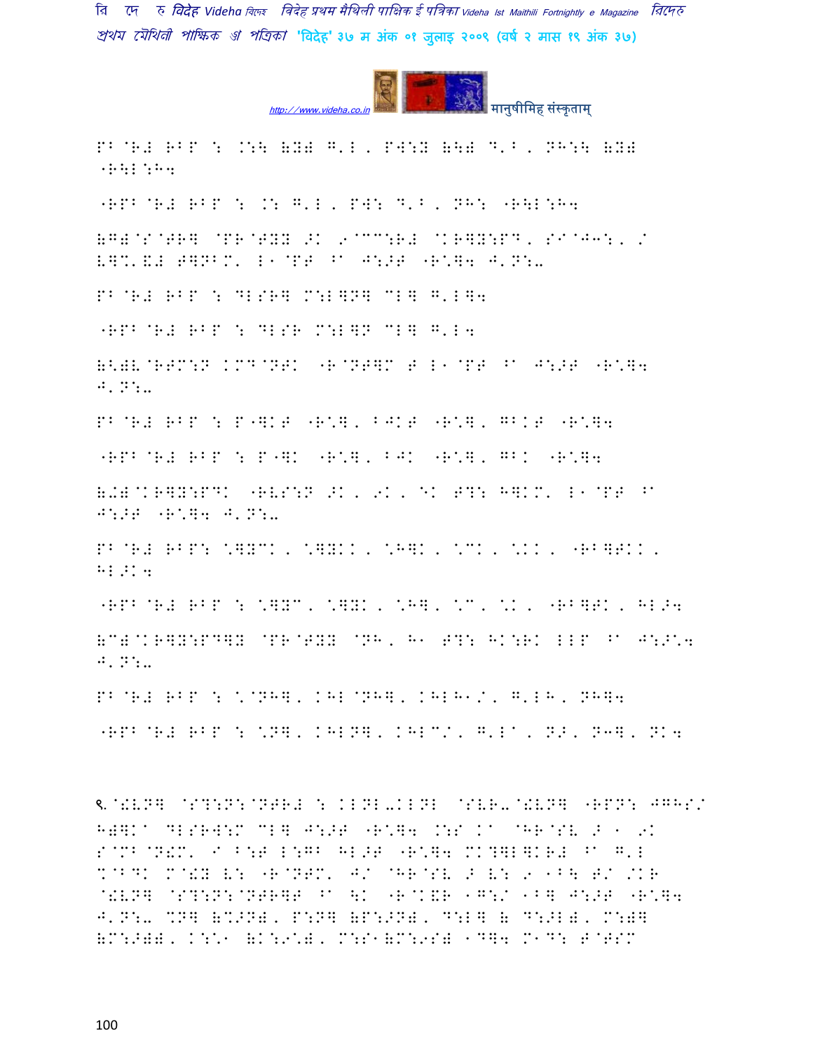PB@R# RBP : .:\ (Y) G'L, PW:Y (\) D'B, NH:\ (Y) "R\L:H4

"RPB@R# RBP : .: G'L, PW: D'B, NH: "R\L:H4

(G)@S@TR] @PR@TYY >K 9@CC:R# @KR]Y:PD, SI@J3:, / L]%'&# T]NBM' L1@PT ^a J:>T "R\*]4 J'N:-

PB@R# RBP : DLSR] M:L]N] CL] G'L]4

"RPB@R# RBP : DLSR M:L]N CL] G'L4

(<)V@RTM:N KMD@NTK "R@NT]M T L1@PT ^a J:>T "R\*]4 J'N:-

PB@R# RBP : P"]KT "R\*], BJKT "R\*], GBKT "R\*]4

"RPB@R# RBP : P"]K "R\*], BJK "R\*], GBK "R\*]4

(+)@KR]Y:PDK "RVS:N >K, 9K, EK T?: H]KM' L1@PT ^a J:>T "R\*]4 J'N:-

PB@R# RBP: \*]YCK, \*]YKK, \*H]K, \*CK, \*KK, "RB]TKK, HL>K4

"RPB@R# RBP : \*]YC, \*]YK, \*H], \*C, \*K, "RB]TK, HL>4

(C)@KR]Y:PD]Y @PR@TYY @NH, H1 T?: HK:RK LLP ^a J:>\*4 J'N:-

PB@R# RBP : \*@NH], KHL@NH], KHLH1/, G'LH, NH]4

"RPB@R# RBP : \*N], KHLN], KHLC/, G'La, N>, N3], NK4

९.@!VN] @S?:N:@NTR# : KLNL-KLNL @SVR-@!VN] "RPN: JGHS/ H)]Ka DLSRW:M CL] J:>T "R\*]4 .:S Ka @HR@SV > 1 9K S@MB@N!M' I B:T L:GB HL>T "R\*]4 MK?]L]KR# ^a G'L %@BDK M@!Y V: "R@NTM' J/ @HR@SV > V: 9 1B\ T/ /KR @!VN] @S?:N:@NTR]T ^a \K "R@K&R 1G:/ 1B] J:>T "R\*]4 J'N:- %N] (%>N), P:N] (P:>N), D:L] ( D:>L), M:)] (M:>)), K:\*1 (K:9\*), M:S1(M:9S) 1D]4 M1D: T@RSM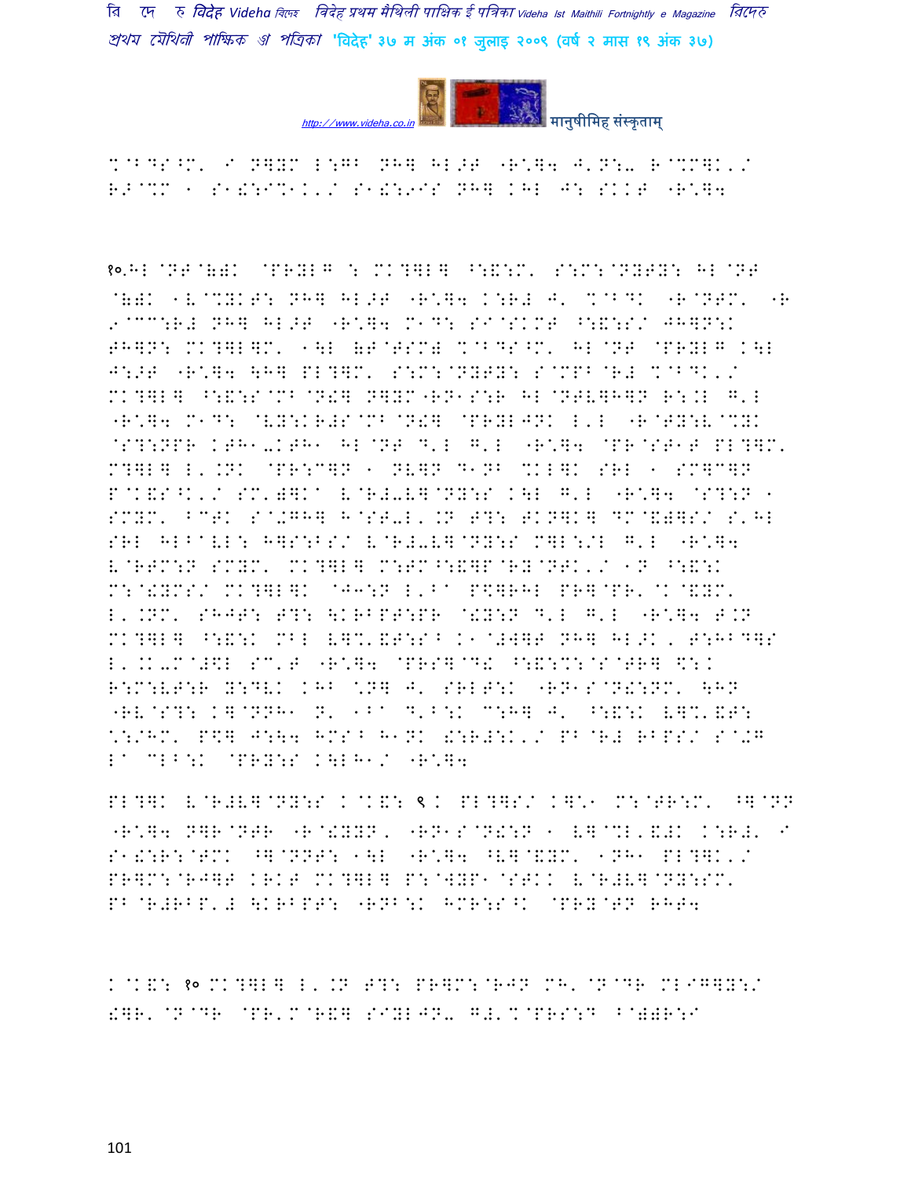%@BDS^M' I N]YM L:GB NH] HL>T "R\*]4 J'N:- R@%M]K'/
R>@%M 1 S1!:I%1K'/ S1!:9IS NH] KHL J: SKKT "R\*]4

१०.HL@NT@(既K @PRYLG : MK?]L] ^:&:M' S:M:@NYTY: HL@NT
@(既K 1V@%YKT: NH] HL>T "R\*]4 K:R# J' %@BDK "R@NTM' "R
9@CC:R# NH] HL>T "R\*]4 M1D: SI@SKMT ^:&:S/ JH]N:K
TH]N: MK?]L]M' 1\L (T@TSM) %@BDS^M' HL@NT @PRYLG K\L
J:>T "R\*]4 \H] PL?]M' S:M:@NYTY: S@MPB@R# %@BDK'/
MK?]L] ^:&:S@MB@N!] N]YM"RN1S:R HL@NTV]H]N R:.L G'L
"R\*]4 M1D: @VY:KR#S@MB@N!] @PRYLJNK L'L "R@TY:V@%YK
@S?:NPR KTH1-KTH1 HL@NT D'L G'L "R\*]4 @PR@ST1T PL?]M'
M?]L] L'.NK @PR:C]N 1 NV]N D1NB %KL]K SRL 1 SM]C]N
P@K&S^K'/ SM')]K^ V@R#-V]@NY:S K\L G'L "R\*]4 @S?:N 1
SMYM' BCTK S@+GH] H@ST-L'.N T?: TKN]K] DM@&)]S/ S'HL
SRL HLB^VL: H]S:BS/ V@R#-V]@NY:S M]L:/L G'L "R\*]4
V@RTM:N SMYM' MK?]L] M:TM^:&]P@RY@NTK'/ 1N ^:&:K
M:@!YMS/ MK?]L]K @J3:N L'B^ P\$]RHL PR]@PR'@K@&YM'
L'.NM' SHJT: T?: \KRBPT:PR @!Y:N D'L G'L "R\*]4 T.N
MK?]L] ^:&:K MBL V]%'&T:S^ K1@#W]T NH] HL>K, T:HBD]S
L'.K-M@#\$L SC'T "R\*]4 @PRS]@D! ^:&:%:@S@TR] \$:K
R:M:VT:R Y:DVK KHB \*N] J' SRLT:K "RN1S@N!:NM' \HN
"RV@S?: K]@NNH1 N' 1B^ D'B:K C:H] J' ^:&:K V]%'&T:
\*:/HM' P\$] J:\4 HMS^ H1NK !:R#:K'/ PB@R# RBPS/ S@+G
L^ CLB:K @PRY:S K\LH1/ "R\*]4

PL?]K V@R#V]@NY:S K@K&: ९K PL?]S/ K]\*1 M:@TR:M' ^]@NN
"R\*]4 N]R@NTR "R@!YYN, "RN1S@N!:N 1 V]@%L'&#K K:R#' I
S1!:R:@TMK ^]@NNT: 1\L "R\*]4 ^V]@&YM' 1NH1 PL?]K'/
PR]M:@RJ]T KRKT MK?]L] P:@WYP1@STKK V@R#V]@NY:SM'
PB@R#RBP'# \KRBPT: "RNB:K HMR:S^K @PRY@TN RHT4

K@K&: १० MK?]L] L'.N T?: PR]M:@RJN MH'@N@DR ML1G]Y:/
!]R'@N@DR @PR'M@R&] SIYLJN- G#'%@PRS:D B@))R:I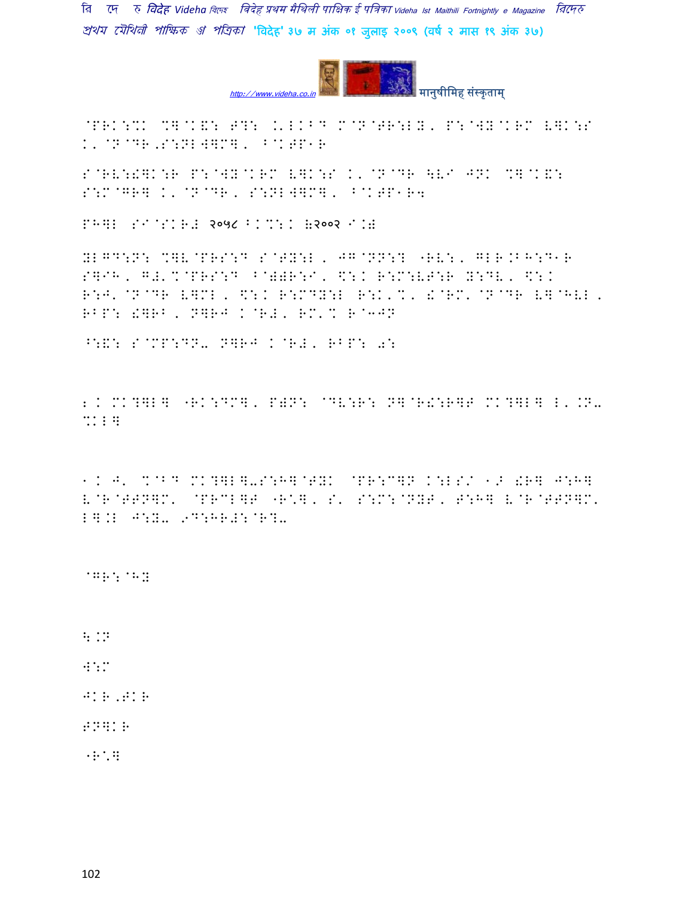@PRK:%K %]@K&: T?: .'LK^D M@N@TR:LY, P:@WY@KRM V]K:S K'@N@DR,S:NL W]M], ^@KTP1R

S@RV:!]K:R P:@WY@KRM V]K:S K'@N@DR \VI JNK %]@K&: S:M@GR] K'@N@DR, S:NLW]M], ^@KTP1R4

PH]L SI@SKR# २०५८ ^K%:K (२००२ I.)

YLGD:N: %]V@PRS:D S@TY:L, JG@NN:? "RV:, GLR.BH:D1R S]IH, G#'%@PRS:D ^@))R:I, \$:K R:M:VT:R Y:DV, \$:K R:J'@N@DR V]ML, \$:K R:MDY:L R:K'%' !@RM'@N@DR V]@HVL, RBP: !]RB, N]RJ K@R#, RM'% R@3JN

^:&: S@MP:DN- N]RJ K@R#, RBP: 0:

2 K MK?]L] "RK:DM], P)N: @DV:R: N]@R!:R]T MK?]L] L'.N- %KL]

1 K J' %@BD MK?]L]-S:H]@TYK @PR:C]N K:LS/ 1> !R] J:H] V@R@TTN]M' @PRCL]T "R:], S' S:M:@NYT, T:H] V@R@TTN]M' L].L J:Y- 9D:HR#:@R?-

@GR:@HY

\.N

H:M

JKR,TKR

TN]KR

"R:]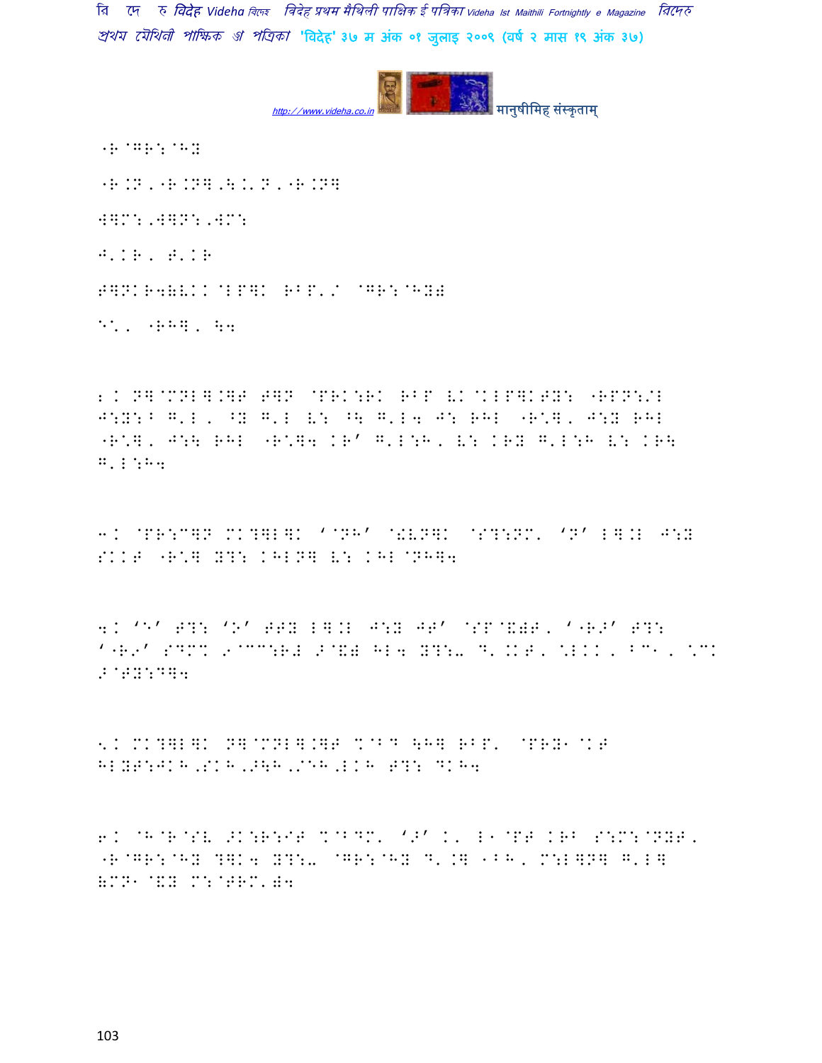"B @GB: @HY

"B.N,"B.N],\.'N,"B.N]

W]M:,W]N:,WM:

J'KB, T'KB

T]NKB4(VKK @LP]K BBP'/ @GB:@HY)

E\*, "BH], \4

2. N]@MNL].]T T]N @PBK:BK BBP VK@KLP]KTY: "BPN:/L J:Y:B G'L, ^Y G'L V: ^\ G'L4 J: BHL "B\*], J:Y BHL "B\*], J:\ BHL "B\*]4 KB' G'L:H, V: KBY G'L:H V: KB\ G'L:H4

3. @PB:C]N MK?]L]K '@NH' @!VN]K @S?:NM' 'N' L].L J:Y SKKT "B\*] Y?: KHLN] V: KHL@NH]4

4. 'E' T?: 'O' TTY L].L J:Y JT' @SP@&(P, '"B/' T?: '"B9' SDM% 9@CC:B# >@&) HL4 Y?:- D'.KT, \*LKK, BC1, \*CK >@TY:D]4

5. MK?]L]K N]@MNL].]T %@BD \H] BBP' @PBY1@KT HLYT:JKH,SKH,>\H,/EH,LKH T?: DKH4

6. @H@B@SV >K:B:IT %@BDM' '>' K' L1@PT KBB S:M:@NYT, "B@GB:@HY ?]K4 Y?:- @GB:@HY D'.] 1BH, M:L]N] G'L] (MN1@&Y M:@TBM'04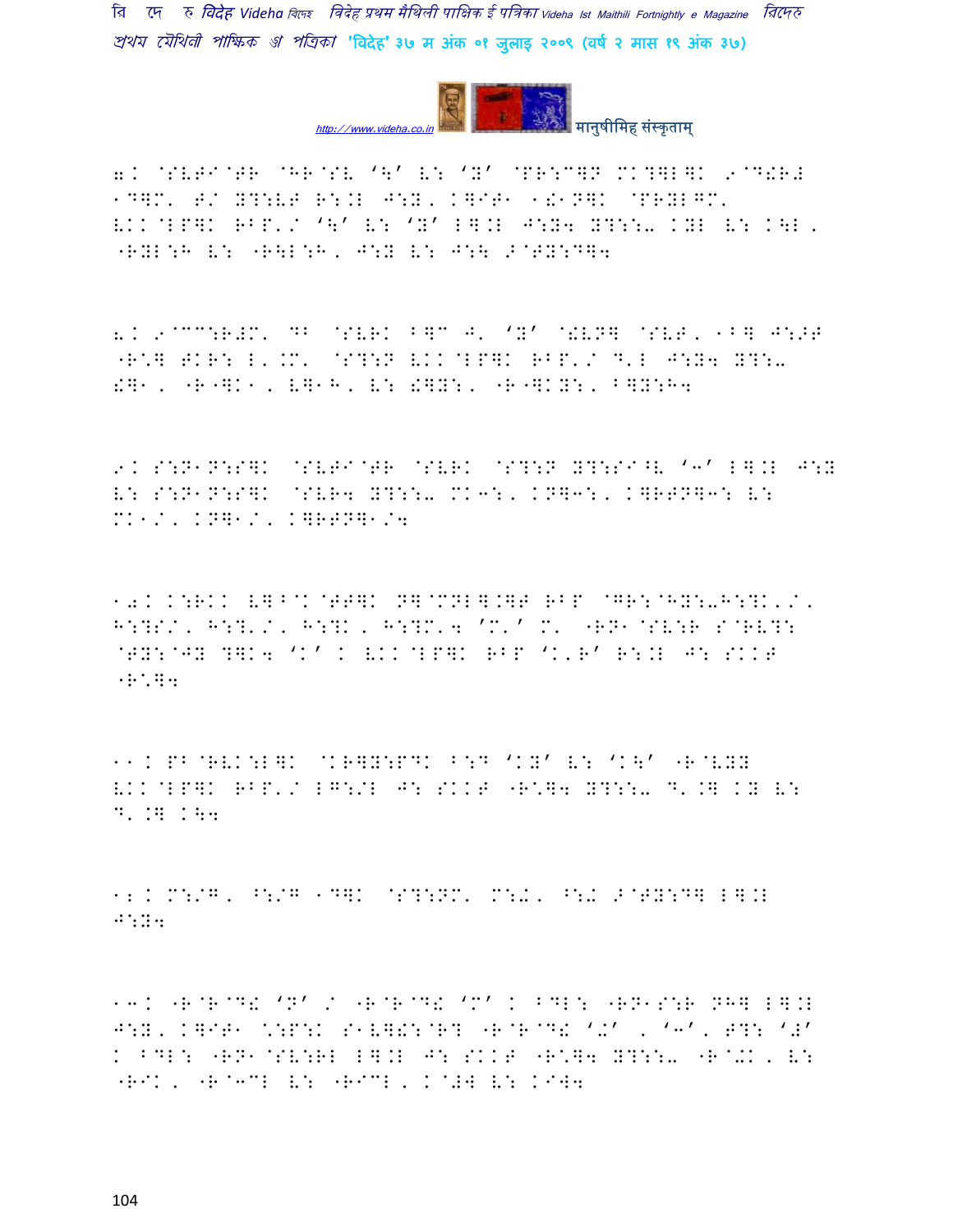7. @SVTI@TR @HR@SV ‘\’ V: ‘Y’ @PR:C]N MK?]L]K 9@D!R#
1D]M, T/ Y?:VT R:.L J:Y, K]IT1 1!1N]K @PRYLGM,
VKK@LP]K RBP'/ ‘\’ V: ‘Y’ L].L J:Y4 Y?::- KYL V: K\L,
-RYL:H V: -R\L:H, J:Y V: J:\ >@TY:D]4

8. 9@CC:R#M, DB @SVRK B]C J, ‘Y’ @!VN] @SVT, 1B] J:>T
-R'] TKR: L'.M, @S?:N VKK@LP]K RBP'/ D'L J:Y4 Y?:-
!]1, -R-]K1, V]1H, V: !]Y:, -R-]KY:, B]Y:H4

9. S:N1N:S]K @SVTI@TR @SVRK @S?:N Y?:SI^V ‘3’ L].L J:Y
V: S:N1N:S]K @SVR4 Y?::- MK3:, KN]3:, K]RTN]3: V:
MK1/, KN]1/, K]RTN]1/4

10. K:RKK V]B@K@TT]K N]@MNL].]T RBP @GR:@HY:-H:?K'/,
H:?S/, H:?'/, H:?K, H:?M'4 ‘M'’ M' -RN1@SV:R S@RV?:
@TY:@JY ?]K4 ‘K’ K VKK@LP]K RBP ‘K'R’ R:.L J: SKKT
-R']4

11. PB@RVK:L]K @KR]Y:PDK B:D ‘KY’ V: ‘K\’ -R@VYY
VKK@LP]K RBP'/ LG:/L J: SKKT -R']4 Y?::- D'.] KY V:
D'.] K\4

12. M:/G, ^:/G 1D]K @S?:NM' M:further, ^:further >@TY:D] L].L
J:Y4

13. -R@R@D! ‘N’ / -R@R@D! ‘M’ K BDL: -RN1S:R NH] L].L
J:Y, K]IT1 @:P:K S1V]!:@R? -R@R@D! ‘-’, ‘3’, T?: ‘#’
K BDL: -RN1@SV:RL L].L J: SKKT -R']4 Y?::- -R@-K, V:
-RIK, -R@3CL V: -RICL, K@#W V: KIW4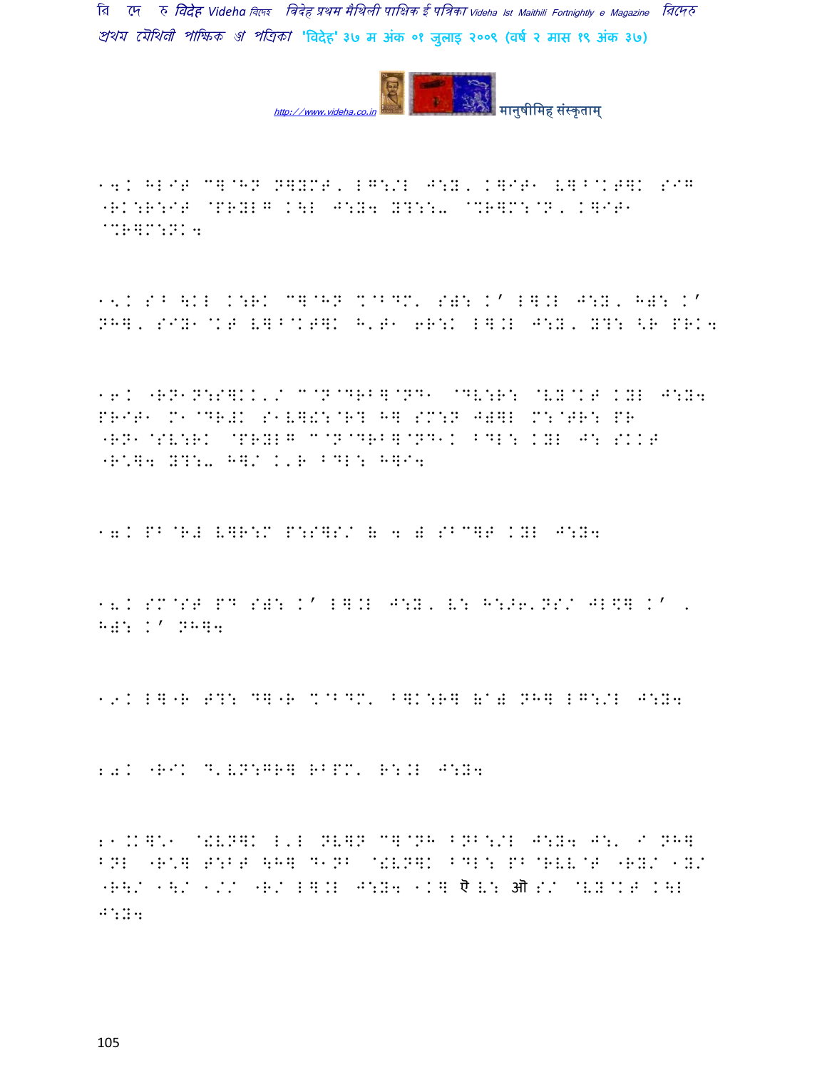14. HLIT C]@HN N]YMT, LG:/L J:Y, K]IT1 V]B@KT]K SIG "RK:R:IT @PRYLG K\L J:Y4 Y?::– @%R]M:@N, K]IT1 @%R]M:NK4

15. SB \KL K:RK C]@HN %@BDM, S): K' L].L J:Y, H): K' NH], SIY1@KT V]B@KT]K H'T1 6R:K L].L J:Y, Y?: <R PRK4

16. "RN1N:S]KK'/ C@N@DRB]@ND1 @DV:R: @VY@KT KYL J:Y4 PRIT1 M1@DR#K S1V]!:@R? H] SM:N J)]L M:@TR: PR "RN1@SV:RK @PRYLG C@N@DRB]@ND1K BDL: KYL J: SKKT "R*]4 Y?:– H]/ K'R BDL: H]I4

17. PB@R# V]R:M P:S]S/ (B 4 B) SBC]T KYL J:Y4

18. SM@ST PD S): K' L].L J:Y, V: H:>6'NS/ JL$] K' , H): K' NH]4

19. L]"R T?: D]"R %@BDM, B]K:R] (@B) NH] LG:/L J:Y4

20. "RIK D'VN:GR] RBPM, R:.L J:Y4

21.K]*1 @!VN]K L'L NV]N C]@NH BNB:/L J:Y4 J:' I NH] BNL "R*] T:BT \H] D1NB @!VN]K BDL: PB@RVV@T "RY/ 1Y/ "R\/ 1\/ 1// "R/ L].L J:Y4 1K] ऐ V: औ S/ @VY@KT K\L J:Y4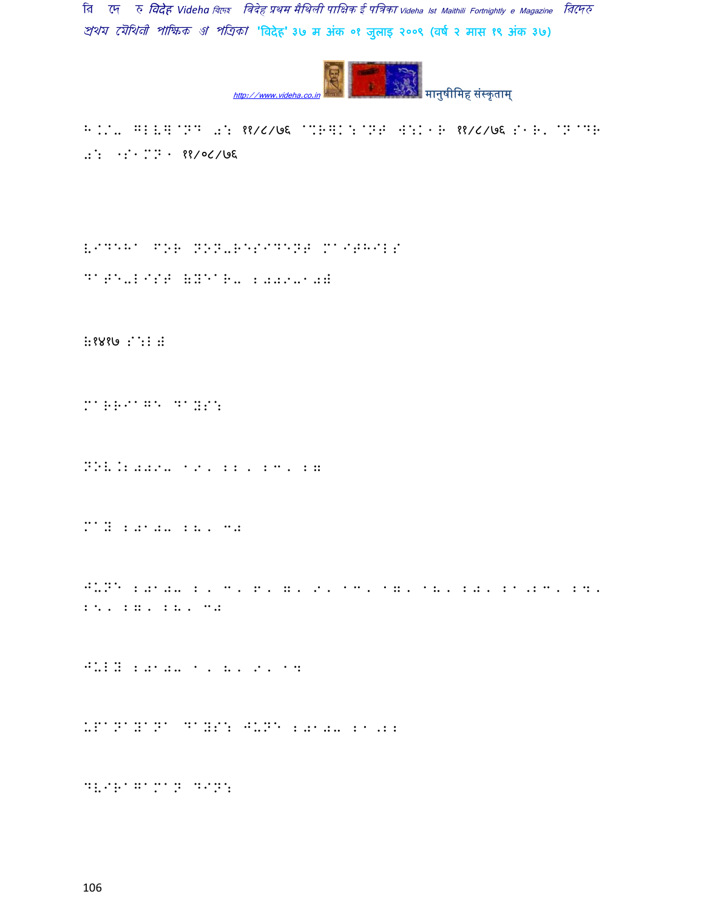VIDEHA FOR NON-RESIDENT MAITHILS

DATE-LIST (YEAR- 2009-10)

(1417 SAL)

MARRIAGE DAYS:

Nov.2009- 19, 22, 23, 27

May 2010- 28, 30

June 2010- 2, 3, 6, 7, 9, 13, 17, 18, 20, 21, 23, 24, 25, 27, 28, 30

July 2010- 1, 8, 9, 14

UPANAYANA DAYS: June 2010- 21, 22

DVIRAGAMAN DIN: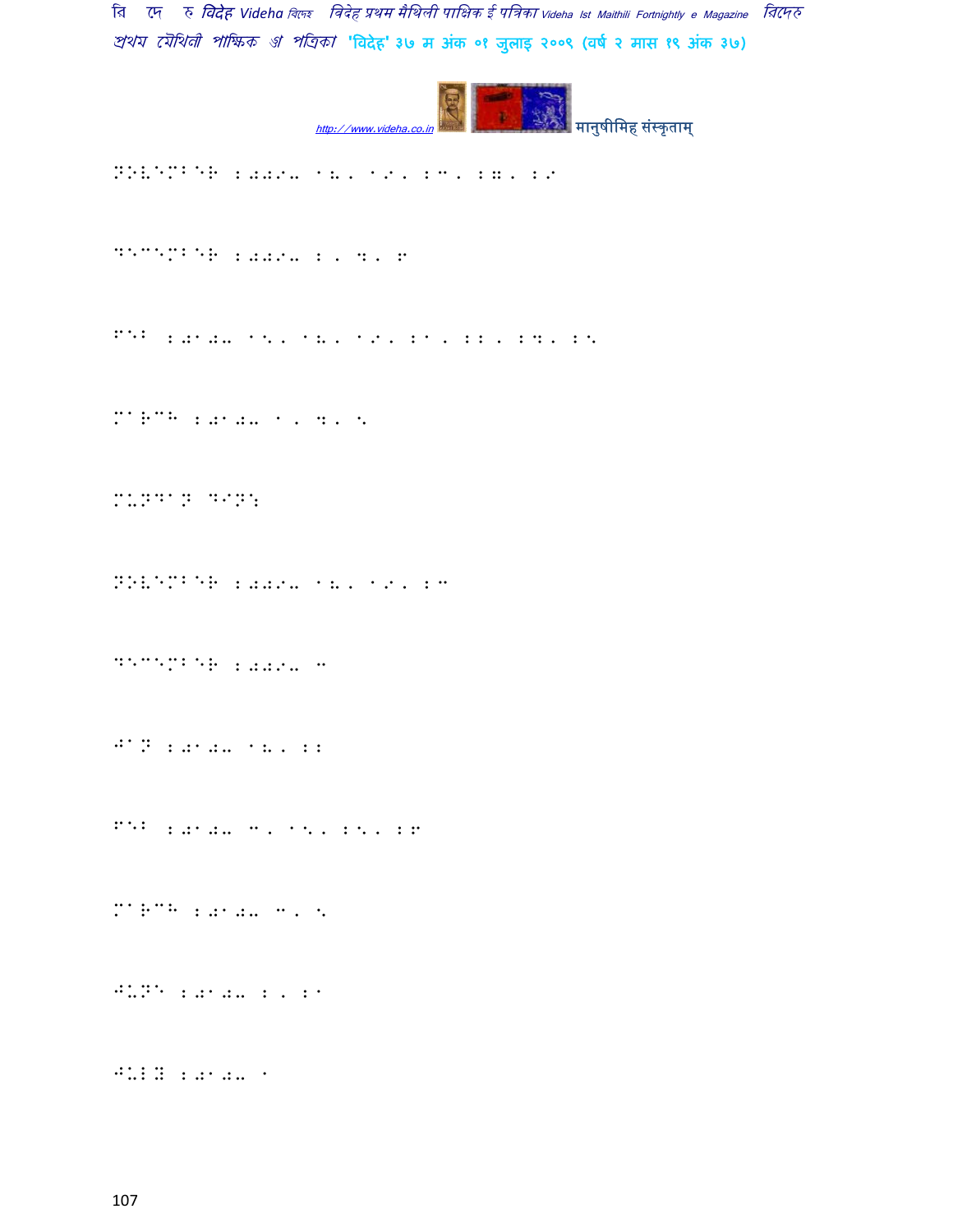NOVEMBER 2008: 18, 19, 27, 28, 29

DECEMBER 2008: 2, 4, 6

FEB 2010: 15, 18, 19, 21, 22, 24, 25

MARCH 2010: 1, 4, 5

MUNDAN DIN:

NOVEMBER 2008: 18, 19, 27

DECEMBER 2008: 7

JAN 2010: 18, 22

FEB 2010: 7, 15, 25, 26

MARCH 2010: 7, 5

JUNE 2010: 2, 21

JULY 2010: 1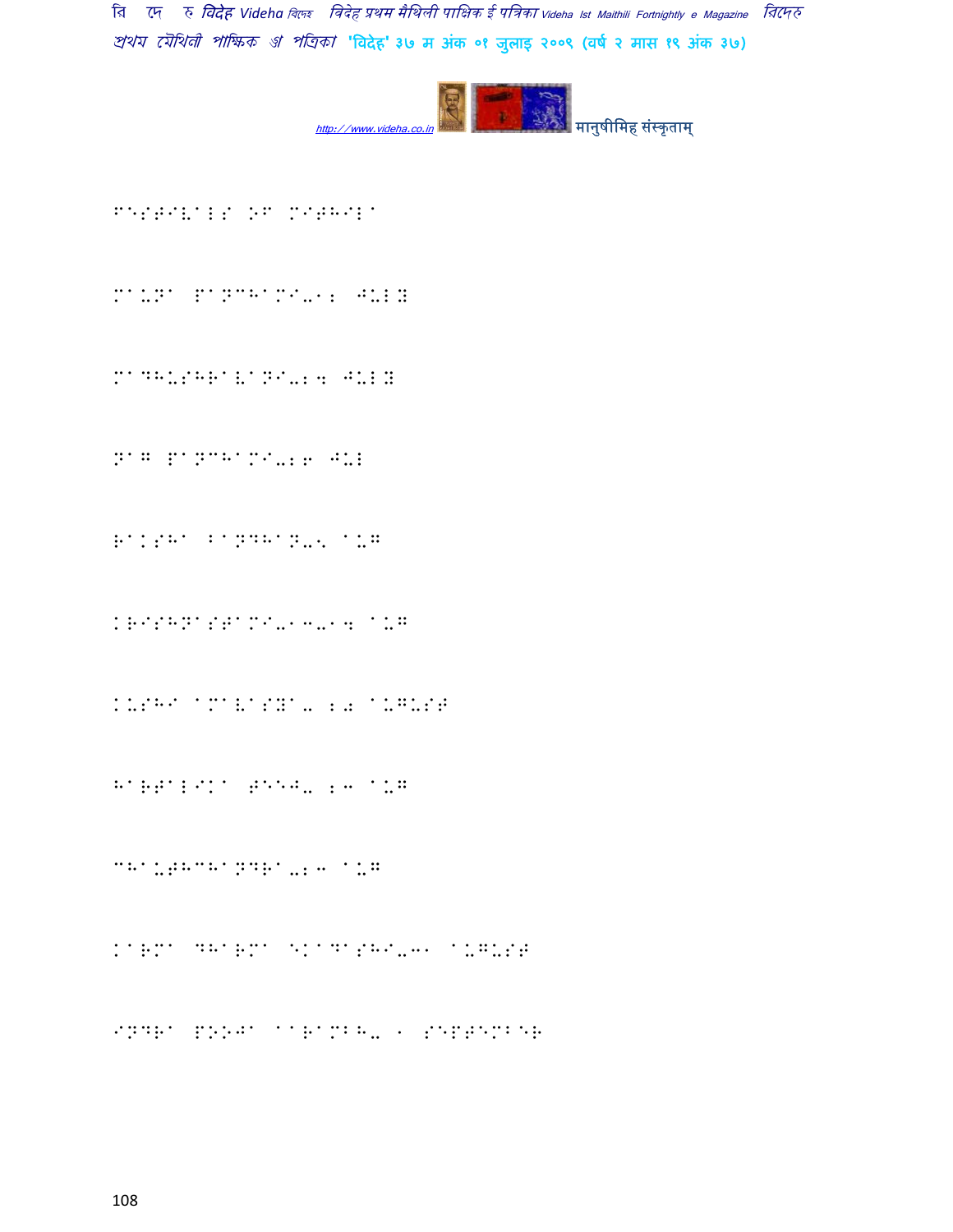FESTIVALS OF MITHILA

MAUNA PANCHAMI-12 JULY

MADHUSHRAVANI-24 JULY

NAG PANCHAMI-26 JUL

RAKSHA BANDHAN-5 AUG

KRISHNASTAMI-13-14 AUG

KUSHI AMAVASYA- 20 AUGUST

HARTALIKA TEEJ- 23 AUG

CHAUTHCHANDRA-23 AUG

KARMA DHARMA EKADASHI-31 AUGUST

INDRA POOJA AARAMBH- 1 SEPTEMBER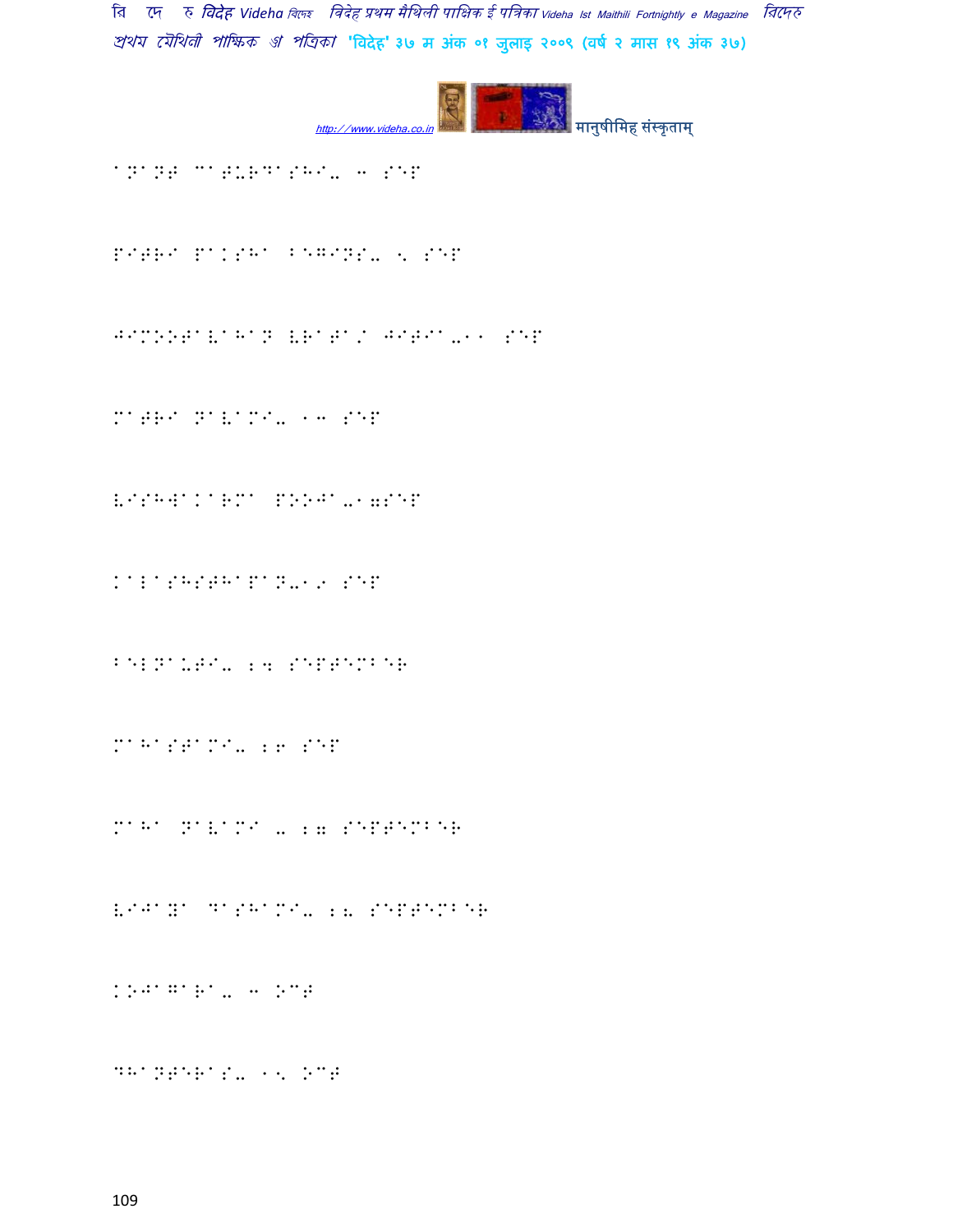ANANT CHATURDASHI- 3 SEP

PITRI PAKSHA BEGINS- 5 SEP

JIMOOTAVAHAN VRATA/ JITIA-11 SEP

MATRI NAVAMI- 13 SEP

VISHWAKARMA POOJA-17SEP

KALASHSTHAPAN-19 SEP

BELNAUTI- 24 SEPTEMBER

MAHASTAMI- 26 SEP

MAHA NAVAMI - 27 SEPTEMBER

VIJAYA DASHAMI- 28 SEPTEMBER

KOJAGARA- 3 OCT

DHANTERAS- 15 OCT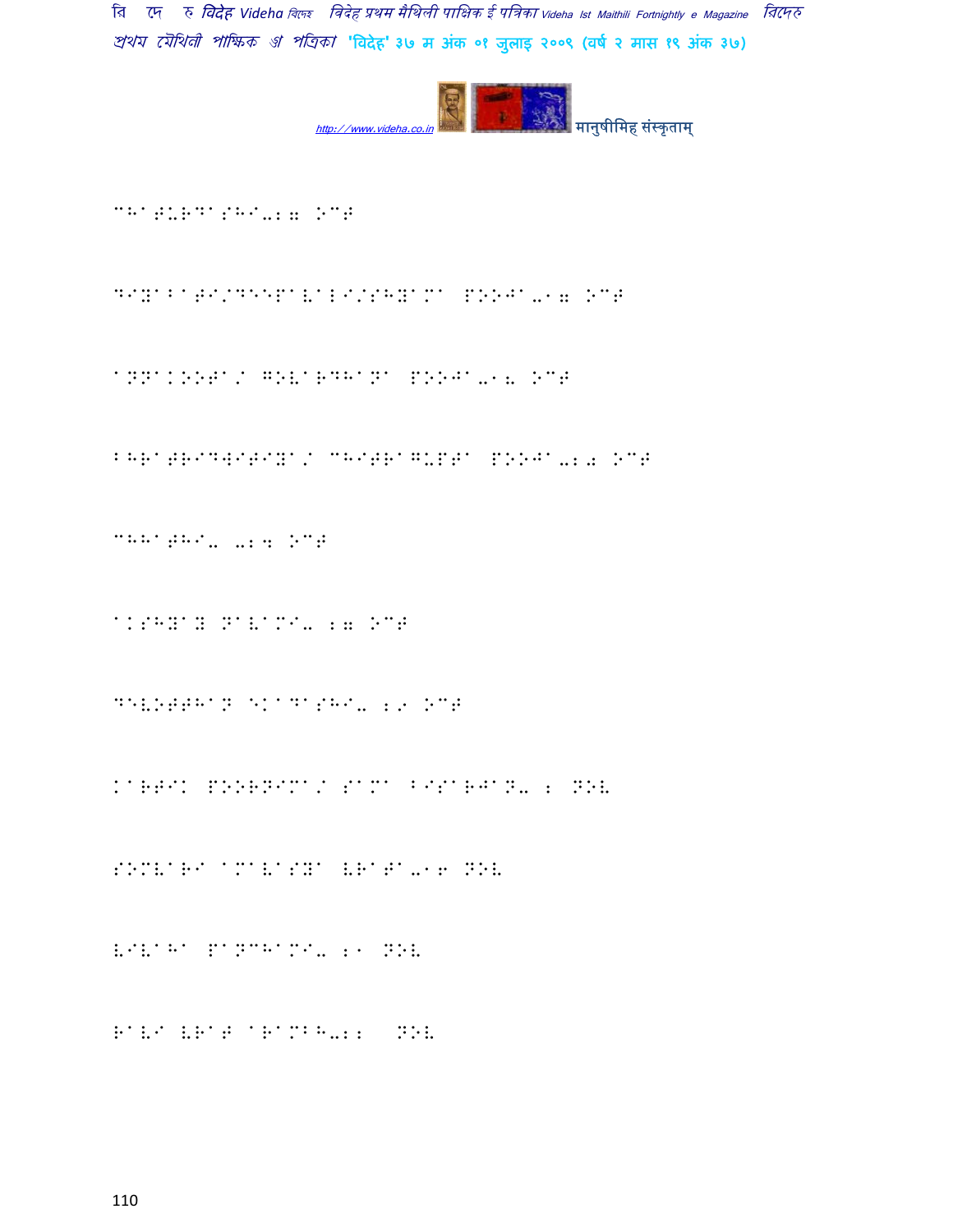CHATURDASHI-16 OCT

DIYABATI/DEEPAVALI/SHYAMA POOJA-17 OCT

ANNAKOOTA/ GOVARDHANA POOJA-18 OCT

BHRATRIDWITIYA/ CHITRAGUPTA POOJA-20 OCT

CHHATHI- -24 OCT

AKSHAY NAVAMI- 27 OCT

DEVOTTHAN EKADASHI- 29 OCT

KARTIK POORNIMA/ SAMA BISARJAN- 2 NOV

SOMVARI AMAVASYA VRATA-16 NOV

VIVAHA PANCHAMI- 21 NOV

RAVI VRAT ARAMBH-22 NOV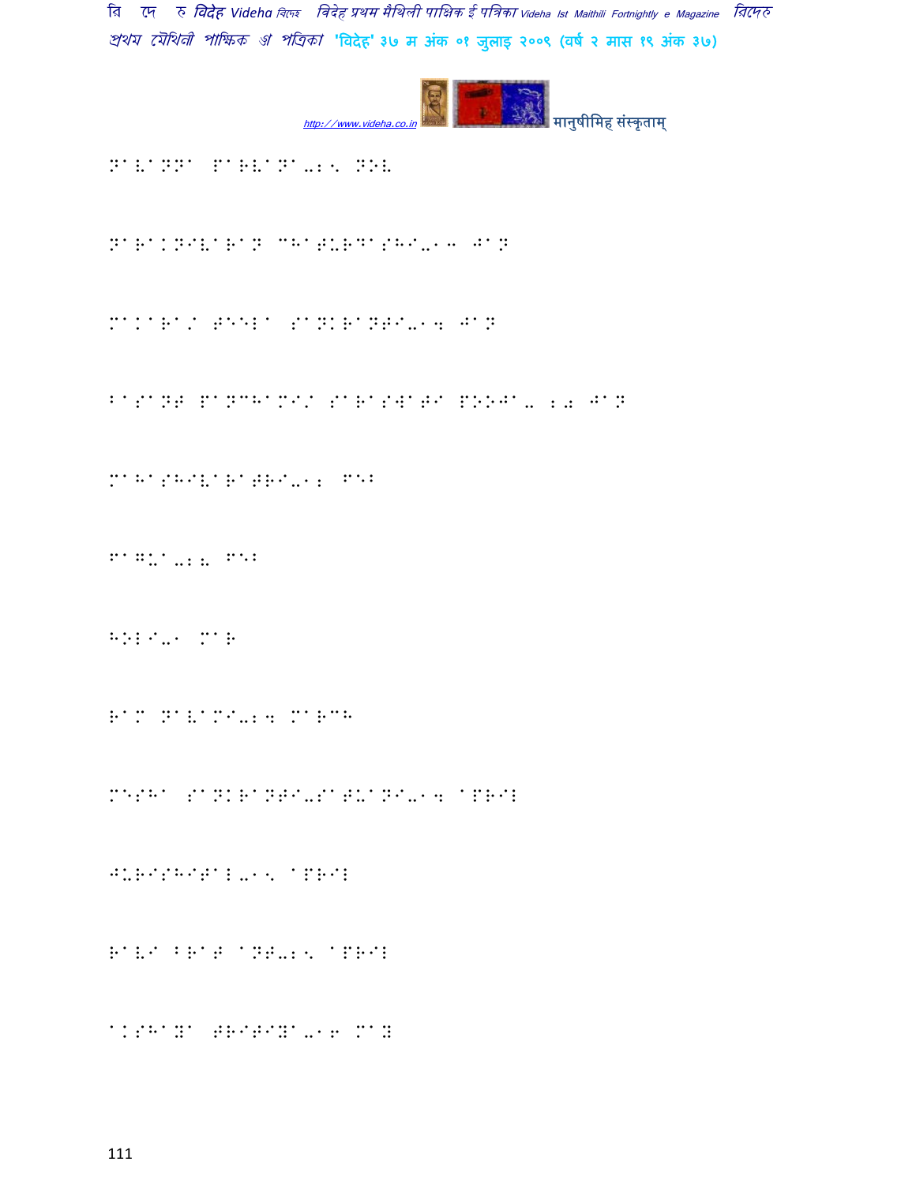NAVANNA PARVANA-25 NOV

NARAKNIVARAN CHATURDASHI-13 JAN

MAKARA/ TEELA SANKRANTI-14 JAN

BASANT PANCHAMI/ SARASWATI POOJA- 20 JAN

MAHASHIVARATRI-12 FEB

FAGUA-28 FEB

HOLI-1 MAR

RAM NAVAMI-24 MARCH

MESHA SANKRANTI-SATUANI-14 APRIL

JURISHITAL-15 APRIL

RAVI BRAT ANT-25 APRIL

AKSHAYA TRITIYA-16 MAY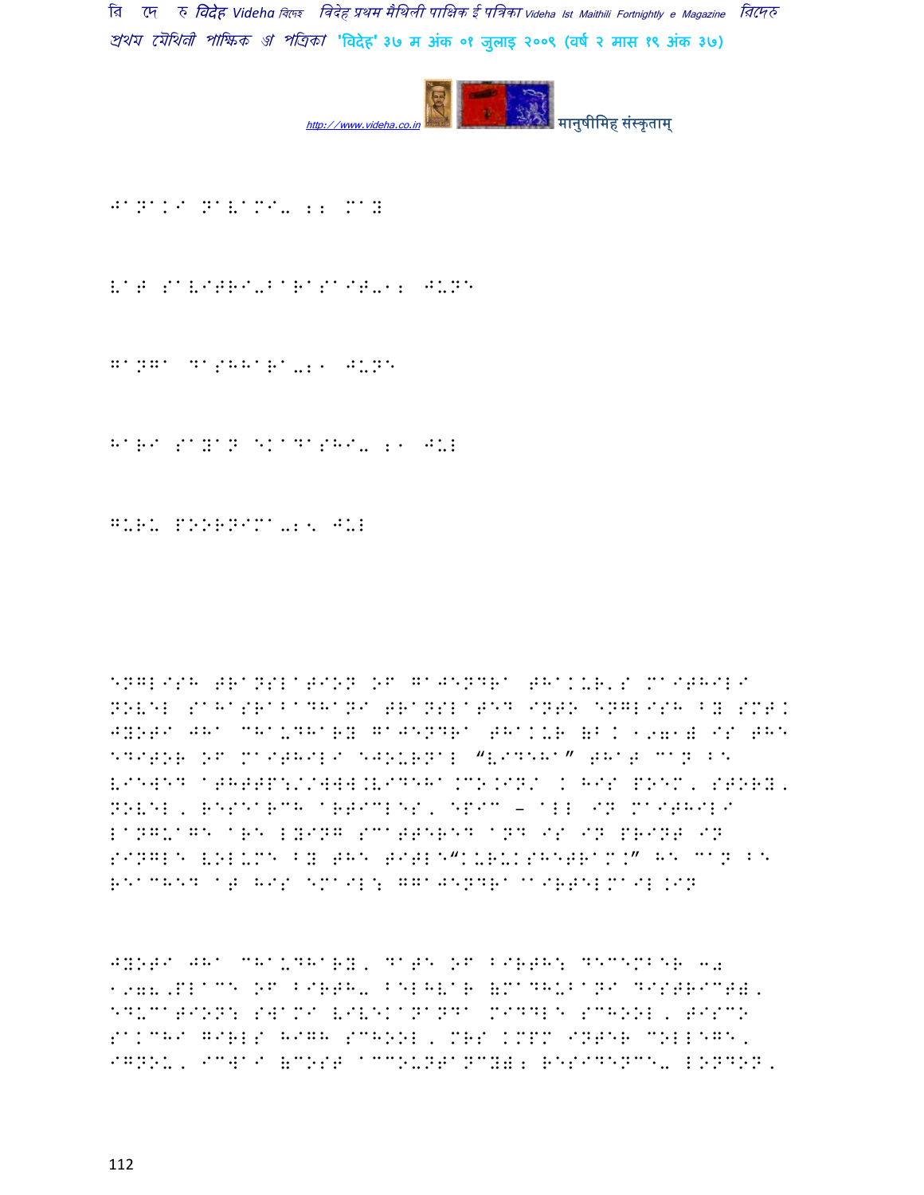JANAKI NAVAMI- 22 MAY

VAT SAVITRI-BARASAIT-22 JUNE

GANGA DASHHARA-21 JUNE

HARI SAYAN EKADASHI- 21 JUL

GURU POORNIMA-25 JUL

ENGLISH TRANSLATION OF GAJENDRA THAKUR'S MAITHILI NOVEL SAHASRABADHANI TRANSLATED INTO ENGLISH BY SMT. JYOTI JHA CHAUDHARY GAJENDRA THAKUR (B. 1971) IS THE EDITOR OF MAITHILI EJOURNAL "VIDEHA" THAT CAN BE VIEWED ATHTTP://WWW.VIDEHA.CO.IN/ . HIS POEM, STORY, NOVEL, RESEARCH ARTICLES, EPIC – ALL IN MAITHILI LANGUAGE ARE LYING SCATTERED AND IS IN PRINT IN SINGLE VOLUME BY THE TITLE"KURUKSHETRAM." HE CAN BE REACHED AT HIS EMAIL: GGAJENDRA@AIRTELMAIL.IN

JYOTI JHA CHAUDHARY, DATE OF BIRTH: DECEMBER 30 1978,PLACE OF BIRTH- BELHVAR (MADHUBANI DISTRICT), EDUCATION: SWAMI VIVEKANANDA MIDDLE SCHOOL, TISCO SAKCHI GIRLS HIGH SCHOOL, MRS KMPM INTER COLLEGE, IGNOU, ICWAI (COST ACCOUNTANCY); RESIDENCE- LONDON,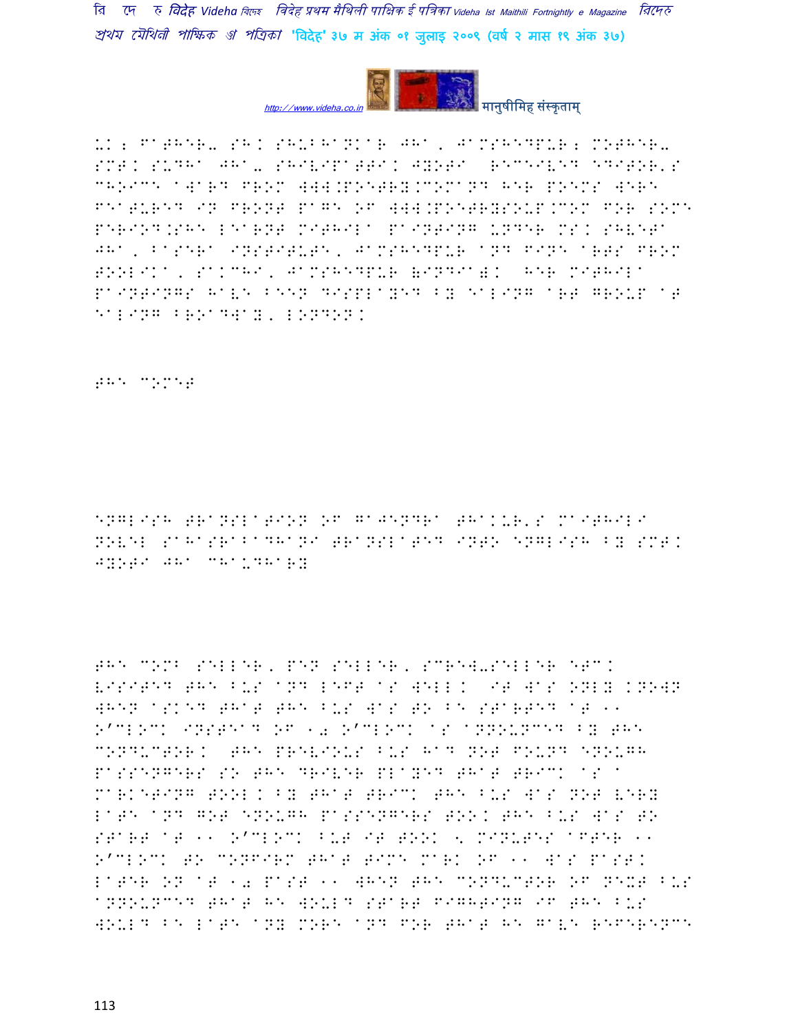UK; FATHER- SH. SHUBHANKAR JHA, JAMSHEDPUR; MOTHER- SMT. SUDHA JHA- SHIVIPATTI. JYOTI RECEIVED EDITOR'S CHOICE AWARD FROM WWW.POETRY.COMAND HER POEMS WERE FEATURED IN FRONT PAGE OF WWW.POETRYSOUP.COM FOR SOME PERIOD.SHE LEARNT MITHILA PAINTING UNDER MS. SHVETA JHA, BASERA INSTITUTE, JAMSHEDPUR AND FINE ARTS FROM TOOLIKA, SAKCHI, JAMSHEDPUR (INDIA). HER MITHILA PAINTINGS HAVE BEEN DISPLAYED BY EALING ART GROUP AT EALING BROADWAY, LONDON.

THE COMET

ENGLISH TRANSLATION OF GAJENDRA THAKUR'S MAITHILI NOVEL SAHASRABADHANI TRANSLATED INTO ENGLISH BY SMT. JYOTI JHA CHAUDHARY

THE COMB SELLER, PEN SELLER, SCREW-SELLER ETC. VISITED THE BUS AND LEFT AS WELL. IT WAS ONLY KNOWN WHEN ASKED THAT THE BUS WAS TO BE STARTED AT 11 O'CLOCK INSTEAD OF 10 O'CLOCK AS ANNOUNCED BY THE CONDUCTOR. THE PREVIOUS BUS HAD NOT FOUND ENOUGH PASSENGERS SO THE DRIVER PLAYED THAT TRICK AS A MARKETING TOOL. BY THAT TRICK THE BUS WAS NOT VERY LATE AND GOT ENOUGH PASSENGERS TOO. THE BUS WAS TO START AT 11 O'CLOCK BUT IT TOOK 5 MINUTES AFTER 11 O'CLOCK TO CONFIRM THAT TIME MARK OF 11 WAS PAST. LATER ON AT 10 PAST 11 WHEN THE CONDUCTOR OF NEXT BUS ANNOUNCED THAT HE WOULD START FIGHTING IF THE BUS WOULD BE LATE ANY MORE AND FOR THAT HE GAVE REFERENCE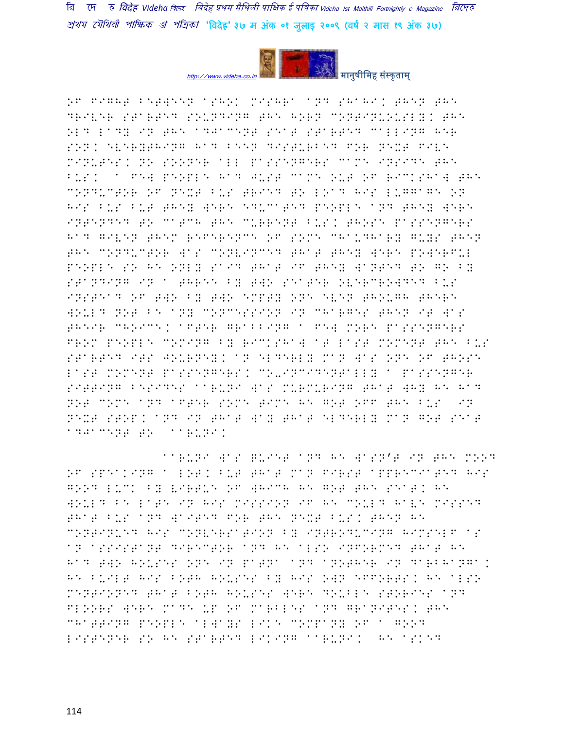OF FIGHT BETWEEN ASHOK MISHRA AND SHAHI. THEN THE DRIVER STARTED SOUNDING THE HORN CONTINUOUSLY. THE OLD LADY IN THE ADJACENT SEAT STARTED CALLING HER SON. EVERYTHING HAD BEEN DISTURBED FOR NEXT FIVE MINUTES. NO SOONER ALL PASSENGERS CAME INSIDE THE BUS. A FEW PEOPLE HAD JUST CAME OUT OF RICKSHAW THE CONDUCTOR OF NEXT BUS TRIED TO LOAD HIS LUGGAGE ON HIS BUS BUT THEY WERE EDUCATED PEOPLE AND THEY WERE INTENDED TO CATCH THE CURRENT BUS. THOSE PASSENGERS HAD GIVEN THEM REFERENCE OF SOME CHAUDHARY GUYS THEN THE CONDUCTOR WAS CONVINCED THAT THEY WERE POWERFUL PEOPLE SO HE ONLY SAID THAT IF THEY WANTED TO GO BY STANDING IN A THREE BY TWO SEATER OVERCROWDED BUS INSTEAD OF TWO BY TWO EMPTY ONE EVEN THOUGH THERE WOULD NOT BE ANY CONCESSION IN CHARGES THEN IT WAS THEIR CHOICE. AFTER GRABBING A FEW MORE PASSENGERS FROM PEOPLE COMING BY RICKSHAW AT LAST MOMENT THE BUS STARTED ITS JOURNEY. AN ELDERLY MAN WAS ONE OF THOSE LAST MOMENT PASSENGERS. CO-INCIDENTALLY A PASSENGER SITTING BESIDES AARUNI WAS MURMURING THAT WHY HE HAD NOT COME AND AFTER SOME TIME HE GOT OFF THE BUS IN NEXT STOP. AND IN THAT WAY THAT ELDERLY MAN GOT SEAT ADJACENT TO AARUNI.

AARUNI WAS QUIET AND HE WASN'T IN THE MOOD OF SPEAKING A LOT. BUT THAT MAN FIRST APPRECIATED HIS GOOD LUCK BY VIRTUE OF WHICH HE GOT THE SEAT. HE WOULD BE LATE IN HIS MISSION IF HE COULD HAVE MISSED THAT BUS AND WAITED FOR THE NEXT BUS. THEN HE CONTINUED HIS CONVERSATION BY INTRODUCING HIMSELF AS AN ASSISTANT DIRECTOR AND HE ALSO INFORMED THAT HE HAD TWO HOUSES ONE IN PATNA AND ANOTHER IN DARBHANGA. HE BUILT HIS BOTH HOUSES BY HIS OWN EFFORTS. HE ALSO MENTIONED THAT BOTH HOUSES WERE DOUBLE STORIES AND FLOORS WERE MADE UP OF MARBLES AND GRANITES. THE CHATTING PEOPLE ALWAYS LIKE COMPANY OF A GOOD LISTENER SO HE STARTED LIKING AARUNI. HE ASKED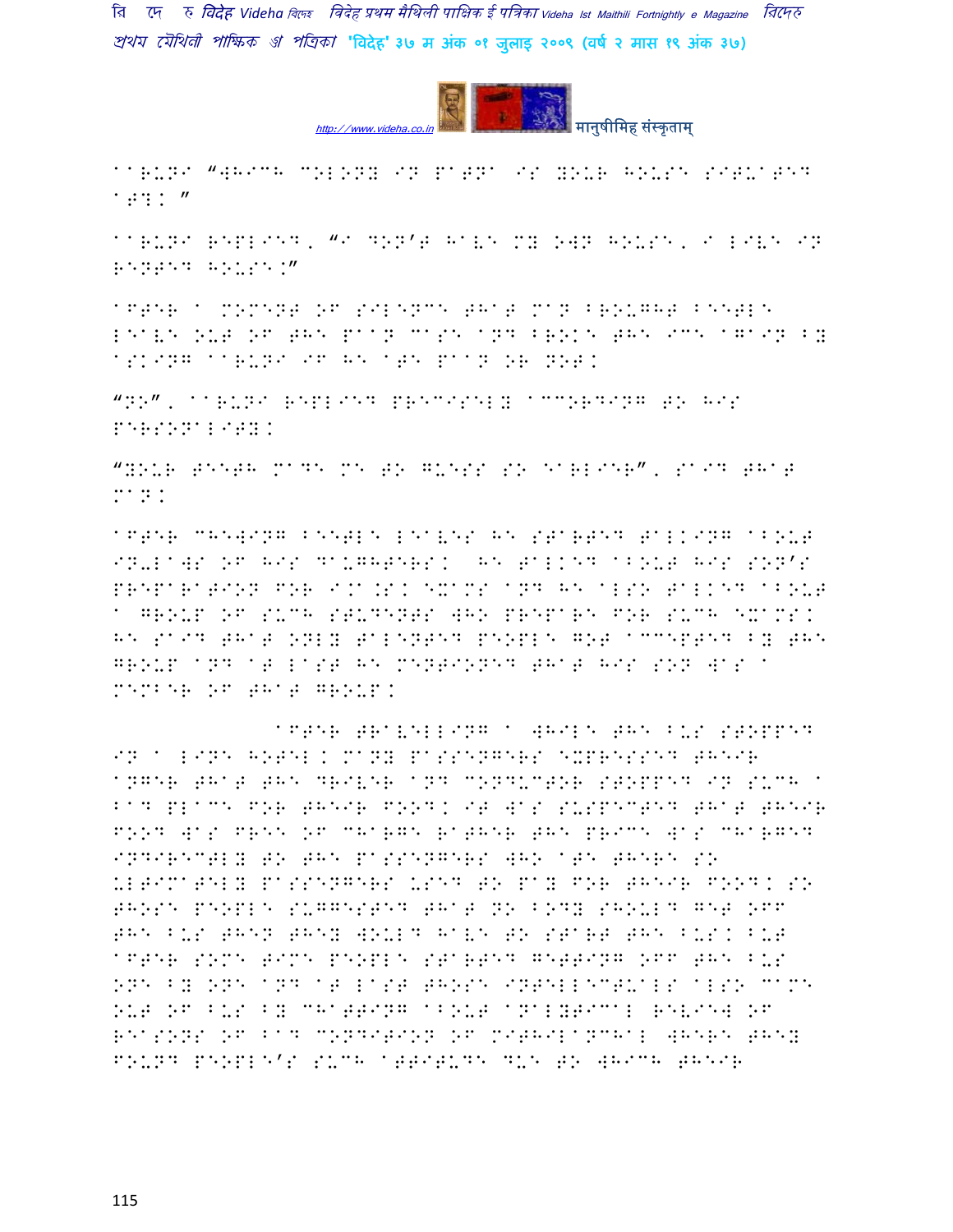aaruni "which colony in patna is your house situated at?. "

aaruni replied, "I don't have my own house, I live in rented house."

After a moment of silence that man brought beetle leave out of the paan case and broke the ice again by asking aaruni if he ate paan or not.

"No", aaruni replied precisely according to his personality.

"Your teeth made me to guess so earlier", said that man.

After chewing beetle leaves he started talking about in-laws of his daughters. He talked about his son's preparation for I.A.S. exams and he also talked about a group of such students who prepare for such exams. He said that only talented people got accepted by the group and at last he mentioned that his son was a member of that group.

After travelling a while the bus stopped in a line hotel. Many passengers expressed their anger that the driver and conductor stopped in such a bad place for their food. It was suspected that their food was free of charge rather the price was charged indirectly to the passengers who ate there so ultimately passengers used to pay for their food. So those people suggested that no body should get off the bus then they would have to start the bus. But after some time people started getting off the bus one by one and at last those intellectuals also came out of bus by chatting about analytical review of reasons of bad condition of mithilanchal where they found people's such attitude due to which their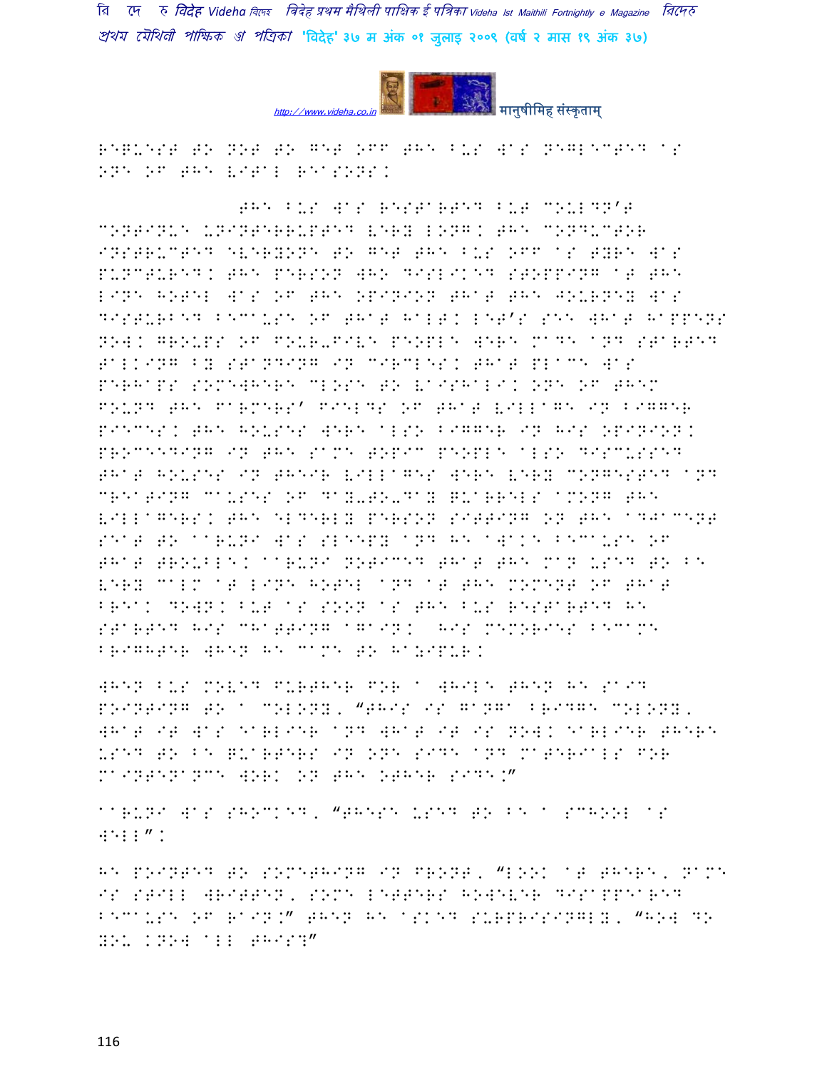REQUEST TO NOT TO GET OFF THE BUS WAS NEGLECTED AS ONE OF THE VITAL REASONS.

THE BUS WAS RESTARTED BUT COULDN'T CONTINUE UNINTERRUPTED VERY LONG. THE CONDUCTOR INSTRUCTED EVERYONE TO GET THE BUS OFF AS TYRE WAS PUNCTURED. THE PERSON WHO DISLIKED STOPPING AT THE LINE HOTEL WAS OF THE OPINION THAT THE JOURNEY WAS DISTURBED BECAUSE OF THAT HALT. LET'S SEE WHAT HAPPENS NOW. GROUPS OF FOUR-FIVE PEOPLE WERE MADE AND STARTED TALKING BY STANDING IN CIRCLES. THAT PLACE WAS PERHAPS SOMEWHERE CLOSE TO VAISHALI. ONE OF THEM FOUND THE FARMERS' FIELDS OF THAT VILLAGE IN BIGGER PIECES. THE HOUSES WERE ALSO BIGGER IN HIS OPINION. PROCEEDING IN THE SAME TOPIC PEOPLE ALSO DISCUSSED THAT HOUSES IN THEIR VILLAGES WERE VERY CONGESTED AND CREATING CAUSES OF DAY-TO-DAY QUARRELS AMONG THE VILLAGERS. THE ELDERLY PERSON SITTING ON THE ADJACENT SEAT TO AARUNI WAS SLEEPY AND HE AWAKE BECAUSE OF THAT TROUBLE. AARUNI NOTICED THAT THE MAN USED TO BE VERY CALM AT LINE HOTEL AND AT THE MOMENT OF THAT BREAK DOWN. BUT AS SOON AS THE BUS RESTARTED HE STARTED HIS CHATTING AGAIN. HIS MEMORIES BECAME BRIGHTER WHEN HE CAME TO HAJIPUR.

WHEN BUS MOVED FURTHER FOR A WHILE THEN HE SAID POINTING TO A COLONY, "THIS IS GANGA BRIDGE COLONY, WHAT IT WAS EARLIER AND WHAT IT IS NOW. EARLIER THERE USED TO BE QUARTERS IN ONE SIDE AND MATERIALS FOR MAINTENANCE WORK ON THE OTHER SIDE."

AARUNI WAS SHOCKED, "THESE USED TO BE A SCHOOL AS WELL".

HE POINTED TO SOMETHING IN FRONT, "LOOK AT THERE, NAME IS STILL WRITTEN, SOME LETTERS HOWEVER DISAPPEARED BECAUSE OF RAIN." THEN HE ASKED SURPRISINGLY, "HOW DO YOU KNOW ALL THIS?"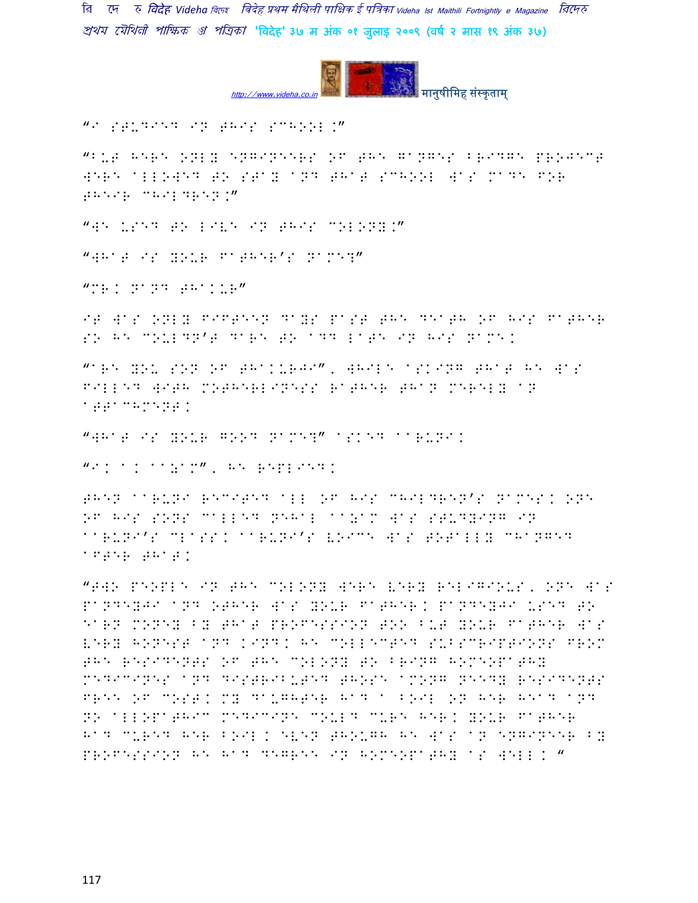"I STUDIED IN THIS SCHOOL."

"BUT HERE ONLY ENGINEERS OF THE GANGES BRIDGE PROJECT WERE ALLOWED TO STAY AND THAT SCHOOL WAS MADE FOR THEIR CHILDREN."

"WE USED TO LIVE IN THIS COLONY."

"WHAT IS YOUR FATHER'S NAME?"

"MR. NAND THAKUR"

IT WAS ONLY FIFTEEN DAYS PAST THE DEATH OF HIS FATHER SO HE COULDN'T DARE TO ADD LATE IN HIS NAME.

"ARE YOU SON OF THAKURJI", WHILE ASKING THAT HE WAS FILLED WITH MOTHERLINESS RATHER THAN MERELY AN ATTACHMENT.

"WHAT IS YOUR GOOD NAME?" ASKED AARUNI.

"I. A. AAYAM", HE REPLIED.

THEN AARUNI RECITED ALL OF HIS CHILDREN'S NAMES. ONE OF HIS SONS CALLED NEHAL AAYAM WAS STUDYING IN AARUNI'S CLASS. AARUNI'S VOICE WAS TOTALLY CHANGED AFTER THAT.

"TWO PEOPLE IN THE COLONY WERE VERY RELIGIOUS, ONE WAS PANDEYJI AND OTHER WAS YOUR FATHER. PANDEYJI USED TO EARN MONEY BY THAT PROFESSION TOO BUT YOUR FATHER WAS VERY HONEST AND KIND. HE COLLECTED SUBSCRIPTIONS FROM THE RESIDENTS OF THE COLONY TO BRING HOMEOPATHY MEDICINES AND DISTRIBUTED THOSE AMONG NEEDY RESIDENTS FREE OF COST. MY DAUGHTER HAD A BOIL ON HER HEAD AND NO ALLOPATHIC MEDICINE COULD CURE HER. YOUR FATHER HAD CURED HER BOIL. EVEN THOUGH HE WAS AN ENGINEER BY PROFESSION HE HAD DEGREE IN HOMEOPATHY AS WELL. "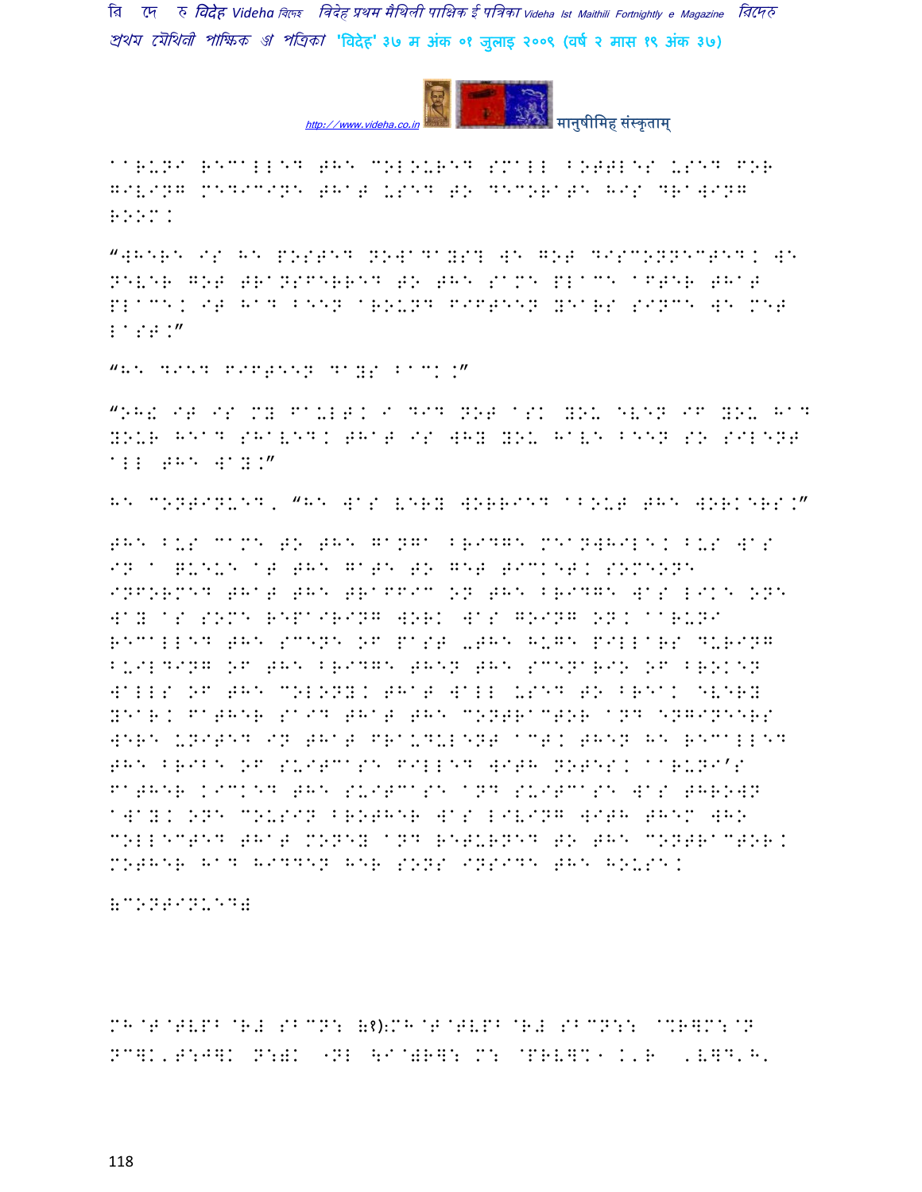AARUNI RECALLED THE COLOURED SMALL BOTTLES USED FOR GIVING MEDICINE THAT USED TO DECORATE HIS DRAWING ROOM.

"WHERE IS HE POSTED NOWADAYS? WE GOT DISCONNECTED. WE NEVER GOT TRANSFERRED TO THE SAME PLACE AFTER THAT PLACE. IT HAD BEEN AROUND FIFTEEN YEARS SINCE WE MET LAST."

"HE DIED FIFTEEN DAYS BACK."

"OH! IT IS MY FAULT. I DID NOT ASK YOU EVEN IF YOU HAD YOUR HEAD SHAVED. THAT IS WHY YOU HAVE BEEN SO SILENT ALL THE WAY."

HE CONTINUED, "HE WAS VERY WORRIED ABOUT THE WORKERS."

THE BUS CAME TO THE GANGA BRIDGE MEANWHILE. BUS WAS IN A QUEUE AT THE GATE TO GET TICKET. SOMEONE INFORMED THAT THE TRAFFIC ON THE BRIDGE WAS LIKE ONE WAY AS SOME REPAIRING WORK WAS GOING ON. AARUNI RECALLED THE SCENE OF PAST -THE HUGE PILLARS DURING BUILDING OF THE BRIDGE THEN THE SCENARIO OF BROKEN WALLS OF THE COLONY. THAT WALL USED TO BREAK EVERY YEAR. FATHER SAID THAT THE CONTRACTOR AND ENGINEERS WERE UNITED IN THAT FRAUDULENT ACT. THEN HE RECALLED THE BRIBE OF SUITCASE FILLED WITH NOTES. AARUNI'S FATHER KICKED THE SUITCASE AND SUITCASE WAS THROWN AWAY. ONE COUSIN BROTHER WAS LIVING WITH THEM WHO COLLECTED THAT MONEY AND RETURNED TO THE CONTRACTOR. MOTHER HAD HIDDEN HER SONS INSIDE THE HOUSE.

(CONTINUED)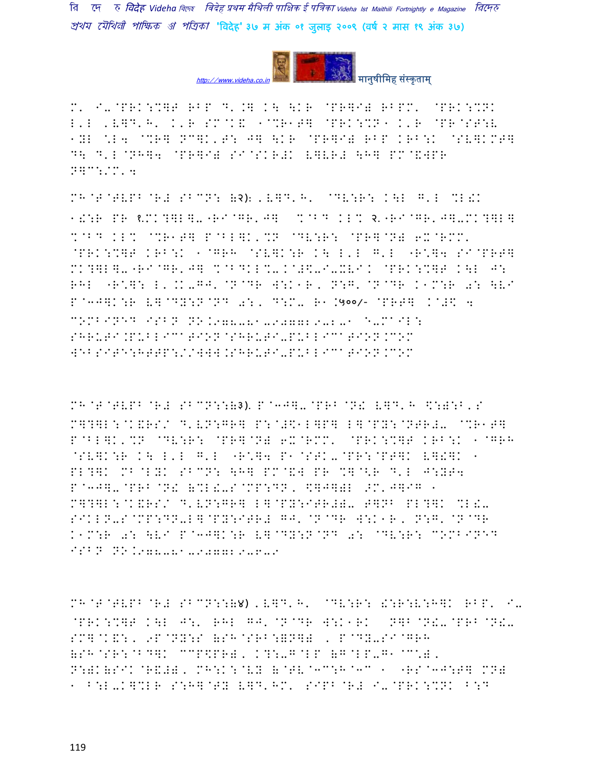M' I-@PRK:%]T RBP D'.] K\ \KR @PR]I) RBPM' @PRK:%NK
L'L 'V]D'H' K'R SM@K& 1@%R1T] @PRK:%N1 K'R @PR@ST:V
1YL *L4 @%R] NC]K'T: J] \KR @PR]I) RBP KRB:K @SV]KMT]
D\ D'L@NH]4 @PR]I) SI@SKR#K V]VR# \H] PM@&WPR
N]C:/M'4

MH@T@TVPB@R# SBCN: (२): 'V]D'H' @DV:R: K\L G'L %L!K
1!:R PR १.MK?]L]-"RI@GR'J] %@BD KL% २."RI@GR'J]-MK?]L]
%@BD KL% @%R1T] P@BL]K'%N @DV:R: @PR]@N) 6X@RMM'
@PRK:%]T KRB:K 1@GRH @SV]K:R K\ L'L G'L "R*]4 SI@PRT]
MK?]L]-"RI@GR'J] %@BDKL%-K@#$-I-XVI. @PRK:%]T K\L J:
RHL "R*]: L'.K-GJ'@N@DR W:K1R, N:G'@N@DR K1M:R 0: \VI
P@3J]K:R V]@DY:N@ND 0:, D:M- R1.५००/- @PRT] K@#$ 4
COMBINED ISBN NO.978-81-907729-2-1 E-MAIL:
SHRUTI.PUBLICATION@SHRUTI-PUBLICATION.COM
WEBSITE:HTTP://WWW.SHRUTI-PUBLICATION.COM

MH@T@TVPB@R# SBCN::(३). P@3J]-@PRB@N! V]D'H $:):B'S
M]?]L:@K&RS/ D'VN:GR] P:@#$1L]P] L]@PY:@NTR#- @%R1T]
P@BL]K'%N @DV:R: @PR]@N) 6X@RMM' @PRK:%]T KRB:K 1@GRH
@SV]K:R K\ L'L G'L "R*]4 P1@STK-@PR:@PT]K V]!]K 1
PL?]K MB@LYK SBCN: \H] PM@&W PR %]@<R D'L J:YT4
P@3J]-@PRB@N! (%L!-S@MP:DN, $]J])L >M'J]IG 1
M]?]L:@K&RS/ D'VN:GR] L]@PY:ITR#)- T]NB PL?]K %L!-
SIKLN-S@MP:DN-L]@PY:ITR# GJ'@N@DR W:K1R, N:G'@N@DR
K1M:R 0: \VI P@3J]K:R V]@DY:N@ND 0: @DV:R: COMBINED
ISBN NO.978-81-907729-6-9

MH@T@TVPB@R# SBCN::(४) 'V]D'H' @DV:R: !:R:V:H]K RBP' I-
@PRK:%]T K\L J:' RHL GJ'@N@DR W:K1RK N]B@N!-@PRB@N!-
SM]@K&:, 9P@NY:S (SH@SRB:)N]) , P@DY-SI@GRH
(SH@SR:@BD]K CCP$PR), K?:-G@LP (G@LP-G1@C*),
N:)K(SIK@R&#), MH:K:@VY (@TV@3C:H@3C 1 "RS@3J:T] MN)
1 B:L-K]%LR S:H]@TY V]D'HM' SIPB@R# I-@PRK:%NK B:D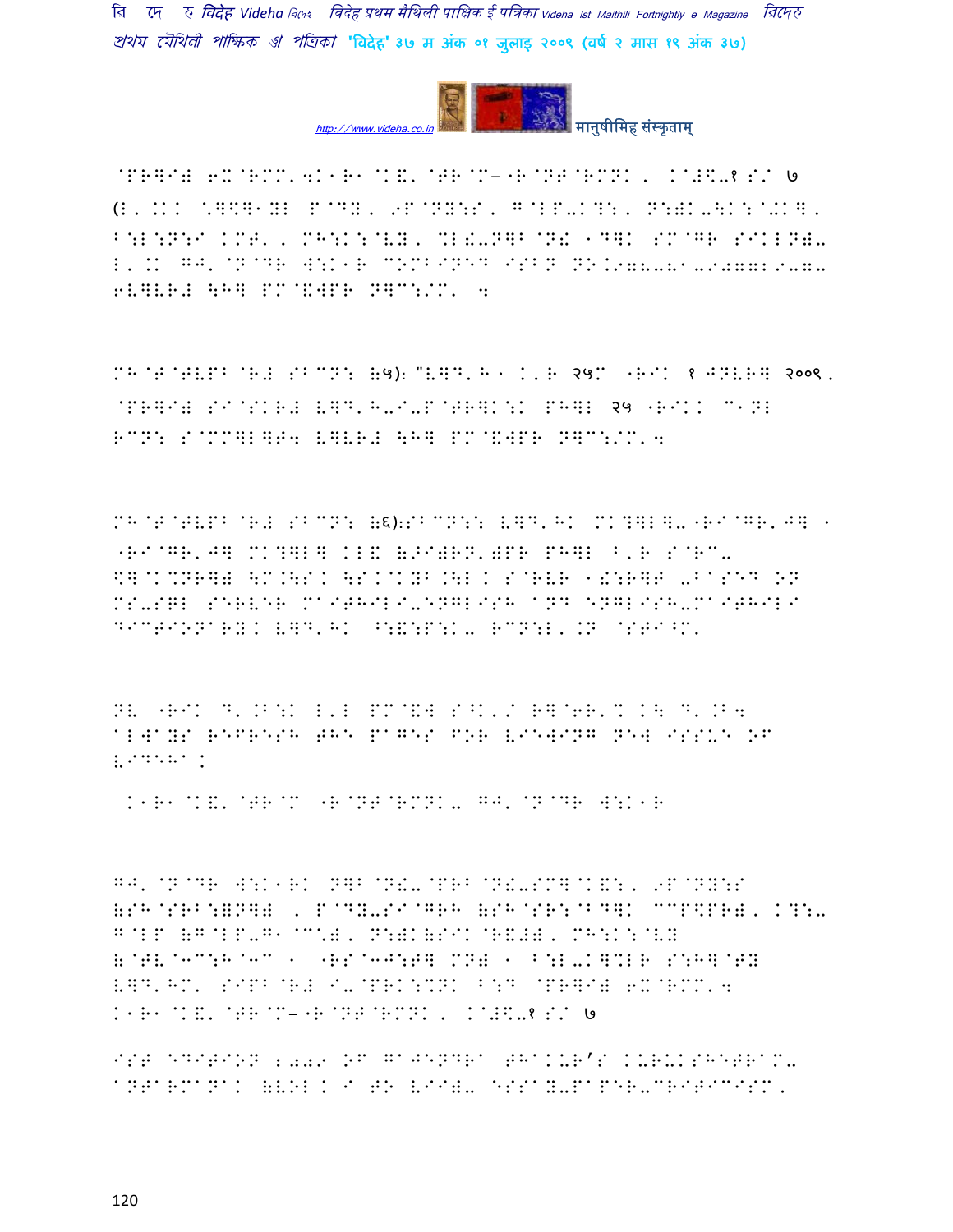@PR]I# 6X@RMM'4K1R1@K&'@TR@M–"R@NT@RMNK, K@#\-१ S/ ७ (;'.KK *]\]1YL P@DY, 9P@NY:S, G@LP-K?:, N:)K-\K:@+K], B:L:N:I KMT', MH:K:@VY, %L!-N]B@N! 1D]K SM@GR SIKLN)-L'.K GJ'@N@DR W:K1R COMBINED ISBN NO.978-81-907729-7-6V]VR# \H] PM@&WPR N]C:/M'4

MH@T@TVPB@R# SBCN: (५): "V]D'H1 K'R २५M "RIK १ JNVR] २००९, @PR]I# SI@SKR# V]D'H-I-P@TR]K:K PH]L २५ "RIKK C1NL RCN: S@MM]L]T4 V]VR# \H] PM@&WPR N]C:/M'4

MH@T@TVPB@R# SBCN: (६):SBCN:: V]D'HK MK?]L]-"RI@GR'J] 1 "RI@GR'J] MK?]L] KL& (/I)RN')PR PH]L B'R S@RC-\]@K%NR]) \M.\SK \SK@KYB.\L K S@RVR 1!:R]T -BASED ON MS-SQL SERVER MAITHILI-ENGLISH AND ENGLISH-MAITHILI DICTIONARY. V]D'HK ^:&:P:K- RCN:L'.N @STI^M'

NV "RIK D'.B:K L'L PM@&W S^K'/ R]@6R'% K\ D'.B4 ALWAYS REFRESH THE PAGES FOR VIEWING NEW ISSUE OF VIDEHA.

K1R1@K&'@TR@M "R@NT@RMNK- GJ'@N@DR W:K1R

GJ'@N@DR W:K1RK N]B@N!-@PRB@N!-SM]@K&:, 9P@NY:S (SH@SRB:=N]) , P@DY-SI@GRH (SH@SR:@BD]K CC\PR), K?:-G@LP (G@LP-G1@C*), N:)K(SIK@R&#), MH:K:@VY (@TV@3C:H@3C 1 "RS@3J:T] MN# 1 B:L-K]%LR S:H]@TY V]D'HM' SIPB@R# I-@PRK:%NK B:D @PR]I# 6X@RMM'4 K1R1@K&'@TR@M–"R@NT@RMNK, K@#\-१ S/ ७

1ST EDITION 2009 OF GAJENDRA THAKUR'S KURUKSHETRAM-ANTARMANAK (VOL. I TO VII)- ESSAY-PAPER-CRITICISM,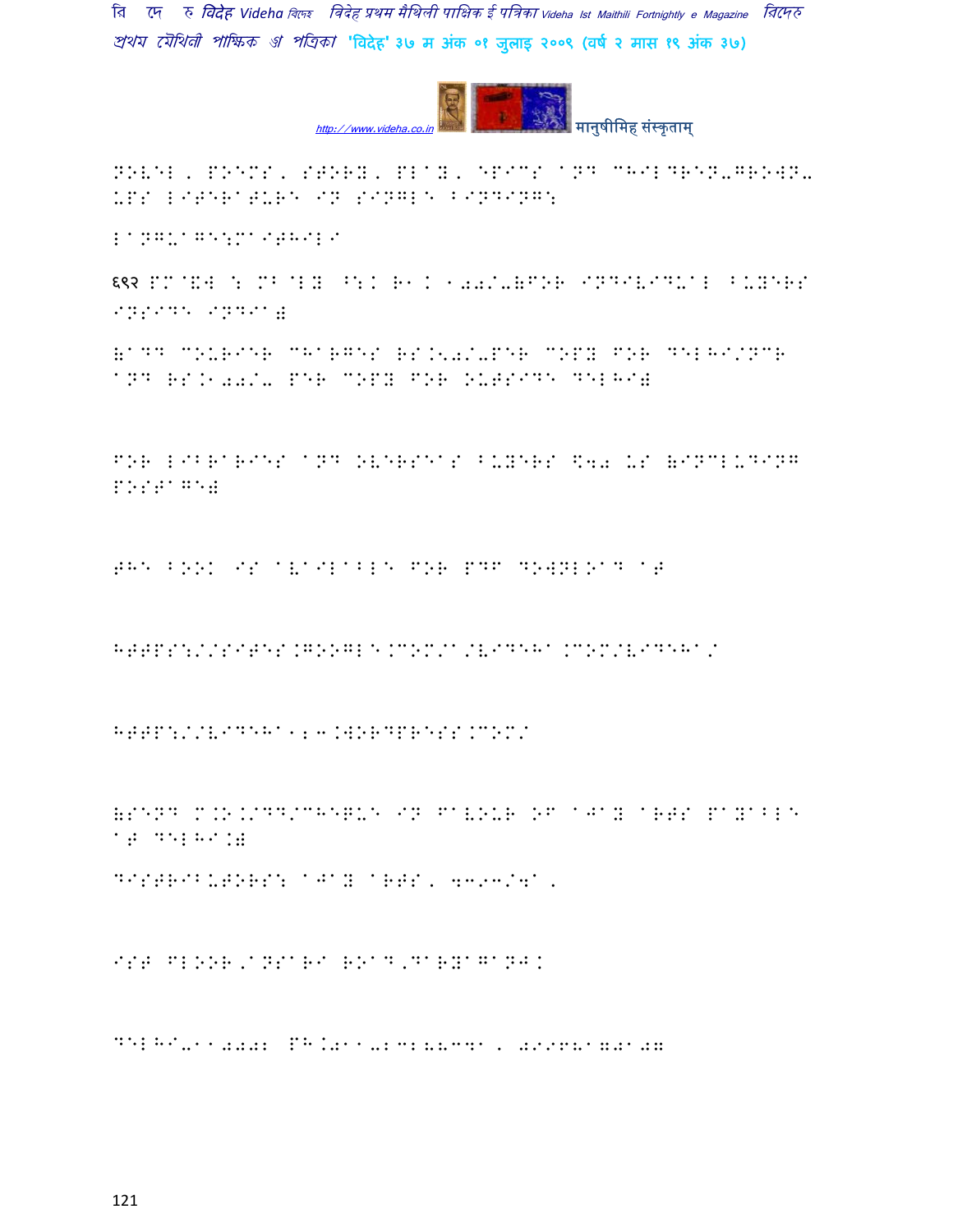NOVEL, POEMS, STORY, PLAY, EPICS AND CHILDREN-GROWN-UPS LITERATURE IN SINGLE BINDING:

LANGUAGE:MAITHILI

६९२ पृष्ठ : मूल्य भा. रु. 100/-(FOR INDIVIDUAL BUYERS INSIDE INDIA)

(ADD COURIER CHARGES RS.50/-PER COPY FOR DELHI/NCR AND RS.100/- PER COPY FOR OUTSIDE DELHI)

FOR LIBRARIES AND OVERSEAS BUYERS $40 US (INCLUDING POSTAGE)

THE BOOK IS AVAILABLE FOR PDF DOWNLOAD AT

HTTPS://SITES.GOOGLE.COM/A/VIDEHA.COM/VIDEHA/

HTTP://VIDEHA123.WORDPRESS.COM/

(SEND M.O./DD/CHEQUE IN FAVOUR OF AJAY ARTS PAYABLE AT DELHI.)

DISTRIBUTORS: AJAY ARTS, 4393/4A,

IST FLOOR,ANSARI ROAD,DARYAGANJ.

DELHI-110002 PH.011-23288341, 09968170107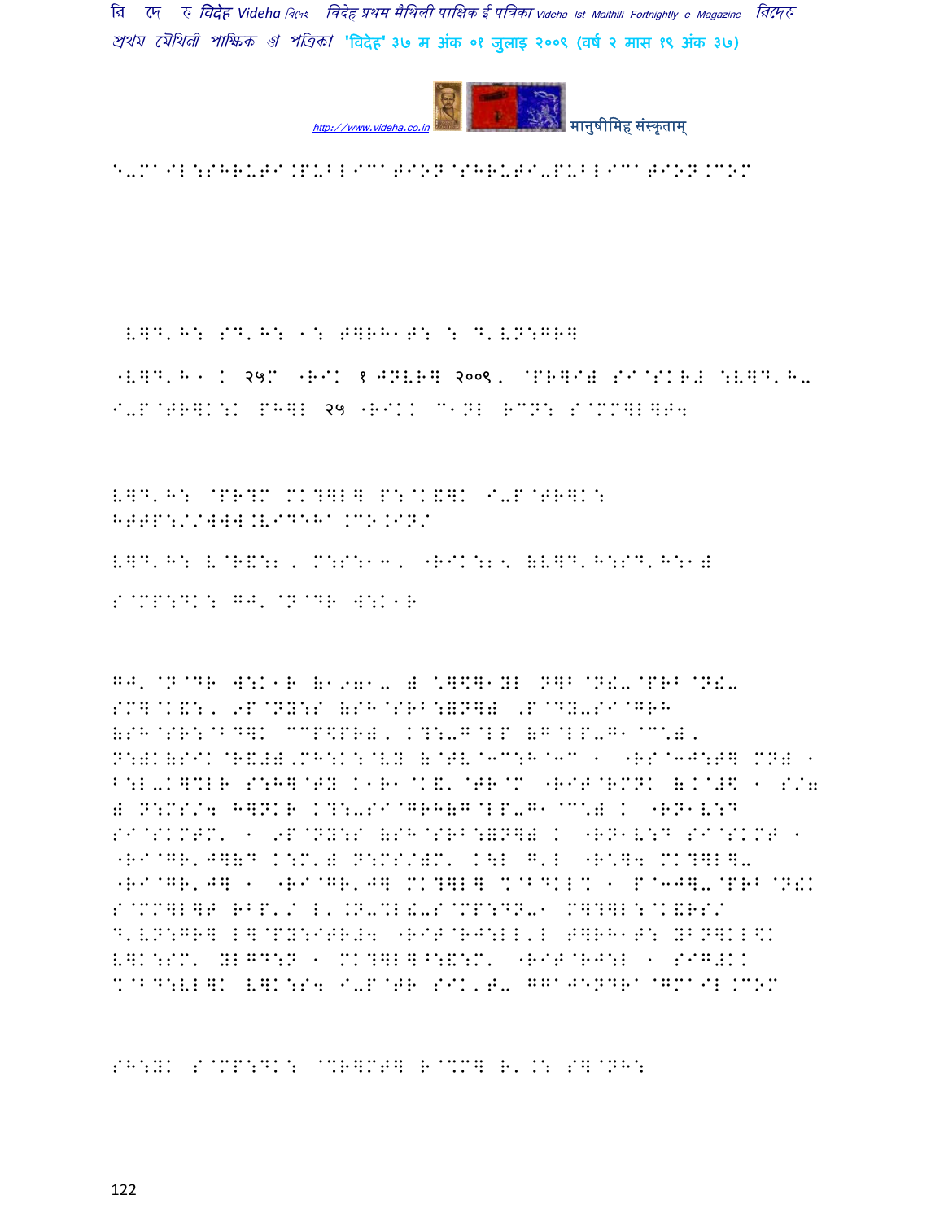E-MAIL:SHRUTI.PUBLICATION@SHRUTI-PUBLICATION.COM

V]D'H: SD'H: 1: T]RH1T: : D'VN:GR]

"V]D'H 1 K २५M "RIK १ JNVR] २००९, @PR]I) SI@SKR# :V]D'H-I-P@TR]K:K PH]L २५ "RIKK C1NL RCN: S@MM]L]T4

V]D'H: @PR?M MK?]L] P:@K&]K I-P@TR]K: HTTP://WWW.VIDEHA.CO.IN/

V]D'H: V@R&:2, M:S:13, "RIK:25 (V]D'H:SD'H:1)

S@MP:DK: GJ'@N@DR W:K1R

GJ'@N@DR W:K1R (1971- ) \*]\$]1YL N]B@N!-@PRB@N!-SM]@K&:, 9P@NY:S (SH@SRB:)N]) ,P@DY-SI@GRH (SH@SR:@BD]K CCP\$PR), K?:-G@LP (G@LP-G1@C\*), N:)K(SIK@R&#),MH:K:@VY (@TV@3C:H@3C 1 "RS@3J:T] MN) 1 B:L-K]%LR S:H]@TY K1R1@K&'@TR@M "RIT@RMNK (K@#\$ 1 S/7 ) N:MS/4 H]NKR K?:-SI@GRH(G@LP-G1@C\*) K "RN1V:D SI@SKMTM' 1 9P@NY:S (SH@SRB:)N]) K "RN1V:D SI@SKMT 1 "RI@GR'J](D K:M') N:MS/)M' K\L G'L "R\*]4 MK?]L]-"RI@GR'J] 1 "RI@GR'J] MK?]L] %@BDKL% 1 P@3J]-@PRB@N!K S@MM]L]T RBP'/ L'.N-%L!-S@MP:DN-1 M]?]L:@K&RS/ D'VN:GR] L]@PY:ITR#4 "RIT@RJ:LL'L T]RH1T: YBN]KL\$K V]K:SM' YLGD:N 1 MK?]L]^:&:M' "RIT@RJ:L 1 SIG#KK %@BD:VL]K V]K:S4 I-P@TR SIK'T- GGAJENDRA@GMAIL.COM

SH:YK S@MP:DK: @%R]MT] R@%M] R'.: S]@NH: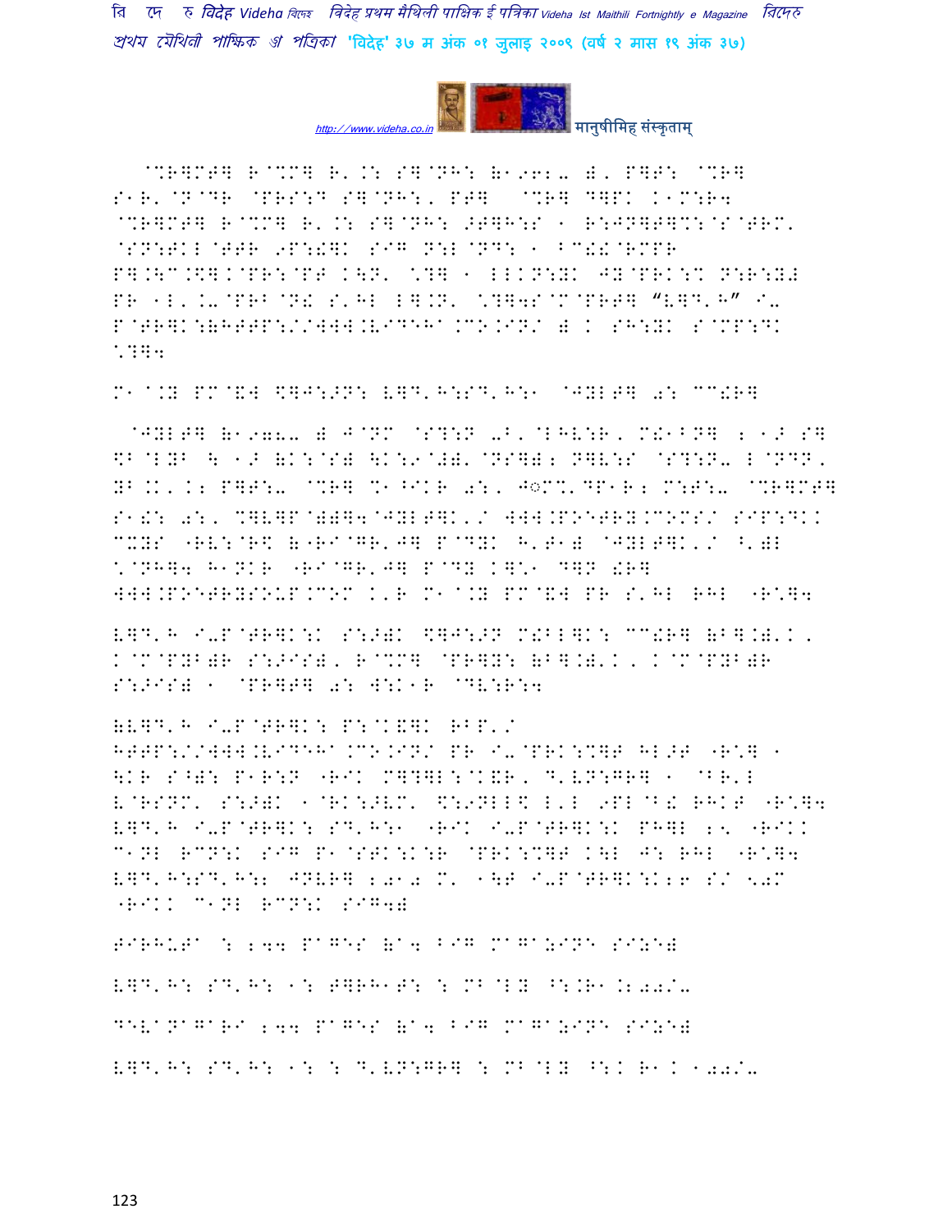@%R]MT] R@%M] R'.: S]@NH: (1962- ), P]T: @%R]
S1R'@N@DR @PRS:? S]@NH:, PT] @%R] D]PK K1M:R4
@%R]MT] R@%M] R'.: S]@NH: >T]H:S 1 R:JN]T]%:@S@TRM'
@SN:TKL@TTR 9P:!]K SIG N:L@ND: 1 BC!!@RMPR
P].\C.\$].@PR:@PT K\N' \*?] 1 LLKN:YK JY@PRK:% N:R:Y#
PR 1L'.-@PRB@N! S'HL L].N' \*?]4S@M@PRT] "V]D'H" I-
P@TR]K:(HTTP://WWW.VIDEHA.CO.IN/ ) K SH:YK S@MP:DK
\*?]4

M1@.Y PM@&W \$]J:>N: V]D'H:SD'H:1 @JYLT] 0: CC!R]

@JYLT] (1978- ) J@NM @S?:N -B'@LHV:R, M!1BN] : 1> S]
\$B@LYB \ 1> (K:@S) \K:9@#)'@NS]); N]V:S @S?:N- L@NDN,
YB.K, K; P]T:- @%R] %1^IKR 0:, J◌M%'DP1R; M:T:- @%R]MT]
S1!: 0:, %]V]P@))]4@JYLT]K'/ WWW.POETRY.COM/S/ SIP:DKK
CXYS "RV:@R\$ (RI@GR'J] P@DYK H'T1) @JYLT]K'/ ^')L
\*@NH]4 H1NKR "RI@GR'J] P@DY K]\*1 D]N !R]
WWW.POETRYSOUP.COM K'R M1@.Y PM@&W PR S'HL RHL "R\*]4

V]D'H I-P@TR]K:K S:>)K \$]J:>N M!BL]K: CC!R] (B].)'K,
K@M@PYB)R S:>IS), R@%M] @PR]Y: (B].)'K, K@M@PYB)R
S:>IS) 1 @PR]T] 0: W:K1R @DV:R:4

(V]D'H I-P@TR]K: P:@K&]K RBP'/
HTTP://WWW.VIDEHA.CO.IN/ PR I-@PRK:%]T HL>T "R\*] 1
\KR S^): P1R:N "RIK M]?]L:@K&R, D'VN:GR] 1 @BR'L
V@RSNM' S:>)K 1@RK:>VM' \$:9NLL\$ L'L 9PL@B! RHKT "R\*]4
V]D'H I-P@TR]K: SD'H:1 "RIK I-P@TR]K:K PH]L 25 "RIKK
C1NL RCN:K SIG P1@STK:K:R @PRK:%]T K\L J: RHL "R\*]4
V]D'H:SD'H:; JNVR] 2010 M' 1\T I-P@TR]K:K26 S/ 50M
"RIKK C1NL RCN:K SIG4)

TIRHUTA : 244 PAGES (A4 BIG MAGAZINE SIZE)

V]D'H: SD'H: 1: T]RH1T: : MB@LY ^:.R1.200/-

DEVANAGARI 244 PAGES (A4 BIG MAGAZINE SIZE)

V]D'H: SD'H: 1: : D'VN:GR] : MB@LY ^:. R1. 100/-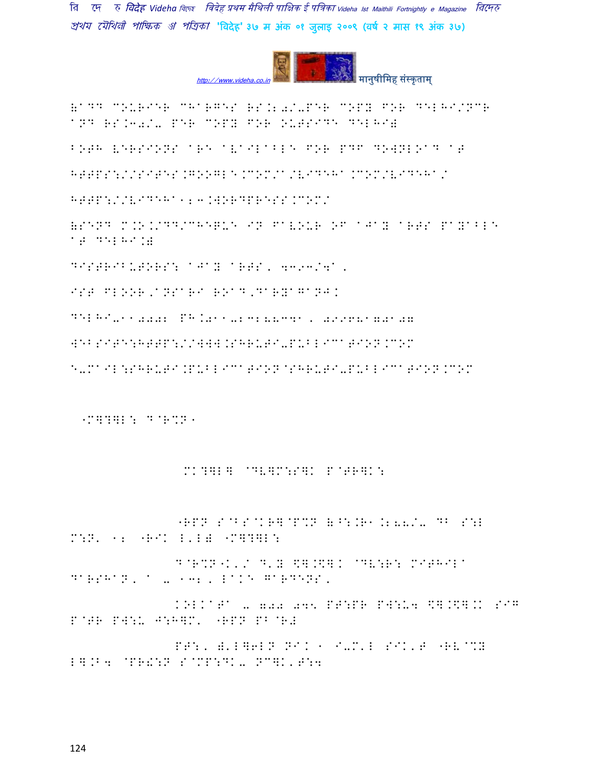(ADD COURIER CHARGES RS.20/-PER COPY FOR DELHI/NCR AND RS.30/- PER COPY FOR OUTSIDE DELHI)

BOTH VERSIONS ARE AVAILABLE FOR PDF DOWNLOAD AT

HTTPS://SITES.GOOGLE.COM/A/VIDEHA.COM/VIDEHA/

HTTP://VIDEHA123.WORDPRESS.COM/

(SEND M.O./DD/CHEQUE IN FAVOUR OF AJAY ARTS PAYABLE AT DELHI.)

DISTRIBUTORS: AJAY ARTS, 4393/4A,

IST FLOOR,ANSARI ROAD,DARYAGANJ.

DELHI-110002 PH.011-23288341, 09968170107

WEBSITE:HTTP://WWW.SHRUTI-PUBLICATION.COM

E-MAIL:SHRUTI.PUBLICATION@SHRUTI-PUBLICATION.COM

"M]?]L: D@R%N"

MK?]L] @DV]M:S]K P@TR]K:

"RPN S@BS@KR]@P%N (^:.R1.200/- DB S:L M:N' 12 "RIK L'L) "M]?]L:

D@R%N"K'/ D'Y \].\]. @DV:R: MITHILA DARSHAN, A - 132, LAKE GARDENS,

KOLKATA - 700 045 PT:PR PW:U4 \].\].K SIG P@TR PW:U J:H]M' "RPN PB@R)

PT:, )'L]6LN NIK 1 I-M'L SIK'T "RV@%Y L].B4 @PR&:N S@MP:DK- NC]K'T:4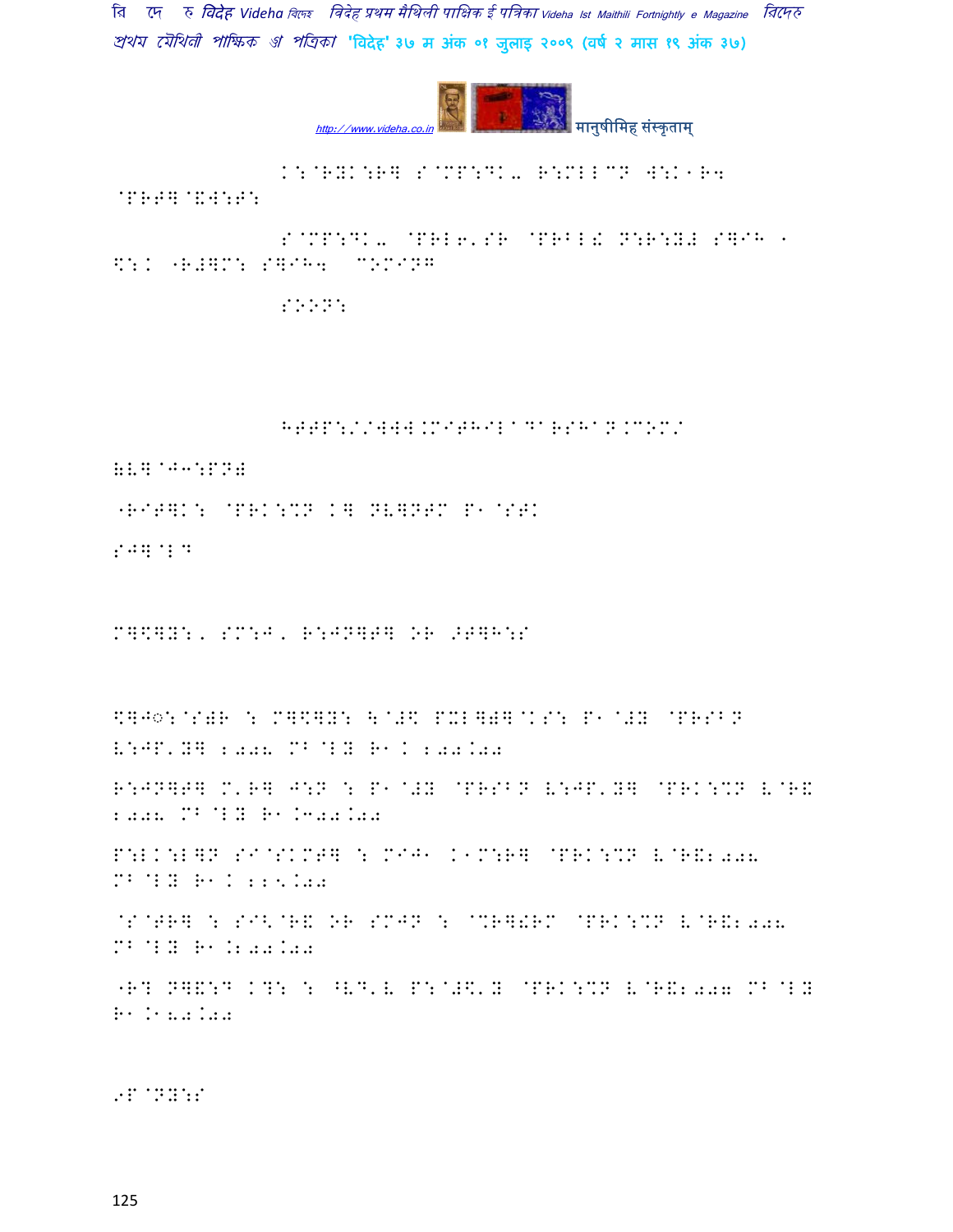K:@RYK:R] S@MP:DK- R:MLLCN W:K ⁄R4 @PRT]@&W:T:

S@MP:DK- @PRL6'SR @PRBL! N:R:Y# S]IH ⁄ \$:K "R#]M: S]IH4 COMING

SOON:

HTTP://WWW.MITHILADARSHAN.COM/

(V]@J3:PN#

"RIT]K: @PRK:%N K] NV]NTM P⁄@STK

SJ]@LD

M]\$]Y:, SM:J, R:JN]T] OR >T]H:S

\$]J◌:@S#R : M]\$]Y: \@#\$ PXL]##]@KS: P⁄@#Y @PRSBN V:JP'Y] 2008 MB@LY R⁄K 200.00

R:JN]T] M'R] J:N : P⁄@#Y @PRSBN V:JP'Y] @PRK:%N V@R& 2008 MB@LY R⁄.300.00

P:LK:L]N SI@SKMT] : MIJ⁄ K⁄M:R] @PRK:%N V@R&2008 MB@LY R⁄K 225.00

@S@TR] : SI<@R& OR SMJN : @%R]!RM @PRK:%N V@R&2008 MB@LY R⁄.200.00

"R? N]&:D K?: : ^VD'V P:@#\$'Y @PRK:%N V@R&2007 MB@LY R⁄.180.00

9P@NY:S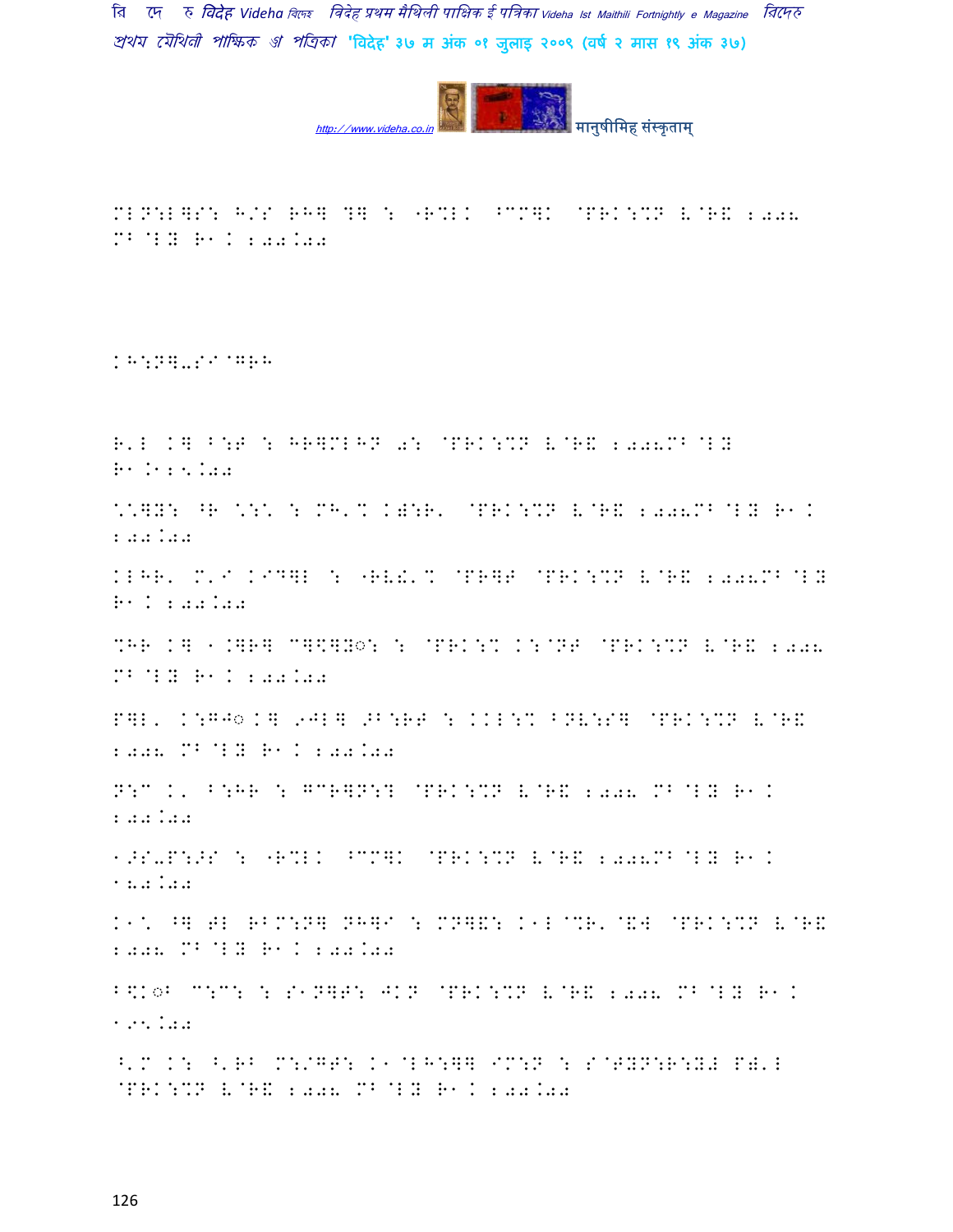MLN:L]S: H/S RH] ?] : "R%LK ^CM]K @PRK:%N V@R& 2008 MB@LY R1K 200.00

KH:N]-SI@GRH

R'L K] B:F : HR]MLHN 0: @PRK:%N V@R& 2008MB@LY R1.K125.00

\^]Y: ^R \:\ : MH'% K):R' @PRK:%N V@R& 2008MB@LY R1K 200.00

KLHR' M'I KID]L : "RV!'% @PR]T @PRK:%N V@R& 2008MB@LY R1K 200.00

%HR K] 1.]R] C]\$]Y◌: : @PRK:% K:@NT @PRK:%N V@R& 2008 MB@LY R1K 200.00

P]L' K:GJ◌ K] 9JL] >B:RT : KKL:% BNV:S] @PRK:%N V@R& 2008 MB@LY R1K 200.00

N:C K' B:HR : GCR]N:? @PRK:%N V@R& 2008 MB@LY R1K 200.00

1>S-P:>S : "R%LK ^CM]K @PRK:%N V@R& 2008MB@LY R1K 180.00

K1\ ^] TL RBM:N] NH]I : MN]&: K1L@%R'@&W @PRK:%N V@R& 2008 MB@LY R1K 200.00

B\$K◌B C:C: : S1N]T: JKN @PRK:%N V@R& 2008 MB@LY R1K 195.00

^'M K: ^'RB M:/GT: K1@LH:]] IM:N : S@TYN:R:Y# P)'L @PRK:%N V@R& 2008 MB@LY R1K 200.00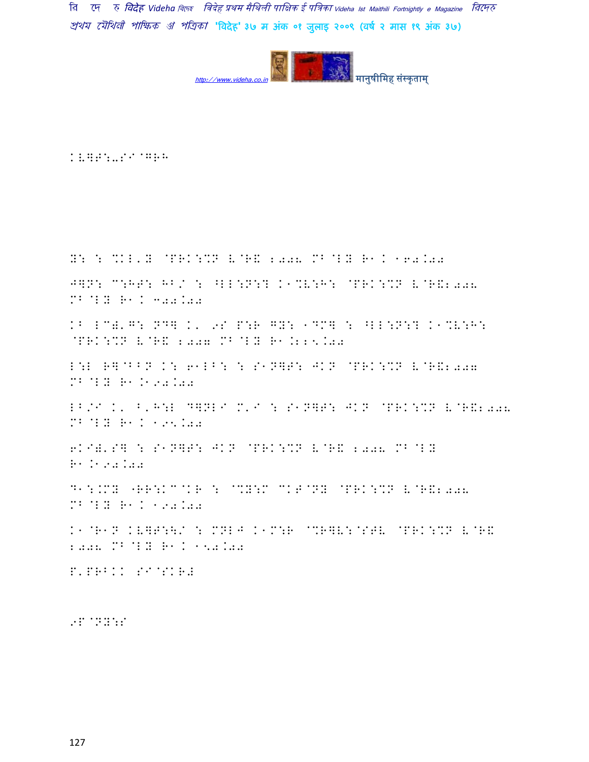KV]F:-SI@GRH

N: : %KL'N @PRK:%N V@R& 2008 MB@LY R1K 160.00

J]N: C:HT: HB/ : ^LL:N:? K1%V:H: @PRK:%N V@R&2008 MB@LY R1K 300.00

KB LC=')G: ND] K' 9S P:R GY: 1DM] : ^LL:N:? K1%V:H: @PRK:%N V@R& 2007 MB@LY R1.225.00

L:L R]@BBN K: 61LB: : S1N]T: JKN @PRK:%N V@R&2007 MB@LY R1.190.00

LB/I K' ^'H:L D]NLI M'I : S1N]T: JKN @PRK:%N V@R&2008 MB@LY R1K 195.00

6KI='S] : S1N]T: JKN @PRK:%N V@R& 2008 MB@LY R1.190.00

D1:.MY "RR:KC@KR : @%Y:C CKT@NY @PRK:%N V@R&2008 MB@LY R1K 190.00

K1@R1N KV]F:\/ : MNLJ K1M:R @%R]V:@STV @PRK:%N V@R& 2008 MB@LY R1K 150.00

P'PRBKK SI@SKR#

9P@NY:S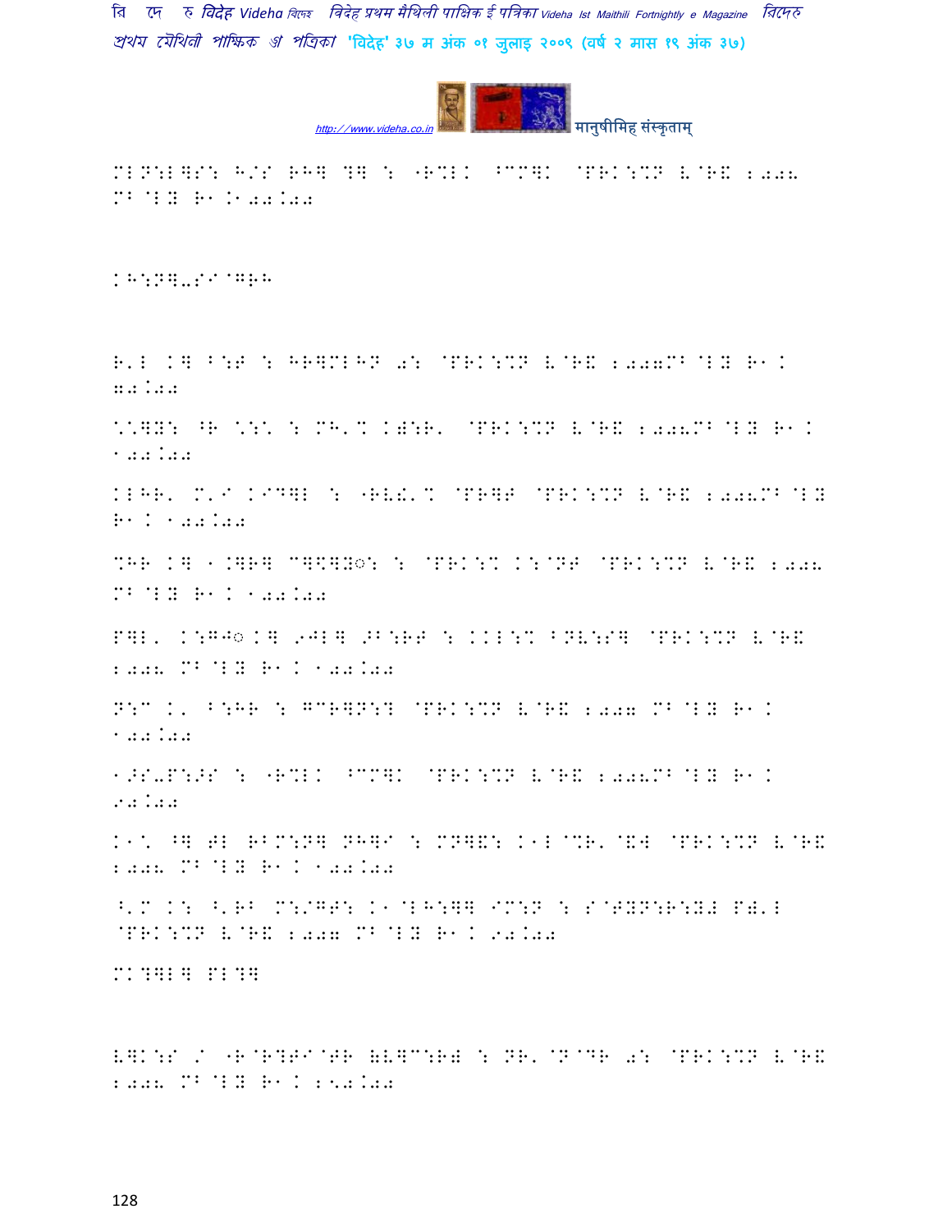MLN:L]S: H/S RH] ?] : "R%LK ^CM]K @PRK:%N V@R& 2008 MB@LY R1.100.00

KH:N]-SI@GRH

R'L K] B:T : HR]MLHN 0: @PRK:%N V@R& 2007MB@LY R1. 70.00

\*]Y: ^R \*:\* : MH'% K);R' @PRK:%N V@R& 2008MB@LY R1. 100.00

KLHR' M'I KID]L : "RV!'% @PR]T @PRK:%N V@R& 2008MB@LY R1. 100.00

%HR K] 1.]R] C]\$]Y◌: : @PRK:% K:@NT @PRK:%N V@R& 2008 MB@LY R1. 100.00

P]L' K:GJ◌K] 9JL] >B:RT : KKL:% BNV:S] @PRK:%N V@R& 2008 MB@LY R1. 100.00

N:C K' B:HR : GCR]N:? @PRK:%N V@R& 2007 MB@LY R1. 100.00

1>S-P:>S : "R%LK ^CM]K @PRK:%N V@R& 2008MB@LY R1. 90.00

K1\* ^] TL RBM:N] NH]I : MN]&: K1L@%R'@&W @PRK:%N V@R& 2008 MB@LY R1. 100.00

^'M K: ^'RB M:/GT: K1@LH:]] IM:N : S@TYN:R:Y" P)'L @PRK:%N V@R& 2007 MB@LY R1. 90.00

MK?]L] PL?]

V]K:S / "R@R?TI@TR (V]C:R) : NR'@N@DR 0: @PRK:%N V@R& 2008 MB@LY R1. 250.00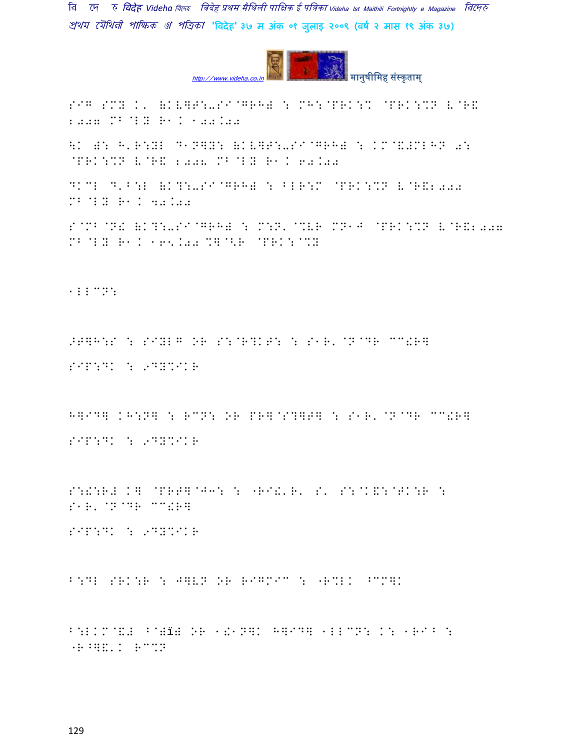SIG SMY K' (KV]F:-SI@GRH) : MH:@PRK:% @PRK:%N V@R& 2007 MB@LY R1K 100.00

\K ): H'R:YL D1N]Y: (KV]F:-SI@GRH) : KM@&#MLHN 0: @PRK:%N V@R& 2008 MB@LY R1K 60.00

DKCL D'B:L (K?:-SI@GRH) : BLR:M @PRK:%N V@R&2000 MB@LY R1K 40.00

S@MB@N& (K?:-SI@GRH) : M:N'@%VR MN1J @PRK:%N V@R&2007 MB@LY R1K 165.00 %]@<R @PRK:@%Y

1LLCN:

>T]H:S : SIYLG OR S:@R?KT: : S1R'@N@DR CC!R]

SIP:DK : 9DY%IKR

H]ID] KH:N] : RCN: OR PR]@S?]T] : S1R'@N@DR CC!R]

SIP:DK : 9DY%IKR

S:!:R# K] @PRT]@J3: : "RI!'R' S' S:@K&:@TK:R : S1R'@N@DR CC!R]

SIP:DK : 9DY%IKR

B:DL SRK:R : J]VN OR RIGMIC : "R%LK ^CM]K

B:LKM@&# ^@)ï7 OR 1!1N]K H]ID] 1LLCN: K: 1RI^ : "R^]&'K RC%N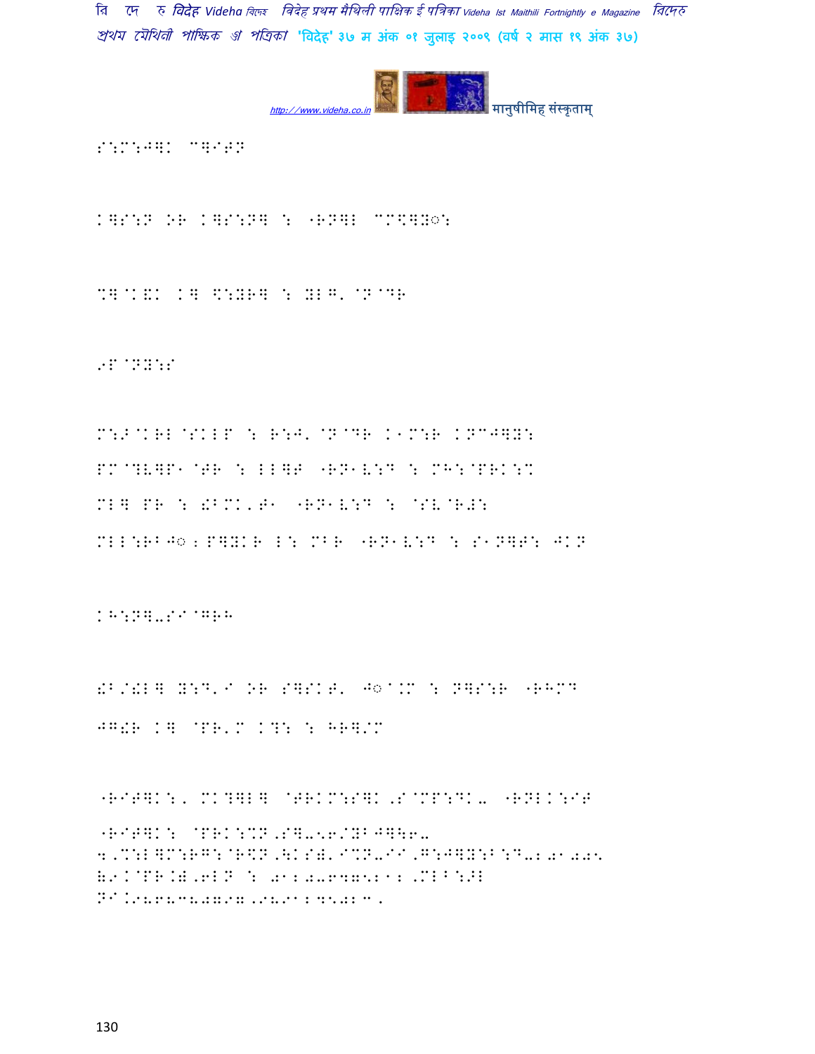S:M:J]K C]I^N

K]S:N OR K]S:N] : "RN]L CM\]Y◌:

%]@K&K K] \:YR] : YLG'@N@DR

9P@NY:S

M:F@KRL@SKLP : R:J'@N@DR K1M:R KNCJ]Y:
PM@?V]P1@TR : LL]T "RN1V:D : MH:@PRK:M
ML] PR : !BMK'T1 "RN1V:D : @SV@R#:
MLL:RBJ◌ZP]YKR L: MBR "RN1V:D : S1N]T: JKN

KH:N]-SI@GRH

!B/!L] Y:D'I OR S]SKT' J◌@.M : N]S:R "RHMD
JG!R K] @PR'M K?: : HR]/M

"RIT]K:, MK?]L] @TRKM:S]K,S@MP:DK- "RNLK:IT
"RIT]K: @PRK:%N,S]-:6/YBJ]\6-
4,M:L]M:RG:@R\N,\KS&'I%N-II,G:J]Y:B:D-2020:
&9.K@PR.&,6LN : 0120-6475212 ,MLB:JL
NI.9868380797,9891245203.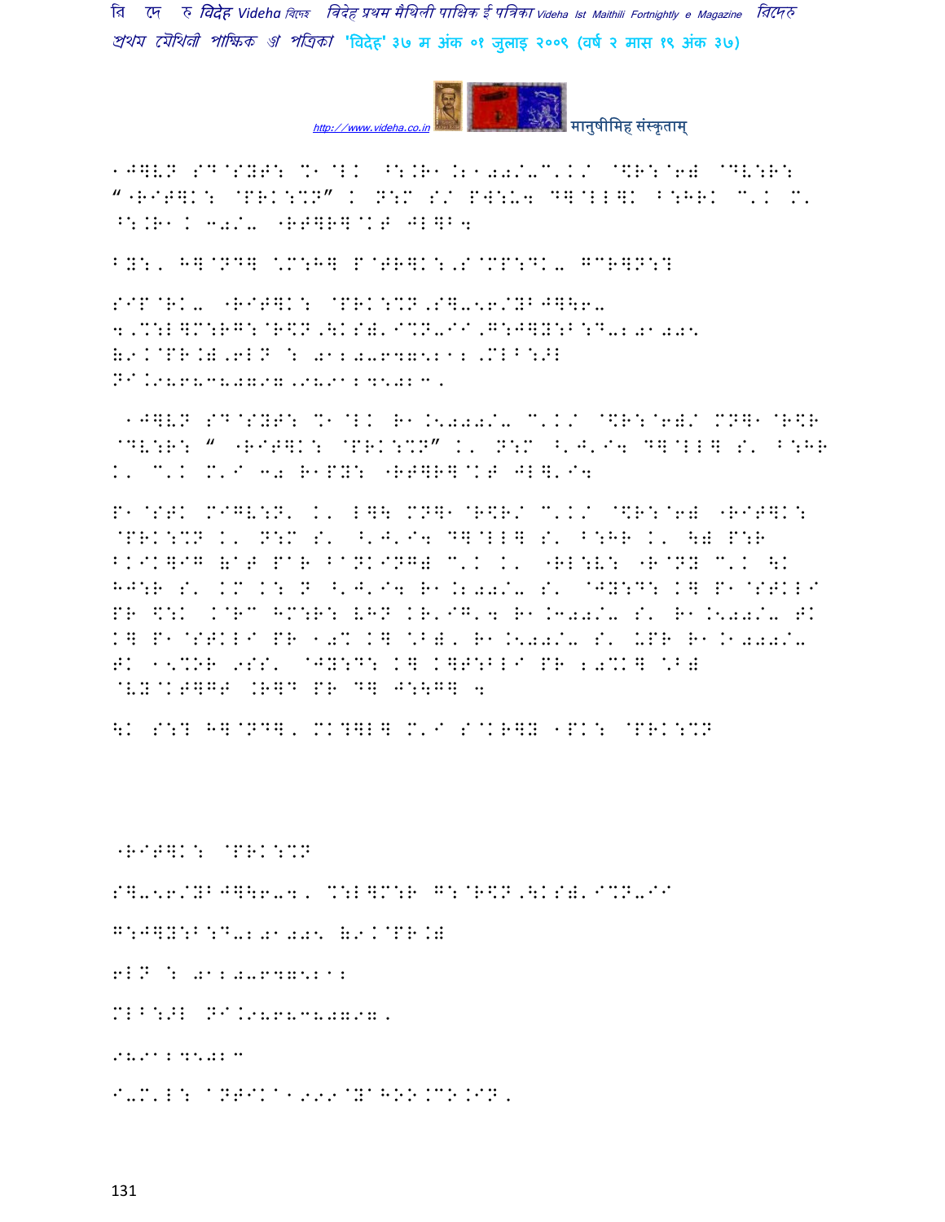1J]VN SD@SYT: %1@LK ^:.R1.21000/-C'K/ @\$R:@6) @DV:R:
“-RIT]K: @PRK:%N” K N:M S/ PW:U4 D]@LL]K B:HRK C'K M'
^:.R1.K 30/- -RT]R]@KT JL]B4

BY:, H]@ND], \*M:H] P@TR]K:,S@MP:DK- GCR]N:?

SIP@RK- -RIT]K: @PRK:%N,S]-56/YBJ]\6-
4,%:L]M:RG:@R\$N,\KS)'I%N-II,G:J]Y:B:D-210025
(9.K@PR.),6LN : 0120-6475212,MLB:>L
NI.9868380797,9891245023,

1J]VN SD@SYT: %1@LK R1.5000/- C'K/ @\$R:@6)/ MN]1@R\$R
@DV:R: “ -RIT]K: @PRK:%N” K' N:M ^'J'I4 D]@LL] S' B:HR
K' C'K M'I 30 R1PY: -RT]R]@KT JL]'I4

P1@STK MIGV:N' K' L]\ MN]1@R\$R/ C'K/ @\$R:@6) -RIT]K:
@PRK:%N K' N:M S' ^'J'I4 D]@LL] S' B:HR K' \) P:R
BKIK]IG (AT PAR BANKING) C'K K' -RL:V: -R@NY C'K \K
HJ:R S' KM K: N ^'J'I4 R1.2500/- S' @JY:D: K] P1@STKLI
PR \$:K K@RC HM:R: VHN KR'IG'4 R1.3000/- S' R1.5000/- TK
K] P1@STKLI PR 10% K] \*B), R1.5000/- S' UPR R1.10000/-
TK 15%OR 9SS' @JY:D: K] K]T:BLI PR 20%K] \*B)
@VY@KT]GT .R]D PR D] J:\G] 4

\K S:? H]@ND], MK?]L] M'I S@KR]Y 1PK: @PRK:%N

-RIT]K: @PRK:%N

S]-56/YBJ]\6-4, %:L]M:R G:@R\$N,\KS)'I%N-II

G:J]Y:B:D-210025 (9.K@PR.)

6LN : 0120-6475212

MLB:>L NI.9868380797,

9891245023

I-M'L: ANTIKA1999@YAHOO.CO.IN,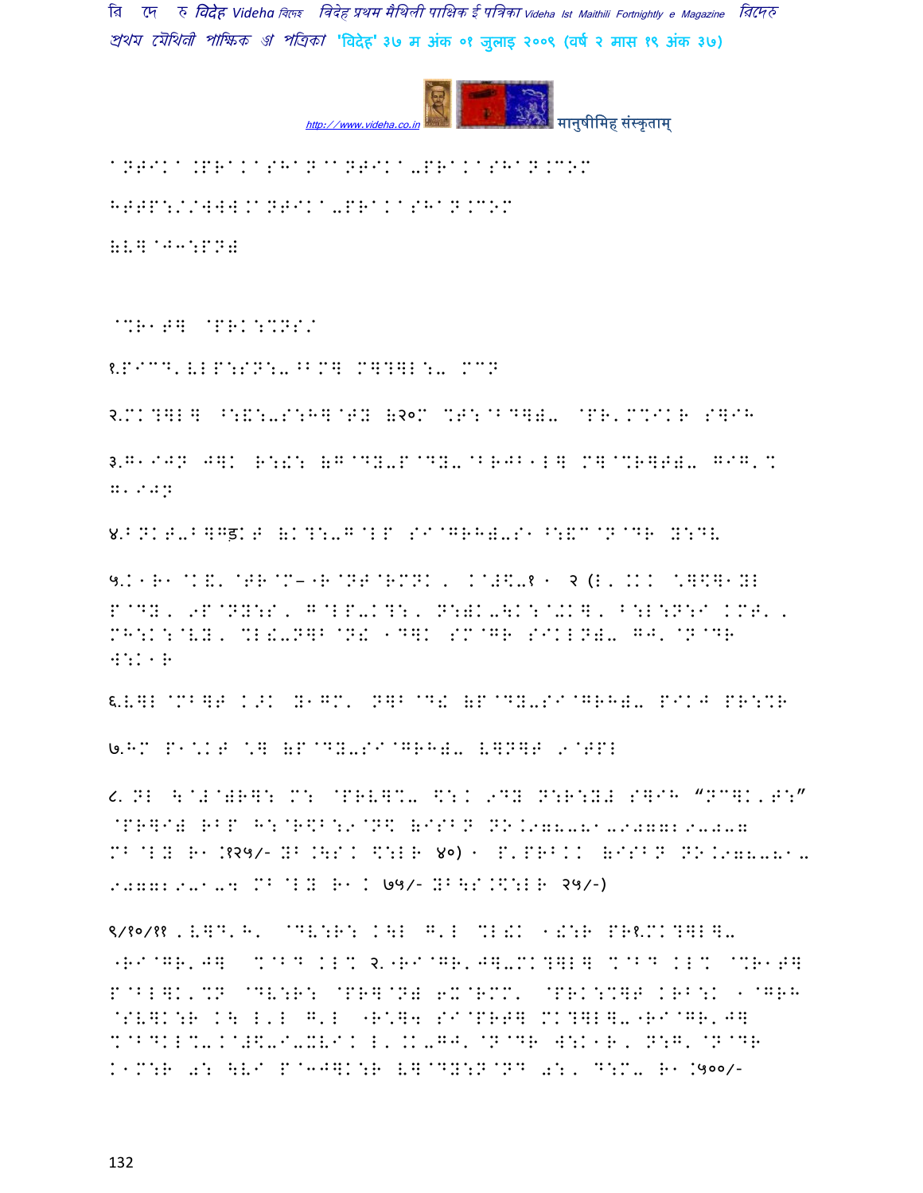A.TIKA.PRAKASHAN@ANTIKA-PRAKASHAN.COM

HTTP://WWW.ANTIKA-PRAKASHAN.COM

(LB@J3:PN)

@%R1T] @PRK:%NS/

१.PIC\$'VLP:SN:-^BM] M]?]L:- MCN

२.MK?]L] ^:&:-S:H]@TY (२०M %T:@B@D])- @PR'M%IKR S]IH

३.G1IJN J]K R:!: (G@DY-P@DY-@BRJB1L] M]@%R]T)- GIG'% G1IJN

४.BNKT-B]Gड़KT (K?:-G@LP SI@GRH)-S1^:&C@N@DR Y:DV

५.K1R1@K&'@TR@M–"R@NT@RMNK, K@#\$-१ 1 २ (L, .KK \*]\$]1YL P@DY, 9P@NY:S, G@LP-K?:, N:)K-\K:@+K], ^:L:N:I KMT', MH:K:@VY, %L!-N]B@N! 1D]K SM@GR SIKLN)- GJ'@N@DR W:K1R

६.V]L@MB]T K>K Y1GM' N]B@D! (P@DY-SI@GRH)- PIKJ PR:%R

७.HM P1\*KT \*] (P@DY-SI@GRH)- V]N]T 9@TPL

८. NL \@#@)R]: M: @PRV]%- \$:K 9DY N:R:Y# S]IH "NC]K'T:" @PR]I) RBP H:@R\$B:9@N\$ (ISBN NO.978-81-907729-0-7 MB@LY R1.१२५/- YB.\S.K \$:LR ४०) 1 P'PRB.K (ISBN NO.978-81-907729-1-4 MB@LY R1.K ७५/- YB\S.\$:LR २५/-)

९/१०/११ . V]D'H' @DV:R: K\L G'L %L!K 1!:R PR१.MK?]L]- "RI@GR'J] %@BD KL% २."RI@GR'J]-MK?]L] %@BD KL% @%R1T] P@BL]K'%N @DV:R: @PR]@N) 6X@RMM' @PRK:%]T KRB:K 1@GRH @SV]K:R K\ L'L G'L "R\*]4 SI@PRT] MK?]L]-"RI@GR'J] %@BDKL%-K@#\$-I-XVIK L'.K-GJ'@N@DR W:K1R, N:G'@N@DR K1M:R 0: \VI P@3J]K:R V]@DY:N@ND 0:, D:M- R1.५००/-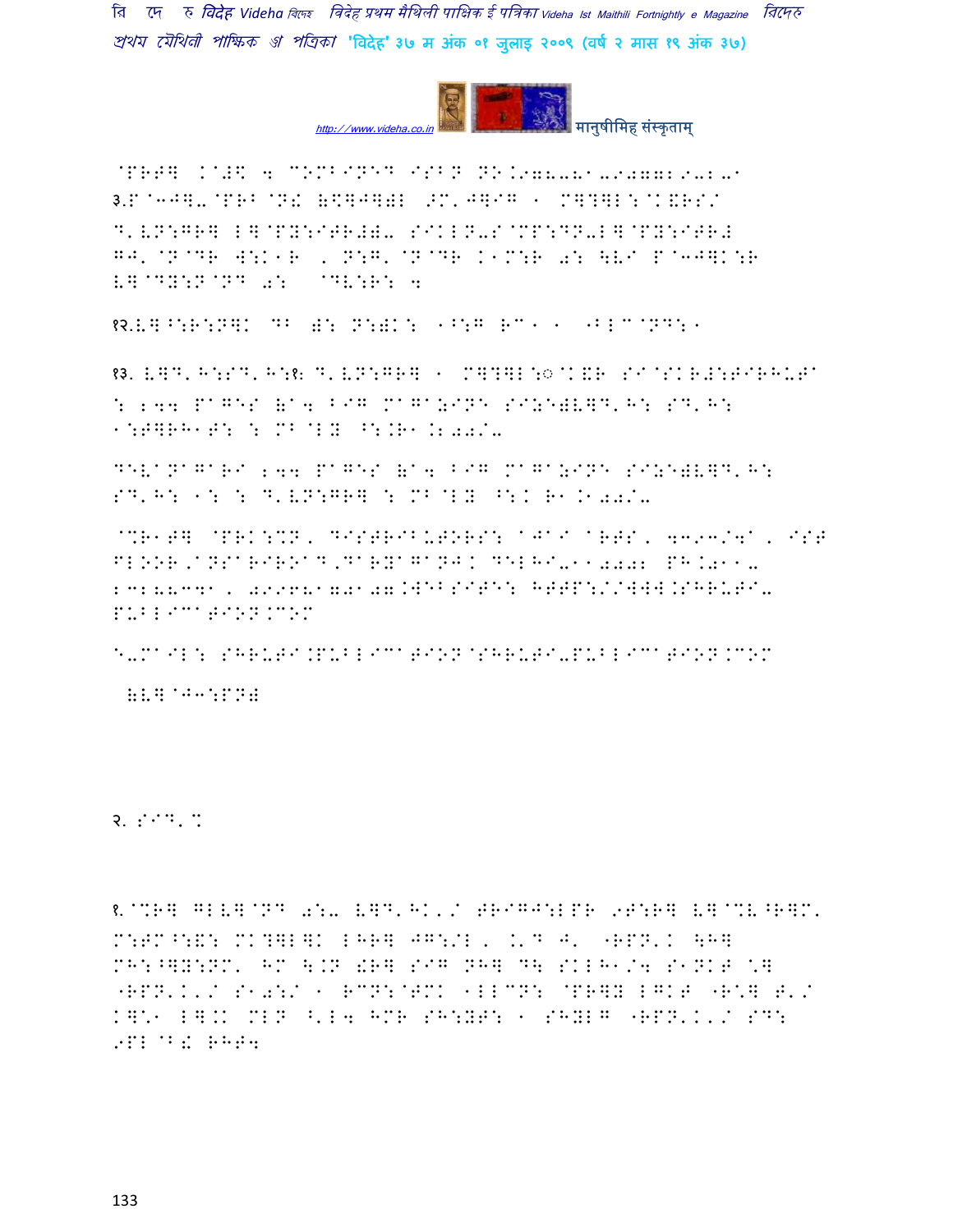@PRT] K@#\ 4 COMBINED ISBN NO.978-81-907729-2-1

३.P@3J].@PRB@N! (\$]J]) >M'J]IG 1 M]?]L:@K&RS/ D'VN:GR] L]@PY:ITR#)- SIKLN-S@MP:DN-L]@PY:ITR# GJ'@N@DR W:K1R , N:G'@N@DR K1M:R 0: \VI P@3J]K:R V]@DY:N@ND 0: @DV:R: 4

१२.V]^:R:N]K DB ): N:)K: 1^:G RC1 1 1BLC@ND:1

१३. V]D'H:SD'H:१ D'VN:GR] 1 M]?]L:© K&R SI@SKR#:TIRHUTA : 244 PAGES (A4 BIG MAGAZINE SIZE)V]D'H: SD'H: 1:T]RH1T: : MB@LY ^:.R1.200/-

DEVANAGARI 244 PAGES (A4 BIG MAGAZINE SIZE)V]D'H: SD'H: 1: : D'VN:GR] : MB@LY ^:K R1.100/-

@%R1T] @PRK:%N, DISTRIBUTORS: AJAI ARTS, 4393/4A, IST FLOOR,ANSARIROAD,DARYAGANJ. DELHI-110002 PH.011-23288341, 09968170107.WEBSITE: HTTP://WWW.SHRUTI-PUBLICATION.COM

E-MAIL: SHRUTI.PUBLICATION@SHRUTI-PUBLICATION.COM

(V]@J3:PN)

२. SID'%

१.@%R] GLV]@ND 0:- V]D'HK'/ TRIGJ:LPR 9T:R] V]@%V^R]M' M:TM^:&: MK?]L]K LHR] JG:/L , .'D J' 1RPN'K \H] MH:^]Y:NM' HM \.N !R] SIG NH] D\ SKLH1/4 S1NKT @N] 1RPN'K'/ S10:/ 1 RCN:@TMK 1LLCN: @PR]Y LGKT 1R@] T'/ K]\1 L].K MLN ^'L4 HMR SH:YT: 1 SHYLG 1RPN'K'/ SD: 9PL@B! RHT4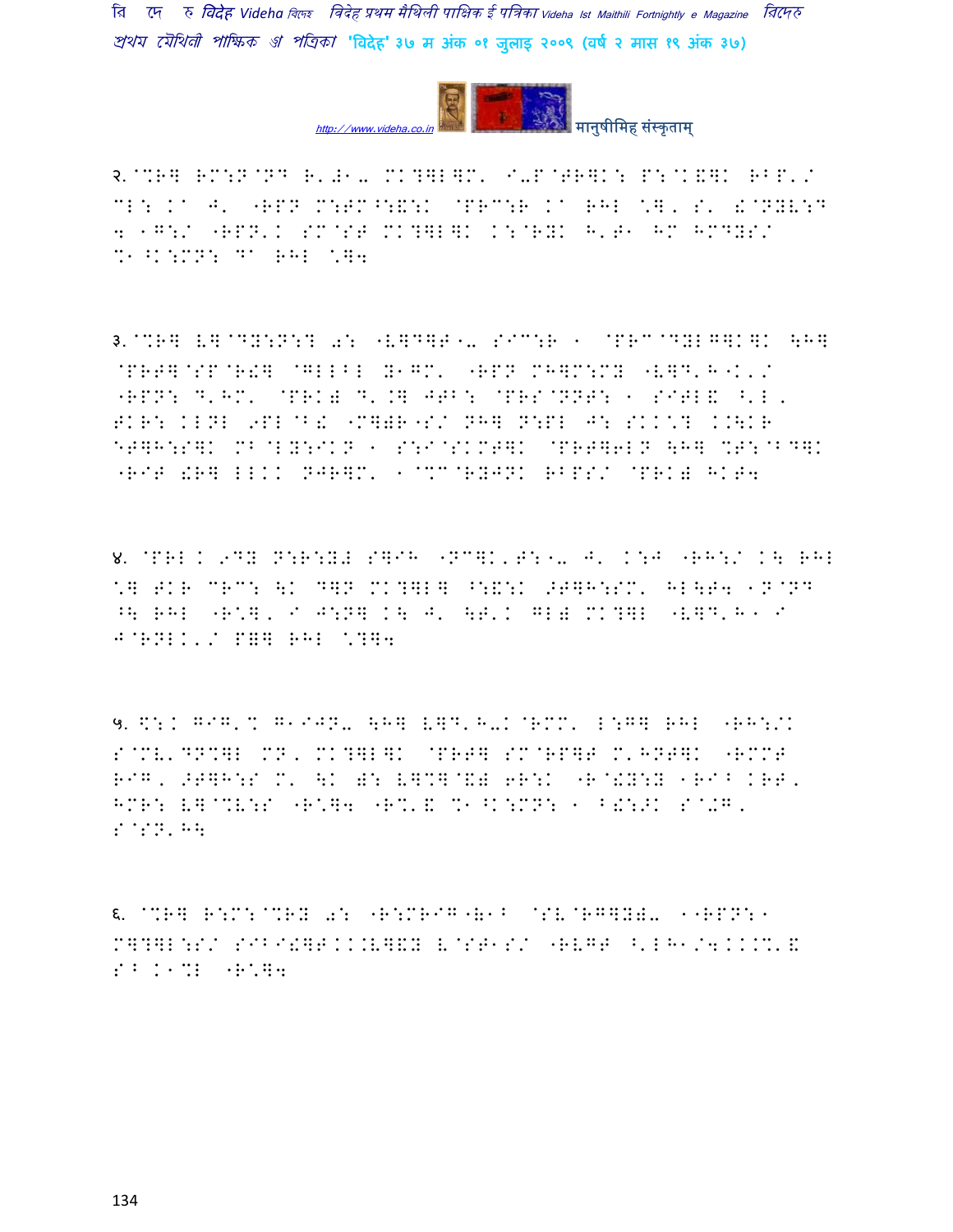२.@%R] RM:N@ND R'#1. MK?]L]M' I.P@TR]K: P:@K&]K RBP'/ CL: K^ J' "RPN M:TM^:&:K @PRC:R K^ RHL \]' S' £@NYV:D 4 1G:/ "RPN'K SM@ST MK?]L]K K:@RYK H'T1 HM HMDYS/ %1^K:MN: D^ RHL \]4

३.@%R] V]@DY:N:? 0: "V]D]T1. SIC:R 1 @PRC@DYLG]K]K \H] @PRT]@SP@R£] @GLLBL Y1GM' "RPN MH]M:MY "V]D'H1K'/ "RPN: D'HM' @PRK) D'.] JTB: @PRS@NNT: 1 SITL& ^'L' TKR: KLNL 9PL@B£ "M])R"S/ NH] N:PL J: SKK\? K.\KR ET]H:S]K MB@LY:IKN 1 S:I@SKMT]K @PRT]6LN \H] %T:@BD]K "RIT £R] LLKK NJR]M' 1@%C@RYJNK RBPS/ @PRK) HKT4

४. @PRL K 9DY N:R:Y# S]IH "NC]K'T:1. J' K:J "RH:/ K\ RHL \] TKR CRC: \K D]N MK?]L] ^:&:K >T]H:SM' HL\T4 1N@ND ^\ RHL "R\]' I J:N] K\ J' \T'K GL) MK?]L "V]D'H1 I J@RNLK'/ P&] RHL \?]4

५. \$:K GIG'% G1IJN. \H] V]D'H.K@RMM' L:G] RHL "RH:/K S@MV'DN%]L MN' MK?]L]K @PRT] SM@RP]T M'HNT]K "RMMT RIG' >T]H:S M' \K ): V]%]@&) 6R:K "R@£Y:Y 1RI^ KRT' HMR: V]@%V:S "R\]4 "R%'& %1^K:MN: 1 B£:>K S@0G' S@SN'H\
६. @%R] R:M:@%RY 0: "R:MRIG"(1^ @SV@RG]Y). 1"RPN:1 M]?]L:S/ SIBI£]TKK.V]&Y V@ST1S/ "RVGT ^'LH1/4KKK%'& S^ K1%L "R\]4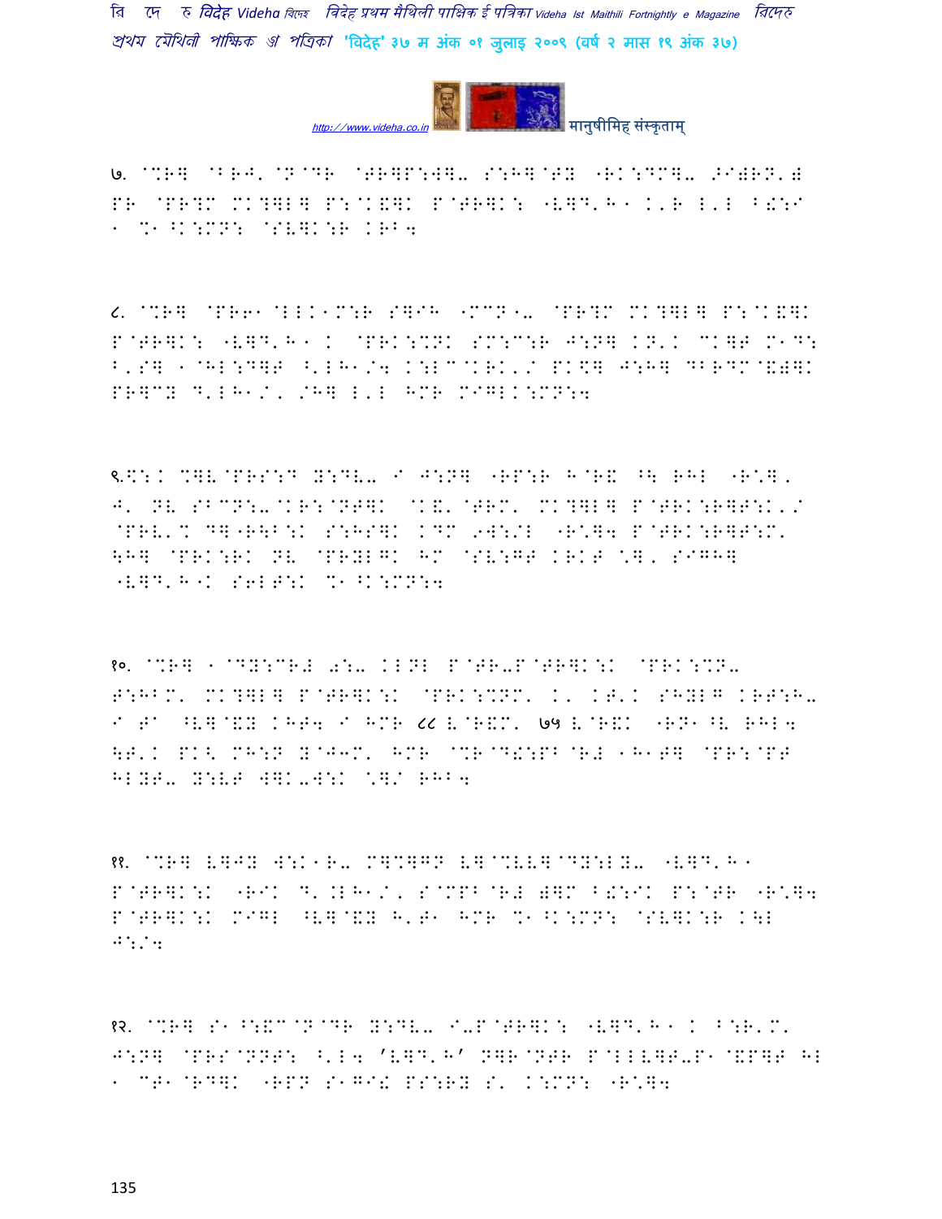७. @%R] @BRJ'@N@DR @TR]P:W]- S:H]@TY -RK:DM]- >I)RN'# PR @PR?M MK?]L] P:@K&]K P@TR]K: -V]D'H1 K'R L'L B!:I 1 %1^K:MN: @SV]K:R KRB4

८. @%R] @PR61@LLK1M:R S]IH -MCN1- @PR?M MK?]L] P:@K&]K P@TR]K: -V]D'H1 K @PRK:%NK SM:C:R J:N] KN'K CK]T M1D: B'S] 1@HL:D]T ^'LH1/4 K:LC@KRK'/ PK\$] J:H] DBRDM@&)]K PR]CY D'LH1/' /H] L'L HMR MIGLK:MN:4

९.\$:K %]V@PRS:D Y:DV- I J:N] -RP:R H@R& ^\ RHL -R\]' J' NV SBCN:-@KR:@NT]K @K&'@TRM' MK?]L] P@TRK:R]T:K'/ @PRV'% D]-R\B:K S:HS]K KDM 9W:/L -R\]4 P@TRK:R]T:M' \H] @PRK:RK NV @PRYLGK HM @SV:GT KRKT \*]' SIGH] -V]D'H1K S6LT:K %1^K:MN:4

१०. @%R] 1@DY:CR# 0:- KLNL P@TR-P@TR]K:K @PRK:%N- T:HBM' MK?]L] P@TR]K:K @PRK:%NM' K' KT'K SHYLG KRT:H- I TA ^V]@&Y KHT4 I HMR ८८ V@R&M' ७५ V@R&K -RN1^V RHL4 \T'K PK< MH:N Y@J3M' HMR @%R@D!:PB@R# 1H1T] @PR:@PT HLYT- Y:VT W]K-W:K \*]/ RHB4

११. @%R] V]JY W:K1R- M]%]GN V]@%VV]@DY:LY- -V]D'H1 P@TR]K:K -RIK D'.LH1/' S@MPB@R# )]M B!:IK P:@TR -R\]4 P@TR]K:K MIGL ^V]@&Y H'T1 HMR %1^K:MN: @SV]K:R K\L J:/4

१२. @%R] S1^:&C@N@DR Y:DV- I-P@TR]K: -V]D'H1 K B:R'M' J:N] @PRS@NNT: <'L4 'V]D'H' N]R@NTR P@LLV]T-P1@&P]T HL 1 CT1@RD]K -RPN S1GI! PS:RY S' K:MN: -R\]4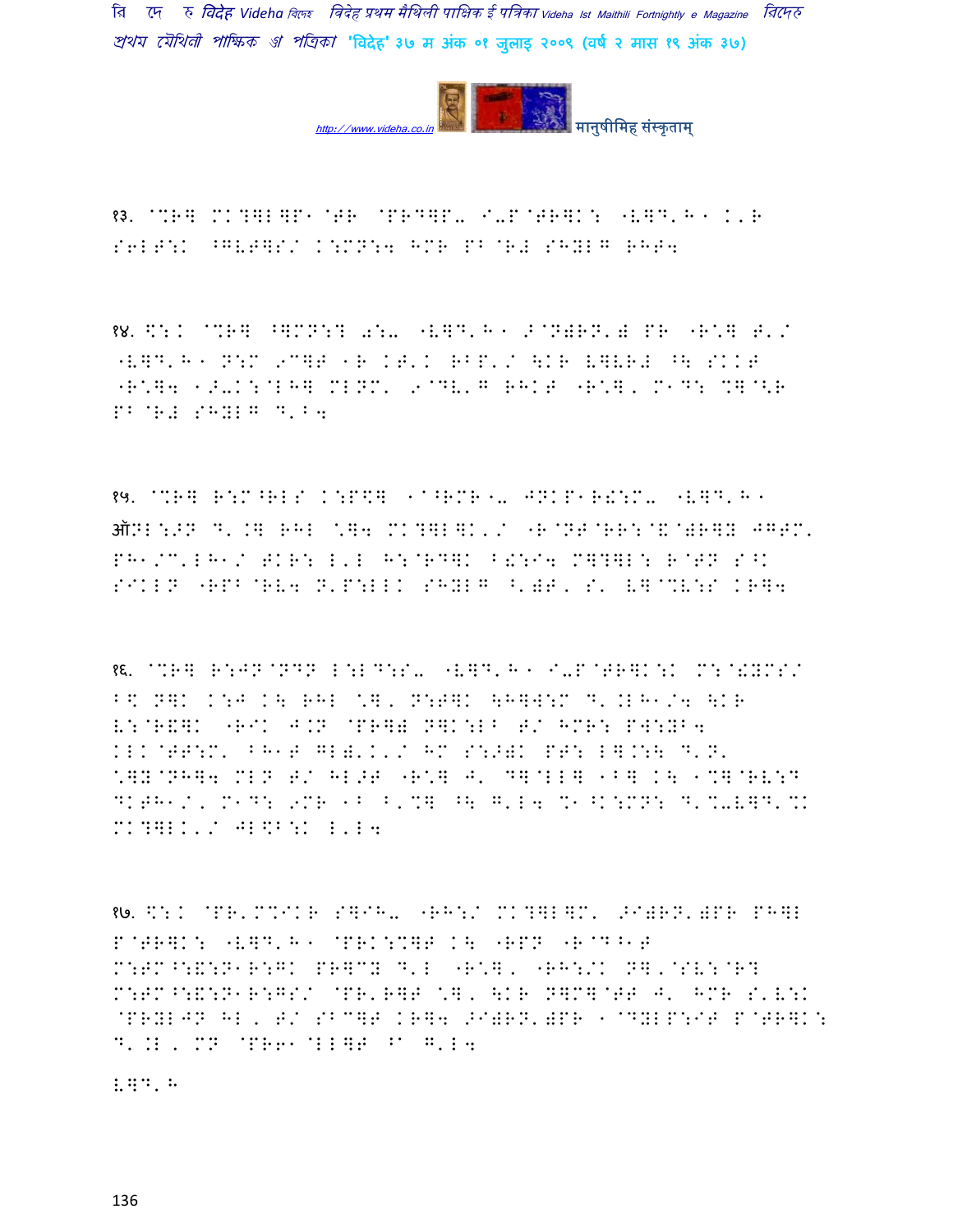१३. @%R] MK?]L]P1@TR @PRD]P- I-P@TR]K: "V]D'H1 K'R S6LT:K ^GVT]S/ K:MN:4 HMR PB@R# SHYLG RHT4

१४. $:K @%R] ^]MN:? 0:- "V]D'H1 >@N)RN') PR "R*] T'/ "V]D'H1 N:M 9C]T 1R KT'K RBP'/ \KR V]VR# ^\ SKKT "R*]4 1>-K:@LH] MLNM' 9@DV'G RHKT "R*], M1D: %]@<R PB@R# SHYLG D'B4

१५. @%R] R:M^RLS K:P$] 1@^RMR1- JNKP1R!:M- "V]D'H1 ऑNL:>N D'.] RHL *]4 MK?]L]K'/ "R@NT@RR:@&@)R]Y JGTM' PH1/C'LH1/ TKR: L'L H:@RD]K B!:I4 M]?]L: R@TN S^K SIKLN "RPB@RV4 N'P:LLK SHYLG ^')T, S' V]@%V:S KR]4

१६. @%R] R:JN@NDN L:LD:S- "V]D'H1 I-P@TR]K:K M:@!YMS/ B$ N]K K:J K\ RHL *], N:T]K \H]W:M D'.LH1/4 \KR V:@R&]K "RIK J.N @PR]) N]K:LB T/ HMR: PW:YB4 KLK@TT:M' BH1T GL)'K'/ HM S:>)K PT: L].:\ D'N' *]Y@NH]4 MLN T/ HL>T "R*] J' D]@LL] 1B] K\ 1%]@RV:D DKTH1/, M1D: 9MR 1B B'%] ^\ G'L4 %1^K:MN: D'%-V]D'%K MK?]LK'/ JL$B:K L'L4

१७. $:K @PR'M%IKR S]IH- "RH:/ MK?]L]M' >I)RN')PR PH]L P@TR]K: "V]D'H1 @PRK:%]T K\ "RPN "R@D^1T M:TM^:&:N1R:GK PR]CY D'L "R*], "RH:/K N], @SV:@R? M:TM^:&:N1R:GS/ @PR'R]T *], \KR N]M]@TT J' HMR S'V:K @PRYLJN HL, T/ SBC]T KR]4 >I)RN')PR 1@DYLP:IT P@TR]K: D'.L, MN @PR61@LL]T ^1 G'L4

V]D'H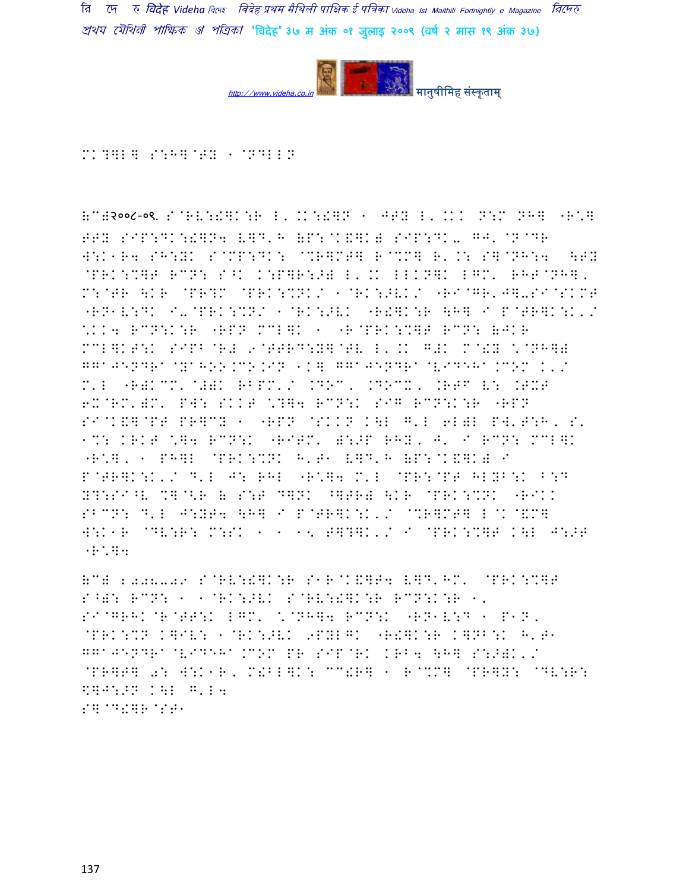मानुषीमिह संस्कृताम्